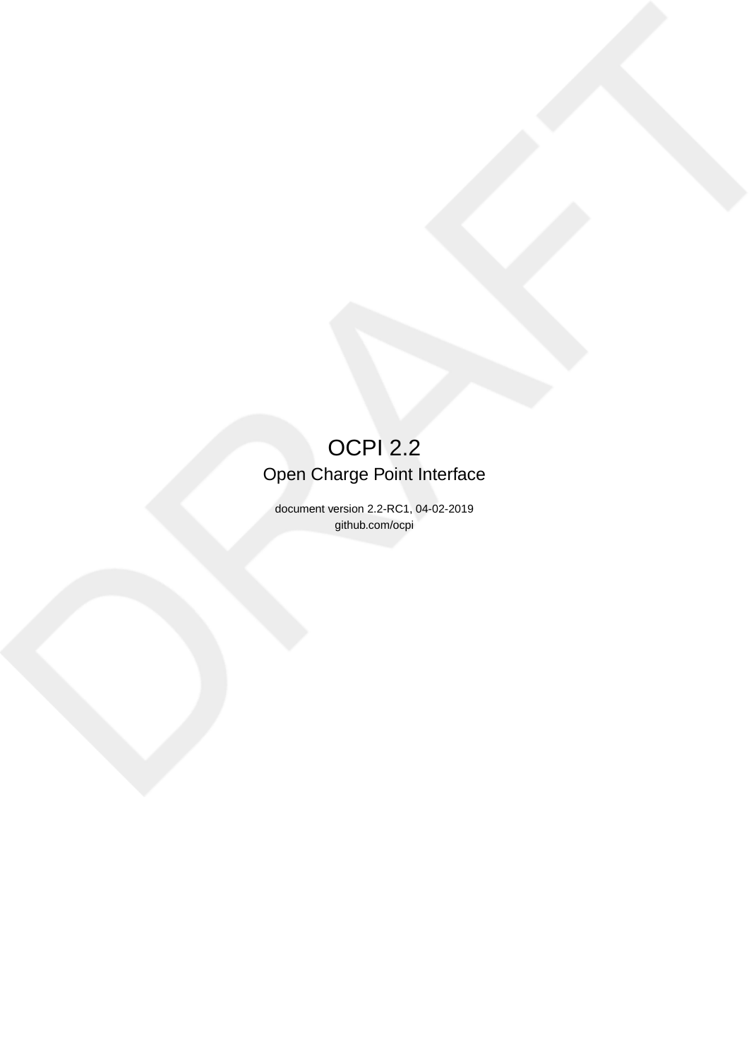# OCPI 2.2

## Open Charge Point Interface

document version 2.2-RC1, 04-02-2019

github.com/ocpi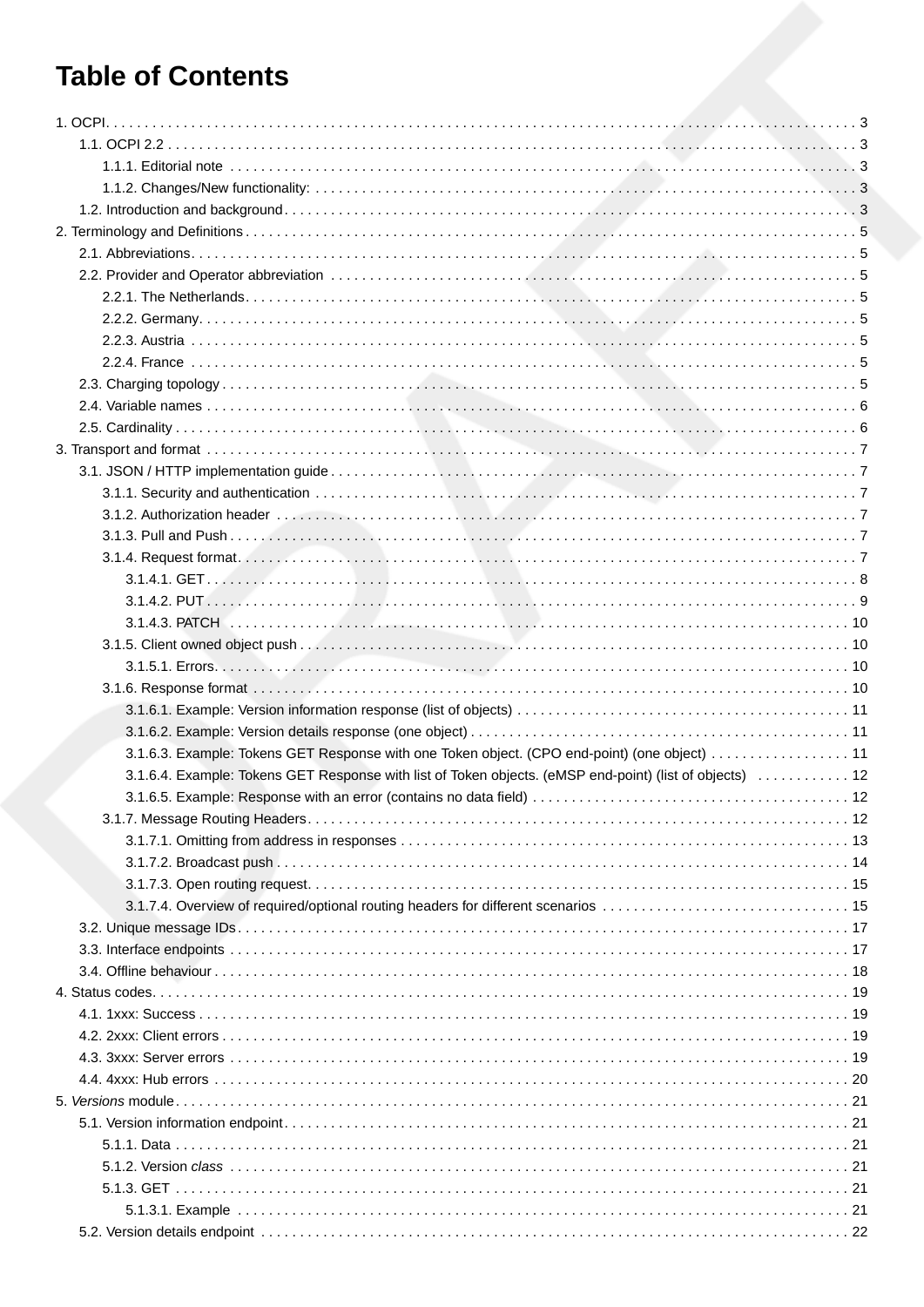# Table of Contents

- 1. OCPI . . . 3
  - 1.1. OCPI 2.2 . . . 3
    - 1.1.1. Editorial note . . . 3
    - 1.1.2. Changes/New functionality: . . . 3
  - 1.2. Introduction and background . . . 3
- 2. Terminology and Definitions . . . 5
  - 2.1. Abbreviations . . . 5
  - 2.2. Provider and Operator abbreviation . . . 5
    - 2.2.1. The Netherlands . . . 5
    - 2.2.2. Germany . . . 5
    - 2.2.3. Austria . . . 5
    - 2.2.4. France . . . 5
  - 2.3. Charging topology . . . 5
  - 2.4. Variable names . . . 6
  - 2.5. Cardinality . . . 6
- 3. Transport and format . . . 7
  - 3.1. JSON / HTTP implementation guide . . . 7
    - 3.1.1. Security and authentication . . . 7
    - 3.1.2. Authorization header . . . 7
    - 3.1.3. Pull and Push . . . 7
    - 3.1.4. Request format . . . 7
      - 3.1.4.1. GET . . . 8
      - 3.1.4.2. PUT . . . 9
      - 3.1.4.3. PATCH . . . 10
    - 3.1.5. Client owned object push . . . 10
      - 3.1.5.1. Errors . . . 10
    - 3.1.6. Response format . . . 10
      - 3.1.6.1. Example: Version information response (list of objects) . . . 11
      - 3.1.6.2. Example: Version details response (one object) . . . 11
      - 3.1.6.3. Example: Tokens GET Response with one Token object. (CPO end-point) (one object) . . . 11
      - 3.1.6.4. Example: Tokens GET Response with list of Token objects. (eMSP end-point) (list of objects) . . . 12
      - 3.1.6.5. Example: Response with an error (contains no data field) . . . 12
    - 3.1.7. Message Routing Headers . . . 12
      - 3.1.7.1. Omitting from address in responses . . . 13
      - 3.1.7.2. Broadcast push . . . 14
      - 3.1.7.3. Open routing request . . . 15
      - 3.1.7.4. Overview of required/optional routing headers for different scenarios . . . 15
  - 3.2. Unique message IDs . . . 17
  - 3.3. Interface endpoints . . . 17
  - 3.4. Offline behaviour . . . 18
- 4. Status codes . . . 19
  - 4.1. 1xxx: Success . . . 19
  - 4.2. 2xxx: Client errors . . . 19
  - 4.3. 3xxx: Server errors . . . 19
  - 4.4. 4xxx: Hub errors . . . 20
- 5. *Versions* module . . . 21
  - 5.1. Version information endpoint . . . 21
    - 5.1.1. Data . . . 21
    - 5.1.2. Version *class* . . . 21
    - 5.1.3. GET . . . 21
      - 5.1.3.1. Example . . . 21
  - 5.2. Version details endpoint . . . 22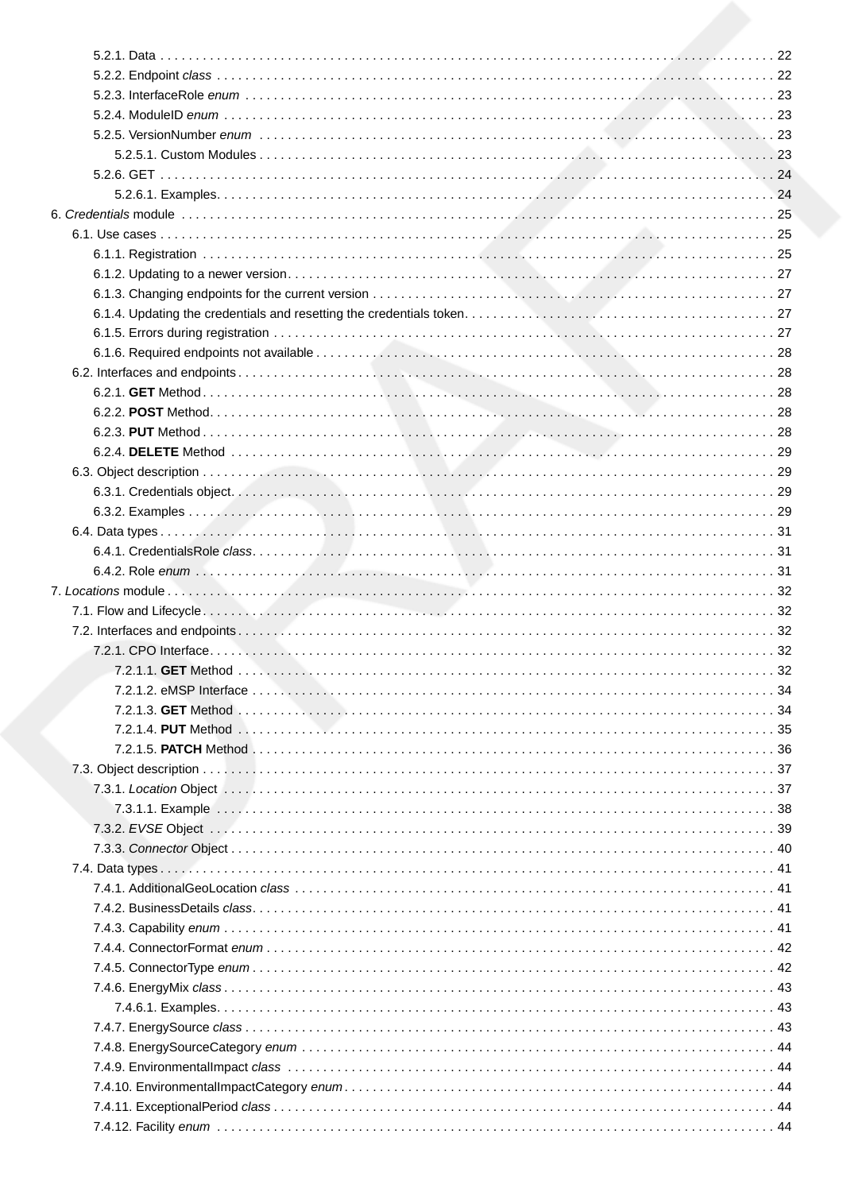5.2.1. Data . . . . . . . . . . 22
5.2.2. Endpoint *class* . . . . . . . . . . 22
5.2.3. InterfaceRole *enum* . . . . . . . . . . 23
5.2.4. ModuleID *enum* . . . . . . . . . . 23
5.2.5. VersionNumber *enum* . . . . . . . . . . 23
5.2.5.1. Custom Modules . . . . . . . . . . 23
5.2.6. GET . . . . . . . . . . 24
5.2.6.1. Examples. . . . . . . . . . . 24
6. *Credentials* module . . . . . . . . . . 25
6.1. Use cases . . . . . . . . . . 25
6.1.1. Registration . . . . . . . . . . 25
6.1.2. Updating to a newer version. . . . . . . . . . . 27
6.1.3. Changing endpoints for the current version . . . . . . . . . . 27
6.1.4. Updating the credentials and resetting the credentials token. . . . . . . . . . . 27
6.1.5. Errors during registration . . . . . . . . . . 27
6.1.6. Required endpoints not available . . . . . . . . . . 28
6.2. Interfaces and endpoints . . . . . . . . . . 28
6.2.1. **GET** Method . . . . . . . . . . 28
6.2.2. **POST** Method. . . . . . . . . . . 28
6.2.3. **PUT** Method . . . . . . . . . . 28
6.2.4. **DELETE** Method . . . . . . . . . . 29
6.3. Object description . . . . . . . . . . 29
6.3.1. Credentials object. . . . . . . . . . . 29
6.3.2. Examples . . . . . . . . . . 29
6.4. Data types . . . . . . . . . . 31
6.4.1. CredentialsRole *class*. . . . . . . . . . . 31
6.4.2. Role *enum* . . . . . . . . . . 31
7. *Locations* module . . . . . . . . . . 32
7.1. Flow and Lifecycle. . . . . . . . . . . 32
7.2. Interfaces and endpoints . . . . . . . . . . 32
7.2.1. CPO Interface. . . . . . . . . . . 32
7.2.1.1. **GET** Method . . . . . . . . . . 32
7.2.1.2. eMSP Interface . . . . . . . . . . 34
7.2.1.3. **GET** Method . . . . . . . . . . 34
7.2.1.4. **PUT** Method . . . . . . . . . . 35
7.2.1.5. **PATCH** Method . . . . . . . . . . 36
7.3. Object description . . . . . . . . . . 37
7.3.1. *Location* Object . . . . . . . . . . 37
7.3.1.1. Example . . . . . . . . . . 38
7.3.2. *EVSE* Object . . . . . . . . . . 39
7.3.3. *Connector* Object . . . . . . . . . . 40
7.4. Data types . . . . . . . . . . 41
7.4.1. AdditionalGeoLocation *class* . . . . . . . . . . 41
7.4.2. BusinessDetails *class*. . . . . . . . . . . 41
7.4.3. Capability *enum* . . . . . . . . . . 41
7.4.4. ConnectorFormat *enum* . . . . . . . . . . 42
7.4.5. ConnectorType *enum* . . . . . . . . . . 42
7.4.6. EnergyMix *class* . . . . . . . . . . 43
7.4.6.1. Examples. . . . . . . . . . . 43
7.4.7. EnergySource *class* . . . . . . . . . . 43
7.4.8. EnergySourceCategory *enum* . . . . . . . . . . 44
7.4.9. EnvironmentalImpact *class* . . . . . . . . . . 44
7.4.10. EnvironmentalImpactCategory *enum* . . . . . . . . . . 44
7.4.11. ExceptionalPeriod *class* . . . . . . . . . . 44
7.4.12. Facility *enum* . . . . . . . . . . 44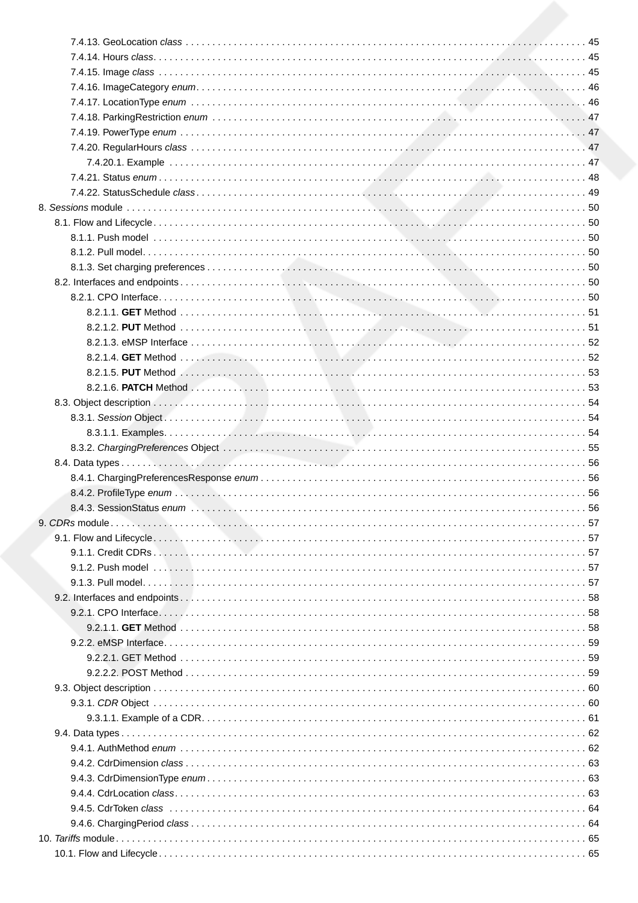- 7.4.13. GeoLocation *class* . . . . . 45
- 7.4.14. Hours *class* . . . . . 45
- 7.4.15. Image *class* . . . . . 45
- 7.4.16. ImageCategory *enum* . . . . . 46
- 7.4.17. LocationType *enum* . . . . . 46
- 7.4.18. ParkingRestriction *enum* . . . . . 47
- 7.4.19. PowerType *enum* . . . . . 47
- 7.4.20. RegularHours *class* . . . . . 47
  - 7.4.20.1. Example . . . . . 47
- 7.4.21. Status *enum* . . . . . 48
- 7.4.22. StatusSchedule *class* . . . . . 49

8. *Sessions* module . . . . . 50
- 8.1. Flow and Lifecycle . . . . . 50
  - 8.1.1. Push model . . . . . 50
  - 8.1.2. Pull model . . . . . 50
  - 8.1.3. Set charging preferences . . . . . 50
- 8.2. Interfaces and endpoints . . . . . 50
  - 8.2.1. CPO Interface . . . . . 50
    - 8.2.1.1. **GET** Method . . . . . 51
    - 8.2.1.2. **PUT** Method . . . . . 51
    - 8.2.1.3. eMSP Interface . . . . . 52
    - 8.2.1.4. **GET** Method . . . . . 52
    - 8.2.1.5. **PUT** Method . . . . . 53
    - 8.2.1.6. **PATCH** Method . . . . . 53
- 8.3. Object description . . . . . 54
  - 8.3.1. *Session* Object . . . . . 54
    - 8.3.1.1. Examples . . . . . 54
  - 8.3.2. *ChargingPreferences* Object . . . . . 55
- 8.4. Data types . . . . . 56
  - 8.4.1. ChargingPreferencesResponse *enum* . . . . . 56
  - 8.4.2. ProfileType *enum* . . . . . 56
  - 8.4.3. SessionStatus *enum* . . . . . 56

9. *CDRs* module . . . . . 57
- 9.1. Flow and Lifecycle . . . . . 57
  - 9.1.1. Credit CDRs . . . . . 57
  - 9.1.2. Push model . . . . . 57
  - 9.1.3. Pull model . . . . . 57
- 9.2. Interfaces and endpoints . . . . . 58
  - 9.2.1. CPO Interface . . . . . 58
    - 9.2.1.1. **GET** Method . . . . . 58
  - 9.2.2. eMSP Interface . . . . . 59
    - 9.2.2.1. GET Method . . . . . 59
    - 9.2.2.2. POST Method . . . . . 59
- 9.3. Object description . . . . . 60
  - 9.3.1. *CDR* Object . . . . . 60
    - 9.3.1.1. Example of a CDR . . . . . 61
- 9.4. Data types . . . . . 62
  - 9.4.1. AuthMethod *enum* . . . . . 62
  - 9.4.2. CdrDimension *class* . . . . . 63
  - 9.4.3. CdrDimensionType *enum* . . . . . 63
  - 9.4.4. CdrLocation *class* . . . . . 63
  - 9.4.5. CdrToken *class* . . . . . 64
  - 9.4.6. ChargingPeriod *class* . . . . . 64

10. *Tariffs* module . . . . . 65
- 10.1. Flow and Lifecycle . . . . . 65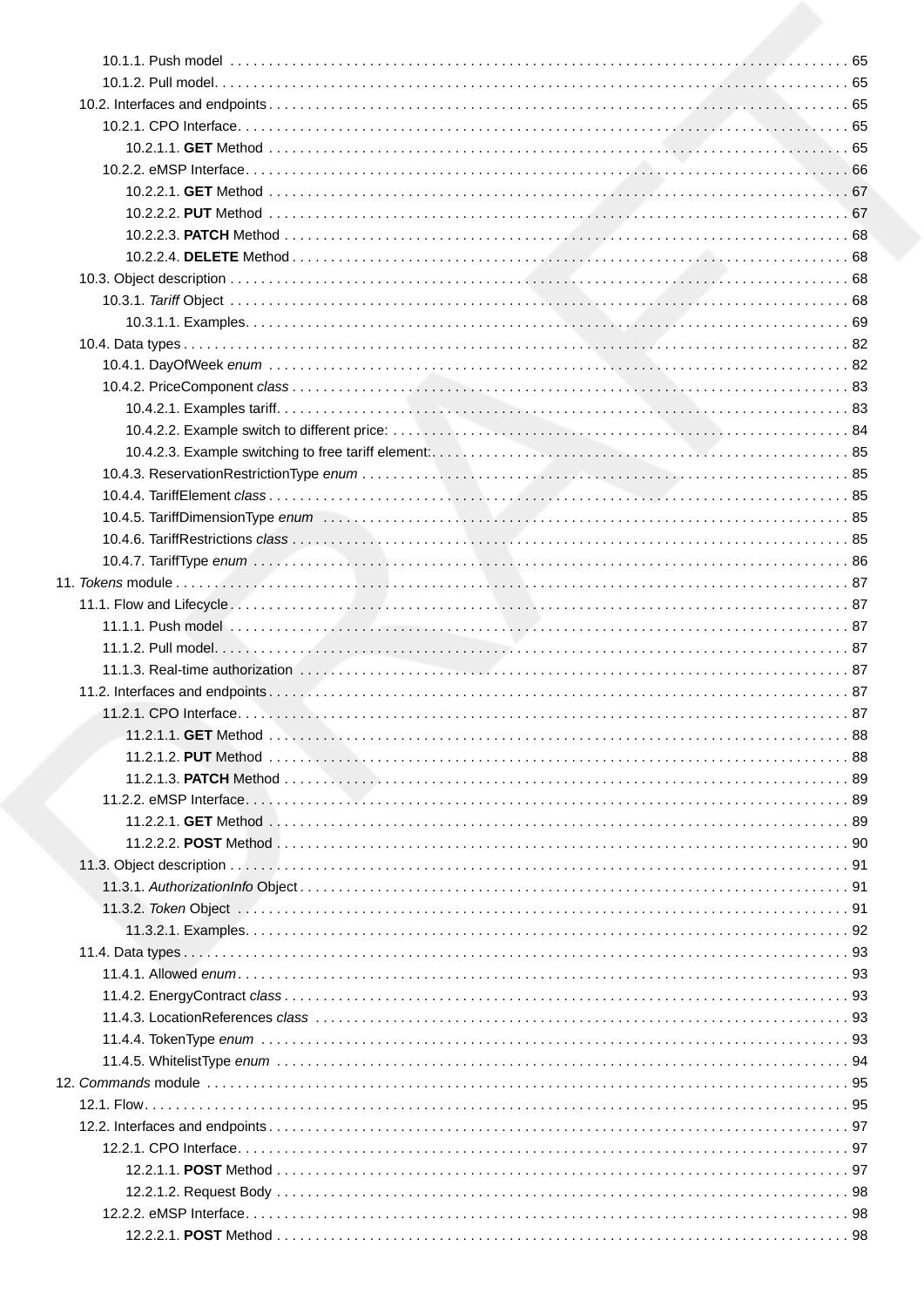- 10.1.1. Push model . . . 65
- 10.1.2. Pull model. . . . 65
- 10.2. Interfaces and endpoints . . . 65
  - 10.2.1. CPO Interface. . . . 65
    - 10.2.1.1. **GET** Method . . . 65
  - 10.2.2. eMSP Interface. . . . 66
    - 10.2.2.1. **GET** Method . . . 67
    - 10.2.2.2. **PUT** Method . . . 67
    - 10.2.2.3. **PATCH** Method . . . 68
    - 10.2.2.4. **DELETE** Method . . . 68
- 10.3. Object description . . . 68
  - 10.3.1. *Tariff* Object . . . 68
    - 10.3.1.1. Examples. . . . 69
- 10.4. Data types . . . 82
  - 10.4.1. DayOfWeek *enum* . . . 82
  - 10.4.2. PriceComponent *class* . . . 83
    - 10.4.2.1. Examples tariff. . . . 83
    - 10.4.2.2. Example switch to different price: . . . 84
    - 10.4.2.3. Example switching to free tariff element:. . . . 85
  - 10.4.3. ReservationRestrictionType *enum* . . . 85
  - 10.4.4. TariffElement *class* . . . 85
  - 10.4.5. TariffDimensionType *enum* . . . 85
  - 10.4.6. TariffRestrictions *class* . . . 85
  - 10.4.7. TariffType *enum* . . . 86

11. *Tokens* module . . . 87
- 11.1. Flow and Lifecycle . . . 87
  - 11.1.1. Push model . . . 87
  - 11.1.2. Pull model. . . . 87
  - 11.1.3. Real-time authorization . . . 87
- 11.2. Interfaces and endpoints . . . 87
  - 11.2.1. CPO Interface. . . . 87
    - 11.2.1.1. **GET** Method . . . 88
    - 11.2.1.2. **PUT** Method . . . 88
    - 11.2.1.3. **PATCH** Method . . . 89
  - 11.2.2. eMSP Interface. . . . 89
    - 11.2.2.1. **GET** Method . . . 89
    - 11.2.2.2. **POST** Method . . . 90
- 11.3. Object description . . . 91
  - 11.3.1. *AuthorizationInfo* Object . . . 91
  - 11.3.2. *Token* Object . . . 91
    - 11.3.2.1. Examples. . . . 92
- 11.4. Data types . . . 93
  - 11.4.1. Allowed *enum*. . . . 93
  - 11.4.2. EnergyContract *class* . . . 93
  - 11.4.3. LocationReferences *class* . . . 93
  - 11.4.4. TokenType *enum* . . . 93
  - 11.4.5. WhitelistType *enum* . . . 94

12. *Commands* module . . . 95
- 12.1. Flow. . . . 95
- 12.2. Interfaces and endpoints . . . 97
  - 12.2.1. CPO Interface. . . . 97
    - 12.2.1.1. **POST** Method . . . 97
    - 12.2.1.2. Request Body . . . 98
  - 12.2.2. eMSP Interface. . . . 98
    - 12.2.2.1. **POST** Method . . . 98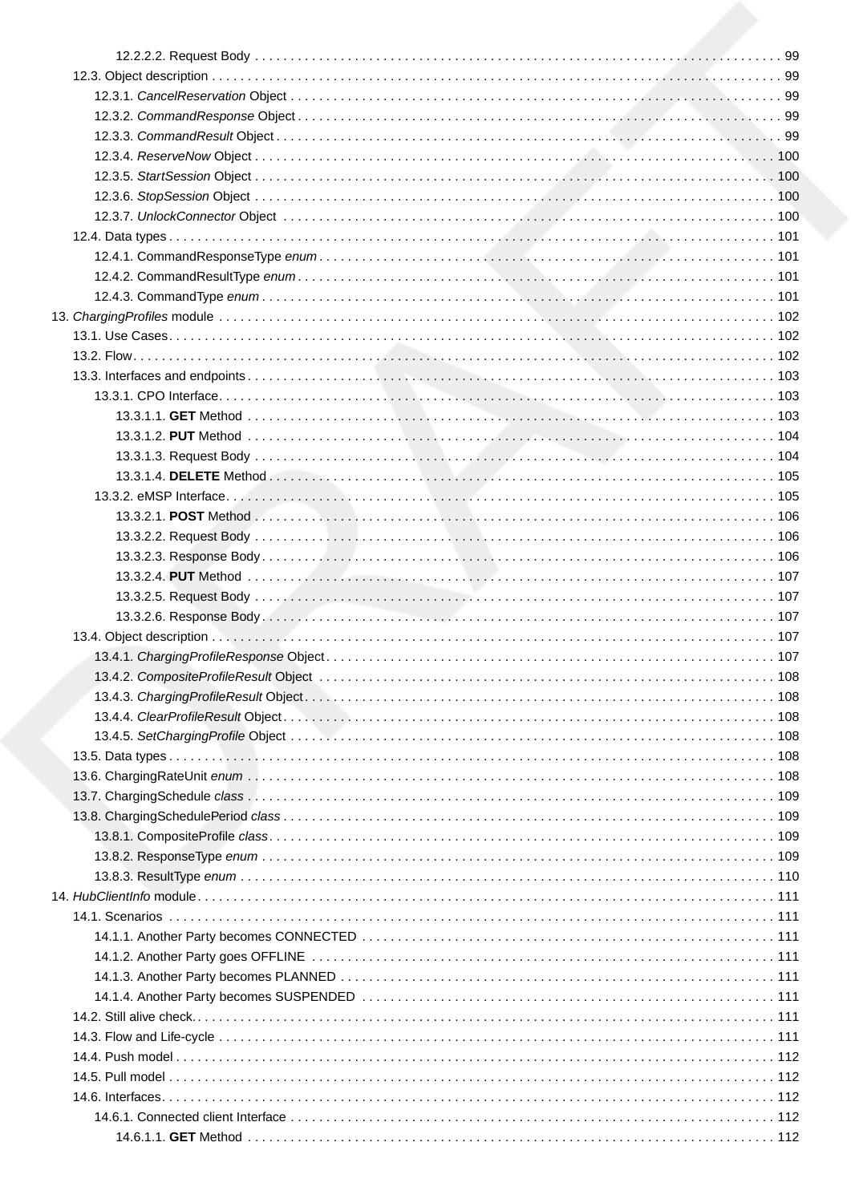12.2.2.2. Request Body . . . . . . . . . . . . . . . . . . . . . . . . . . . . . . . . . . . . . . . . . . . . . . . . . . . . . . . . . . . . . . . . . . . . . . . . . . . 99

12.3. Object description . . . . . . . . . . . . . . . . . . . . . . . . . . . . . . . . . . . . . . . . . . . . . . . . . . . . . . . . . . . . . . . . . . . . . . . . . . . . . . 99

12.3.1. *CancelReservation* Object . . . . . . . . . . . . . . . . . . . . . . . . . . . . . . . . . . . . . . . . . . . . . . . . . . . . . . . . . . . . . . . . . . . . . 99

12.3.2. *CommandResponse* Object . . . . . . . . . . . . . . . . . . . . . . . . . . . . . . . . . . . . . . . . . . . . . . . . . . . . . . . . . . . . . . . . . . . . 99

12.3.3. *CommandResult* Object . . . . . . . . . . . . . . . . . . . . . . . . . . . . . . . . . . . . . . . . . . . . . . . . . . . . . . . . . . . . . . . . . . . . . . . 99

12.3.4. *ReserveNow* Object . . . . . . . . . . . . . . . . . . . . . . . . . . . . . . . . . . . . . . . . . . . . . . . . . . . . . . . . . . . . . . . . . . . . . . . . . 100

12.3.5. *StartSession* Object . . . . . . . . . . . . . . . . . . . . . . . . . . . . . . . . . . . . . . . . . . . . . . . . . . . . . . . . . . . . . . . . . . . . . . . . . 100

12.3.6. *StopSession* Object . . . . . . . . . . . . . . . . . . . . . . . . . . . . . . . . . . . . . . . . . . . . . . . . . . . . . . . . . . . . . . . . . . . . . . . . . 100

12.3.7. *UnlockConnector* Object . . . . . . . . . . . . . . . . . . . . . . . . . . . . . . . . . . . . . . . . . . . . . . . . . . . . . . . . . . . . . . . . . . . . . 100

12.4. Data types . . . . . . . . . . . . . . . . . . . . . . . . . . . . . . . . . . . . . . . . . . . . . . . . . . . . . . . . . . . . . . . . . . . . . . . . . . . . . . . . . . 101

12.4.1. CommandResponseType *enum* . . . . . . . . . . . . . . . . . . . . . . . . . . . . . . . . . . . . . . . . . . . . . . . . . . . . . . . . . . . . . . . 101

12.4.2. CommandResultType *enum* . . . . . . . . . . . . . . . . . . . . . . . . . . . . . . . . . . . . . . . . . . . . . . . . . . . . . . . . . . . . . . . . . . 101

12.4.3. CommandType *enum* . . . . . . . . . . . . . . . . . . . . . . . . . . . . . . . . . . . . . . . . . . . . . . . . . . . . . . . . . . . . . . . . . . . . . . . 101

13. *ChargingProfiles* module . . . . . . . . . . . . . . . . . . . . . . . . . . . . . . . . . . . . . . . . . . . . . . . . . . . . . . . . . . . . . . . . . . . . . . . . 102

13.1. Use Cases . . . . . . . . . . . . . . . . . . . . . . . . . . . . . . . . . . . . . . . . . . . . . . . . . . . . . . . . . . . . . . . . . . . . . . . . . . . . . . . . . . 102

13.2. Flow . . . . . . . . . . . . . . . . . . . . . . . . . . . . . . . . . . . . . . . . . . . . . . . . . . . . . . . . . . . . . . . . . . . . . . . . . . . . . . . . . . . . . . 102

13.3. Interfaces and endpoints . . . . . . . . . . . . . . . . . . . . . . . . . . . . . . . . . . . . . . . . . . . . . . . . . . . . . . . . . . . . . . . . . . . . . . . 103

13.3.1. CPO Interface . . . . . . . . . . . . . . . . . . . . . . . . . . . . . . . . . . . . . . . . . . . . . . . . . . . . . . . . . . . . . . . . . . . . . . . . . . . . . 103

13.3.1.1. **GET** Method . . . . . . . . . . . . . . . . . . . . . . . . . . . . . . . . . . . . . . . . . . . . . . . . . . . . . . . . . . . . . . . . . . . . . . . . . 103

13.3.1.2. **PUT** Method . . . . . . . . . . . . . . . . . . . . . . . . . . . . . . . . . . . . . . . . . . . . . . . . . . . . . . . . . . . . . . . . . . . . . . . . . 104

13.3.1.3. Request Body . . . . . . . . . . . . . . . . . . . . . . . . . . . . . . . . . . . . . . . . . . . . . . . . . . . . . . . . . . . . . . . . . . . . . . . . . 104

13.3.1.4. **DELETE** Method . . . . . . . . . . . . . . . . . . . . . . . . . . . . . . . . . . . . . . . . . . . . . . . . . . . . . . . . . . . . . . . . . . . . . . 105

13.3.2. eMSP Interface . . . . . . . . . . . . . . . . . . . . . . . . . . . . . . . . . . . . . . . . . . . . . . . . . . . . . . . . . . . . . . . . . . . . . . . . . . . . 105

13.3.2.1. **POST** Method . . . . . . . . . . . . . . . . . . . . . . . . . . . . . . . . . . . . . . . . . . . . . . . . . . . . . . . . . . . . . . . . . . . . . . . . 106

13.3.2.2. Request Body . . . . . . . . . . . . . . . . . . . . . . . . . . . . . . . . . . . . . . . . . . . . . . . . . . . . . . . . . . . . . . . . . . . . . . . . . 106

13.3.2.3. Response Body . . . . . . . . . . . . . . . . . . . . . . . . . . . . . . . . . . . . . . . . . . . . . . . . . . . . . . . . . . . . . . . . . . . . . . . . 106

13.3.2.4. **PUT** Method . . . . . . . . . . . . . . . . . . . . . . . . . . . . . . . . . . . . . . . . . . . . . . . . . . . . . . . . . . . . . . . . . . . . . . . . . 107

13.3.2.5. Request Body . . . . . . . . . . . . . . . . . . . . . . . . . . . . . . . . . . . . . . . . . . . . . . . . . . . . . . . . . . . . . . . . . . . . . . . . . 107

13.3.2.6. Response Body . . . . . . . . . . . . . . . . . . . . . . . . . . . . . . . . . . . . . . . . . . . . . . . . . . . . . . . . . . . . . . . . . . . . . . . . 107

13.4. Object description . . . . . . . . . . . . . . . . . . . . . . . . . . . . . . . . . . . . . . . . . . . . . . . . . . . . . . . . . . . . . . . . . . . . . . . . . . . . 107

13.4.1. *ChargingProfileResponse* Object . . . . . . . . . . . . . . . . . . . . . . . . . . . . . . . . . . . . . . . . . . . . . . . . . . . . . . . . . . . . . . 107

13.4.2. *CompositeProfileResult* Object . . . . . . . . . . . . . . . . . . . . . . . . . . . . . . . . . . . . . . . . . . . . . . . . . . . . . . . . . . . . . . . . 108

13.4.3. *ChargingProfileResult* Object . . . . . . . . . . . . . . . . . . . . . . . . . . . . . . . . . . . . . . . . . . . . . . . . . . . . . . . . . . . . . . . . . 108

13.4.4. *ClearProfileResult* Object . . . . . . . . . . . . . . . . . . . . . . . . . . . . . . . . . . . . . . . . . . . . . . . . . . . . . . . . . . . . . . . . . . . . 108

13.4.5. *SetChargingProfile* Object . . . . . . . . . . . . . . . . . . . . . . . . . . . . . . . . . . . . . . . . . . . . . . . . . . . . . . . . . . . . . . . . . . . 108

13.5. Data types . . . . . . . . . . . . . . . . . . . . . . . . . . . . . . . . . . . . . . . . . . . . . . . . . . . . . . . . . . . . . . . . . . . . . . . . . . . . . . . . . . 108

13.6. ChargingRateUnit *enum* . . . . . . . . . . . . . . . . . . . . . . . . . . . . . . . . . . . . . . . . . . . . . . . . . . . . . . . . . . . . . . . . . . . . . . . 108

13.7. ChargingSchedule *class* . . . . . . . . . . . . . . . . . . . . . . . . . . . . . . . . . . . . . . . . . . . . . . . . . . . . . . . . . . . . . . . . . . . . . . . 109

13.8. ChargingSchedulePeriod *class* . . . . . . . . . . . . . . . . . . . . . . . . . . . . . . . . . . . . . . . . . . . . . . . . . . . . . . . . . . . . . . . . . . . 109

13.8.1. CompositeProfile *class* . . . . . . . . . . . . . . . . . . . . . . . . . . . . . . . . . . . . . . . . . . . . . . . . . . . . . . . . . . . . . . . . . . . . . 109

13.8.2. ResponseType *enum* . . . . . . . . . . . . . . . . . . . . . . . . . . . . . . . . . . . . . . . . . . . . . . . . . . . . . . . . . . . . . . . . . . . . . . . 109

13.8.3. ResultType *enum* . . . . . . . . . . . . . . . . . . . . . . . . . . . . . . . . . . . . . . . . . . . . . . . . . . . . . . . . . . . . . . . . . . . . . . . . . . 110

14. *HubClientInfo* module . . . . . . . . . . . . . . . . . . . . . . . . . . . . . . . . . . . . . . . . . . . . . . . . . . . . . . . . . . . . . . . . . . . . . . . . . . 111

14.1. Scenarios . . . . . . . . . . . . . . . . . . . . . . . . . . . . . . . . . . . . . . . . . . . . . . . . . . . . . . . . . . . . . . . . . . . . . . . . . . . . . . . . . . 111

14.1.1. Another Party becomes CONNECTED . . . . . . . . . . . . . . . . . . . . . . . . . . . . . . . . . . . . . . . . . . . . . . . . . . . . . . . . . . 111

14.1.2. Another Party goes OFFLINE . . . . . . . . . . . . . . . . . . . . . . . . . . . . . . . . . . . . . . . . . . . . . . . . . . . . . . . . . . . . . . . . . 111

14.1.3. Another Party becomes PLANNED . . . . . . . . . . . . . . . . . . . . . . . . . . . . . . . . . . . . . . . . . . . . . . . . . . . . . . . . . . . . . 111

14.1.4. Another Party becomes SUSPENDED . . . . . . . . . . . . . . . . . . . . . . . . . . . . . . . . . . . . . . . . . . . . . . . . . . . . . . . . . . 111

14.2. Still alive check . . . . . . . . . . . . . . . . . . . . . . . . . . . . . . . . . . . . . . . . . . . . . . . . . . . . . . . . . . . . . . . . . . . . . . . . . . . . . . 111

14.3. Flow and Life-cycle . . . . . . . . . . . . . . . . . . . . . . . . . . . . . . . . . . . . . . . . . . . . . . . . . . . . . . . . . . . . . . . . . . . . . . . . . . . 111

14.4. Push model . . . . . . . . . . . . . . . . . . . . . . . . . . . . . . . . . . . . . . . . . . . . . . . . . . . . . . . . . . . . . . . . . . . . . . . . . . . . . . . . . 112

14.5. Pull model . . . . . . . . . . . . . . . . . . . . . . . . . . . . . . . . . . . . . . . . . . . . . . . . . . . . . . . . . . . . . . . . . . . . . . . . . . . . . . . . . . 112

14.6. Interfaces . . . . . . . . . . . . . . . . . . . . . . . . . . . . . . . . . . . . . . . . . . . . . . . . . . . . . . . . . . . . . . . . . . . . . . . . . . . . . . . . . . . 112

14.6.1. Connected client Interface . . . . . . . . . . . . . . . . . . . . . . . . . . . . . . . . . . . . . . . . . . . . . . . . . . . . . . . . . . . . . . . . . . . 112

14.6.1.1. **GET** Method . . . . . . . . . . . . . . . . . . . . . . . . . . . . . . . . . . . . . . . . . . . . . . . . . . . . . . . . . . . . . . . . . . . . . . . . . 112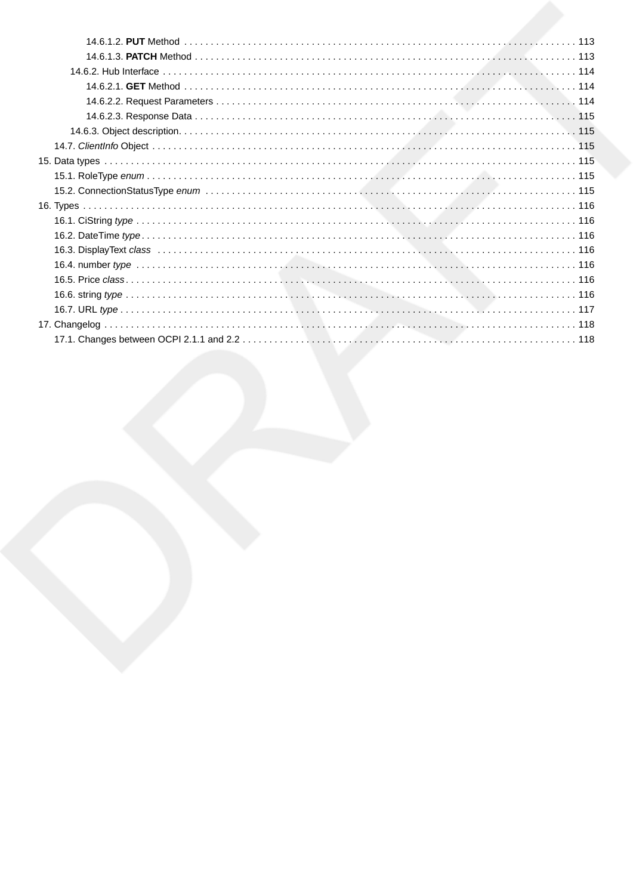14.6.1.2. **PUT** Method . . . . . . . . . . . . . . . . . . . . . . . . . . . . . . . . . . . . . . . . . . . . . . . . . . . . . . . . . . . . . . . . . . . . . . . . . . . 113
14.6.1.3. **PATCH** Method . . . . . . . . . . . . . . . . . . . . . . . . . . . . . . . . . . . . . . . . . . . . . . . . . . . . . . . . . . . . . . . . . . . . . . . . 113
14.6.2. Hub Interface . . . . . . . . . . . . . . . . . . . . . . . . . . . . . . . . . . . . . . . . . . . . . . . . . . . . . . . . . . . . . . . . . . . . . . . . . . . . 114
14.6.2.1. **GET** Method . . . . . . . . . . . . . . . . . . . . . . . . . . . . . . . . . . . . . . . . . . . . . . . . . . . . . . . . . . . . . . . . . . . . . . . . . . . 114
14.6.2.2. Request Parameters . . . . . . . . . . . . . . . . . . . . . . . . . . . . . . . . . . . . . . . . . . . . . . . . . . . . . . . . . . . . . . . . . . . . 114
14.6.2.3. Response Data . . . . . . . . . . . . . . . . . . . . . . . . . . . . . . . . . . . . . . . . . . . . . . . . . . . . . . . . . . . . . . . . . . . . . . . . 115
14.6.3. Object description. . . . . . . . . . . . . . . . . . . . . . . . . . . . . . . . . . . . . . . . . . . . . . . . . . . . . . . . . . . . . . . . . . . . . . . . . 115
14.7. *ClientInfo* Object . . . . . . . . . . . . . . . . . . . . . . . . . . . . . . . . . . . . . . . . . . . . . . . . . . . . . . . . . . . . . . . . . . . . . . . . . . . 115
15. Data types . . . . . . . . . . . . . . . . . . . . . . . . . . . . . . . . . . . . . . . . . . . . . . . . . . . . . . . . . . . . . . . . . . . . . . . . . . . . . . . . 115
15.1. RoleType *enum* . . . . . . . . . . . . . . . . . . . . . . . . . . . . . . . . . . . . . . . . . . . . . . . . . . . . . . . . . . . . . . . . . . . . . . . . . . . 115
15.2. ConnectionStatusType *enum* . . . . . . . . . . . . . . . . . . . . . . . . . . . . . . . . . . . . . . . . . . . . . . . . . . . . . . . . . . . . . . . . 115
16. Types . . . . . . . . . . . . . . . . . . . . . . . . . . . . . . . . . . . . . . . . . . . . . . . . . . . . . . . . . . . . . . . . . . . . . . . . . . . . . . . . . . . . 116
16.1. CiString *type* . . . . . . . . . . . . . . . . . . . . . . . . . . . . . . . . . . . . . . . . . . . . . . . . . . . . . . . . . . . . . . . . . . . . . . . . . . . . . 116
16.2. DateTime *type* . . . . . . . . . . . . . . . . . . . . . . . . . . . . . . . . . . . . . . . . . . . . . . . . . . . . . . . . . . . . . . . . . . . . . . . . . . . . 116
16.3. DisplayText *class* . . . . . . . . . . . . . . . . . . . . . . . . . . . . . . . . . . . . . . . . . . . . . . . . . . . . . . . . . . . . . . . . . . . . . . . . 116
16.4. number *type* . . . . . . . . . . . . . . . . . . . . . . . . . . . . . . . . . . . . . . . . . . . . . . . . . . . . . . . . . . . . . . . . . . . . . . . . . . . . . 116
16.5. Price *class* . . . . . . . . . . . . . . . . . . . . . . . . . . . . . . . . . . . . . . . . . . . . . . . . . . . . . . . . . . . . . . . . . . . . . . . . . . . . . . . 116
16.6. string *type* . . . . . . . . . . . . . . . . . . . . . . . . . . . . . . . . . . . . . . . . . . . . . . . . . . . . . . . . . . . . . . . . . . . . . . . . . . . . . . 116
16.7. URL *type* . . . . . . . . . . . . . . . . . . . . . . . . . . . . . . . . . . . . . . . . . . . . . . . . . . . . . . . . . . . . . . . . . . . . . . . . . . . . . . . 117
17. Changelog . . . . . . . . . . . . . . . . . . . . . . . . . . . . . . . . . . . . . . . . . . . . . . . . . . . . . . . . . . . . . . . . . . . . . . . . . . . . . . . . 118
17.1. Changes between OCPI 2.1.1 and 2.2 . . . . . . . . . . . . . . . . . . . . . . . . . . . . . . . . . . . . . . . . . . . . . . . . . . . . . . . . . 118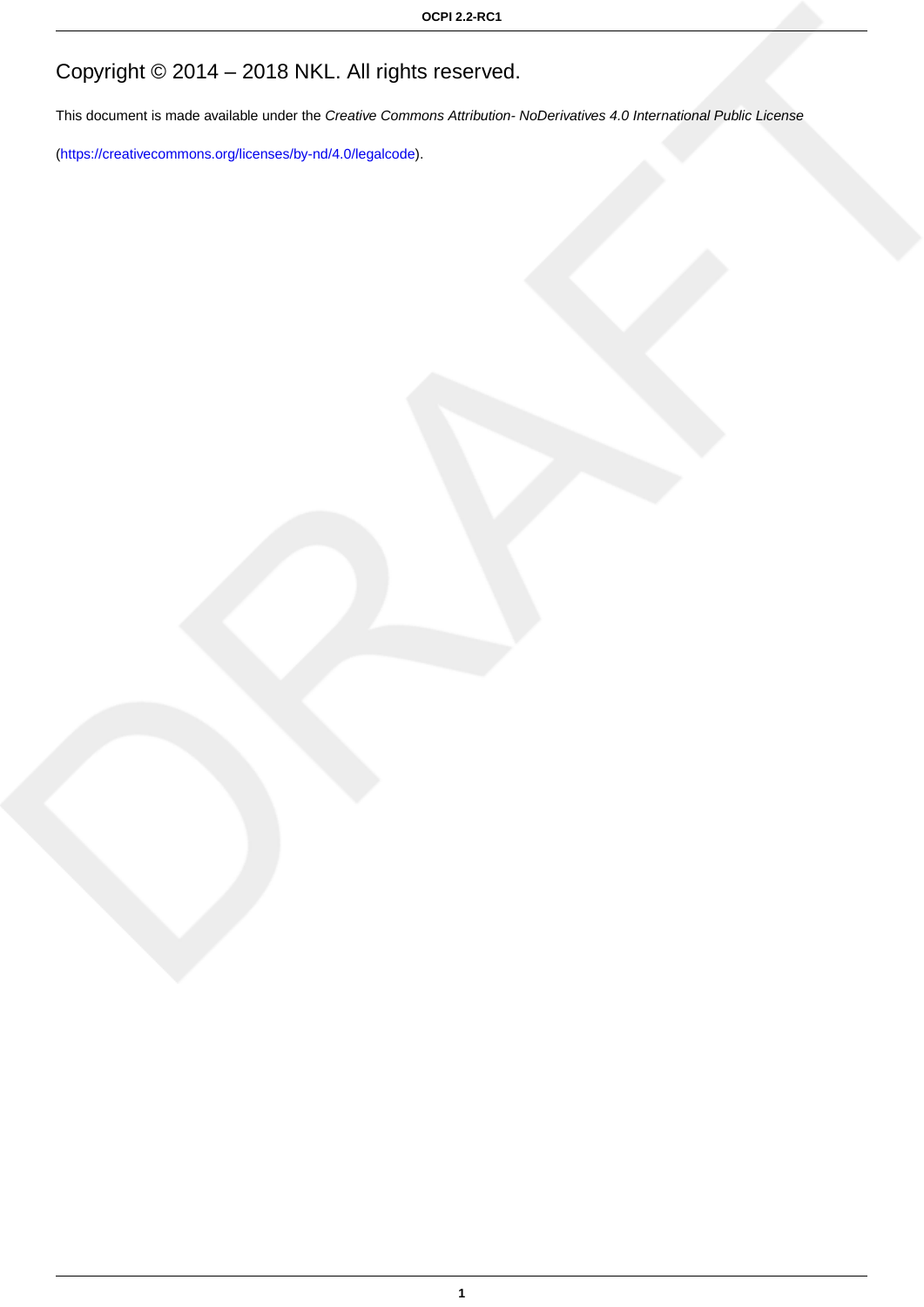Copyright © 2014 – 2018 NKL. All rights reserved.

This document is made available under the *Creative Commons Attribution- NoDerivatives 4.0 International Public License*

(https://creativecommons.org/licenses/by-nd/4.0/legalcode).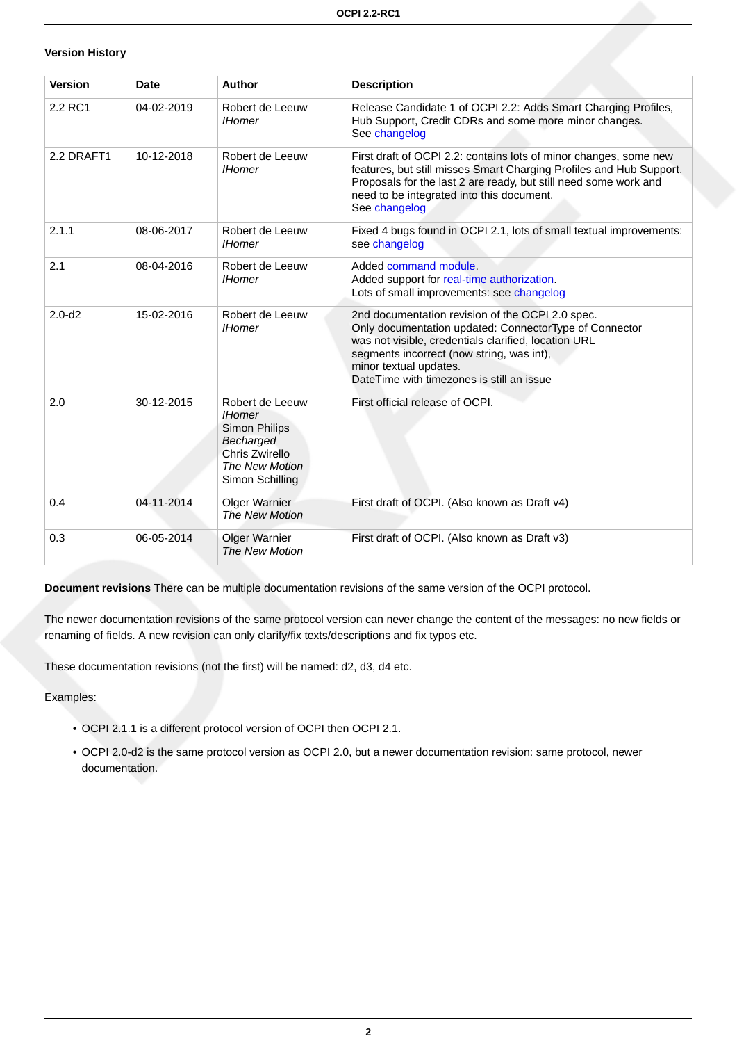### Version History

| Version | Date | Author | Description |
| --- | --- | --- | --- |
| 2.2 RC1 | 04-02-2019 | Robert de Leeuw *IHomer* | Release Candidate 1 of OCPI 2.2: Adds Smart Charging Profiles, Hub Support, Credit CDRs and some more minor changes. See changelog |
| 2.2 DRAFT1 | 10-12-2018 | Robert de Leeuw *IHomer* | First draft of OCPI 2.2: contains lots of minor changes, some new features, but still misses Smart Charging Profiles and Hub Support. Proposals for the last 2 are ready, but still need some work and need to be integrated into this document. See changelog |
| 2.1.1 | 08-06-2017 | Robert de Leeuw *IHomer* | Fixed 4 bugs found in OCPI 2.1, lots of small textual improvements: see changelog |
| 2.1 | 08-04-2016 | Robert de Leeuw *IHomer* | Added command module. Added support for real-time authorization. Lots of small improvements: see changelog |
| 2.0-d2 | 15-02-2016 | Robert de Leeuw *IHomer* | 2nd documentation revision of the OCPI 2.0 spec. Only documentation updated: ConnectorType of Connector was not visible, credentials clarified, location URL segments incorrect (now string, was int), minor textual updates. DateTime with timezones is still an issue |
| 2.0 | 30-12-2015 | Robert de Leeuw *IHomer* Simon Philips *Becharged* Chris Zwirello *The New Motion* Simon Schilling | First official release of OCPI. |
| 0.4 | 04-11-2014 | Olger Warnier *The New Motion* | First draft of OCPI. (Also known as Draft v4) |
| 0.3 | 06-05-2014 | Olger Warnier *The New Motion* | First draft of OCPI. (Also known as Draft v3) |

**Document revisions** There can be multiple documentation revisions of the same version of the OCPI protocol.

The newer documentation revisions of the same protocol version can never change the content of the messages: no new fields or renaming of fields. A new revision can only clarify/fix texts/descriptions and fix typos etc.

These documentation revisions (not the first) will be named: d2, d3, d4 etc.

Examples:

- OCPI 2.1.1 is a different protocol version of OCPI then OCPI 2.1.
- OCPI 2.0-d2 is the same protocol version as OCPI 2.0, but a newer documentation revision: same protocol, newer documentation.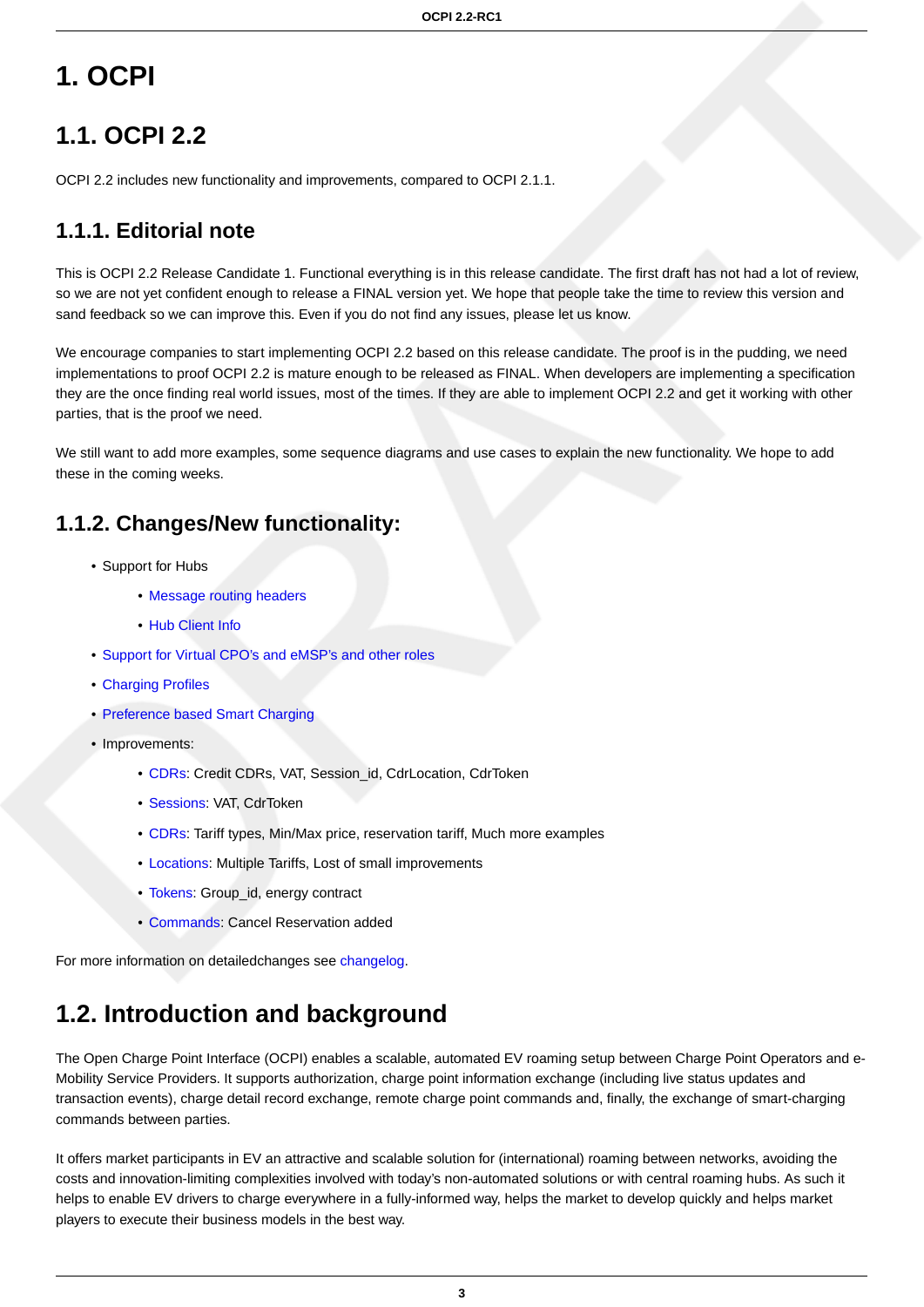# 1. OCPI

## 1.1. OCPI 2.2

OCPI 2.2 includes new functionality and improvements, compared to OCPI 2.1.1.

### 1.1.1. Editorial note

This is OCPI 2.2 Release Candidate 1. Functional everything is in this release candidate. The first draft has not had a lot of review, so we are not yet confident enough to release a FINAL version yet. We hope that people take the time to review this version and sand feedback so we can improve this. Even if you do not find any issues, please let us know.

We encourage companies to start implementing OCPI 2.2 based on this release candidate. The proof is in the pudding, we need implementations to proof OCPI 2.2 is mature enough to be released as FINAL. When developers are implementing a specification they are the once finding real world issues, most of the times. If they are able to implement OCPI 2.2 and get it working with other parties, that is the proof we need.

We still want to add more examples, some sequence diagrams and use cases to explain the new functionality. We hope to add these in the coming weeks.

### 1.1.2. Changes/New functionality:

- Support for Hubs
  - Message routing headers
  - Hub Client Info
- Support for Virtual CPO's and eMSP's and other roles
- Charging Profiles
- Preference based Smart Charging
- Improvements:
  - CDRs: Credit CDRs, VAT, Session_id, CdrLocation, CdrToken
  - Sessions: VAT, CdrToken
  - CDRs: Tariff types, Min/Max price, reservation tariff, Much more examples
  - Locations: Multiple Tariffs, Lost of small improvements
  - Tokens: Group_id, energy contract
  - Commands: Cancel Reservation added

For more information on detailedchanges see changelog.

## 1.2. Introduction and background

The Open Charge Point Interface (OCPI) enables a scalable, automated EV roaming setup between Charge Point Operators and e-Mobility Service Providers. It supports authorization, charge point information exchange (including live status updates and transaction events), charge detail record exchange, remote charge point commands and, finally, the exchange of smart-charging commands between parties.

It offers market participants in EV an attractive and scalable solution for (international) roaming between networks, avoiding the costs and innovation-limiting complexities involved with today's non-automated solutions or with central roaming hubs. As such it helps to enable EV drivers to charge everywhere in a fully-informed way, helps the market to develop quickly and helps market players to execute their business models in the best way.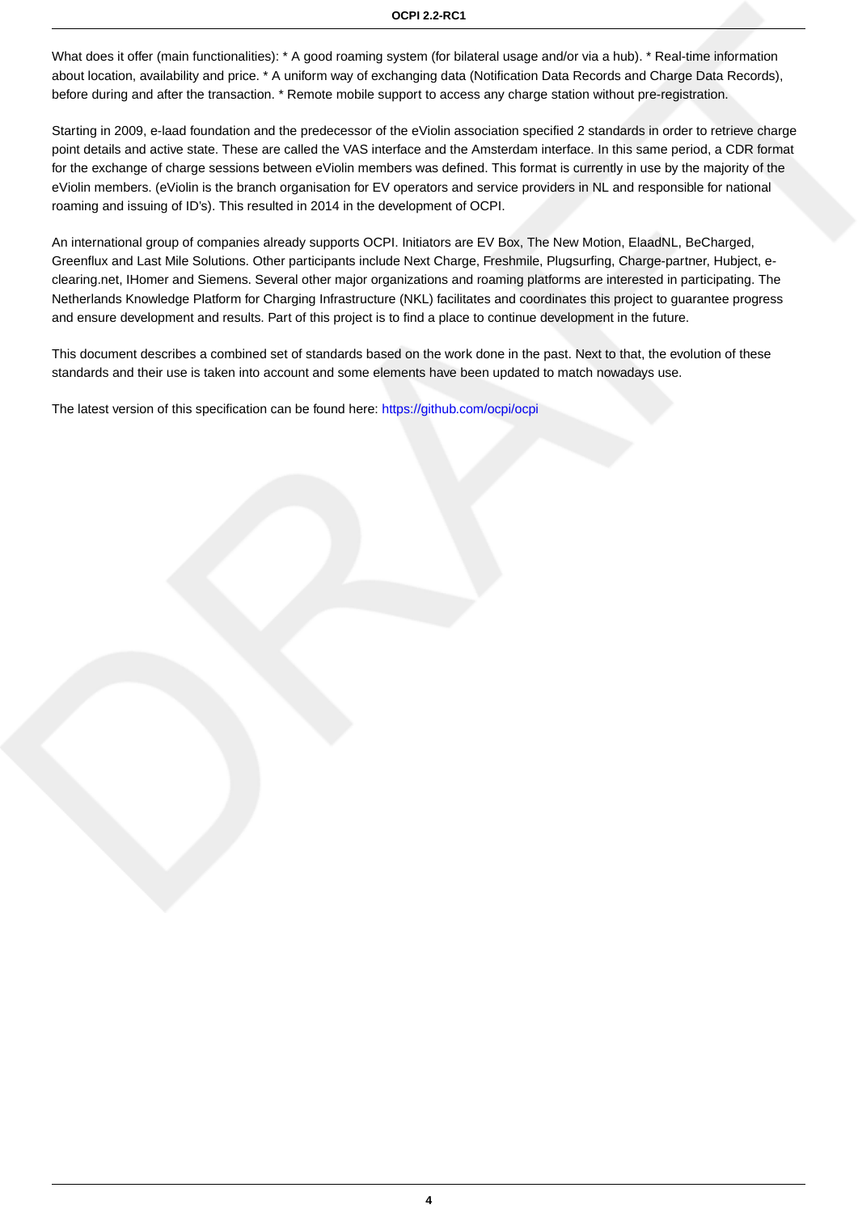What does it offer (main functionalities): * A good roaming system (for bilateral usage and/or via a hub). * Real-time information about location, availability and price. * A uniform way of exchanging data (Notification Data Records and Charge Data Records), before during and after the transaction. * Remote mobile support to access any charge station without pre-registration.

Starting in 2009, e-laad foundation and the predecessor of the eViolin association specified 2 standards in order to retrieve charge point details and active state. These are called the VAS interface and the Amsterdam interface. In this same period, a CDR format for the exchange of charge sessions between eViolin members was defined. This format is currently in use by the majority of the eViolin members. (eViolin is the branch organisation for EV operators and service providers in NL and responsible for national roaming and issuing of ID's). This resulted in 2014 in the development of OCPI.

An international group of companies already supports OCPI. Initiators are EV Box, The New Motion, ElaadNL, BeCharged, Greenflux and Last Mile Solutions. Other participants include Next Charge, Freshmile, Plugsurfing, Charge-partner, Hubject, e-clearing.net, IHomer and Siemens. Several other major organizations and roaming platforms are interested in participating. The Netherlands Knowledge Platform for Charging Infrastructure (NKL) facilitates and coordinates this project to guarantee progress and ensure development and results. Part of this project is to find a place to continue development in the future.

This document describes a combined set of standards based on the work done in the past. Next to that, the evolution of these standards and their use is taken into account and some elements have been updated to match nowadays use.

The latest version of this specification can be found here: https://github.com/ocpi/ocpi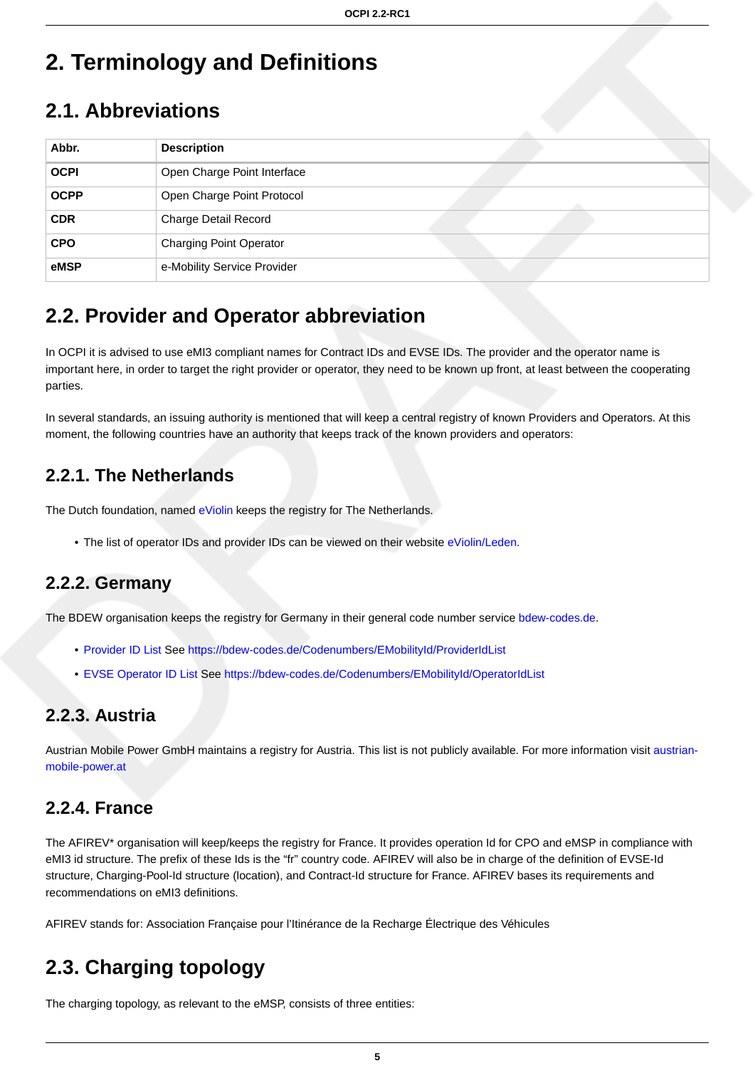# 2. Terminology and Definitions

## 2.1. Abbreviations

| Abbr. | Description |
| --- | --- |
| **OCPI** | Open Charge Point Interface |
| **OCPP** | Open Charge Point Protocol |
| **CDR** | Charge Detail Record |
| **CPO** | Charging Point Operator |
| **eMSP** | e-Mobility Service Provider |

## 2.2. Provider and Operator abbreviation

In OCPI it is advised to use eMI3 compliant names for Contract IDs and EVSE IDs. The provider and the operator name is important here, in order to target the right provider or operator, they need to be known up front, at least between the cooperating parties.

In several standards, an issuing authority is mentioned that will keep a central registry of known Providers and Operators. At this moment, the following countries have an authority that keeps track of the known providers and operators:

### 2.2.1. The Netherlands

The Dutch foundation, named eViolin keeps the registry for The Netherlands.

- The list of operator IDs and provider IDs can be viewed on their website eViolin/Leden.

### 2.2.2. Germany

The BDEW organisation keeps the registry for Germany in their general code number service bdew-codes.de.

- Provider ID List See https://bdew-codes.de/Codenumbers/EMobilityId/ProviderIdList
- EVSE Operator ID List See https://bdew-codes.de/Codenumbers/EMobilityId/OperatorIdList

### 2.2.3. Austria

Austrian Mobile Power GmbH maintains a registry for Austria. This list is not publicly available. For more information visit austrian-mobile-power.at

### 2.2.4. France

The AFIREV* organisation will keep/keeps the registry for France. It provides operation Id for CPO and eMSP in compliance with eMI3 id structure. The prefix of these Ids is the “fr” country code. AFIREV will also be in charge of the definition of EVSE-Id structure, Charging-Pool-Id structure (location), and Contract-Id structure for France. AFIREV bases its requirements and recommendations on eMI3 definitions.

AFIREV stands for: Association Française pour l’Itinérance de la Recharge Électrique des Véhicules

## 2.3. Charging topology

The charging topology, as relevant to the eMSP, consists of three entities: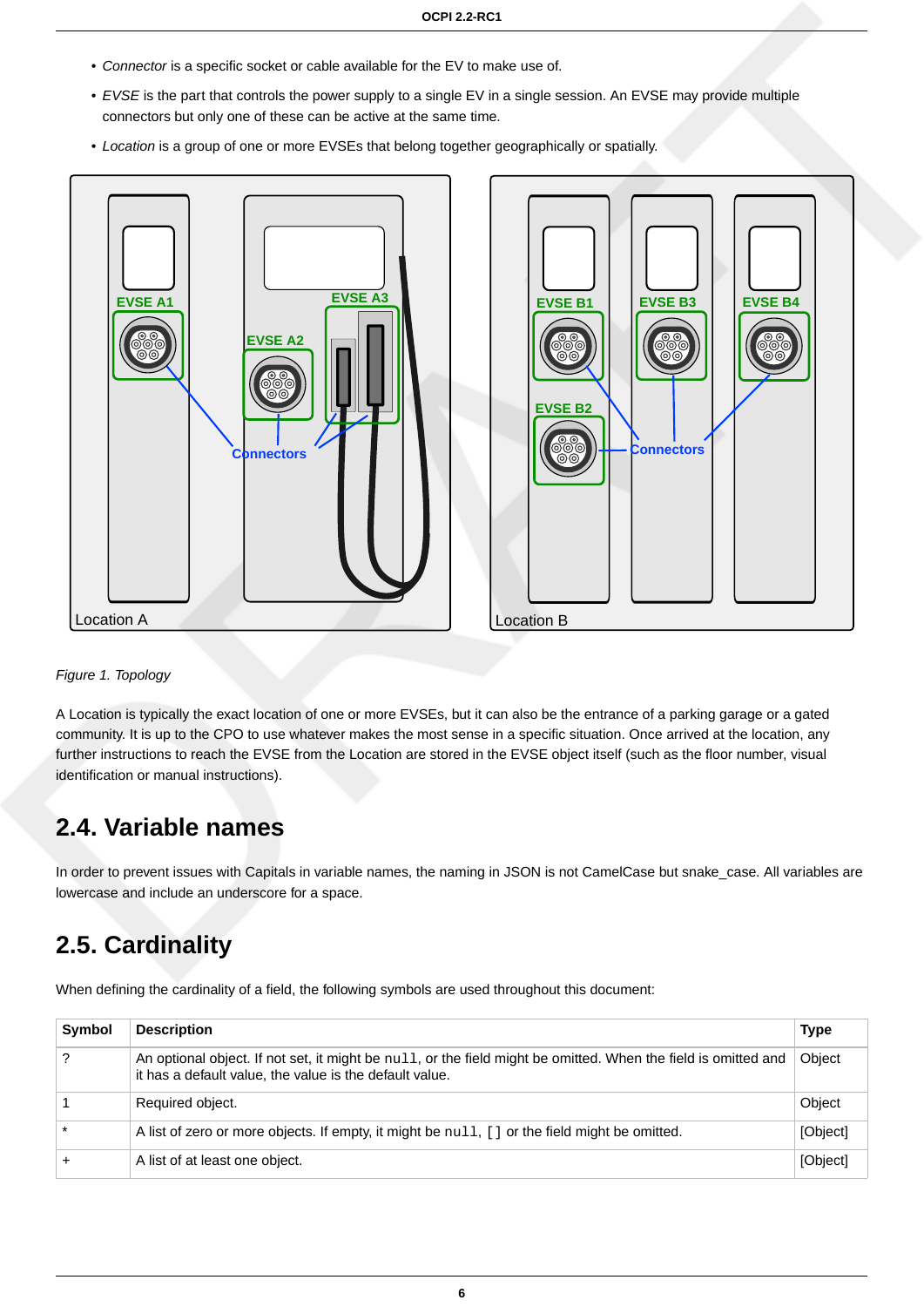- *Connector* is a specific socket or cable available for the EV to make use of.
- *EVSE* is the part that controls the power supply to a single EV in a single session. An EVSE may provide multiple connectors but only one of these can be active at the same time.
- *Location* is a group of one or more EVSEs that belong together geographically or spatially.

*Figure 1. Topology*

A Location is typically the exact location of one or more EVSEs, but it can also be the entrance of a parking garage or a gated community. It is up to the CPO to use whatever makes the most sense in a specific situation. Once arrived at the location, any further instructions to reach the EVSE from the Location are stored in the EVSE object itself (such as the floor number, visual identification or manual instructions).

## 2.4. Variable names

In order to prevent issues with Capitals in variable names, the naming in JSON is not CamelCase but snake_case. All variables are lowercase and include an underscore for a space.

## 2.5. Cardinality

When defining the cardinality of a field, the following symbols are used throughout this document:

| Symbol | Description | Type |
|---|---|---|
| ? | An optional object. If not set, it might be `null`, or the field might be omitted. When the field is omitted and it has a default value, the value is the default value. | Object |
| 1 | Required object. | Object |
| * | A list of zero or more objects. If empty, it might be `null`, `[]` or the field might be omitted. | [Object] |
| + | A list of at least one object. | [Object] |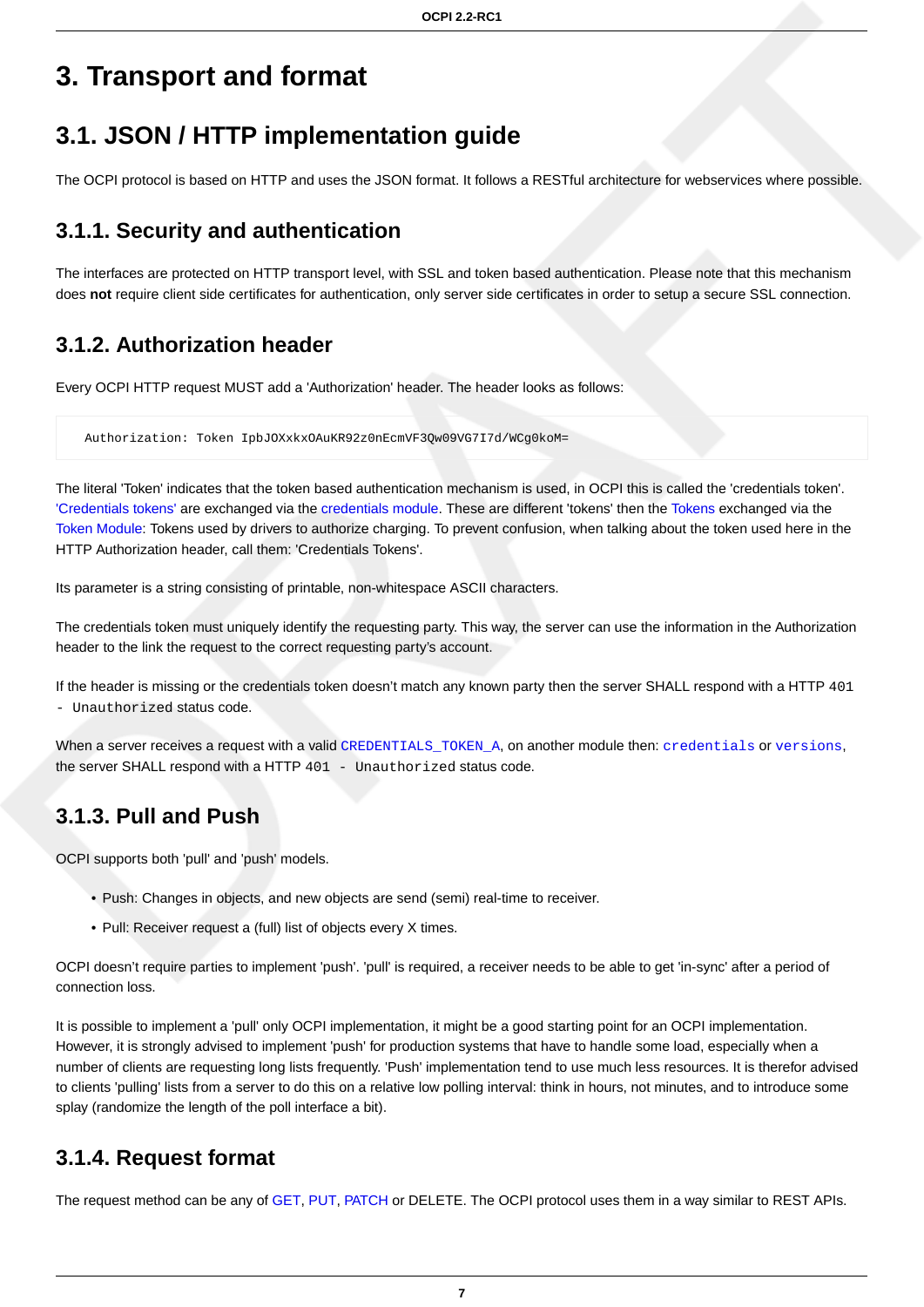# 3. Transport and format

## 3.1. JSON / HTTP implementation guide

The OCPI protocol is based on HTTP and uses the JSON format. It follows a RESTful architecture for webservices where possible.

### 3.1.1. Security and authentication

The interfaces are protected on HTTP transport level, with SSL and token based authentication. Please note that this mechanism does **not** require client side certificates for authentication, only server side certificates in order to setup a secure SSL connection.

### 3.1.2. Authorization header

Every OCPI HTTP request MUST add a 'Authorization' header. The header looks as follows:

```
Authorization: Token IpbJOXxkxOAuKR92z0nEcmVF3Qw09VG7I7d/WCg0koM=
```

The literal 'Token' indicates that the token based authentication mechanism is used, in OCPI this is called the 'credentials token'. 'Credentials tokens' are exchanged via the credentials module. These are different 'tokens' then the Tokens exchanged via the Token Module: Tokens used by drivers to authorize charging. To prevent confusion, when talking about the token used here in the HTTP Authorization header, call them: 'Credentials Tokens'.

Its parameter is a string consisting of printable, non-whitespace ASCII characters.

The credentials token must uniquely identify the requesting party. This way, the server can use the information in the Authorization header to the link the request to the correct requesting party's account.

If the header is missing or the credentials token doesn't match any known party then the server SHALL respond with a HTTP `401 - Unauthorized` status code.

When a server receives a request with a valid `CREDENTIALS_TOKEN_A`, on another module then: `credentials` or `versions`, the server SHALL respond with a HTTP `401 - Unauthorized` status code.

### 3.1.3. Pull and Push

OCPI supports both 'pull' and 'push' models.

- Push: Changes in objects, and new objects are send (semi) real-time to receiver.
- Pull: Receiver request a (full) list of objects every X times.

OCPI doesn't require parties to implement 'push'. 'pull' is required, a receiver needs to be able to get 'in-sync' after a period of connection loss.

It is possible to implement a 'pull' only OCPI implementation, it might be a good starting point for an OCPI implementation. However, it is strongly advised to implement 'push' for production systems that have to handle some load, especially when a number of clients are requesting long lists frequently. 'Push' implementation tend to use much less resources. It is therefor advised to clients 'pulling' lists from a server to do this on a relative low polling interval: think in hours, not minutes, and to introduce some splay (randomize the length of the poll interface a bit).

### 3.1.4. Request format

The request method can be any of GET, PUT, PATCH or DELETE. The OCPI protocol uses them in a way similar to REST APIs.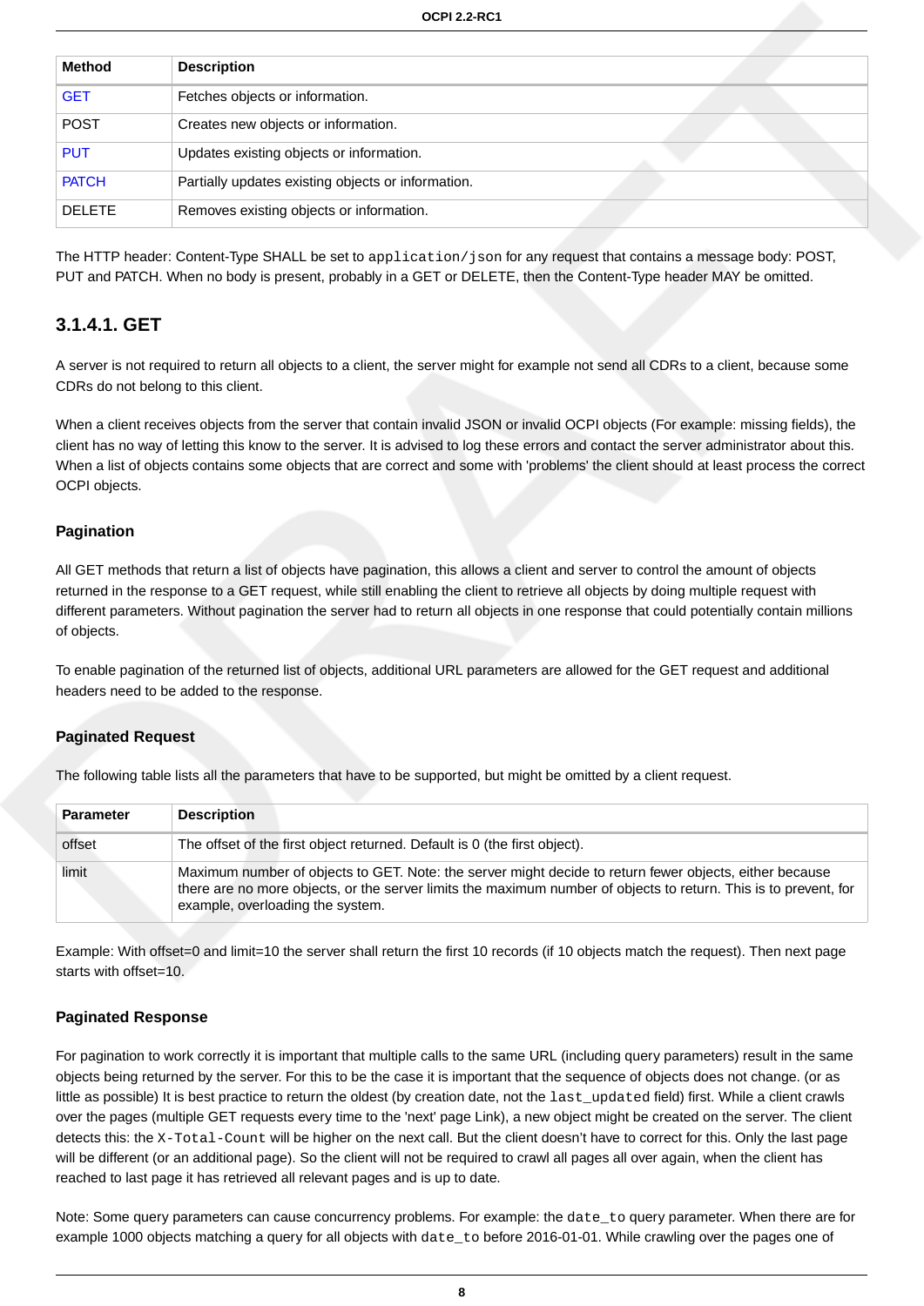| Method | Description |
| --- | --- |
| GET | Fetches objects or information. |
| POST | Creates new objects or information. |
| PUT | Updates existing objects or information. |
| PATCH | Partially updates existing objects or information. |
| DELETE | Removes existing objects or information. |

The HTTP header: Content-Type SHALL be set to `application/json` for any request that contains a message body: POST, PUT and PATCH. When no body is present, probably in a GET or DELETE, then the Content-Type header MAY be omitted.

### 3.1.4.1. GET

A server is not required to return all objects to a client, the server might for example not send all CDRs to a client, because some CDRs do not belong to this client.

When a client receives objects from the server that contain invalid JSON or invalid OCPI objects (For example: missing fields), the client has no way of letting this know to the server. It is advised to log these errors and contact the server administrator about this. When a list of objects contains some objects that are correct and some with 'problems' the client should at least process the correct OCPI objects.

#### Pagination

All GET methods that return a list of objects have pagination, this allows a client and server to control the amount of objects returned in the response to a GET request, while still enabling the client to retrieve all objects by doing multiple request with different parameters. Without pagination the server had to return all objects in one response that could potentially contain millions of objects.

To enable pagination of the returned list of objects, additional URL parameters are allowed for the GET request and additional headers need to be added to the response.

#### Paginated Request

The following table lists all the parameters that have to be supported, but might be omitted by a client request.

| Parameter | Description |
| --- | --- |
| offset | The offset of the first object returned. Default is 0 (the first object). |
| limit | Maximum number of objects to GET. Note: the server might decide to return fewer objects, either because there are no more objects, or the server limits the maximum number of objects to return. This is to prevent, for example, overloading the system. |

Example: With offset=0 and limit=10 the server shall return the first 10 records (if 10 objects match the request). Then next page starts with offset=10.

#### Paginated Response

For pagination to work correctly it is important that multiple calls to the same URL (including query parameters) result in the same objects being returned by the server. For this to be the case it is important that the sequence of objects does not change. (or as little as possible) It is best practice to return the oldest (by creation date, not the `last_updated` field) first. While a client crawls over the pages (multiple GET requests every time to the 'next' page Link), a new object might be created on the server. The client detects this: the `X-Total-Count` will be higher on the next call. But the client doesn't have to correct for this. Only the last page will be different (or an additional page). So the client will not be required to crawl all pages all over again, when the client has reached to last page it has retrieved all relevant pages and is up to date.

Note: Some query parameters can cause concurrency problems. For example: the `date_to` query parameter. When there are for example 1000 objects matching a query for all objects with `date_to` before 2016-01-01. While crawling over the pages one of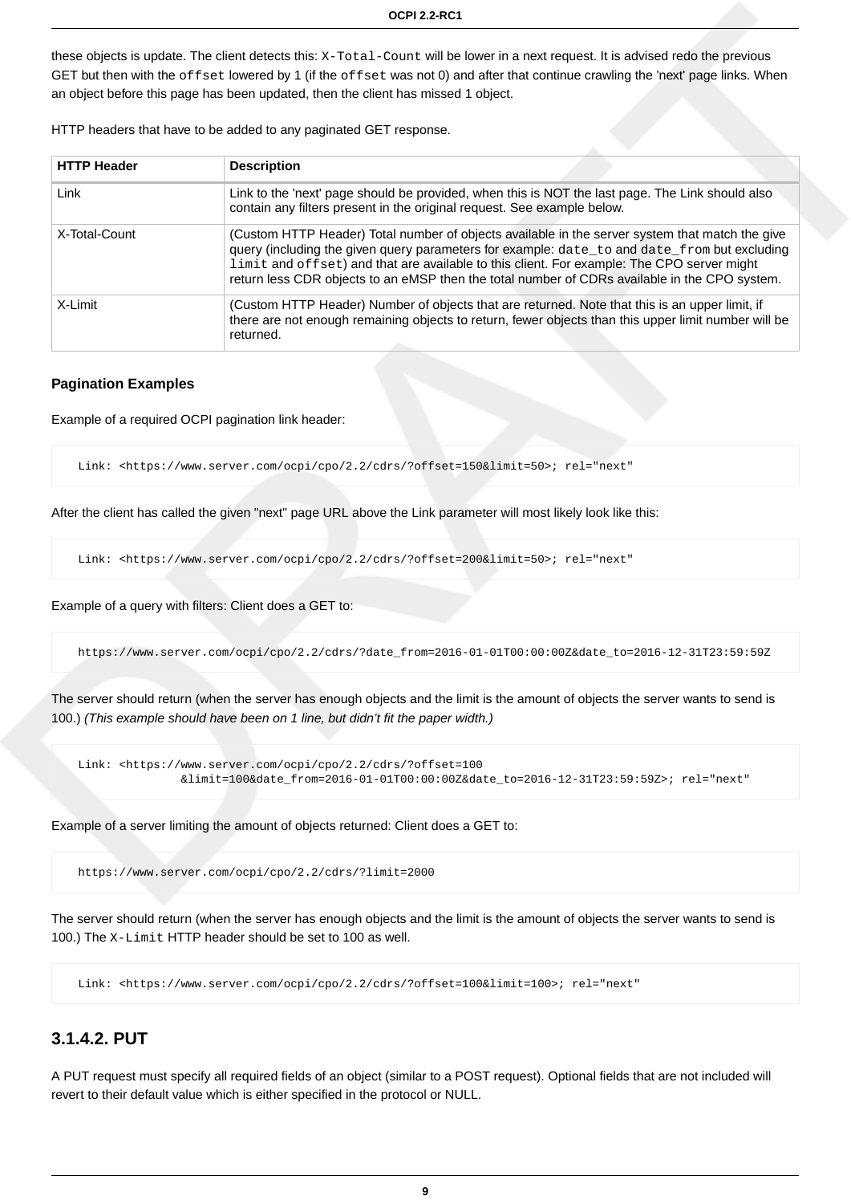these objects is update. The client detects this: `X-Total-Count` will be lower in a next request. It is advised redo the previous GET but then with the `offset` lowered by 1 (if the `offset` was not 0) and after that continue crawling the 'next' page links. When an object before this page has been updated, then the client has missed 1 object.

HTTP headers that have to be added to any paginated GET response.

| HTTP Header | Description |
| --- | --- |
| Link | Link to the 'next' page should be provided, when this is NOT the last page. The Link should also contain any filters present in the original request. See example below. |
| X-Total-Count | (Custom HTTP Header) Total number of objects available in the server system that match the give query (including the given query parameters for example: `date_to` and `date_from` but excluding `limit` and `offset`) and that are available to this client. For example: The CPO server might return less CDR objects to an eMSP then the total number of CDRs available in the CPO system. |
| X-Limit | (Custom HTTP Header) Number of objects that are returned. Note that this is an upper limit, if there are not enough remaining objects to return, fewer objects than this upper limit number will be returned. |

**Pagination Examples**

Example of a required OCPI pagination link header:

```
Link: <https://www.server.com/ocpi/cpo/2.2/cdrs/?offset=150&limit=50>; rel="next"
```

After the client has called the given "next" page URL above the Link parameter will most likely look like this:

```
Link: <https://www.server.com/ocpi/cpo/2.2/cdrs/?offset=200&limit=50>; rel="next"
```

Example of a query with filters: Client does a GET to:

```
https://www.server.com/ocpi/cpo/2.2/cdrs/?date_from=2016-01-01T00:00:00Z&date_to=2016-12-31T23:59:59Z
```

The server should return (when the server has enough objects and the limit is the amount of objects the server wants to send is 100.) *(This example should have been on 1 line, but didn't fit the paper width.)*

```
Link: <https://www.server.com/ocpi/cpo/2.2/cdrs/?offset=100
               &limit=100&date_from=2016-01-01T00:00:00Z&date_to=2016-12-31T23:59:59Z>; rel="next"
```

Example of a server limiting the amount of objects returned: Client does a GET to:

```
https://www.server.com/ocpi/cpo/2.2/cdrs/?limit=2000
```

The server should return (when the server has enough objects and the limit is the amount of objects the server wants to send is 100.) The `X-Limit` HTTP header should be set to 100 as well.

```
Link: <https://www.server.com/ocpi/cpo/2.2/cdrs/?offset=100&limit=100>; rel="next"
```

### 3.1.4.2. PUT

A PUT request must specify all required fields of an object (similar to a POST request). Optional fields that are not included will revert to their default value which is either specified in the protocol or NULL.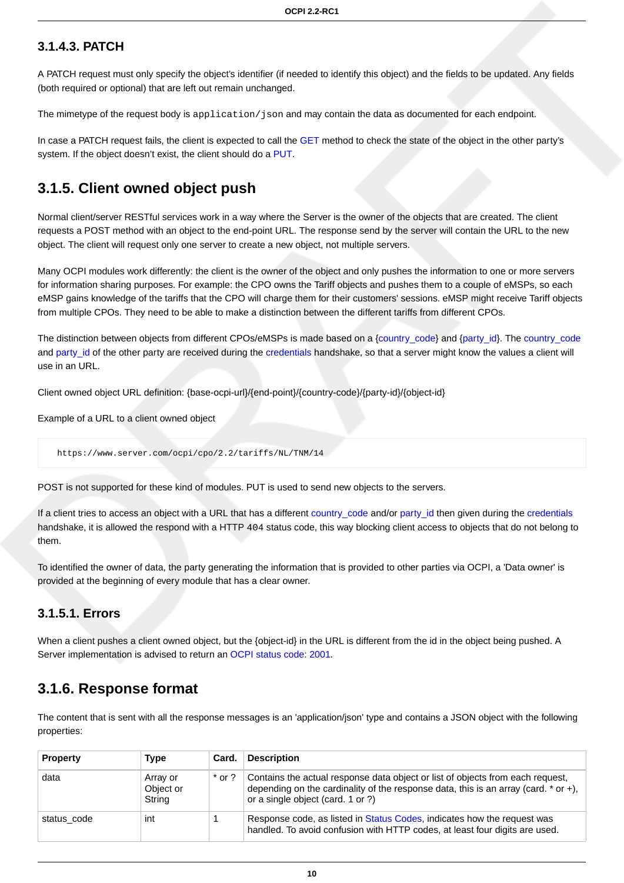### 3.1.4.3. PATCH

A PATCH request must only specify the object's identifier (if needed to identify this object) and the fields to be updated. Any fields (both required or optional) that are left out remain unchanged.

The mimetype of the request body is `application/json` and may contain the data as documented for each endpoint.

In case a PATCH request fails, the client is expected to call the GET method to check the state of the object in the other party's system. If the object doesn't exist, the client should do a PUT.

## 3.1.5. Client owned object push

Normal client/server RESTful services work in a way where the Server is the owner of the objects that are created. The client requests a POST method with an object to the end-point URL. The response send by the server will contain the URL to the new object. The client will request only one server to create a new object, not multiple servers.

Many OCPI modules work differently: the client is the owner of the object and only pushes the information to one or more servers for information sharing purposes. For example: the CPO owns the Tariff objects and pushes them to a couple of eMSPs, so each eMSP gains knowledge of the tariffs that the CPO will charge them for their customers' sessions. eMSP might receive Tariff objects from multiple CPOs. They need to be able to make a distinction between the different tariffs from different CPOs.

The distinction between objects from different CPOs/eMSPs is made based on a {country_code} and {party_id}. The country_code and party_id of the other party are received during the credentials handshake, so that a server might know the values a client will use in an URL.

Client owned object URL definition: {base-ocpi-url}/{end-point}/{country-code}/{party-id}/{object-id}

Example of a URL to a client owned object

```
https://www.server.com/ocpi/cpo/2.2/tariffs/NL/TNM/14
```

POST is not supported for these kind of modules. PUT is used to send new objects to the servers.

If a client tries to access an object with a URL that has a different country_code and/or party_id then given during the credentials handshake, it is allowed the respond with a HTTP `404` status code, this way blocking client access to objects that do not belong to them.

To identified the owner of data, the party generating the information that is provided to other parties via OCPI, a 'Data owner' is provided at the beginning of every module that has a clear owner.

### 3.1.5.1. Errors

When a client pushes a client owned object, but the {object-id} in the URL is different from the id in the object being pushed. A Server implementation is advised to return an OCPI status code: 2001.

## 3.1.6. Response format

The content that is sent with all the response messages is an 'application/json' type and contains a JSON object with the following properties:

| Property | Type | Card. | Description |
|---|---|---|---|
| data | Array or Object or String | * or ? | Contains the actual response data object or list of objects from each request, depending on the cardinality of the response data, this is an array (card. * or +), or a single object (card. 1 or ?) |
| status_code | int | 1 | Response code, as listed in Status Codes, indicates how the request was handled. To avoid confusion with HTTP codes, at least four digits are used. |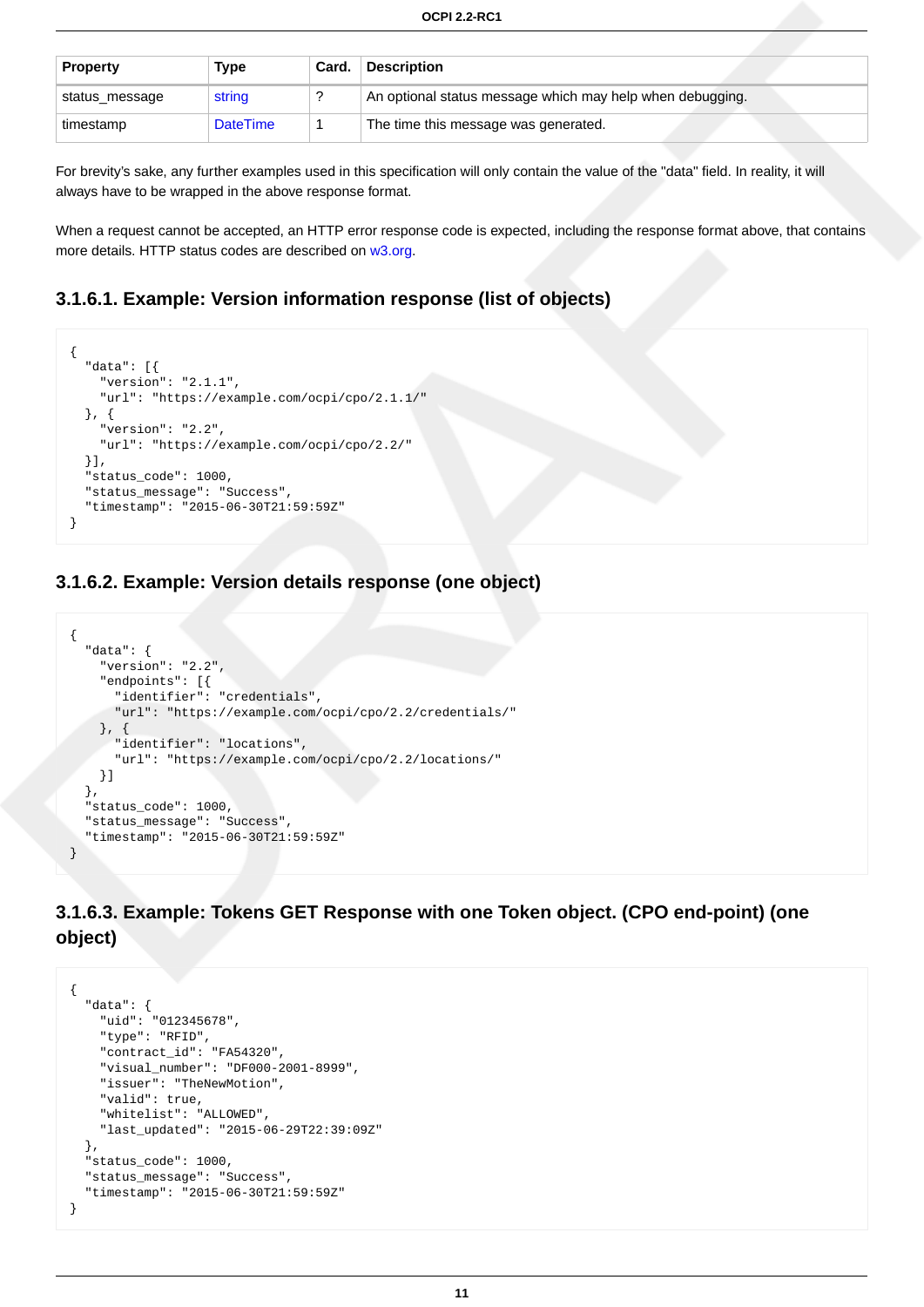| Property | Type | Card. | Description |
|---|---|---|---|
| status_message | string | ? | An optional status message which may help when debugging. |
| timestamp | DateTime | 1 | The time this message was generated. |

For brevity's sake, any further examples used in this specification will only contain the value of the "data" field. In reality, it will always have to be wrapped in the above response format.

When a request cannot be accepted, an HTTP error response code is expected, including the response format above, that contains more details. HTTP status codes are described on w3.org.

### 3.1.6.1. Example: Version information response (list of objects)

```
{
  "data": [{
    "version": "2.1.1",
    "url": "https://example.com/ocpi/cpo/2.1.1/"
  }, {
    "version": "2.2",
    "url": "https://example.com/ocpi/cpo/2.2/"
  }],
  "status_code": 1000,
  "status_message": "Success",
  "timestamp": "2015-06-30T21:59:59Z"
}
```

### 3.1.6.2. Example: Version details response (one object)

```
{
  "data": {
    "version": "2.2",
    "endpoints": [{
      "identifier": "credentials",
      "url": "https://example.com/ocpi/cpo/2.2/credentials/"
    }, {
      "identifier": "locations",
      "url": "https://example.com/ocpi/cpo/2.2/locations/"
    }]
  },
  "status_code": 1000,
  "status_message": "Success",
  "timestamp": "2015-06-30T21:59:59Z"
}
```

### 3.1.6.3. Example: Tokens GET Response with one Token object. (CPO end-point) (one object)

```
{
  "data": {
    "uid": "012345678",
    "type": "RFID",
    "contract_id": "FA54320",
    "visual_number": "DF000-2001-8999",
    "issuer": "TheNewMotion",
    "valid": true,
    "whitelist": "ALLOWED",
    "last_updated": "2015-06-29T22:39:09Z"
  },
  "status_code": 1000,
  "status_message": "Success",
  "timestamp": "2015-06-30T21:59:59Z"
}
```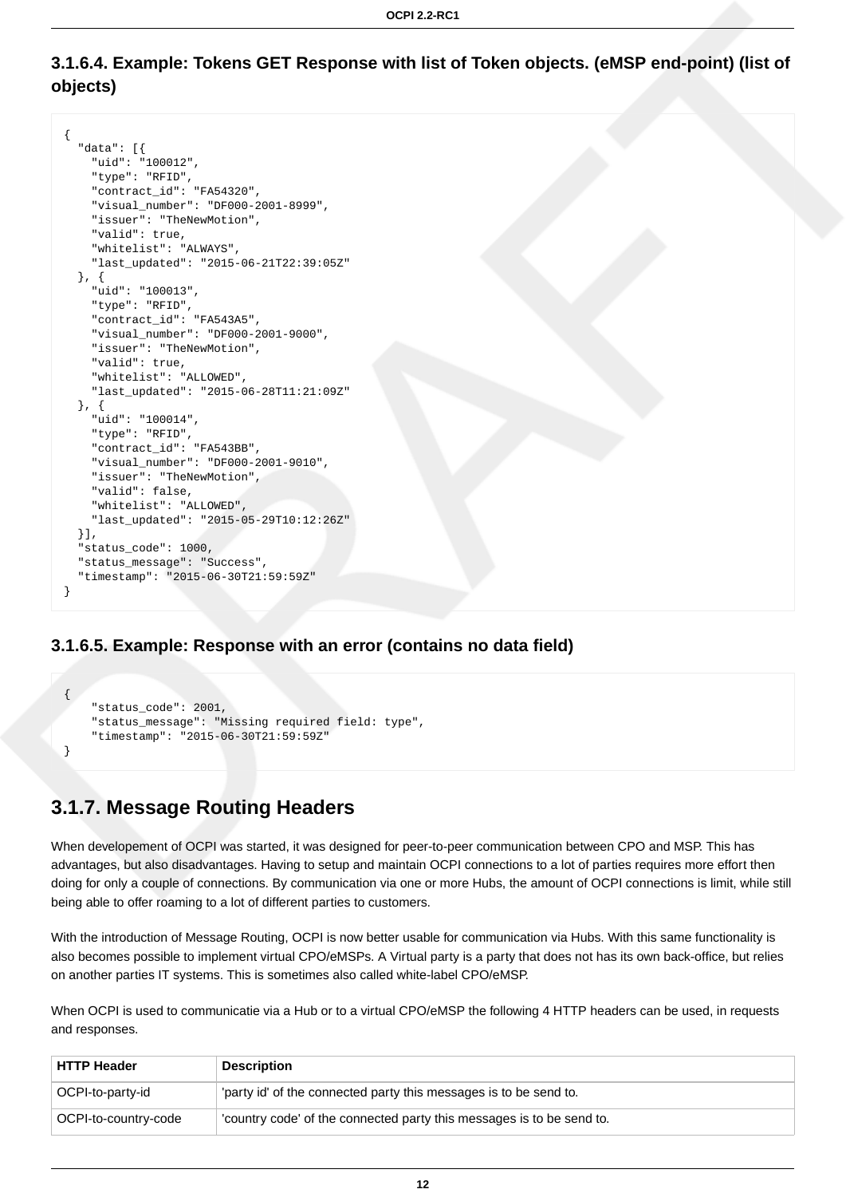### 3.1.6.4. Example: Tokens GET Response with list of Token objects. (eMSP end-point) (list of objects)

```
{
  "data": [{
    "uid": "100012",
    "type": "RFID",
    "contract_id": "FA54320",
    "visual_number": "DF000-2001-8999",
    "issuer": "TheNewMotion",
    "valid": true,
    "whitelist": "ALWAYS",
    "last_updated": "2015-06-21T22:39:05Z"
  }, {
    "uid": "100013",
    "type": "RFID",
    "contract_id": "FA543A5",
    "visual_number": "DF000-2001-9000",
    "issuer": "TheNewMotion",
    "valid": true,
    "whitelist": "ALLOWED",
    "last_updated": "2015-06-28T11:21:09Z"
  }, {
    "uid": "100014",
    "type": "RFID",
    "contract_id": "FA543BB",
    "visual_number": "DF000-2001-9010",
    "issuer": "TheNewMotion",
    "valid": false,
    "whitelist": "ALLOWED",
    "last_updated": "2015-05-29T10:12:26Z"
  }],
  "status_code": 1000,
  "status_message": "Success",
  "timestamp": "2015-06-30T21:59:59Z"
}
```

### 3.1.6.5. Example: Response with an error (contains no data field)

```
{
    "status_code": 2001,
    "status_message": "Missing required field: type",
    "timestamp": "2015-06-30T21:59:59Z"
}
```

## 3.1.7. Message Routing Headers

When developement of OCPI was started, it was designed for peer-to-peer communication between CPO and MSP. This has advantages, but also disadvantages. Having to setup and maintain OCPI connections to a lot of parties requires more effort then doing for only a couple of connections. By communication via one or more Hubs, the amount of OCPI connections is limit, while still being able to offer roaming to a lot of different parties to customers.

With the introduction of Message Routing, OCPI is now better usable for communication via Hubs. With this same functionality is also becomes possible to implement virtual CPO/eMSPs. A Virtual party is a party that does not has its own back-office, but relies on another parties IT systems. This is sometimes also called white-label CPO/eMSP.

When OCPI is used to communicatie via a Hub or to a virtual CPO/eMSP the following 4 HTTP headers can be used, in requests and responses.

| HTTP Header | Description |
| --- | --- |
| OCPI-to-party-id | 'party id' of the connected party this messages is to be send to. |
| OCPI-to-country-code | 'country code' of the connected party this messages is to be send to. |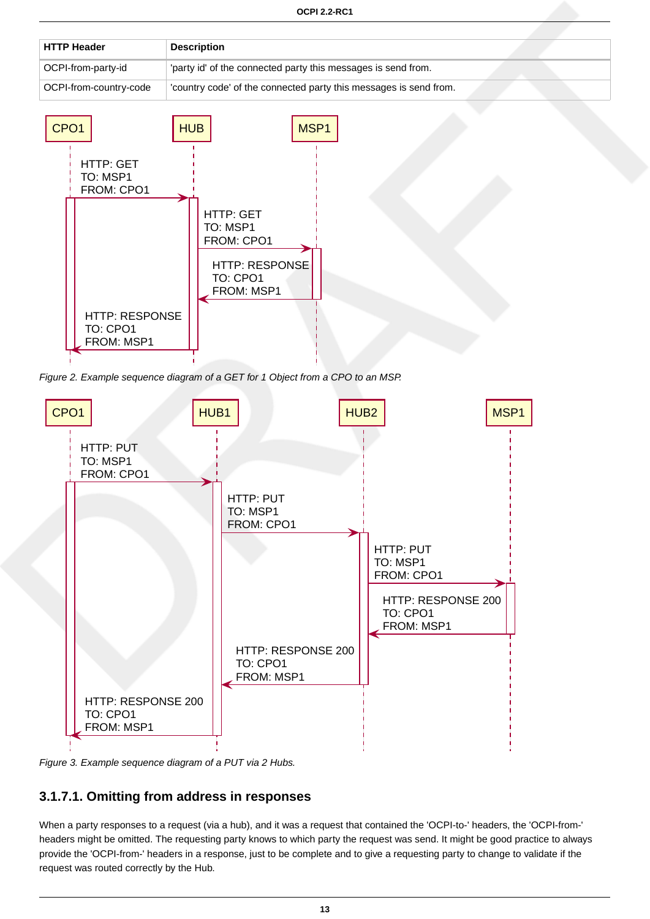| HTTP Header | Description |
| --- | --- |
| OCPI-from-party-id | 'party id' of the connected party this messages is send from. |
| OCPI-from-country-code | 'country code' of the connected party this messages is send from. |

*Figure 2. Example sequence diagram of a GET for 1 Object from a CPO to an MSP.*

*Figure 3. Example sequence diagram of a PUT via 2 Hubs.*

### 3.1.7.1. Omitting from address in responses

When a party responses to a request (via a hub), and it was a request that contained the 'OCPI-to-' headers, the 'OCPI-from-' headers might be omitted. The requesting party knows to which party the request was send. It might be good practice to always provide the 'OCPI-from-' headers in a response, just to be complete and to give a requesting party to change to validate if the request was routed correctly by the Hub.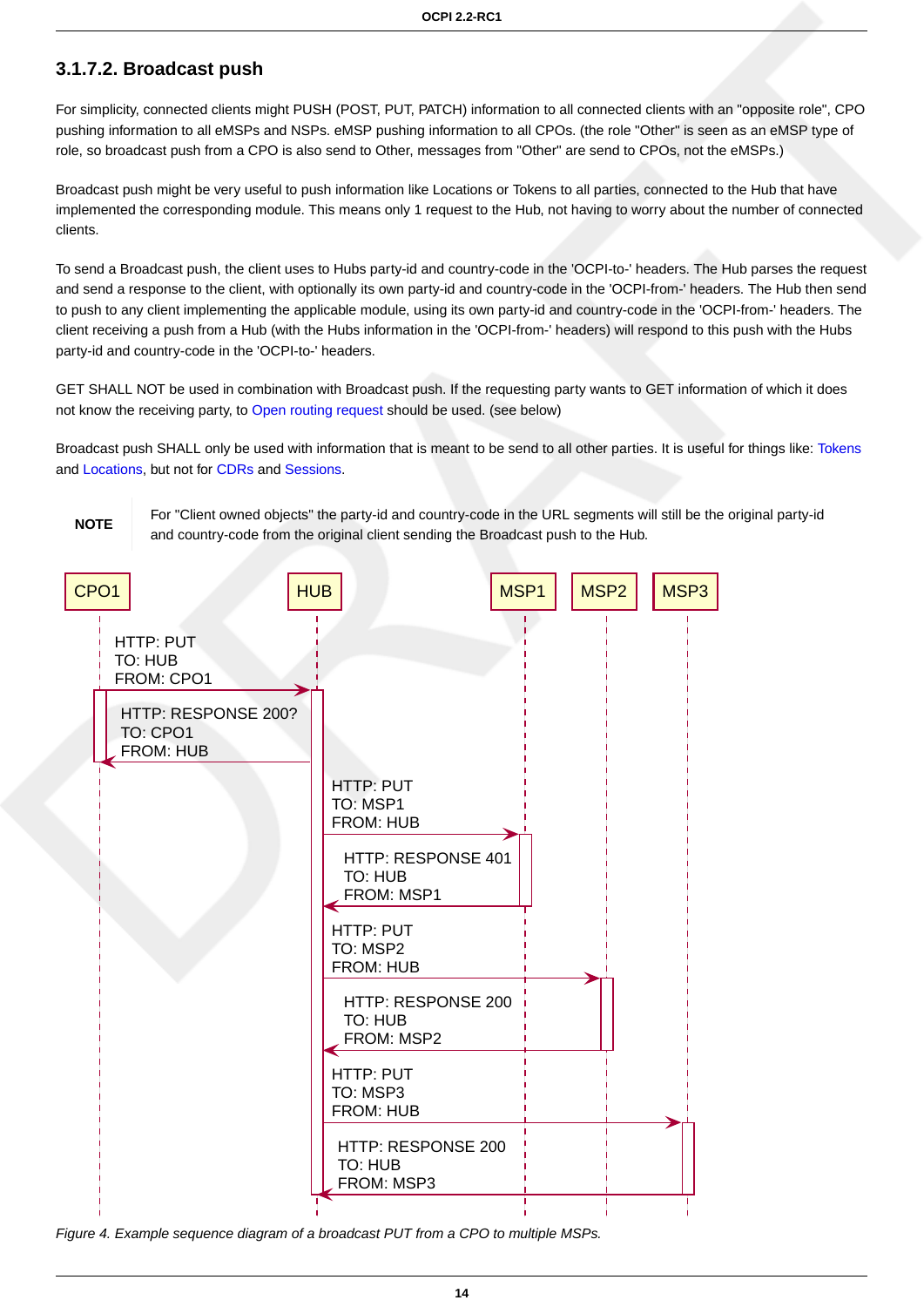### 3.1.7.2. Broadcast push

For simplicity, connected clients might PUSH (POST, PUT, PATCH) information to all connected clients with an "opposite role", CPO pushing information to all eMSPs and NSPs. eMSP pushing information to all CPOs. (the role "Other" is seen as an eMSP type of role, so broadcast push from a CPO is also send to Other, messages from "Other" are send to CPOs, not the eMSPs.)

Broadcast push might be very useful to push information like Locations or Tokens to all parties, connected to the Hub that have implemented the corresponding module. This means only 1 request to the Hub, not having to worry about the number of connected clients.

To send a Broadcast push, the client uses to Hubs party-id and country-code in the 'OCPI-to-' headers. The Hub parses the request and send a response to the client, with optionally its own party-id and country-code in the 'OCPI-from-' headers. The Hub then send to push to any client implementing the applicable module, using its own party-id and country-code in the 'OCPI-from-' headers. The client receiving a push from a Hub (with the Hubs information in the 'OCPI-from-' headers) will respond to this push with the Hubs party-id and country-code in the 'OCPI-to-' headers.

GET SHALL NOT be used in combination with Broadcast push. If the requesting party wants to GET information of which it does not know the receiving party, to Open routing request should be used. (see below)

Broadcast push SHALL only be used with information that is meant to be send to all other parties. It is useful for things like: Tokens and Locations, but not for CDRs and Sessions.

**NOTE** For "Client owned objects" the party-id and country-code in the URL segments will still be the original party-id and country-code from the original client sending the Broadcast push to the Hub.

```
CPO1 -> HUB:  HTTP: PUT            TO: HUB   FROM: CPO1
HUB  -> CPO1: HTTP: RESPONSE 200?  TO: CPO1  FROM: HUB
HUB  -> MSP1: HTTP: PUT            TO: MSP1  FROM: HUB
MSP1 -> HUB:  HTTP: RESPONSE 401   TO: HUB   FROM: MSP1
HUB  -> MSP2: HTTP: PUT            TO: MSP2  FROM: HUB
MSP2 -> HUB:  HTTP: RESPONSE 200   TO: HUB   FROM: MSP2
HUB  -> MSP3: HTTP: PUT            TO: MSP3  FROM: HUB
MSP3 -> HUB:  HTTP: RESPONSE 200   TO: HUB   FROM: MSP3
```

*Figure 4. Example sequence diagram of a broadcast PUT from a CPO to multiple MSPs.*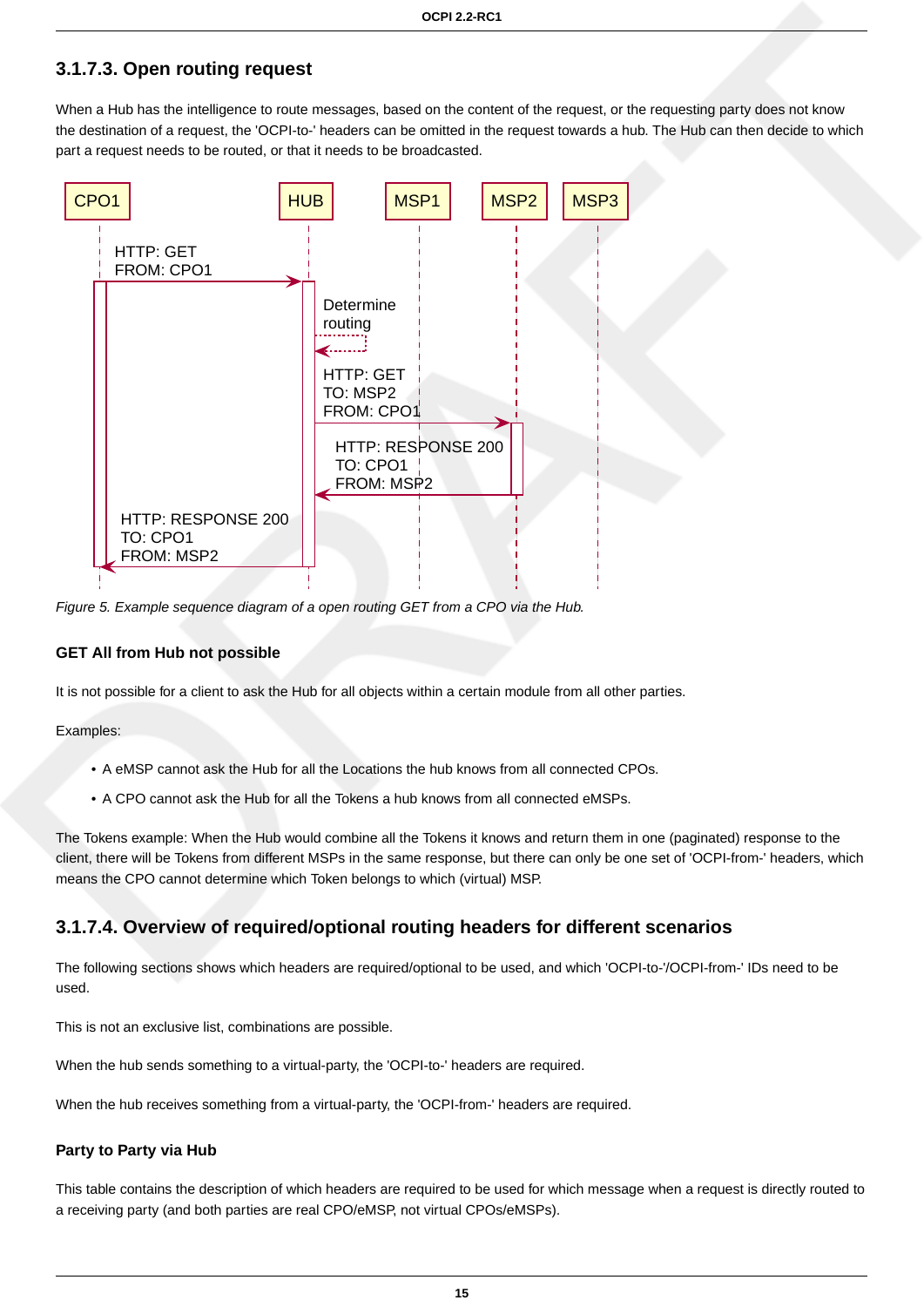### 3.1.7.3. Open routing request

When a Hub has the intelligence to route messages, based on the content of the request, or the requesting party does not know the destination of a request, the 'OCPI-to-' headers can be omitted in the request towards a hub. The Hub can then decide to which part a request needs to be routed, or that it needs to be broadcasted.

*Figure 5. Example sequence diagram of a open routing GET from a CPO via the Hub.*

#### GET All from Hub not possible

It is not possible for a client to ask the Hub for all objects within a certain module from all other parties.

Examples:

- A eMSP cannot ask the Hub for all the Locations the hub knows from all connected CPOs.
- A CPO cannot ask the Hub for all the Tokens a hub knows from all connected eMSPs.

The Tokens example: When the Hub would combine all the Tokens it knows and return them in one (paginated) response to the client, there will be Tokens from different MSPs in the same response, but there can only be one set of 'OCPI-from-' headers, which means the CPO cannot determine which Token belongs to which (virtual) MSP.

### 3.1.7.4. Overview of required/optional routing headers for different scenarios

The following sections shows which headers are required/optional to be used, and which 'OCPI-to-'/OCPI-from-' IDs need to be used.

This is not an exclusive list, combinations are possible.

When the hub sends something to a virtual-party, the 'OCPI-to-' headers are required.

When the hub receives something from a virtual-party, the 'OCPI-from-' headers are required.

#### Party to Party via Hub

This table contains the description of which headers are required to be used for which message when a request is directly routed to a receiving party (and both parties are real CPO/eMSP, not virtual CPOs/eMSPs).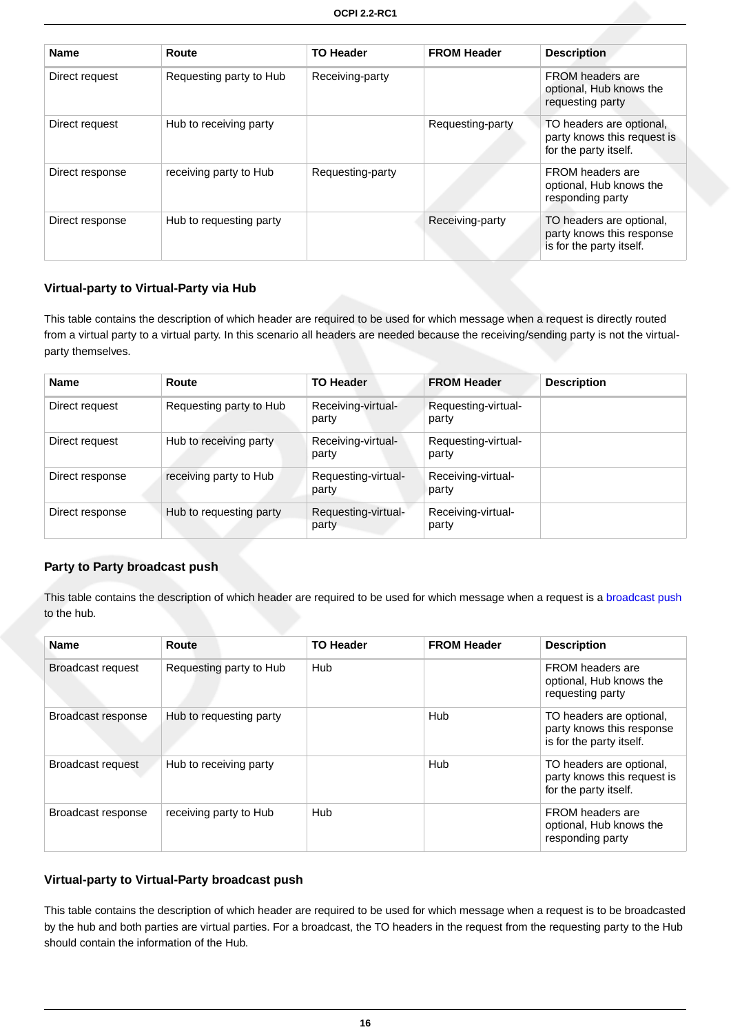| Name | Route | TO Header | FROM Header | Description |
| --- | --- | --- | --- | --- |
| Direct request | Requesting party to Hub | Receiving-party | | FROM headers are optional, Hub knows the requesting party |
| Direct request | Hub to receiving party | | Requesting-party | TO headers are optional, party knows this request is for the party itself. |
| Direct response | receiving party to Hub | Requesting-party | | FROM headers are optional, Hub knows the responding party |
| Direct response | Hub to requesting party | | Receiving-party | TO headers are optional, party knows this response is for the party itself. |

### Virtual-party to Virtual-Party via Hub

This table contains the description of which header are required to be used for which message when a request is directly routed from a virtual party to a virtual party. In this scenario all headers are needed because the receiving/sending party is not the virtual-party themselves.

| Name | Route | TO Header | FROM Header | Description |
| --- | --- | --- | --- | --- |
| Direct request | Requesting party to Hub | Receiving-virtual-party | Requesting-virtual-party | |
| Direct request | Hub to receiving party | Receiving-virtual-party | Requesting-virtual-party | |
| Direct response | receiving party to Hub | Requesting-virtual-party | Receiving-virtual-party | |
| Direct response | Hub to requesting party | Requesting-virtual-party | Receiving-virtual-party | |

### Party to Party broadcast push

This table contains the description of which header are required to be used for which message when a request is a broadcast push to the hub.

| Name | Route | TO Header | FROM Header | Description |
| --- | --- | --- | --- | --- |
| Broadcast request | Requesting party to Hub | Hub | | FROM headers are optional, Hub knows the requesting party |
| Broadcast response | Hub to requesting party | | Hub | TO headers are optional, party knows this response is for the party itself. |
| Broadcast request | Hub to receiving party | | Hub | TO headers are optional, party knows this request is for the party itself. |
| Broadcast response | receiving party to Hub | Hub | | FROM headers are optional, Hub knows the responding party |

### Virtual-party to Virtual-Party broadcast push

This table contains the description of which header are required to be used for which message when a request is to be broadcasted by the hub and both parties are virtual parties. For a broadcast, the TO headers in the request from the requesting party to the Hub should contain the information of the Hub.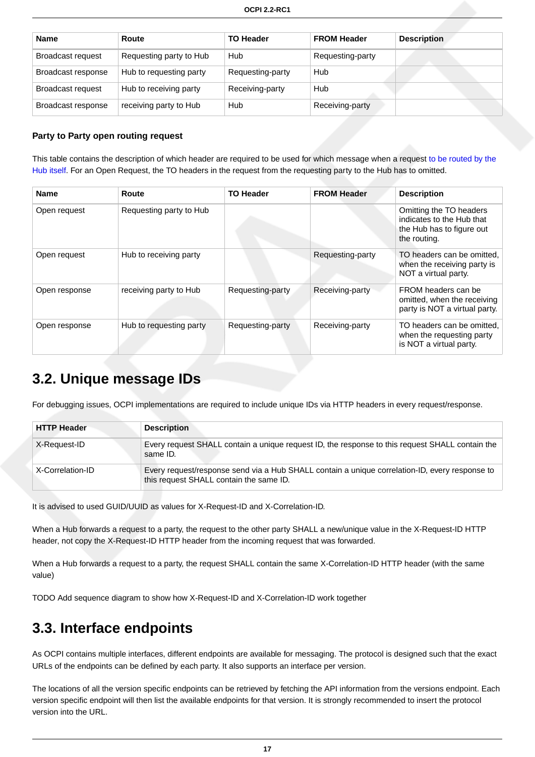| Name | Route | TO Header | FROM Header | Description |
| --- | --- | --- | --- | --- |
| Broadcast request | Requesting party to Hub | Hub | Requesting-party | |
| Broadcast response | Hub to requesting party | Requesting-party | Hub | |
| Broadcast request | Hub to receiving party | Receiving-party | Hub | |
| Broadcast response | receiving party to Hub | Hub | Receiving-party | |

#### Party to Party open routing request

This table contains the description of which header are required to be used for which message when a request to be routed by the Hub itself. For an Open Request, the TO headers in the request from the requesting party to the Hub has to omitted.

| Name | Route | TO Header | FROM Header | Description |
| --- | --- | --- | --- | --- |
| Open request | Requesting party to Hub | | | Omitting the TO headers indicates to the Hub that the Hub has to figure out the routing. |
| Open request | Hub to receiving party | | Requesting-party | TO headers can be omitted, when the receiving party is NOT a virtual party. |
| Open response | receiving party to Hub | Requesting-party | Receiving-party | FROM headers can be omitted, when the receiving party is NOT a virtual party. |
| Open response | Hub to requesting party | Requesting-party | Receiving-party | TO headers can be omitted, when the requesting party is NOT a virtual party. |

## 3.2. Unique message IDs

For debugging issues, OCPI implementations are required to include unique IDs via HTTP headers in every request/response.

| HTTP Header | Description |
| --- | --- |
| X-Request-ID | Every request SHALL contain a unique request ID, the response to this request SHALL contain the same ID. |
| X-Correlation-ID | Every request/response send via a Hub SHALL contain a unique correlation-ID, every response to this request SHALL contain the same ID. |

It is advised to used GUID/UUID as values for X-Request-ID and X-Correlation-ID.

When a Hub forwards a request to a party, the request to the other party SHALL a new/unique value in the X-Request-ID HTTP header, not copy the X-Request-ID HTTP header from the incoming request that was forwarded.

When a Hub forwards a request to a party, the request SHALL contain the same X-Correlation-ID HTTP header (with the same value)

TODO Add sequence diagram to show how X-Request-ID and X-Correlation-ID work together

## 3.3. Interface endpoints

As OCPI contains multiple interfaces, different endpoints are available for messaging. The protocol is designed such that the exact URLs of the endpoints can be defined by each party. It also supports an interface per version.

The locations of all the version specific endpoints can be retrieved by fetching the API information from the versions endpoint. Each version specific endpoint will then list the available endpoints for that version. It is strongly recommended to insert the protocol version into the URL.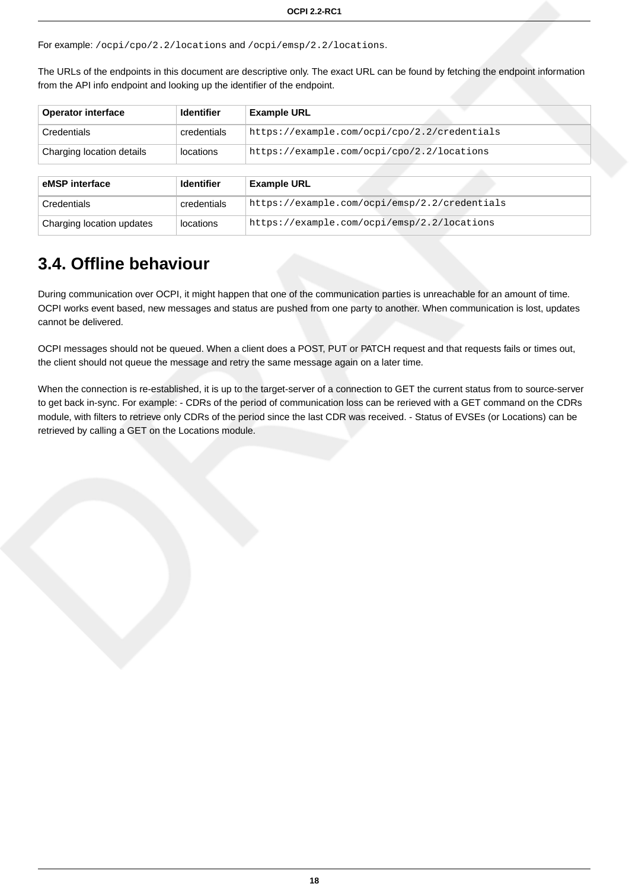For example: `/ocpi/cpo/2.2/locations` and `/ocpi/emsp/2.2/locations`.

The URLs of the endpoints in this document are descriptive only. The exact URL can be found by fetching the endpoint information from the API info endpoint and looking up the identifier of the endpoint.

| Operator interface | Identifier | Example URL |
| --- | --- | --- |
| Credentials | credentials | `https://example.com/ocpi/cpo/2.2/credentials` |
| Charging location details | locations | `https://example.com/ocpi/cpo/2.2/locations` |

| eMSP interface | Identifier | Example URL |
| --- | --- | --- |
| Credentials | credentials | `https://example.com/ocpi/emsp/2.2/credentials` |
| Charging location updates | locations | `https://example.com/ocpi/emsp/2.2/locations` |

## 3.4. Offline behaviour

During communication over OCPI, it might happen that one of the communication parties is unreachable for an amount of time. OCPI works event based, new messages and status are pushed from one party to another. When communication is lost, updates cannot be delivered.

OCPI messages should not be queued. When a client does a POST, PUT or PATCH request and that requests fails or times out, the client should not queue the message and retry the same message again on a later time.

When the connection is re-established, it is up to the target-server of a connection to GET the current status from to source-server to get back in-sync. For example: - CDRs of the period of communication loss can be rerieved with a GET command on the CDRs module, with filters to retrieve only CDRs of the period since the last CDR was received. - Status of EVSEs (or Locations) can be retrieved by calling a GET on the Locations module.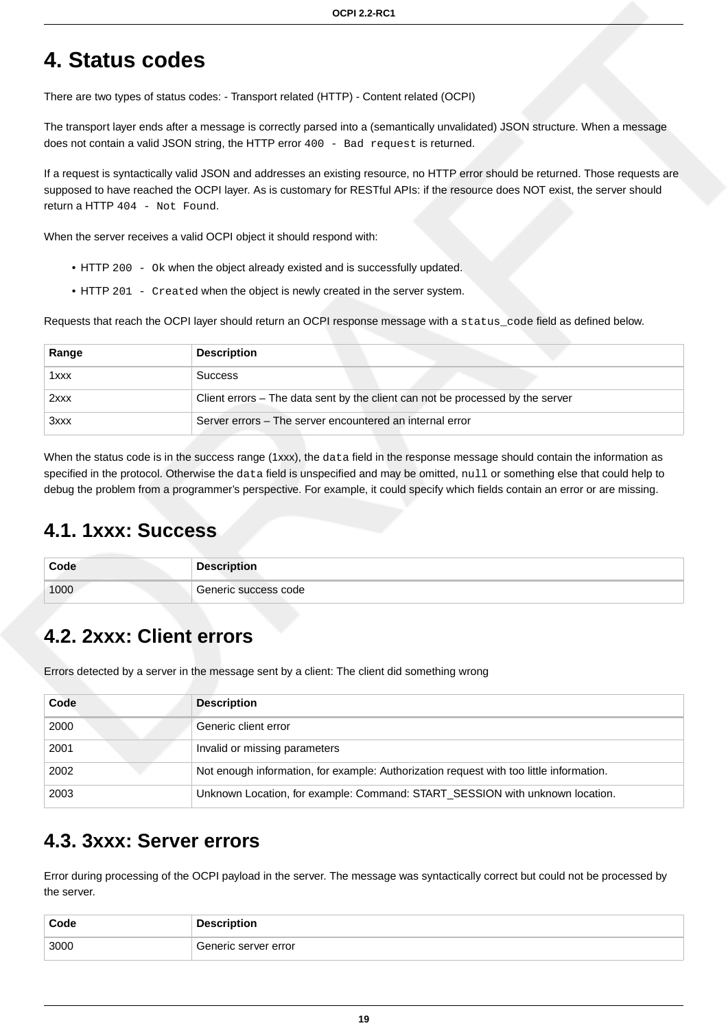# 4. Status codes

There are two types of status codes: - Transport related (HTTP) - Content related (OCPI)

The transport layer ends after a message is correctly parsed into a (semantically unvalidated) JSON structure. When a message does not contain a valid JSON string, the HTTP error `400 - Bad request` is returned.

If a request is syntactically valid JSON and addresses an existing resource, no HTTP error should be returned. Those requests are supposed to have reached the OCPI layer. As is customary for RESTful APIs: if the resource does NOT exist, the server should return a HTTP `404 - Not Found`.

When the server receives a valid OCPI object it should respond with:

- HTTP `200 - Ok` when the object already existed and is successfully updated.
- HTTP `201 - Created` when the object is newly created in the server system.

Requests that reach the OCPI layer should return an OCPI response message with a `status_code` field as defined below.

| Range | Description |
| --- | --- |
| 1xxx | Success |
| 2xxx | Client errors – The data sent by the client can not be processed by the server |
| 3xxx | Server errors – The server encountered an internal error |

When the status code is in the success range (1xxx), the `data` field in the response message should contain the information as specified in the protocol. Otherwise the `data` field is unspecified and may be omitted, `null` or something else that could help to debug the problem from a programmer's perspective. For example, it could specify which fields contain an error or are missing.

## 4.1. 1xxx: Success

| Code | Description |
| --- | --- |
| 1000 | Generic success code |

## 4.2. 2xxx: Client errors

Errors detected by a server in the message sent by a client: The client did something wrong

| Code | Description |
| --- | --- |
| 2000 | Generic client error |
| 2001 | Invalid or missing parameters |
| 2002 | Not enough information, for example: Authorization request with too little information. |
| 2003 | Unknown Location, for example: Command: START_SESSION with unknown location. |

## 4.3. 3xxx: Server errors

Error during processing of the OCPI payload in the server. The message was syntactically correct but could not be processed by the server.

| Code | Description |
| --- | --- |
| 3000 | Generic server error |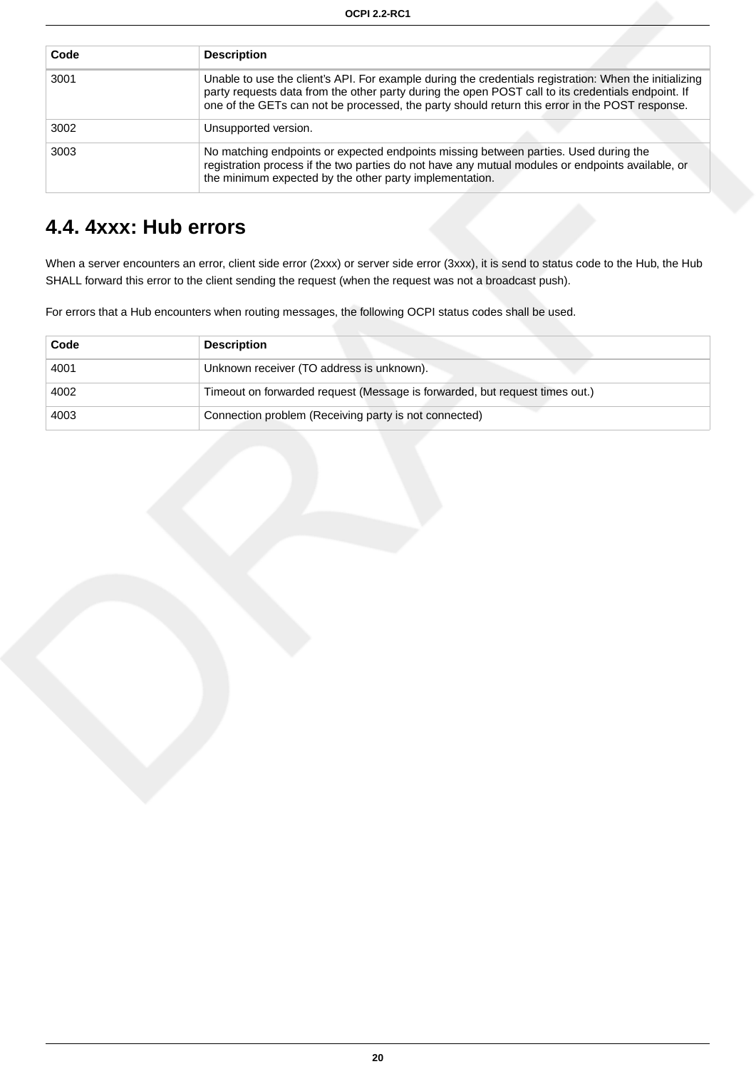| Code | Description |
| --- | --- |
| 3001 | Unable to use the client's API. For example during the credentials registration: When the initializing party requests data from the other party during the open POST call to its credentials endpoint. If one of the GETs can not be processed, the party should return this error in the POST response. |
| 3002 | Unsupported version. |
| 3003 | No matching endpoints or expected endpoints missing between parties. Used during the registration process if the two parties do not have any mutual modules or endpoints available, or the minimum expected by the other party implementation. |

## 4.4. 4xxx: Hub errors

When a server encounters an error, client side error (2xxx) or server side error (3xxx), it is send to status code to the Hub, the Hub SHALL forward this error to the client sending the request (when the request was not a broadcast push).

For errors that a Hub encounters when routing messages, the following OCPI status codes shall be used.

| Code | Description |
| --- | --- |
| 4001 | Unknown receiver (TO address is unknown). |
| 4002 | Timeout on forwarded request (Message is forwarded, but request times out.) |
| 4003 | Connection problem (Receiving party is not connected) |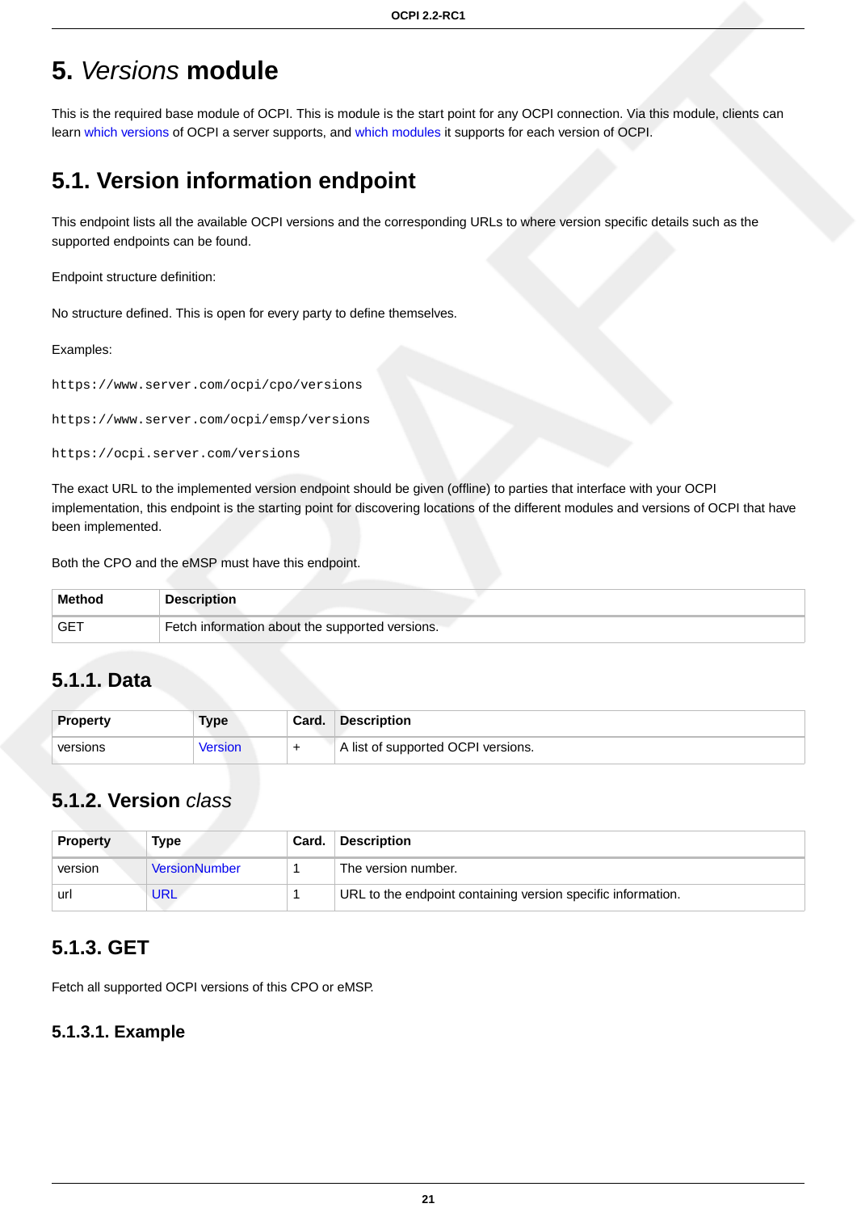# 5. *Versions* module

This is the required base module of OCPI. This is module is the start point for any OCPI connection. Via this module, clients can learn which versions of OCPI a server supports, and which modules it supports for each version of OCPI.

## 5.1. Version information endpoint

This endpoint lists all the available OCPI versions and the corresponding URLs to where version specific details such as the supported endpoints can be found.

Endpoint structure definition:

No structure defined. This is open for every party to define themselves.

Examples:

```
https://www.server.com/ocpi/cpo/versions
```

```
https://www.server.com/ocpi/emsp/versions
```

```
https://ocpi.server.com/versions
```

The exact URL to the implemented version endpoint should be given (offline) to parties that interface with your OCPI implementation, this endpoint is the starting point for discovering locations of the different modules and versions of OCPI that have been implemented.

Both the CPO and the eMSP must have this endpoint.

| Method | Description |
| --- | --- |
| GET | Fetch information about the supported versions. |

### 5.1.1. Data

| Property | Type | Card. | Description |
| --- | --- | --- | --- |
| versions | Version | + | A list of supported OCPI versions. |

### 5.1.2. Version *class*

| Property | Type | Card. | Description |
| --- | --- | --- | --- |
| version | VersionNumber | 1 | The version number. |
| url | URL | 1 | URL to the endpoint containing version specific information. |

### 5.1.3. GET

Fetch all supported OCPI versions of this CPO or eMSP.

#### 5.1.3.1. Example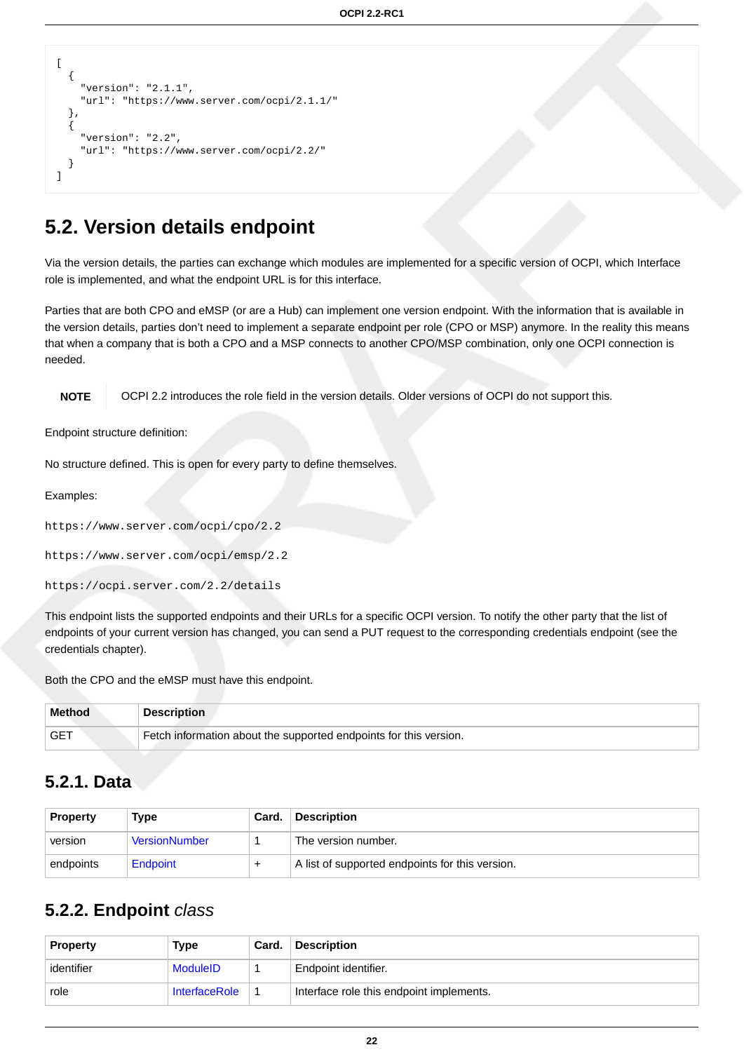```
[
  {
    "version": "2.1.1",
    "url": "https://www.server.com/ocpi/2.1.1/"
  },
  {
    "version": "2.2",
    "url": "https://www.server.com/ocpi/2.2/"
  }
]
```

## 5.2. Version details endpoint

Via the version details, the parties can exchange which modules are implemented for a specific version of OCPI, which Interface role is implemented, and what the endpoint URL is for this interface.

Parties that are both CPO and eMSP (or are a Hub) can implement one version endpoint. With the information that is available in the version details, parties don't need to implement a separate endpoint per role (CPO or MSP) anymore. In the reality this means that when a company that is both a CPO and a MSP connects to another CPO/MSP combination, only one OCPI connection is needed.

**NOTE** OCPI 2.2 introduces the role field in the version details. Older versions of OCPI do not support this.

Endpoint structure definition:

No structure defined. This is open for every party to define themselves.

Examples:

`https://www.server.com/ocpi/cpo/2.2`

`https://www.server.com/ocpi/emsp/2.2`

`https://ocpi.server.com/2.2/details`

This endpoint lists the supported endpoints and their URLs for a specific OCPI version. To notify the other party that the list of endpoints of your current version has changed, you can send a PUT request to the corresponding credentials endpoint (see the credentials chapter).

Both the CPO and the eMSP must have this endpoint.

| Method | Description |
|---|---|
| GET | Fetch information about the supported endpoints for this version. |

### 5.2.1. Data

| Property | Type | Card. | Description |
|---|---|---|---|
| version | VersionNumber | 1 | The version number. |
| endpoints | Endpoint | + | A list of supported endpoints for this version. |

### 5.2.2. Endpoint *class*

| Property | Type | Card. | Description |
|---|---|---|---|
| identifier | ModuleID | 1 | Endpoint identifier. |
| role | InterfaceRole | 1 | Interface role this endpoint implements. |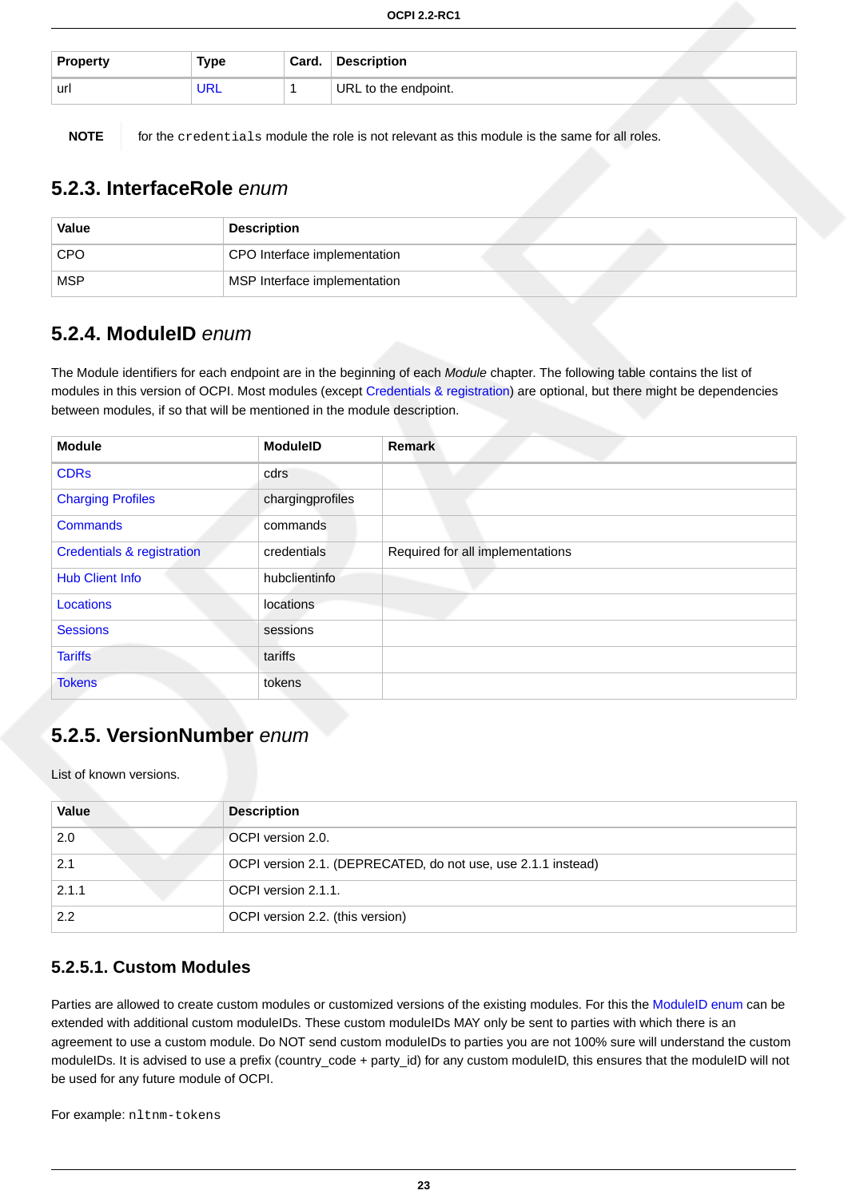| Property | Type | Card. | Description |
| --- | --- | --- | --- |
| url | URL | 1 | URL to the endpoint. |

**NOTE** for the `credentials` module the role is not relevant as this module is the same for all roles.

### 5.2.3. InterfaceRole *enum*

| Value | Description |
| --- | --- |
| CPO | CPO Interface implementation |
| MSP | MSP Interface implementation |

### 5.2.4. ModuleID *enum*

The Module identifiers for each endpoint are in the beginning of each *Module* chapter. The following table contains the list of modules in this version of OCPI. Most modules (except Credentials & registration) are optional, but there might be dependencies between modules, if so that will be mentioned in the module description.

| Module | ModuleID | Remark |
| --- | --- | --- |
| CDRs | cdrs | |
| Charging Profiles | chargingprofiles | |
| Commands | commands | |
| Credentials & registration | credentials | Required for all implementations |
| Hub Client Info | hubclientinfo | |
| Locations | locations | |
| Sessions | sessions | |
| Tariffs | tariffs | |
| Tokens | tokens | |

### 5.2.5. VersionNumber *enum*

List of known versions.

| Value | Description |
| --- | --- |
| 2.0 | OCPI version 2.0. |
| 2.1 | OCPI version 2.1. (DEPRECATED, do not use, use 2.1.1 instead) |
| 2.1.1 | OCPI version 2.1.1. |
| 2.2 | OCPI version 2.2. (this version) |

#### 5.2.5.1. Custom Modules

Parties are allowed to create custom modules or customized versions of the existing modules. For this the ModuleID enum can be extended with additional custom moduleIDs. These custom moduleIDs MAY only be sent to parties with which there is an agreement to use a custom module. Do NOT send custom moduleIDs to parties you are not 100% sure will understand the custom moduleIDs. It is advised to use a prefix (country_code + party_id) for any custom moduleID, this ensures that the moduleID will not be used for any future module of OCPI.

For example: `nltnm-tokens`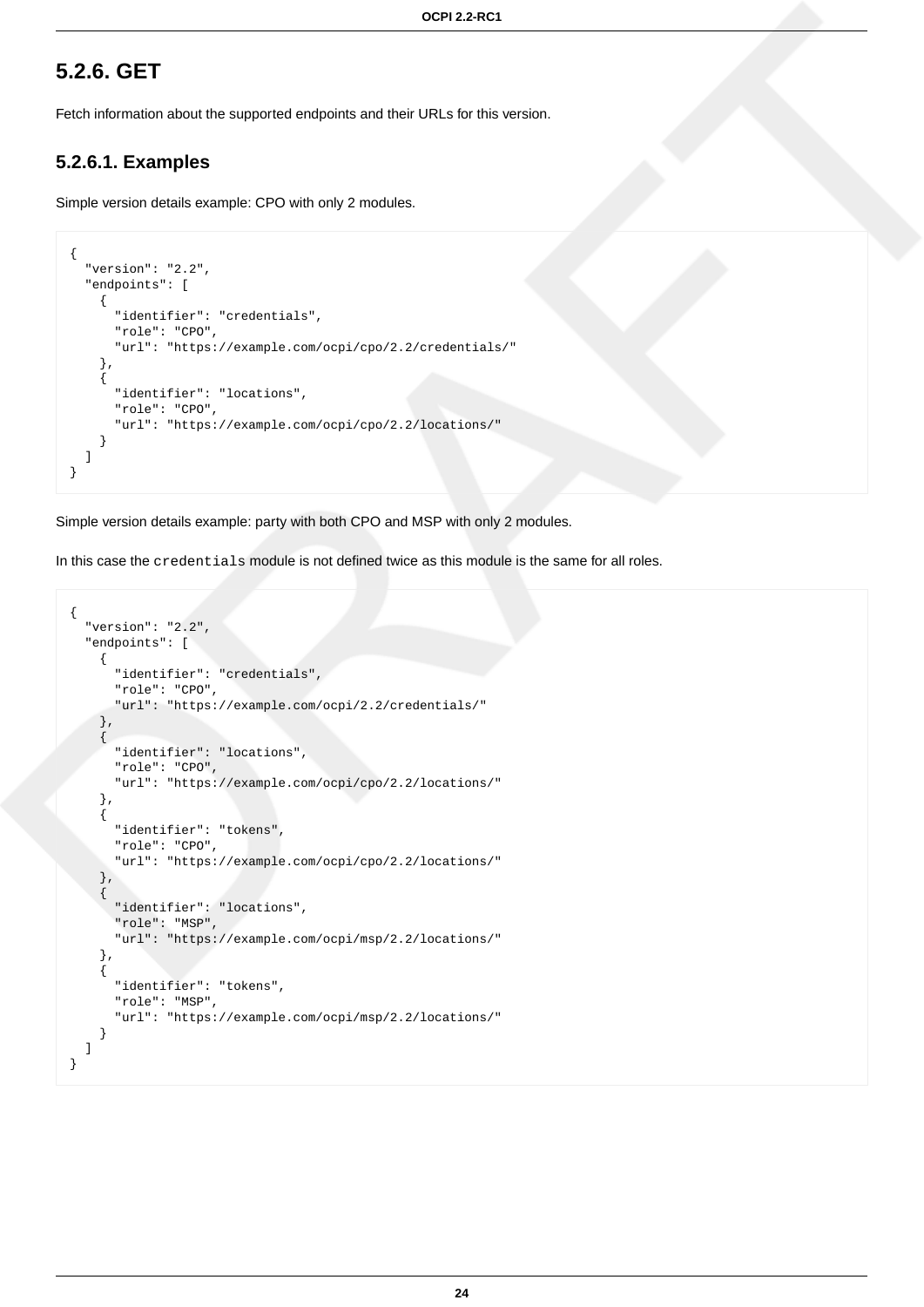## 5.2.6. GET

Fetch information about the supported endpoints and their URLs for this version.

### 5.2.6.1. Examples

Simple version details example: CPO with only 2 modules.

```
{
  "version": "2.2",
  "endpoints": [
    {
      "identifier": "credentials",
      "role": "CPO",
      "url": "https://example.com/ocpi/cpo/2.2/credentials/"
    },
    {
      "identifier": "locations",
      "role": "CPO",
      "url": "https://example.com/ocpi/cpo/2.2/locations/"
    }
  ]
}
```

Simple version details example: party with both CPO and MSP with only 2 modules.

In this case the `credentials` module is not defined twice as this module is the same for all roles.

```
{
  "version": "2.2",
  "endpoints": [
    {
      "identifier": "credentials",
      "role": "CPO",
      "url": "https://example.com/ocpi/2.2/credentials/"
    },
    {
      "identifier": "locations",
      "role": "CPO",
      "url": "https://example.com/ocpi/cpo/2.2/locations/"
    },
    {
      "identifier": "tokens",
      "role": "CPO",
      "url": "https://example.com/ocpi/cpo/2.2/locations/"
    },
    {
      "identifier": "locations",
      "role": "MSP",
      "url": "https://example.com/ocpi/msp/2.2/locations/"
    },
    {
      "identifier": "tokens",
      "role": "MSP",
      "url": "https://example.com/ocpi/msp/2.2/locations/"
    }
  ]
}
```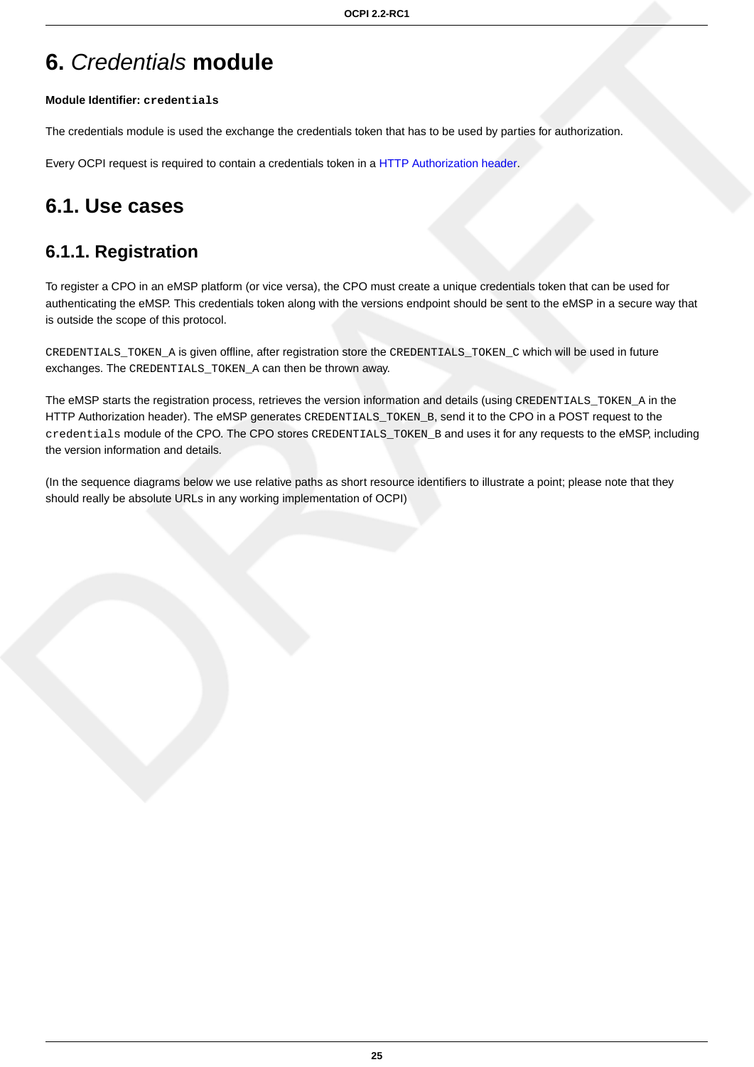# 6. *Credentials* module

**Module Identifier: `credentials`**

The credentials module is used the exchange the credentials token that has to be used by parties for authorization.

Every OCPI request is required to contain a credentials token in a HTTP Authorization header.

## 6.1. Use cases

### 6.1.1. Registration

To register a CPO in an eMSP platform (or vice versa), the CPO must create a unique credentials token that can be used for authenticating the eMSP. This credentials token along with the versions endpoint should be sent to the eMSP in a secure way that is outside the scope of this protocol.

`CREDENTIALS_TOKEN_A` is given offline, after registration store the `CREDENTIALS_TOKEN_C` which will be used in future exchanges. The `CREDENTIALS_TOKEN_A` can then be thrown away.

The eMSP starts the registration process, retrieves the version information and details (using `CREDENTIALS_TOKEN_A` in the HTTP Authorization header). The eMSP generates `CREDENTIALS_TOKEN_B`, send it to the CPO in a POST request to the `credentials` module of the CPO. The CPO stores `CREDENTIALS_TOKEN_B` and uses it for any requests to the eMSP, including the version information and details.

(In the sequence diagrams below we use relative paths as short resource identifiers to illustrate a point; please note that they should really be absolute URLs in any working implementation of OCPI)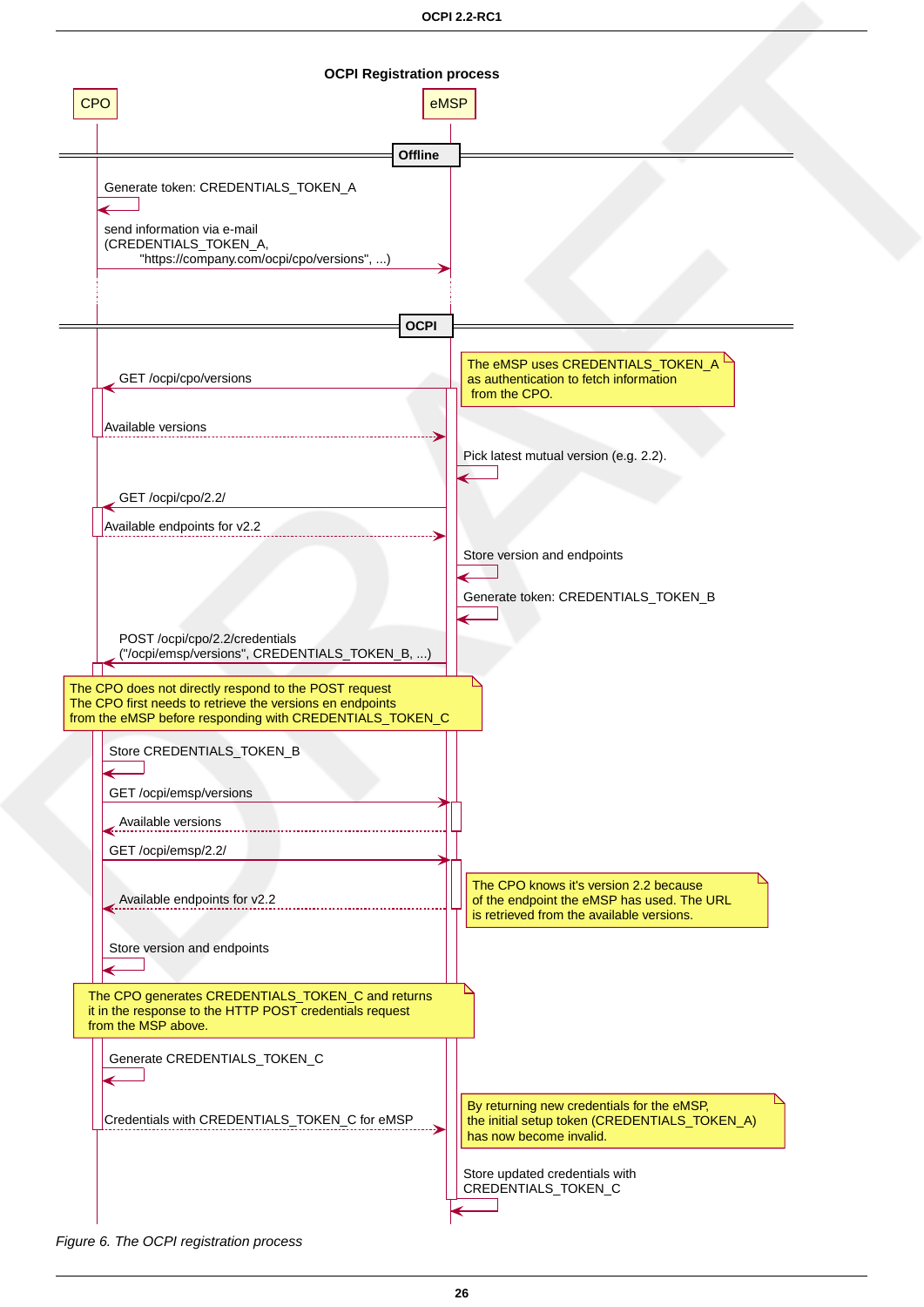**OCPI Registration process**

CPO eMSP

**Offline**

Generate token: CREDENTIALS_TOKEN_A

send information via e-mail
(CREDENTIALS_TOKEN_A,
"https://company.com/ocpi/cpo/versions", ...)

**OCPI**

GET /ocpi/cpo/versions

The eMSP uses CREDENTIALS_TOKEN_A as authentication to fetch information from the CPO.

Available versions

Pick latest mutual version (e.g. 2.2).

GET /ocpi/cpo/2.2/

Available endpoints for v2.2

Store version and endpoints

Generate token: CREDENTIALS_TOKEN_B

POST /ocpi/cpo/2.2/credentials
("/ocpi/emsp/versions", CREDENTIALS_TOKEN_B, ...)

The CPO does not directly respond to the POST request
The CPO first needs to retrieve the versions en endpoints
from the eMSP before responding with CREDENTIALS_TOKEN_C

Store CREDENTIALS_TOKEN_B

GET /ocpi/emsp/versions

Available versions

GET /ocpi/emsp/2.2/

The CPO knows it's version 2.2 because of the endpoint the eMSP has used. The URL is retrieved from the available versions.

Available endpoints for v2.2

Store version and endpoints

The CPO generates CREDENTIALS_TOKEN_C and returns it in the response to the HTTP POST credentials request from the MSP above.

Generate CREDENTIALS_TOKEN_C

Credentials with CREDENTIALS_TOKEN_C for eMSP

By returning new credentials for the eMSP, the initial setup token (CREDENTIALS_TOKEN_A) has now become invalid.

Store updated credentials with CREDENTIALS_TOKEN_C

*Figure 6. The OCPI registration process*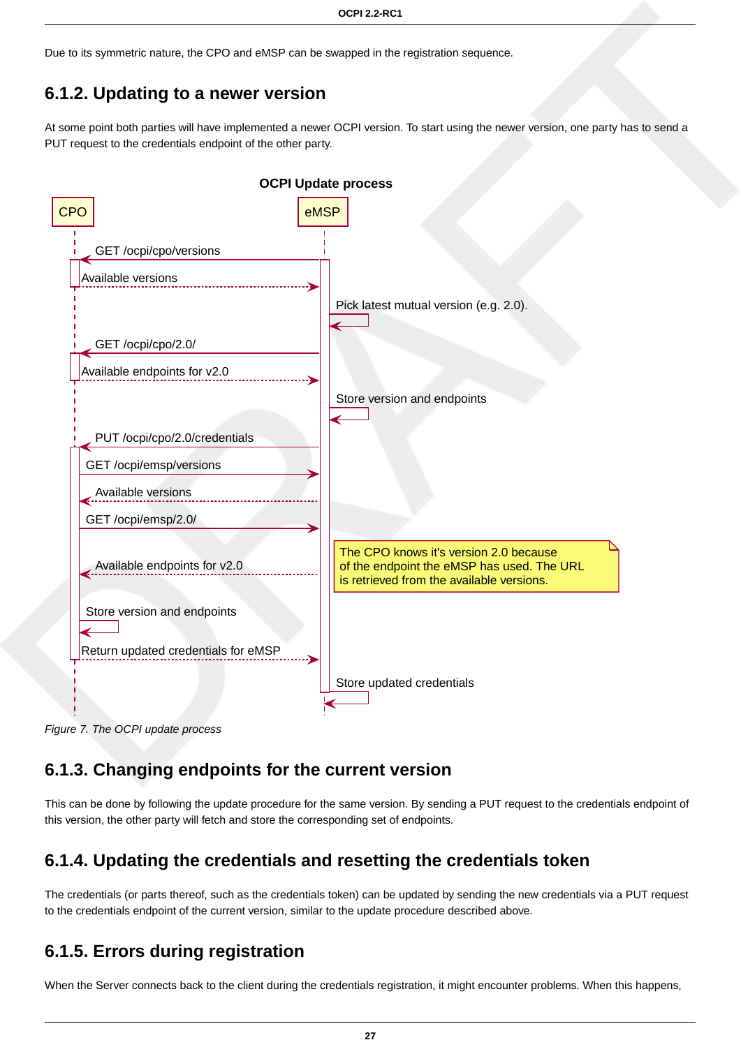Due to its symmetric nature, the CPO and eMSP can be swapped in the registration sequence.

### 6.1.2. Updating to a newer version

At some point both parties will have implemented a newer OCPI version. To start using the newer version, one party has to send a PUT request to the credentials endpoint of the other party.

**OCPI Update process**

CPO | eMSP

- eMSP → CPO: GET /ocpi/cpo/versions
- CPO → eMSP: Available versions
- eMSP: Pick latest mutual version (e.g. 2.0).
- eMSP → CPO: GET /ocpi/cpo/2.0/
- CPO → eMSP: Available endpoints for v2.0
- eMSP: Store version and endpoints
- eMSP → CPO: PUT /ocpi/cpo/2.0/credentials
- CPO → eMSP: GET /ocpi/emsp/versions
- eMSP → CPO: Available versions
- CPO → eMSP: GET /ocpi/emsp/2.0/
- eMSP → CPO: Available endpoints for v2.0
- Note: The CPO knows it's version 2.0 because of the endpoint the eMSP has used. The URL is retrieved from the available versions.
- CPO: Store version and endpoints
- CPO → eMSP: Return updated credentials for eMSP
- eMSP: Store updated credentials

*Figure 7. The OCPI update process*

### 6.1.3. Changing endpoints for the current version

This can be done by following the update procedure for the same version. By sending a PUT request to the credentials endpoint of this version, the other party will fetch and store the corresponding set of endpoints.

### 6.1.4. Updating the credentials and resetting the credentials token

The credentials (or parts thereof, such as the credentials token) can be updated by sending the new credentials via a PUT request to the credentials endpoint of the current version, similar to the update procedure described above.

### 6.1.5. Errors during registration

When the Server connects back to the client during the credentials registration, it might encounter problems. When this happens,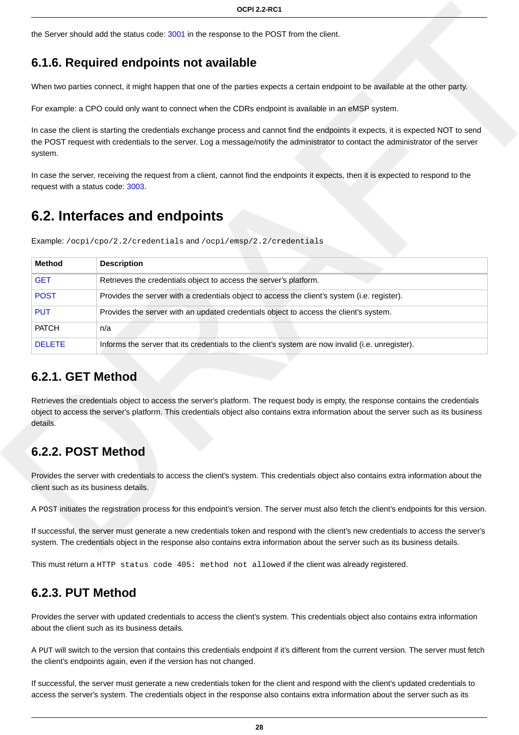the Server should add the status code: 3001 in the response to the POST from the client.

### 6.1.6. Required endpoints not available

When two parties connect, it might happen that one of the parties expects a certain endpoint to be available at the other party.

For example: a CPO could only want to connect when the CDRs endpoint is available in an eMSP system.

In case the client is starting the credentials exchange process and cannot find the endpoints it expects, it is expected NOT to send the POST request with credentials to the server. Log a message/notify the administrator to contact the administrator of the server system.

In case the server, receiving the request from a client, cannot find the endpoints it expects, then it is expected to respond to the request with a status code: 3003.

## 6.2. Interfaces and endpoints

Example: `/ocpi/cpo/2.2/credentials` and `/ocpi/emsp/2.2/credentials`

| Method | Description |
| --- | --- |
| GET | Retrieves the credentials object to access the server's platform. |
| POST | Provides the server with a credentials object to access the client's system (i.e. register). |
| PUT | Provides the server with an updated credentials object to access the client's system. |
| PATCH | n/a |
| DELETE | Informs the server that its credentials to the client's system are now invalid (i.e. unregister). |

### 6.2.1. GET Method

Retrieves the credentials object to access the server's platform. The request body is empty, the response contains the credentials object to access the server's platform. This credentials object also contains extra information about the server such as its business details.

### 6.2.2. POST Method

Provides the server with credentials to access the client's system. This credentials object also contains extra information about the client such as its business details.

A `POST` initiates the registration process for this endpoint's version. The server must also fetch the client's endpoints for this version.

If successful, the server must generate a new credentials token and respond with the client's new credentials to access the server's system. The credentials object in the response also contains extra information about the server such as its business details.

This must return a `HTTP status code 405: method not allowed` if the client was already registered.

### 6.2.3. PUT Method

Provides the server with updated credentials to access the client's system. This credentials object also contains extra information about the client such as its business details.

A `PUT` will switch to the version that contains this credentials endpoint if it's different from the current version. The server must fetch the client's endpoints again, even if the version has not changed.

If successful, the server must generate a new credentials token for the client and respond with the client's updated credentials to access the server's system. The credentials object in the response also contains extra information about the server such as its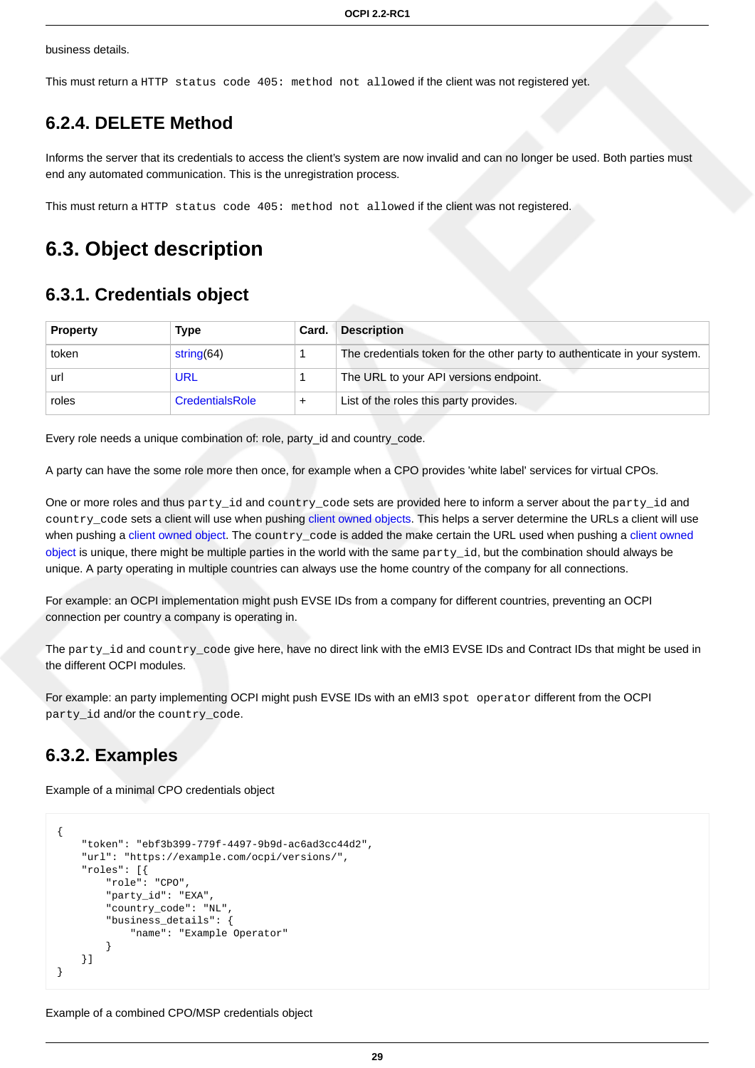business details.

This must return a `HTTP status code 405: method not allowed` if the client was not registered yet.

### 6.2.4. DELETE Method

Informs the server that its credentials to access the client's system are now invalid and can no longer be used. Both parties must end any automated communication. This is the unregistration process.

This must return a `HTTP status code 405: method not allowed` if the client was not registered.

## 6.3. Object description

### 6.3.1. Credentials object

| Property | Type | Card. | Description |
|---|---|---|---|
| token | string(64) | 1 | The credentials token for the other party to authenticate in your system. |
| url | URL | 1 | The URL to your API versions endpoint. |
| roles | CredentialsRole | + | List of the roles this party provides. |

Every role needs a unique combination of: role, party_id and country_code.

A party can have the some role more then once, for example when a CPO provides 'white label' services for virtual CPOs.

One or more roles and thus `party_id` and `country_code` sets are provided here to inform a server about the `party_id` and `country_code` sets a client will use when pushing client owned objects. This helps a server determine the URLs a client will use when pushing a client owned object. The `country_code` is added the make certain the URL used when pushing a client owned object is unique, there might be multiple parties in the world with the same `party_id`, but the combination should always be unique. A party operating in multiple countries can always use the home country of the company for all connections.

For example: an OCPI implementation might push EVSE IDs from a company for different countries, preventing an OCPI connection per country a company is operating in.

The `party_id` and `country_code` give here, have no direct link with the eMI3 EVSE IDs and Contract IDs that might be used in the different OCPI modules.

For example: an party implementing OCPI might push EVSE IDs with an eMI3 `spot operator` different from the OCPI `party_id` and/or the `country_code`.

### 6.3.2. Examples

Example of a minimal CPO credentials object

```
{
    "token": "ebf3b399-779f-4497-9b9d-ac6ad3cc44d2",
    "url": "https://example.com/ocpi/versions/",
    "roles": [{
        "role": "CPO",
        "party_id": "EXA",
        "country_code": "NL",
        "business_details": {
            "name": "Example Operator"
        }
    }]
}
```

Example of a combined CPO/MSP credentials object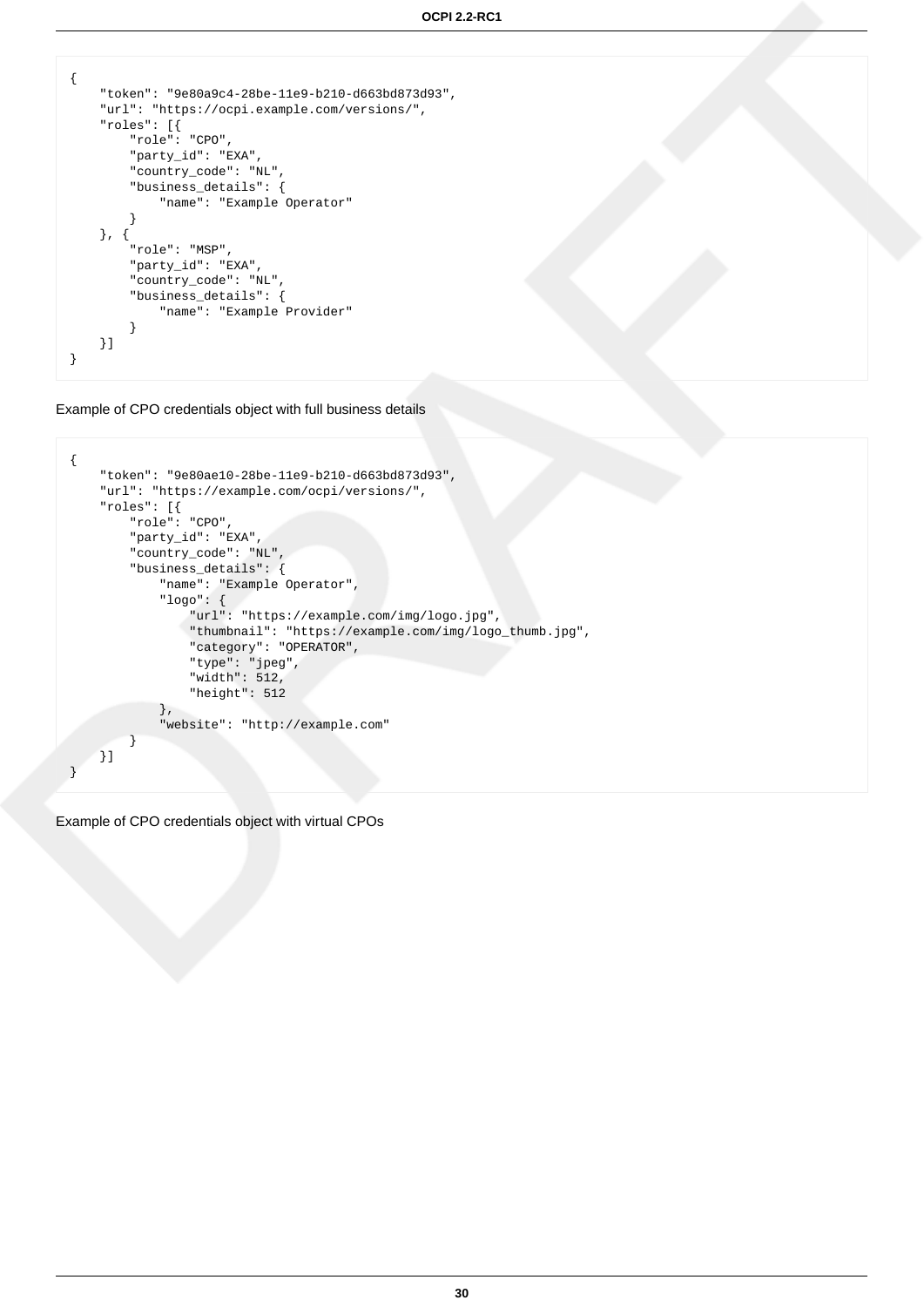```
{
    "token": "9e80a9c4-28be-11e9-b210-d663bd873d93",
    "url": "https://ocpi.example.com/versions/",
    "roles": [{
        "role": "CPO",
        "party_id": "EXA",
        "country_code": "NL",
        "business_details": {
            "name": "Example Operator"
        }
    }, {
        "role": "MSP",
        "party_id": "EXA",
        "country_code": "NL",
        "business_details": {
            "name": "Example Provider"
        }
    }]
}
```

Example of CPO credentials object with full business details

```
{
    "token": "9e80ae10-28be-11e9-b210-d663bd873d93",
    "url": "https://example.com/ocpi/versions/",
    "roles": [{
        "role": "CPO",
        "party_id": "EXA",
        "country_code": "NL",
        "business_details": {
            "name": "Example Operator",
            "logo": {
                "url": "https://example.com/img/logo.jpg",
                "thumbnail": "https://example.com/img/logo_thumb.jpg",
                "category": "OPERATOR",
                "type": "jpeg",
                "width": 512,
                "height": 512
            },
            "website": "http://example.com"
        }
    }]
}
```

Example of CPO credentials object with virtual CPOs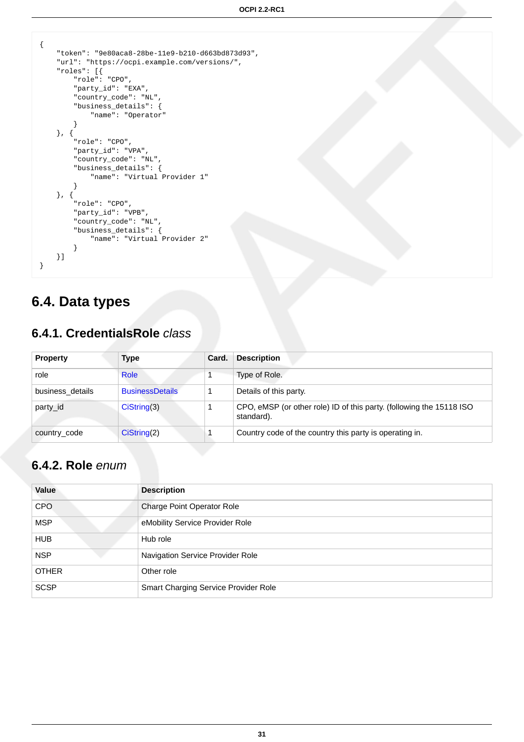```
{
    "token": "9e80aca8-28be-11e9-b210-d663bd873d93",
    "url": "https://ocpi.example.com/versions/",
    "roles": [{
        "role": "CPO",
        "party_id": "EXA",
        "country_code": "NL",
        "business_details": {
            "name": "Operator"
        }
    }, {
        "role": "CPO",
        "party_id": "VPA",
        "country_code": "NL",
        "business_details": {
            "name": "Virtual Provider 1"
        }
    }, {
        "role": "CPO",
        "party_id": "VPB",
        "country_code": "NL",
        "business_details": {
            "name": "Virtual Provider 2"
        }
    }]
}
```

## 6.4. Data types

### 6.4.1. CredentialsRole *class*

| Property | Type | Card. | Description |
|---|---|---|---|
| role | Role | 1 | Type of Role. |
| business_details | BusinessDetails | 1 | Details of this party. |
| party_id | CiString(3) | 1 | CPO, eMSP (or other role) ID of this party. (following the 15118 ISO standard). |
| country_code | CiString(2) | 1 | Country code of the country this party is operating in. |

### 6.4.2. Role *enum*

| Value | Description |
|---|---|
| CPO | Charge Point Operator Role |
| MSP | eMobility Service Provider Role |
| HUB | Hub role |
| NSP | Navigation Service Provider Role |
| OTHER | Other role |
| SCSP | Smart Charging Service Provider Role |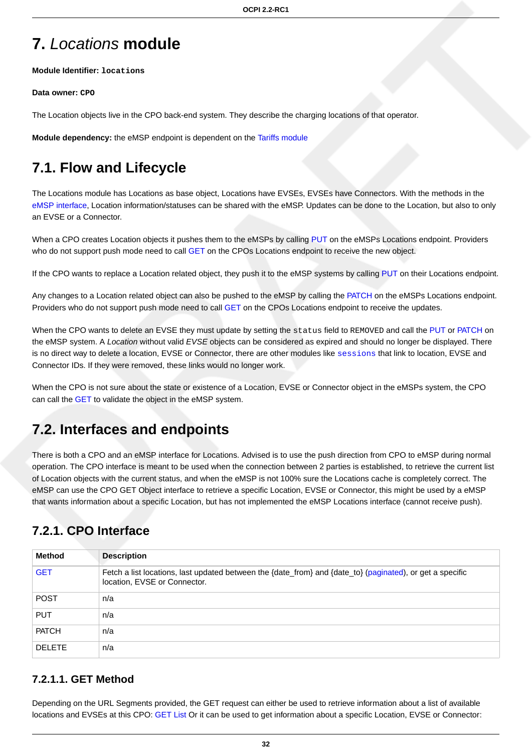# 7. *Locations* module

**Module Identifier:** `locations`

**Data owner:** `CPO`

The Location objects live in the CPO back-end system. They describe the charging locations of that operator.

**Module dependency:** the eMSP endpoint is dependent on the Tariffs module

## 7.1. Flow and Lifecycle

The Locations module has Locations as base object, Locations have EVSEs, EVSEs have Connectors. With the methods in the eMSP interface, Location information/statuses can be shared with the eMSP. Updates can be done to the Location, but also to only an EVSE or a Connector.

When a CPO creates Location objects it pushes them to the eMSPs by calling PUT on the eMSPs Locations endpoint. Providers who do not support push mode need to call GET on the CPOs Locations endpoint to receive the new object.

If the CPO wants to replace a Location related object, they push it to the eMSP systems by calling PUT on their Locations endpoint.

Any changes to a Location related object can also be pushed to the eMSP by calling the PATCH on the eMSPs Locations endpoint. Providers who do not support push mode need to call GET on the CPOs Locations endpoint to receive the updates.

When the CPO wants to delete an EVSE they must update by setting the `status` field to `REMOVED` and call the PUT or PATCH on the eMSP system. A *Location* without valid *EVSE* objects can be considered as expired and should no longer be displayed. There is no direct way to delete a location, EVSE or Connector, there are other modules like `sessions` that link to location, EVSE and Connector IDs. If they were removed, these links would no longer work.

When the CPO is not sure about the state or existence of a Location, EVSE or Connector object in the eMSPs system, the CPO can call the GET to validate the object in the eMSP system.

## 7.2. Interfaces and endpoints

There is both a CPO and an eMSP interface for Locations. Advised is to use the push direction from CPO to eMSP during normal operation. The CPO interface is meant to be used when the connection between 2 parties is established, to retrieve the current list of Location objects with the current status, and when the eMSP is not 100% sure the Locations cache is completely correct. The eMSP can use the CPO GET Object interface to retrieve a specific Location, EVSE or Connector, this might be used by a eMSP that wants information about a specific Location, but has not implemented the eMSP Locations interface (cannot receive push).

### 7.2.1. CPO Interface

| Method | Description |
|---|---|
| GET | Fetch a list locations, last updated between the {date_from} and {date_to} (paginated), or get a specific location, EVSE or Connector. |
| POST | n/a |
| PUT | n/a |
| PATCH | n/a |
| DELETE | n/a |

#### 7.2.1.1. GET Method

Depending on the URL Segments provided, the GET request can either be used to retrieve information about a list of available locations and EVSEs at this CPO: GET List Or it can be used to get information about a specific Location, EVSE or Connector: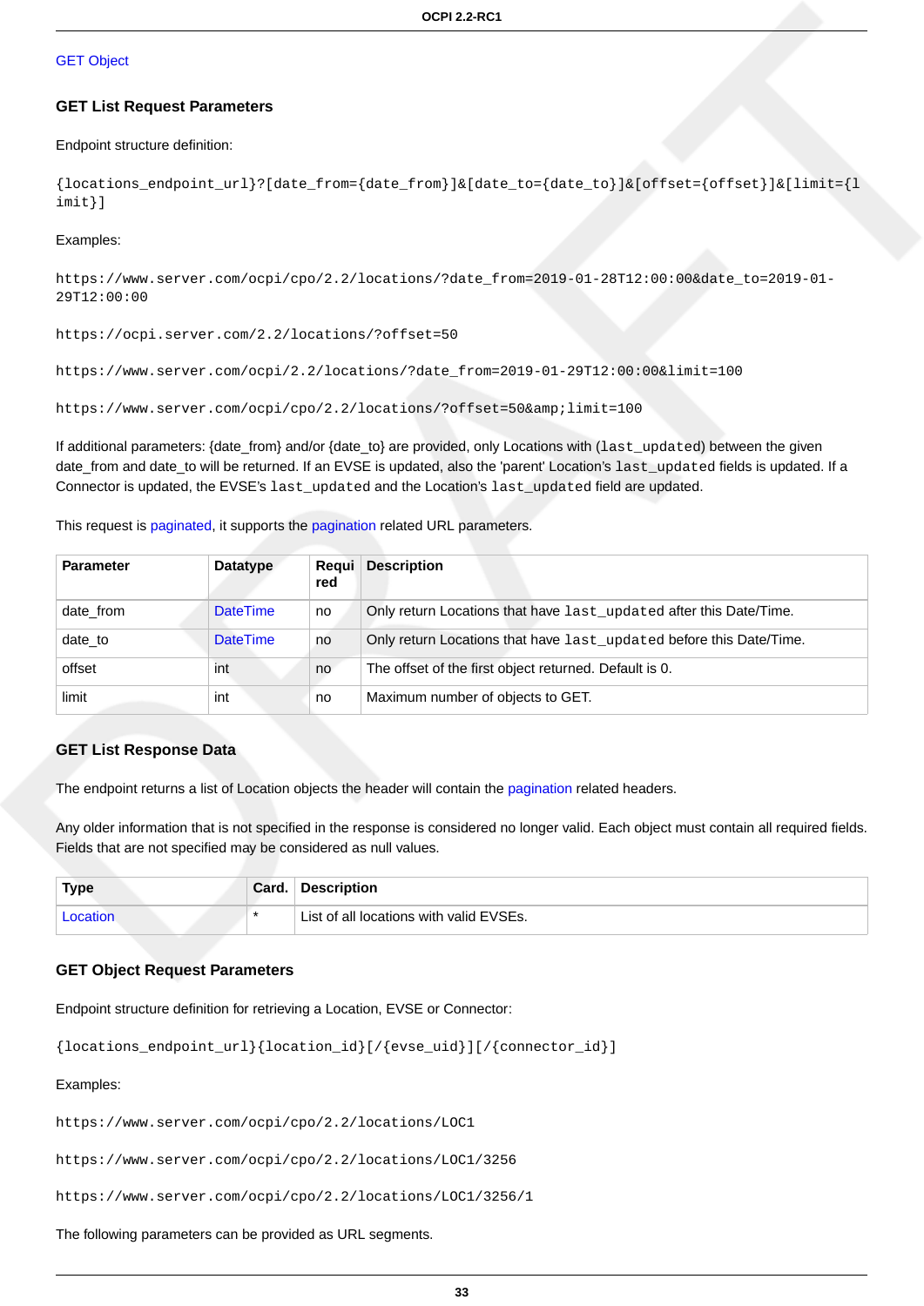GET Object

#### GET List Request Parameters

Endpoint structure definition:

```
{locations_endpoint_url}?[date_from={date_from}]&[date_to={date_to}]&[offset={offset}]&[limit={limit}]
```

Examples:

```
https://www.server.com/ocpi/cpo/2.2/locations/?date_from=2019-01-28T12:00:00&date_to=2019-01-29T12:00:00
```

```
https://ocpi.server.com/2.2/locations/?offset=50
```

```
https://www.server.com/ocpi/2.2/locations/?date_from=2019-01-29T12:00:00&limit=100
```

```
https://www.server.com/ocpi/cpo/2.2/locations/?offset=50&amp;limit=100
```

If additional parameters: {date_from} and/or {date_to} are provided, only Locations with (`last_updated`) between the given date_from and date_to will be returned. If an EVSE is updated, also the 'parent' Location's `last_updated` fields is updated. If a Connector is updated, the EVSE's `last_updated` and the Location's `last_updated` field are updated.

This request is paginated, it supports the pagination related URL parameters.

| Parameter | Datatype | Required | Description |
|---|---|---|---|
| date_from | DateTime | no | Only return Locations that have `last_updated` after this Date/Time. |
| date_to | DateTime | no | Only return Locations that have `last_updated` before this Date/Time. |
| offset | int | no | The offset of the first object returned. Default is 0. |
| limit | int | no | Maximum number of objects to GET. |

#### GET List Response Data

The endpoint returns a list of Location objects the header will contain the pagination related headers.

Any older information that is not specified in the response is considered no longer valid. Each object must contain all required fields. Fields that are not specified may be considered as null values.

| Type | Card. | Description |
|---|---|---|
| Location | * | List of all locations with valid EVSEs. |

#### GET Object Request Parameters

Endpoint structure definition for retrieving a Location, EVSE or Connector:

```
{locations_endpoint_url}{location_id}[/{evse_uid}][/{connector_id}]
```

Examples:

```
https://www.server.com/ocpi/cpo/2.2/locations/LOC1
```

```
https://www.server.com/ocpi/cpo/2.2/locations/LOC1/3256
```

```
https://www.server.com/ocpi/cpo/2.2/locations/LOC1/3256/1
```

The following parameters can be provided as URL segments.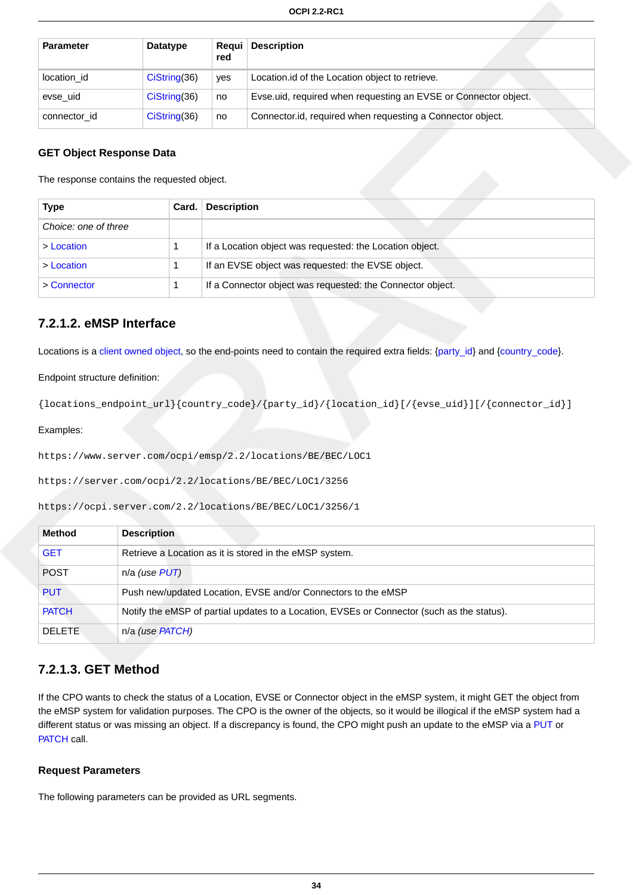| Parameter | Datatype | Required | Description |
| --- | --- | --- | --- |
| location_id | CiString(36) | yes | Location.id of the Location object to retrieve. |
| evse_uid | CiString(36) | no | Evse.uid, required when requesting an EVSE or Connector object. |
| connector_id | CiString(36) | no | Connector.id, required when requesting a Connector object. |

### GET Object Response Data

The response contains the requested object.

| Type | Card. | Description |
| --- | --- | --- |
| *Choice: one of three* | | |
| > Location | 1 | If a Location object was requested: the Location object. |
| > Location | 1 | If an EVSE object was requested: the EVSE object. |
| > Connector | 1 | If a Connector object was requested: the Connector object. |

## 7.2.1.2. eMSP Interface

Locations is a client owned object, so the end-points need to contain the required extra fields: {party_id} and {country_code}.

Endpoint structure definition:

```
{locations_endpoint_url}{country_code}/{party_id}/{location_id}[/{evse_uid}][/{connector_id}]
```

Examples:

```
https://www.server.com/ocpi/emsp/2.2/locations/BE/BEC/LOC1
```

```
https://server.com/ocpi/2.2/locations/BE/BEC/LOC1/3256
```

```
https://ocpi.server.com/2.2/locations/BE/BEC/LOC1/3256/1
```

| Method | Description |
| --- | --- |
| GET | Retrieve a Location as it is stored in the eMSP system. |
| POST | n/a *(use PUT)* |
| PUT | Push new/updated Location, EVSE and/or Connectors to the eMSP |
| PATCH | Notify the eMSP of partial updates to a Location, EVSEs or Connector (such as the status). |
| DELETE | n/a *(use PATCH)* |

## 7.2.1.3. GET Method

If the CPO wants to check the status of a Location, EVSE or Connector object in the eMSP system, it might GET the object from the eMSP system for validation purposes. The CPO is the owner of the objects, so it would be illogical if the eMSP system had a different status or was missing an object. If a discrepancy is found, the CPO might push an update to the eMSP via a PUT or PATCH call.

### Request Parameters

The following parameters can be provided as URL segments.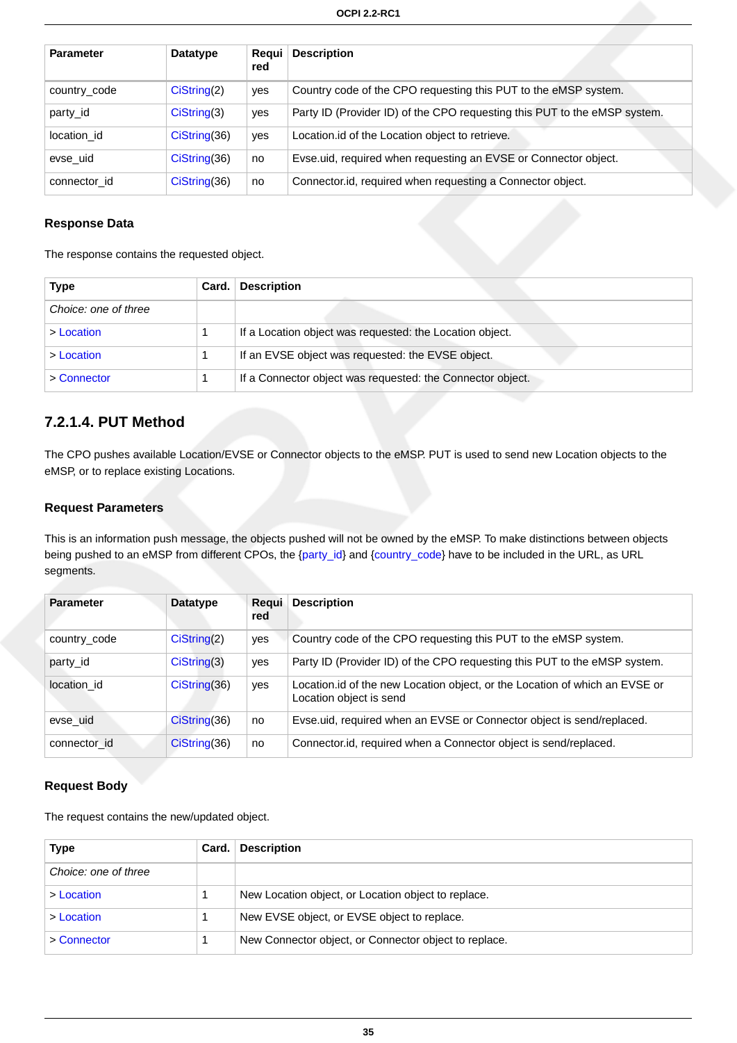| Parameter | Datatype | Required | Description |
|---|---|---|---|
| country_code | CiString(2) | yes | Country code of the CPO requesting this PUT to the eMSP system. |
| party_id | CiString(3) | yes | Party ID (Provider ID) of the CPO requesting this PUT to the eMSP system. |
| location_id | CiString(36) | yes | Location.id of the Location object to retrieve. |
| evse_uid | CiString(36) | no | Evse.uid, required when requesting an EVSE or Connector object. |
| connector_id | CiString(36) | no | Connector.id, required when requesting a Connector object. |

#### Response Data

The response contains the requested object.

| Type | Card. | Description |
|---|---|---|
| *Choice: one of three* | | |
| > Location | 1 | If a Location object was requested: the Location object. |
| > Location | 1 | If an EVSE object was requested: the EVSE object. |
| > Connector | 1 | If a Connector object was requested: the Connector object. |

### 7.2.1.4. PUT Method

The CPO pushes available Location/EVSE or Connector objects to the eMSP. PUT is used to send new Location objects to the eMSP, or to replace existing Locations.

#### Request Parameters

This is an information push message, the objects pushed will not be owned by the eMSP. To make distinctions between objects being pushed to an eMSP from different CPOs, the {party_id} and {country_code} have to be included in the URL, as URL segments.

| Parameter | Datatype | Required | Description |
|---|---|---|---|
| country_code | CiString(2) | yes | Country code of the CPO requesting this PUT to the eMSP system. |
| party_id | CiString(3) | yes | Party ID (Provider ID) of the CPO requesting this PUT to the eMSP system. |
| location_id | CiString(36) | yes | Location.id of the new Location object, or the Location of which an EVSE or Location object is send |
| evse_uid | CiString(36) | no | Evse.uid, required when an EVSE or Connector object is send/replaced. |
| connector_id | CiString(36) | no | Connector.id, required when a Connector object is send/replaced. |

#### Request Body

The request contains the new/updated object.

| Type | Card. | Description |
|---|---|---|
| *Choice: one of three* | | |
| > Location | 1 | New Location object, or Location object to replace. |
| > Location | 1 | New EVSE object, or EVSE object to replace. |
| > Connector | 1 | New Connector object, or Connector object to replace. |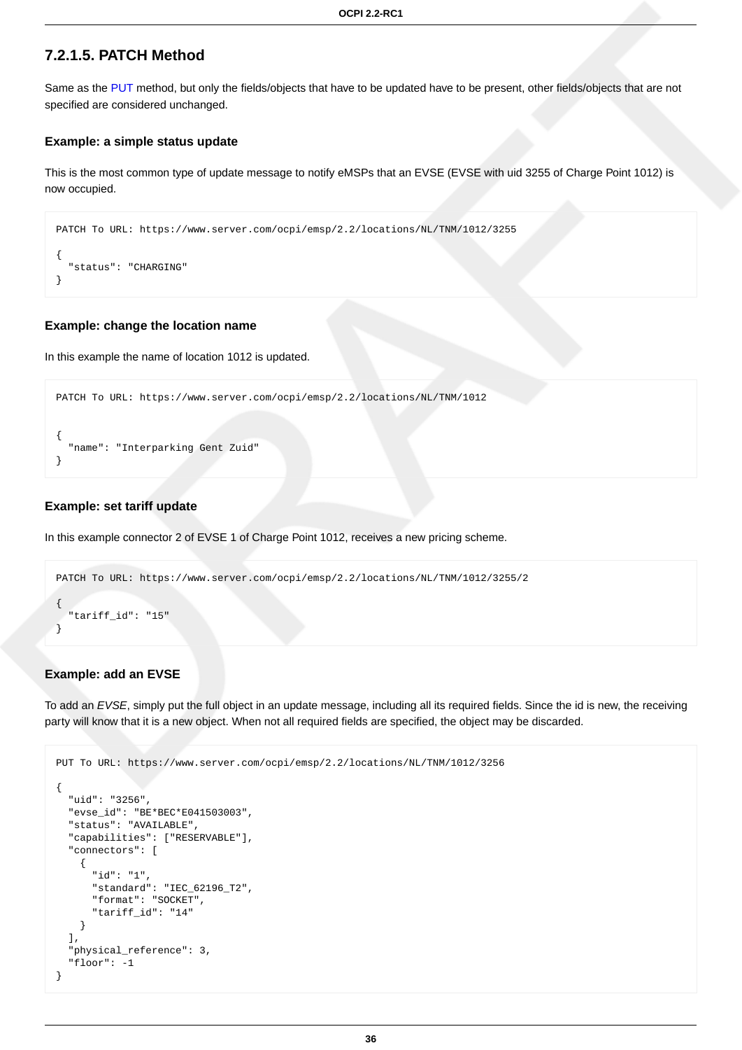### 7.2.1.5. PATCH Method

Same as the PUT method, but only the fields/objects that have to be updated have to be present, other fields/objects that are not specified are considered unchanged.

#### Example: a simple status update

This is the most common type of update message to notify eMSPs that an EVSE (EVSE with uid 3255 of Charge Point 1012) is now occupied.

```
PATCH To URL: https://www.server.com/ocpi/emsp/2.2/locations/NL/TNM/1012/3255

{
  "status": "CHARGING"
}
```

#### Example: change the location name

In this example the name of location 1012 is updated.

```
PATCH To URL: https://www.server.com/ocpi/emsp/2.2/locations/NL/TNM/1012


{
  "name": "Interparking Gent Zuid"
}
```

#### Example: set tariff update

In this example connector 2 of EVSE 1 of Charge Point 1012, receives a new pricing scheme.

```
PATCH To URL: https://www.server.com/ocpi/emsp/2.2/locations/NL/TNM/1012/3255/2

{
  "tariff_id": "15"
}
```

#### Example: add an EVSE

To add an *EVSE*, simply put the full object in an update message, including all its required fields. Since the id is new, the receiving party will know that it is a new object. When not all required fields are specified, the object may be discarded.

```
PUT To URL: https://www.server.com/ocpi/emsp/2.2/locations/NL/TNM/1012/3256

{
  "uid": "3256",
  "evse_id": "BE*BEC*E041503003",
  "status": "AVAILABLE",
  "capabilities": ["RESERVABLE"],
  "connectors": [
    {
      "id": "1",
      "standard": "IEC_62196_T2",
      "format": "SOCKET",
      "tariff_id": "14"
    }
  ],
  "physical_reference": 3,
  "floor": -1
}
```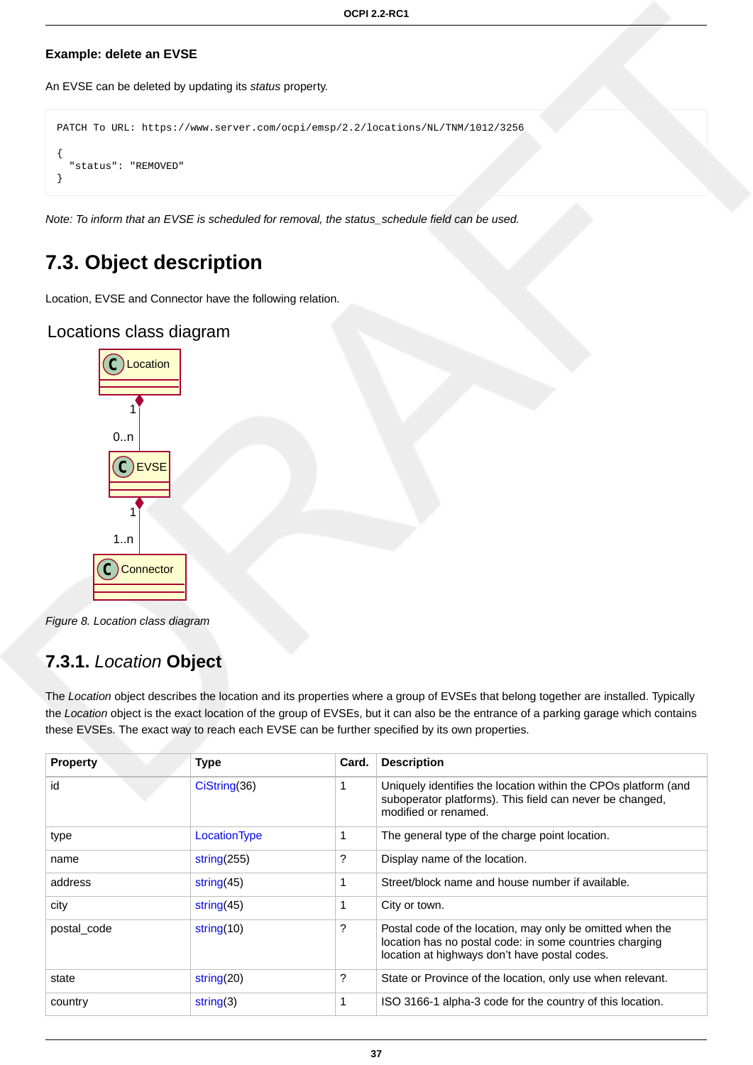**Example: delete an EVSE**

An EVSE can be deleted by updating its *status* property.

```
PATCH To URL: https://www.server.com/ocpi/emsp/2.2/locations/NL/TNM/1012/3256

{
  "status": "REMOVED"
}
```

*Note: To inform that an EVSE is scheduled for removal, the status_schedule field can be used.*

## 7.3. Object description

Location, EVSE and Connector have the following relation.

Locations class diagram

Location 1 — 0..n EVSE

EVSE 1 — 1..n Connector

*Figure 8. Location class diagram*

### 7.3.1. *Location* Object

The *Location* object describes the location and its properties where a group of EVSEs that belong together are installed. Typically the *Location* object is the exact location of the group of EVSEs, but it can also be the entrance of a parking garage which contains these EVSEs. The exact way to reach each EVSE can be further specified by its own properties.

| Property | Type | Card. | Description |
|---|---|---|---|
| id | CiString(36) | 1 | Uniquely identifies the location within the CPOs platform (and suboperator platforms). This field can never be changed, modified or renamed. |
| type | LocationType | 1 | The general type of the charge point location. |
| name | string(255) | ? | Display name of the location. |
| address | string(45) | 1 | Street/block name and house number if available. |
| city | string(45) | 1 | City or town. |
| postal_code | string(10) | ? | Postal code of the location, may only be omitted when the location has no postal code: in some countries charging location at highways don't have postal codes. |
| state | string(20) | ? | State or Province of the location, only use when relevant. |
| country | string(3) | 1 | ISO 3166-1 alpha-3 code for the country of this location. |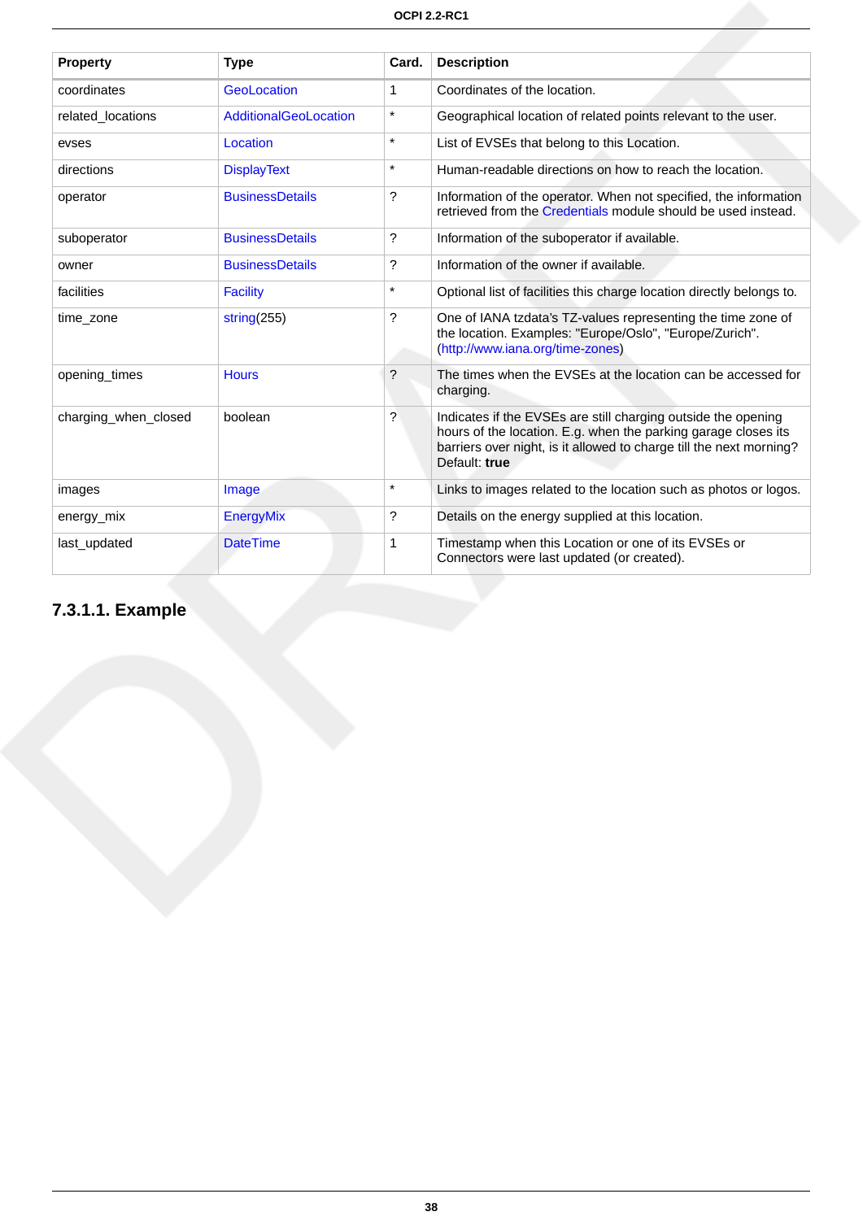| Property | Type | Card. | Description |
|---|---|---|---|
| coordinates | GeoLocation | 1 | Coordinates of the location. |
| related_locations | AdditionalGeoLocation | * | Geographical location of related points relevant to the user. |
| evses | Location | * | List of EVSEs that belong to this Location. |
| directions | DisplayText | * | Human-readable directions on how to reach the location. |
| operator | BusinessDetails | ? | Information of the operator. When not specified, the information retrieved from the Credentials module should be used instead. |
| suboperator | BusinessDetails | ? | Information of the suboperator if available. |
| owner | BusinessDetails | ? | Information of the owner if available. |
| facilities | Facility | * | Optional list of facilities this charge location directly belongs to. |
| time_zone | string(255) | ? | One of IANA tzdata's TZ-values representing the time zone of the location. Examples: "Europe/Oslo", "Europe/Zurich". (http://www.iana.org/time-zones) |
| opening_times | Hours | ? | The times when the EVSEs at the location can be accessed for charging. |
| charging_when_closed | boolean | ? | Indicates if the EVSEs are still charging outside the opening hours of the location. E.g. when the parking garage closes its barriers over night, is it allowed to charge till the next morning? Default: **true** |
| images | Image | * | Links to images related to the location such as photos or logos. |
| energy_mix | EnergyMix | ? | Details on the energy supplied at this location. |
| last_updated | DateTime | 1 | Timestamp when this Location or one of its EVSEs or Connectors were last updated (or created). |

#### 7.3.1.1. Example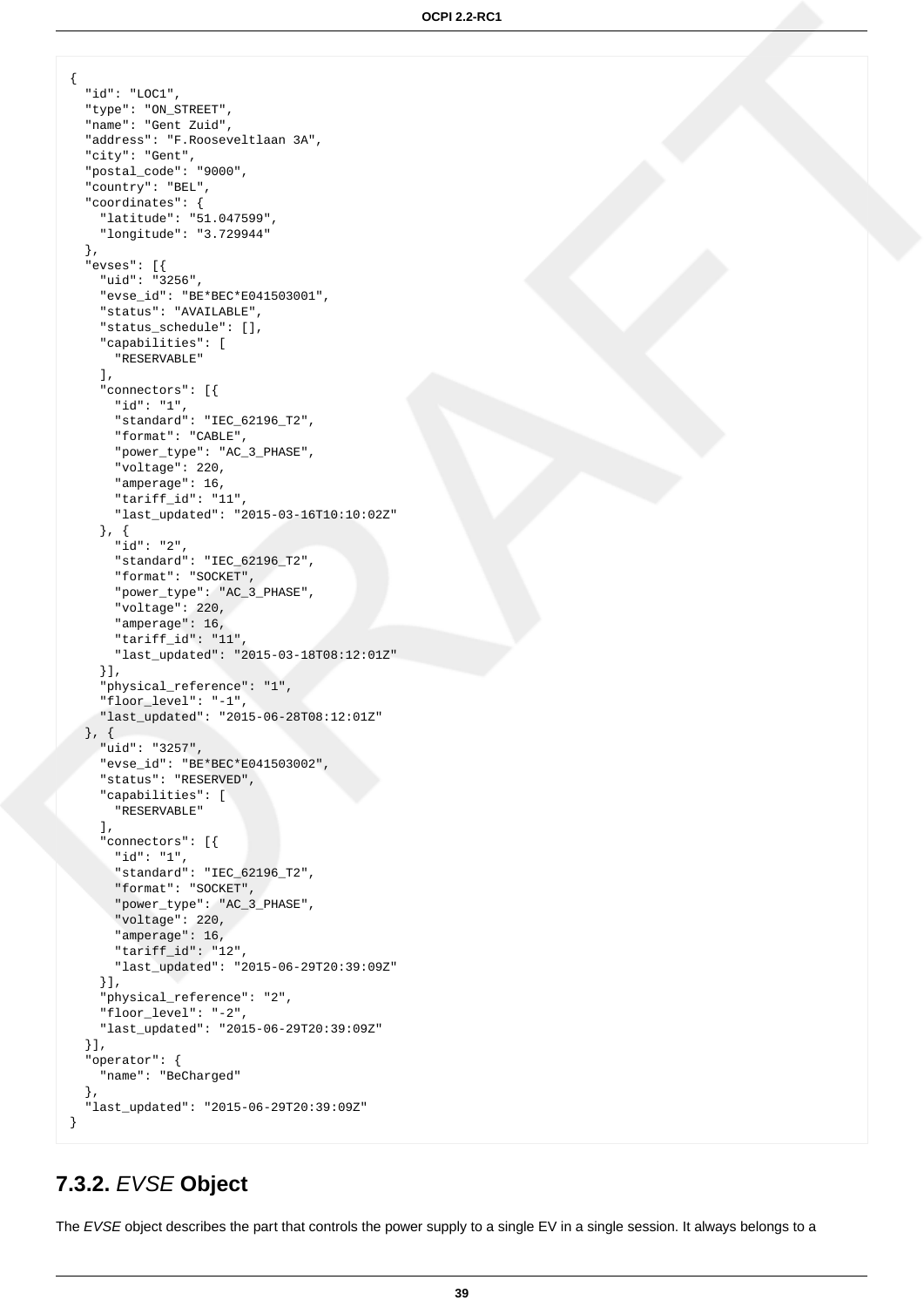```
{
  "id": "LOC1",
  "type": "ON_STREET",
  "name": "Gent Zuid",
  "address": "F.Rooseveltlaan 3A",
  "city": "Gent",
  "postal_code": "9000",
  "country": "BEL",
  "coordinates": {
    "latitude": "51.047599",
    "longitude": "3.729944"
  },
  "evses": [{
    "uid": "3256",
    "evse_id": "BE*BEC*E041503001",
    "status": "AVAILABLE",
    "status_schedule": [],
    "capabilities": [
      "RESERVABLE"
    ],
    "connectors": [{
      "id": "1",
      "standard": "IEC_62196_T2",
      "format": "CABLE",
      "power_type": "AC_3_PHASE",
      "voltage": 220,
      "amperage": 16,
      "tariff_id": "11",
      "last_updated": "2015-03-16T10:10:02Z"
    }, {
      "id": "2",
      "standard": "IEC_62196_T2",
      "format": "SOCKET",
      "power_type": "AC_3_PHASE",
      "voltage": 220,
      "amperage": 16,
      "tariff_id": "11",
      "last_updated": "2015-03-18T08:12:01Z"
    }],
    "physical_reference": "1",
    "floor_level": "-1",
    "last_updated": "2015-06-28T08:12:01Z"
  }, {
    "uid": "3257",
    "evse_id": "BE*BEC*E041503002",
    "status": "RESERVED",
    "capabilities": [
      "RESERVABLE"
    ],
    "connectors": [{
      "id": "1",
      "standard": "IEC_62196_T2",
      "format": "SOCKET",
      "power_type": "AC_3_PHASE",
      "voltage": 220,
      "amperage": 16,
      "tariff_id": "12",
      "last_updated": "2015-06-29T20:39:09Z"
    }],
    "physical_reference": "2",
    "floor_level": "-2",
    "last_updated": "2015-06-29T20:39:09Z"
  }],
  "operator": {
    "name": "BeCharged"
  },
  "last_updated": "2015-06-29T20:39:09Z"
}
```

### 7.3.2. *EVSE* Object

The *EVSE* object describes the part that controls the power supply to a single EV in a single session. It always belongs to a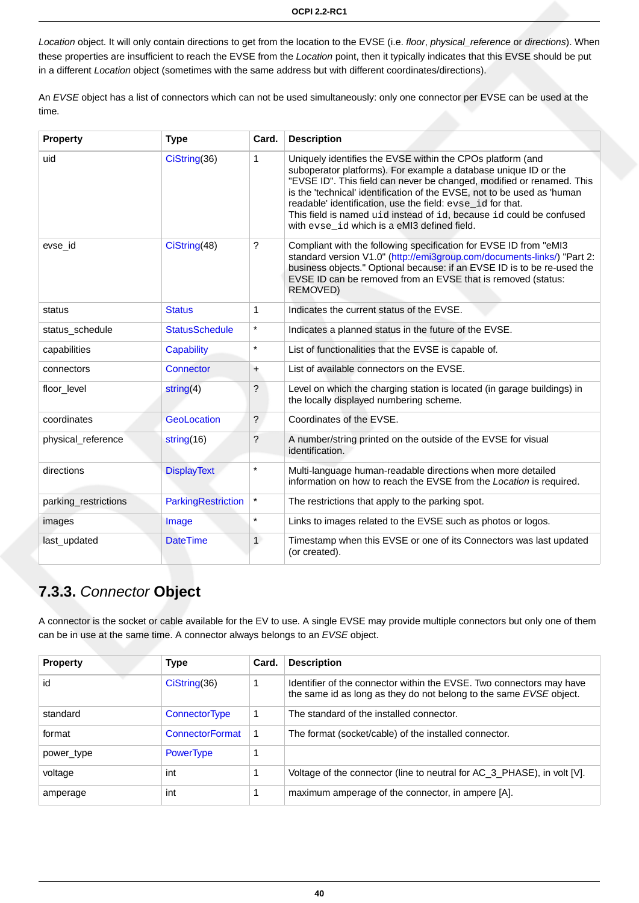*Location* object. It will only contain directions to get from the location to the EVSE (i.e. *floor*, *physical_reference* or *directions*). When these properties are insufficient to reach the EVSE from the *Location* point, then it typically indicates that this EVSE should be put in a different *Location* object (sometimes with the same address but with different coordinates/directions).

An *EVSE* object has a list of connectors which can not be used simultaneously: only one connector per EVSE can be used at the time.

| Property | Type | Card. | Description |
|---|---|---|---|
| uid | CiString(36) | 1 | Uniquely identifies the EVSE within the CPOs platform (and suboperator platforms). For example a database unique ID or the "EVSE ID". This field can never be changed, modified or renamed. This is the 'technical' identification of the EVSE, not to be used as 'human readable' identification, use the field: `evse_id` for that. This field is named `uid` instead of `id`, because `id` could be confused with `evse_id` which is a eMI3 defined field. |
| evse_id | CiString(48) | ? | Compliant with the following specification for EVSE ID from "eMI3 standard version V1.0" (http://emi3group.com/documents-links/) "Part 2: business objects." Optional because: if an EVSE ID is to be re-used the EVSE ID can be removed from an EVSE that is removed (status: REMOVED) |
| status | Status | 1 | Indicates the current status of the EVSE. |
| status_schedule | StatusSchedule | * | Indicates a planned status in the future of the EVSE. |
| capabilities | Capability | * | List of functionalities that the EVSE is capable of. |
| connectors | Connector | + | List of available connectors on the EVSE. |
| floor_level | string(4) | ? | Level on which the charging station is located (in garage buildings) in the locally displayed numbering scheme. |
| coordinates | GeoLocation | ? | Coordinates of the EVSE. |
| physical_reference | string(16) | ? | A number/string printed on the outside of the EVSE for visual identification. |
| directions | DisplayText | * | Multi-language human-readable directions when more detailed information on how to reach the EVSE from the *Location* is required. |
| parking_restrictions | ParkingRestriction | * | The restrictions that apply to the parking spot. |
| images | Image | * | Links to images related to the EVSE such as photos or logos. |
| last_updated | DateTime | 1 | Timestamp when this EVSE or one of its Connectors was last updated (or created). |

### 7.3.3. *Connector* Object

A connector is the socket or cable available for the EV to use. A single EVSE may provide multiple connectors but only one of them can be in use at the same time. A connector always belongs to an *EVSE* object.

| Property | Type | Card. | Description |
|---|---|---|---|
| id | CiString(36) | 1 | Identifier of the connector within the EVSE. Two connectors may have the same id as long as they do not belong to the same *EVSE* object. |
| standard | ConnectorType | 1 | The standard of the installed connector. |
| format | ConnectorFormat | 1 | The format (socket/cable) of the installed connector. |
| power_type | PowerType | 1 | |
| voltage | int | 1 | Voltage of the connector (line to neutral for AC_3_PHASE), in volt [V]. |
| amperage | int | 1 | maximum amperage of the connector, in ampere [A]. |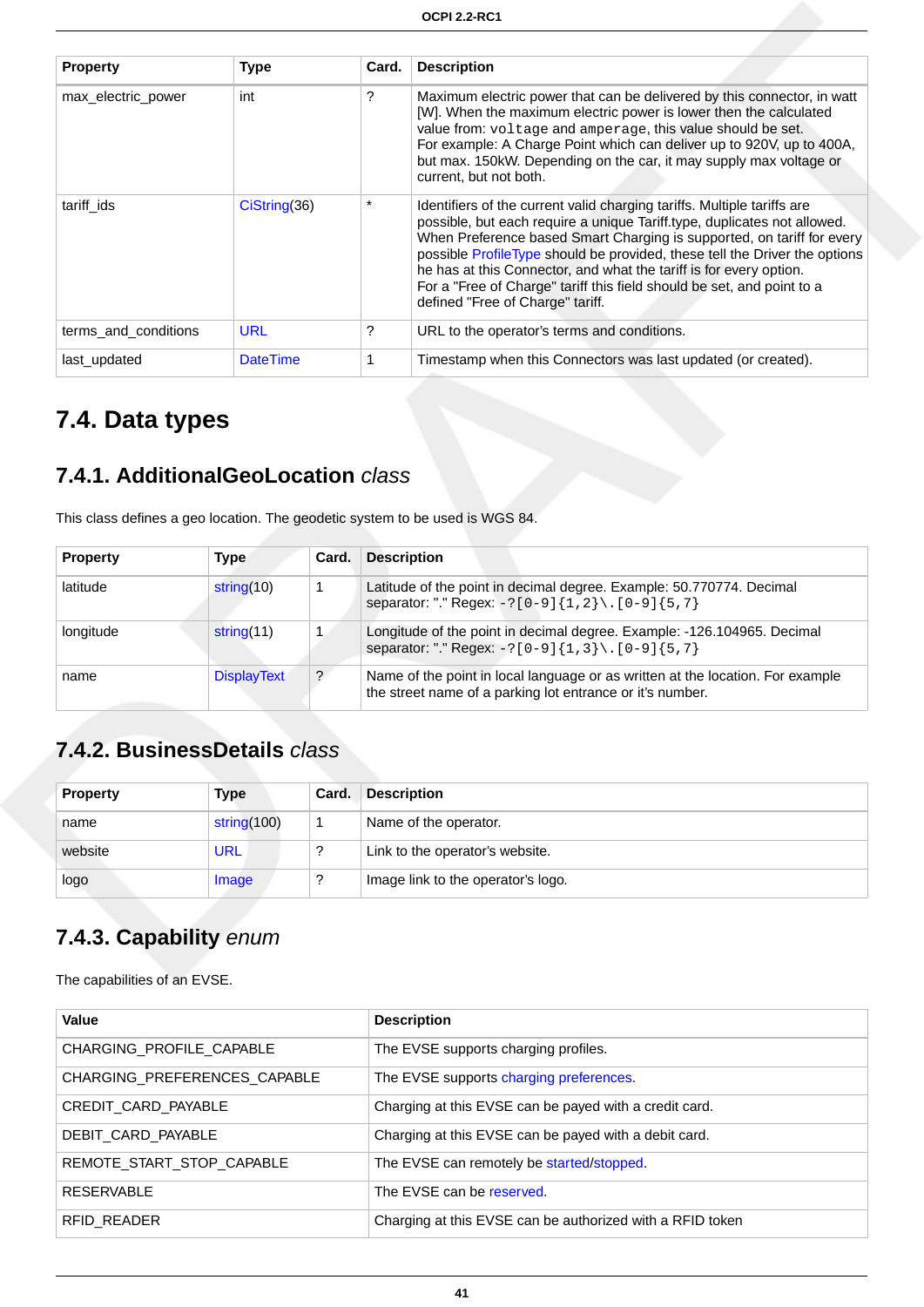| Property | Type | Card. | Description |
| --- | --- | --- | --- |
| max_electric_power | int | ? | Maximum electric power that can be delivered by this connector, in watt [W]. When the maximum electric power is lower then the calculated value from: `voltage` and `amperage`, this value should be set. For example: A Charge Point which can deliver up to 920V, up to 400A, but max. 150kW. Depending on the car, it may supply max voltage or current, but not both. |
| tariff_ids | CiString(36) | * | Identifiers of the current valid charging tariffs. Multiple tariffs are possible, but each require a unique Tariff.type, duplicates not allowed. When Preference based Smart Charging is supported, on tariff for every possible ProfileType should be provided, these tell the Driver the options he has at this Connector, and what the tariff is for every option. For a "Free of Charge" tariff this field should be set, and point to a defined "Free of Charge" tariff. |
| terms_and_conditions | URL | ? | URL to the operator's terms and conditions. |
| last_updated | DateTime | 1 | Timestamp when this Connectors was last updated (or created). |

# 7.4. Data types

## 7.4.1. AdditionalGeoLocation *class*

This class defines a geo location. The geodetic system to be used is WGS 84.

| Property | Type | Card. | Description |
| --- | --- | --- | --- |
| latitude | string(10) | 1 | Latitude of the point in decimal degree. Example: 50.770774. Decimal separator: "." Regex: `-?[0-9]{1,2}\.[0-9]{5,7}` |
| longitude | string(11) | 1 | Longitude of the point in decimal degree. Example: -126.104965. Decimal separator: "." Regex: `-?[0-9]{1,3}\.[0-9]{5,7}` |
| name | DisplayText | ? | Name of the point in local language or as written at the location. For example the street name of a parking lot entrance or it's number. |

## 7.4.2. BusinessDetails *class*

| Property | Type | Card. | Description |
| --- | --- | --- | --- |
| name | string(100) | 1 | Name of the operator. |
| website | URL | ? | Link to the operator's website. |
| logo | Image | ? | Image link to the operator's logo. |

## 7.4.3. Capability *enum*

The capabilities of an EVSE.

| Value | Description |
| --- | --- |
| CHARGING_PROFILE_CAPABLE | The EVSE supports charging profiles. |
| CHARGING_PREFERENCES_CAPABLE | The EVSE supports charging preferences. |
| CREDIT_CARD_PAYABLE | Charging at this EVSE can be payed with a credit card. |
| DEBIT_CARD_PAYABLE | Charging at this EVSE can be payed with a debit card. |
| REMOTE_START_STOP_CAPABLE | The EVSE can remotely be started/stopped. |
| RESERVABLE | The EVSE can be reserved. |
| RFID_READER | Charging at this EVSE can be authorized with a RFID token |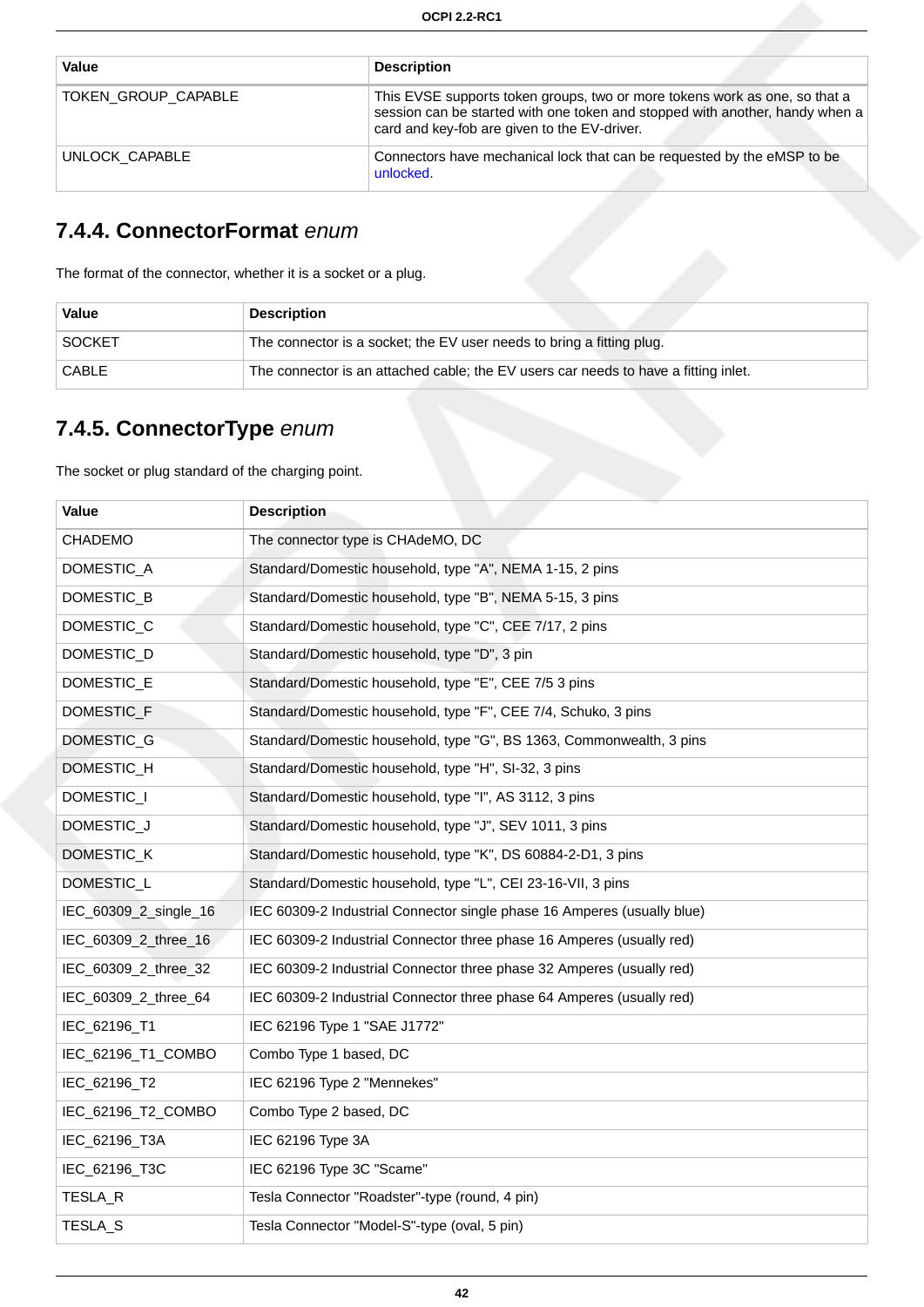| Value | Description |
| --- | --- |
| TOKEN_GROUP_CAPABLE | This EVSE supports token groups, two or more tokens work as one, so that a session can be started with one token and stopped with another, handy when a card and key-fob are given to the EV-driver. |
| UNLOCK_CAPABLE | Connectors have mechanical lock that can be requested by the eMSP to be unlocked. |

### 7.4.4. ConnectorFormat *enum*

The format of the connector, whether it is a socket or a plug.

| Value | Description |
| --- | --- |
| SOCKET | The connector is a socket; the EV user needs to bring a fitting plug. |
| CABLE | The connector is an attached cable; the EV users car needs to have a fitting inlet. |

### 7.4.5. ConnectorType *enum*

The socket or plug standard of the charging point.

| Value | Description |
| --- | --- |
| CHADEMO | The connector type is CHAdeMO, DC |
| DOMESTIC_A | Standard/Domestic household, type "A", NEMA 1-15, 2 pins |
| DOMESTIC_B | Standard/Domestic household, type "B", NEMA 5-15, 3 pins |
| DOMESTIC_C | Standard/Domestic household, type "C", CEE 7/17, 2 pins |
| DOMESTIC_D | Standard/Domestic household, type "D", 3 pin |
| DOMESTIC_E | Standard/Domestic household, type "E", CEE 7/5 3 pins |
| DOMESTIC_F | Standard/Domestic household, type "F", CEE 7/4, Schuko, 3 pins |
| DOMESTIC_G | Standard/Domestic household, type "G", BS 1363, Commonwealth, 3 pins |
| DOMESTIC_H | Standard/Domestic household, type "H", SI-32, 3 pins |
| DOMESTIC_I | Standard/Domestic household, type "I", AS 3112, 3 pins |
| DOMESTIC_J | Standard/Domestic household, type "J", SEV 1011, 3 pins |
| DOMESTIC_K | Standard/Domestic household, type "K", DS 60884-2-D1, 3 pins |
| DOMESTIC_L | Standard/Domestic household, type "L", CEI 23-16-VII, 3 pins |
| IEC_60309_2_single_16 | IEC 60309-2 Industrial Connector single phase 16 Amperes (usually blue) |
| IEC_60309_2_three_16 | IEC 60309-2 Industrial Connector three phase 16 Amperes (usually red) |
| IEC_60309_2_three_32 | IEC 60309-2 Industrial Connector three phase 32 Amperes (usually red) |
| IEC_60309_2_three_64 | IEC 60309-2 Industrial Connector three phase 64 Amperes (usually red) |
| IEC_62196_T1 | IEC 62196 Type 1 "SAE J1772" |
| IEC_62196_T1_COMBO | Combo Type 1 based, DC |
| IEC_62196_T2 | IEC 62196 Type 2 "Mennekes" |
| IEC_62196_T2_COMBO | Combo Type 2 based, DC |
| IEC_62196_T3A | IEC 62196 Type 3A |
| IEC_62196_T3C | IEC 62196 Type 3C "Scame" |
| TESLA_R | Tesla Connector "Roadster"-type (round, 4 pin) |
| TESLA_S | Tesla Connector "Model-S"-type (oval, 5 pin) |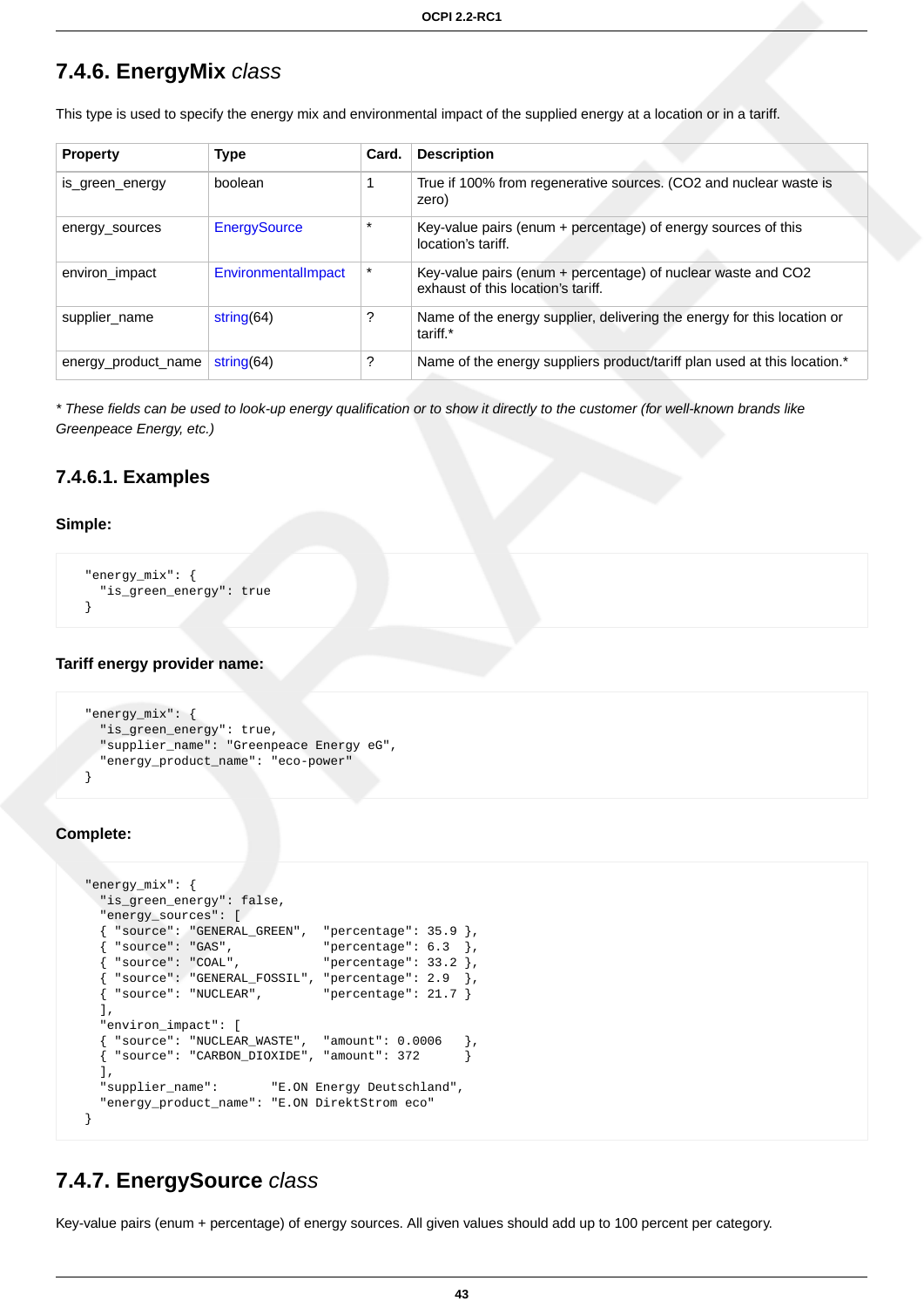### 7.4.6. EnergyMix *class*

This type is used to specify the energy mix and environmental impact of the supplied energy at a location or in a tariff.

| Property | Type | Card. | Description |
|---|---|---|---|
| is_green_energy | boolean | 1 | True if 100% from regenerative sources. (CO2 and nuclear waste is zero) |
| energy_sources | EnergySource | * | Key-value pairs (enum + percentage) of energy sources of this location's tariff. |
| environ_impact | EnvironmentalImpact | * | Key-value pairs (enum + percentage) of nuclear waste and CO2 exhaust of this location's tariff. |
| supplier_name | string(64) | ? | Name of the energy supplier, delivering the energy for this location or tariff.* |
| energy_product_name | string(64) | ? | Name of the energy suppliers product/tariff plan used at this location.* |

*\* These fields can be used to look-up energy qualification or to show it directly to the customer (for well-known brands like Greenpeace Energy, etc.)*

#### 7.4.6.1. Examples

**Simple:**

```
"energy_mix": {
  "is_green_energy": true
}
```

**Tariff energy provider name:**

```
"energy_mix": {
  "is_green_energy": true,
  "supplier_name": "Greenpeace Energy eG",
  "energy_product_name": "eco-power"
}
```

**Complete:**

```
"energy_mix": {
  "is_green_energy": false,
  "energy_sources": [
  { "source": "GENERAL_GREEN",  "percentage": 35.9 },
  { "source": "GAS",            "percentage": 6.3  },
  { "source": "COAL",           "percentage": 33.2 },
  { "source": "GENERAL_FOSSIL", "percentage": 2.9  },
  { "source": "NUCLEAR",        "percentage": 21.7 }
  ],
  "environ_impact": [
  { "source": "NUCLEAR_WASTE",  "amount": 0.0006   },
  { "source": "CARBON_DIOXIDE", "amount": 372      }
  ],
  "supplier_name":       "E.ON Energy Deutschland",
  "energy_product_name": "E.ON DirektStrom eco"
}
```

### 7.4.7. EnergySource *class*

Key-value pairs (enum + percentage) of energy sources. All given values should add up to 100 percent per category.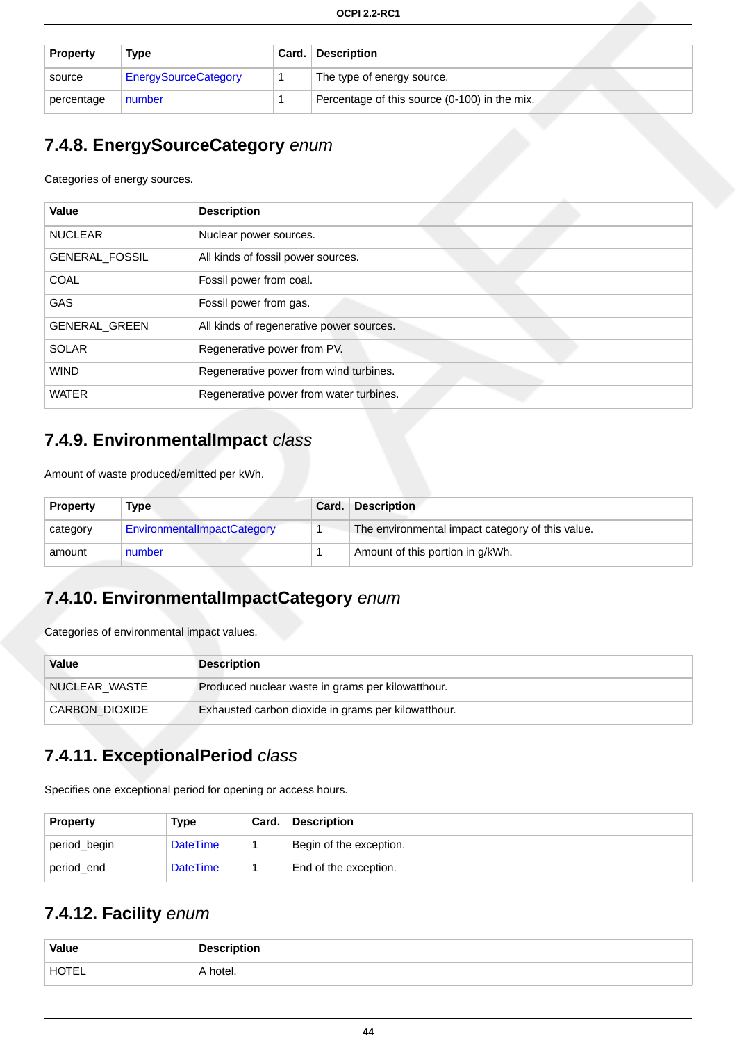| Property | Type | Card. | Description |
| --- | --- | --- | --- |
| source | EnergySourceCategory | 1 | The type of energy source. |
| percentage | number | 1 | Percentage of this source (0-100) in the mix. |

### 7.4.8. EnergySourceCategory *enum*

Categories of energy sources.

| Value | Description |
| --- | --- |
| NUCLEAR | Nuclear power sources. |
| GENERAL_FOSSIL | All kinds of fossil power sources. |
| COAL | Fossil power from coal. |
| GAS | Fossil power from gas. |
| GENERAL_GREEN | All kinds of regenerative power sources. |
| SOLAR | Regenerative power from PV. |
| WIND | Regenerative power from wind turbines. |
| WATER | Regenerative power from water turbines. |

### 7.4.9. EnvironmentalImpact *class*

Amount of waste produced/emitted per kWh.

| Property | Type | Card. | Description |
| --- | --- | --- | --- |
| category | EnvironmentalImpactCategory | 1 | The environmental impact category of this value. |
| amount | number | 1 | Amount of this portion in g/kWh. |

### 7.4.10. EnvironmentalImpactCategory *enum*

Categories of environmental impact values.

| Value | Description |
| --- | --- |
| NUCLEAR_WASTE | Produced nuclear waste in grams per kilowatthour. |
| CARBON_DIOXIDE | Exhausted carbon dioxide in grams per kilowatthour. |

### 7.4.11. ExceptionalPeriod *class*

Specifies one exceptional period for opening or access hours.

| Property | Type | Card. | Description |
| --- | --- | --- | --- |
| period_begin | DateTime | 1 | Begin of the exception. |
| period_end | DateTime | 1 | End of the exception. |

### 7.4.12. Facility *enum*

| Value | Description |
| --- | --- |
| HOTEL | A hotel. |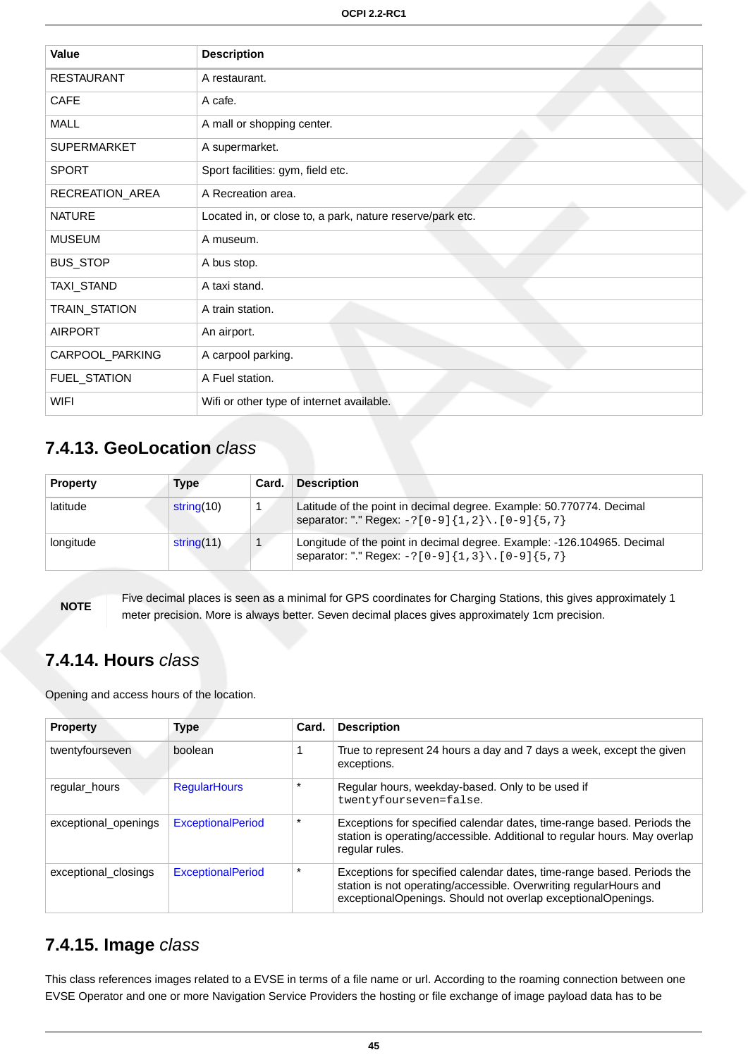| Value | Description |
| --- | --- |
| RESTAURANT | A restaurant. |
| CAFE | A cafe. |
| MALL | A mall or shopping center. |
| SUPERMARKET | A supermarket. |
| SPORT | Sport facilities: gym, field etc. |
| RECREATION_AREA | A Recreation area. |
| NATURE | Located in, or close to, a park, nature reserve/park etc. |
| MUSEUM | A museum. |
| BUS_STOP | A bus stop. |
| TAXI_STAND | A taxi stand. |
| TRAIN_STATION | A train station. |
| AIRPORT | An airport. |
| CARPOOL_PARKING | A carpool parking. |
| FUEL_STATION | A Fuel station. |
| WIFI | Wifi or other type of internet available. |

### 7.4.13. GeoLocation *class*

| Property | Type | Card. | Description |
| --- | --- | --- | --- |
| latitude | string(10) | 1 | Latitude of the point in decimal degree. Example: 50.770774. Decimal separator: "." Regex: `-?[0-9]{1,2}\.[0-9]{5,7}` |
| longitude | string(11) | 1 | Longitude of the point in decimal degree. Example: -126.104965. Decimal separator: "." Regex: `-?[0-9]{1,3}\.[0-9]{5,7}` |

**NOTE** Five decimal places is seen as a minimal for GPS coordinates for Charging Stations, this gives approximately 1 meter precision. More is always better. Seven decimal places gives approximately 1cm precision.

### 7.4.14. Hours *class*

Opening and access hours of the location.

| Property | Type | Card. | Description |
| --- | --- | --- | --- |
| twentyfourseven | boolean | 1 | True to represent 24 hours a day and 7 days a week, except the given exceptions. |
| regular_hours | RegularHours | * | Regular hours, weekday-based. Only to be used if `twentyfourseven=false`. |
| exceptional_openings | ExceptionalPeriod | * | Exceptions for specified calendar dates, time-range based. Periods the station is operating/accessible. Additional to regular hours. May overlap regular rules. |
| exceptional_closings | ExceptionalPeriod | * | Exceptions for specified calendar dates, time-range based. Periods the station is not operating/accessible. Overwriting regularHours and exceptionalOpenings. Should not overlap exceptionalOpenings. |

### 7.4.15. Image *class*

This class references images related to a EVSE in terms of a file name or url. According to the roaming connection between one EVSE Operator and one or more Navigation Service Providers the hosting or file exchange of image payload data has to be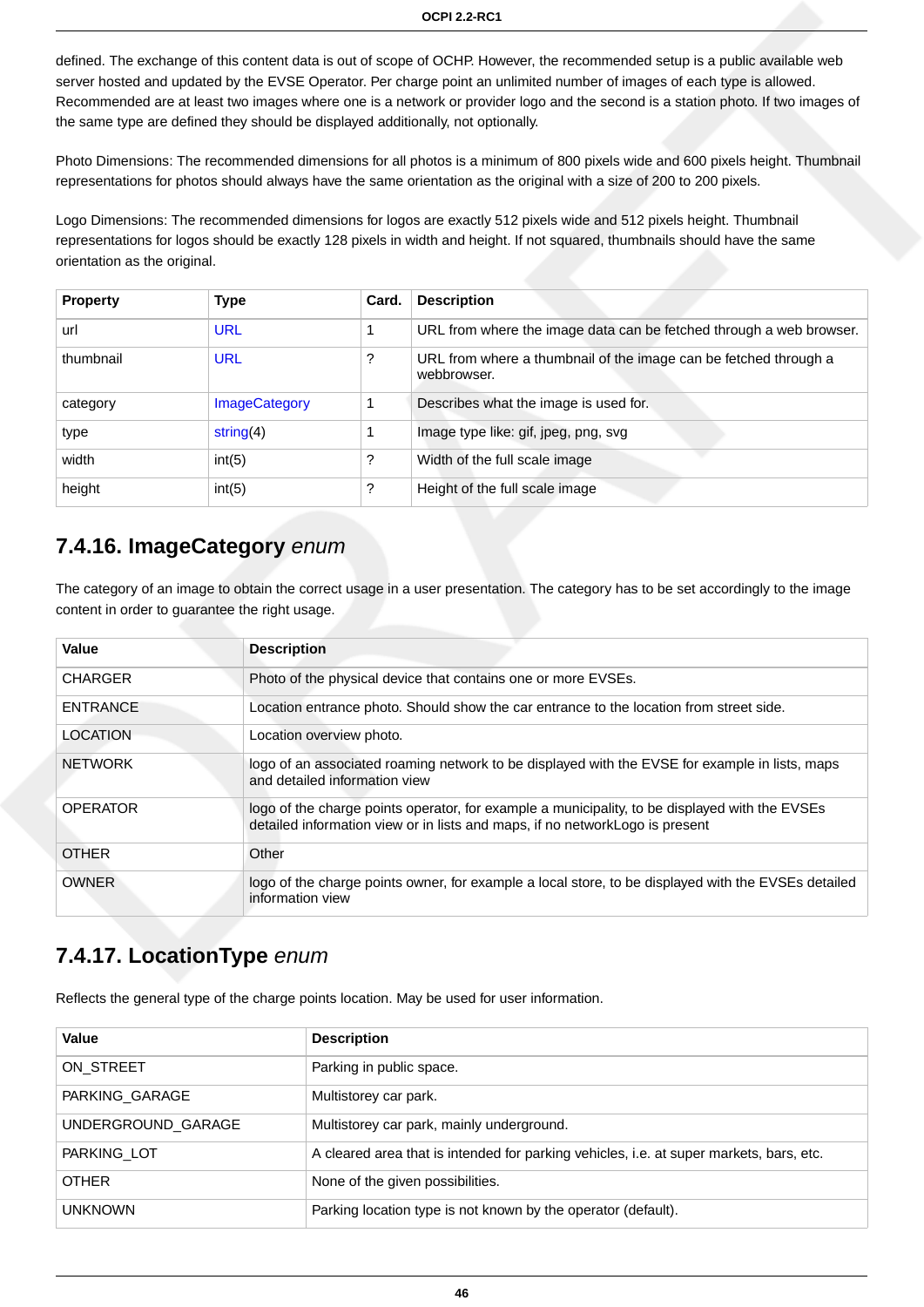defined. The exchange of this content data is out of scope of OCHP. However, the recommended setup is a public available web server hosted and updated by the EVSE Operator. Per charge point an unlimited number of images of each type is allowed. Recommended are at least two images where one is a network or provider logo and the second is a station photo. If two images of the same type are defined they should be displayed additionally, not optionally.

Photo Dimensions: The recommended dimensions for all photos is a minimum of 800 pixels wide and 600 pixels height. Thumbnail representations for photos should always have the same orientation as the original with a size of 200 to 200 pixels.

Logo Dimensions: The recommended dimensions for logos are exactly 512 pixels wide and 512 pixels height. Thumbnail representations for logos should be exactly 128 pixels in width and height. If not squared, thumbnails should have the same orientation as the original.

| Property | Type | Card. | Description |
| --- | --- | --- | --- |
| url | URL | 1 | URL from where the image data can be fetched through a web browser. |
| thumbnail | URL | ? | URL from where a thumbnail of the image can be fetched through a webbrowser. |
| category | ImageCategory | 1 | Describes what the image is used for. |
| type | string(4) | 1 | Image type like: gif, jpeg, png, svg |
| width | int(5) | ? | Width of the full scale image |
| height | int(5) | ? | Height of the full scale image |

### 7.4.16. ImageCategory *enum*

The category of an image to obtain the correct usage in a user presentation. The category has to be set accordingly to the image content in order to guarantee the right usage.

| Value | Description |
| --- | --- |
| CHARGER | Photo of the physical device that contains one or more EVSEs. |
| ENTRANCE | Location entrance photo. Should show the car entrance to the location from street side. |
| LOCATION | Location overview photo. |
| NETWORK | logo of an associated roaming network to be displayed with the EVSE for example in lists, maps and detailed information view |
| OPERATOR | logo of the charge points operator, for example a municipality, to be displayed with the EVSEs detailed information view or in lists and maps, if no networkLogo is present |
| OTHER | Other |
| OWNER | logo of the charge points owner, for example a local store, to be displayed with the EVSEs detailed information view |

### 7.4.17. LocationType *enum*

Reflects the general type of the charge points location. May be used for user information.

| Value | Description |
| --- | --- |
| ON_STREET | Parking in public space. |
| PARKING_GARAGE | Multistorey car park. |
| UNDERGROUND_GARAGE | Multistorey car park, mainly underground. |
| PARKING_LOT | A cleared area that is intended for parking vehicles, i.e. at super markets, bars, etc. |
| OTHER | None of the given possibilities. |
| UNKNOWN | Parking location type is not known by the operator (default). |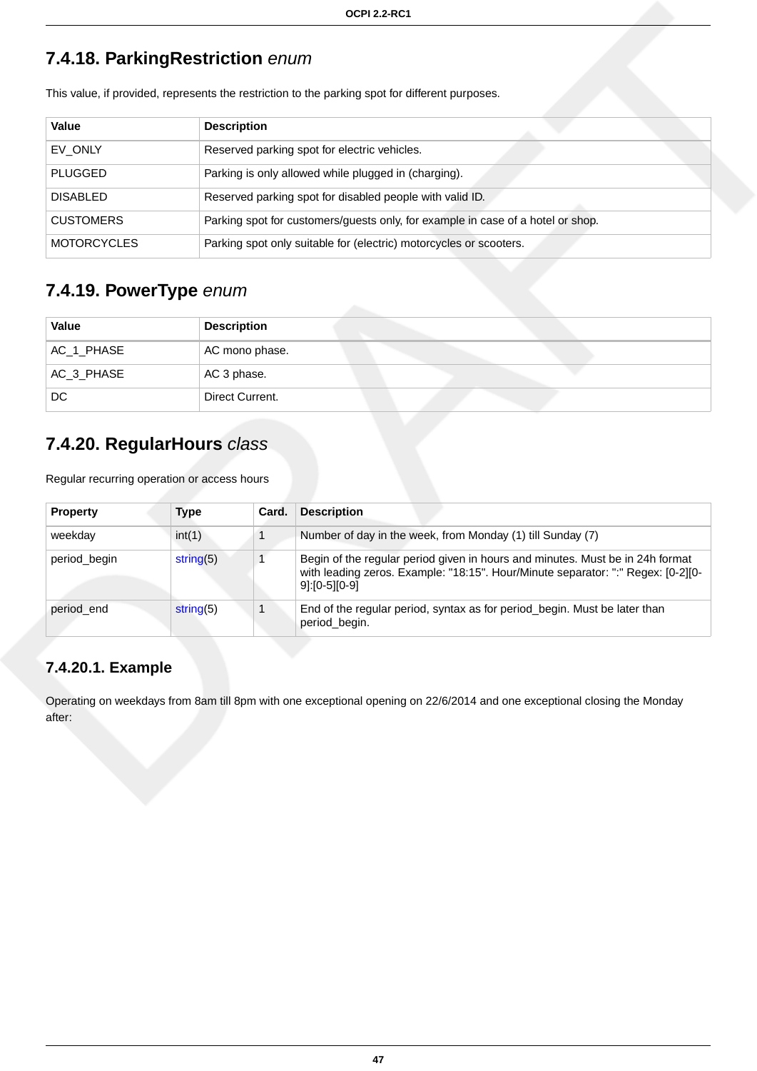### 7.4.18. ParkingRestriction *enum*

This value, if provided, represents the restriction to the parking spot for different purposes.

| Value | Description |
| --- | --- |
| EV_ONLY | Reserved parking spot for electric vehicles. |
| PLUGGED | Parking is only allowed while plugged in (charging). |
| DISABLED | Reserved parking spot for disabled people with valid ID. |
| CUSTOMERS | Parking spot for customers/guests only, for example in case of a hotel or shop. |
| MOTORCYCLES | Parking spot only suitable for (electric) motorcycles or scooters. |

### 7.4.19. PowerType *enum*

| Value | Description |
| --- | --- |
| AC_1_PHASE | AC mono phase. |
| AC_3_PHASE | AC 3 phase. |
| DC | Direct Current. |

### 7.4.20. RegularHours *class*

Regular recurring operation or access hours

| Property | Type | Card. | Description |
| --- | --- | --- | --- |
| weekday | int(1) | 1 | Number of day in the week, from Monday (1) till Sunday (7) |
| period_begin | string(5) | 1 | Begin of the regular period given in hours and minutes. Must be in 24h format with leading zeros. Example: "18:15". Hour/Minute separator: ":" Regex: [0-2][0-9]:[0-5][0-9] |
| period_end | string(5) | 1 | End of the regular period, syntax as for period_begin. Must be later than period_begin. |

#### 7.4.20.1. Example

Operating on weekdays from 8am till 8pm with one exceptional opening on 22/6/2014 and one exceptional closing the Monday after: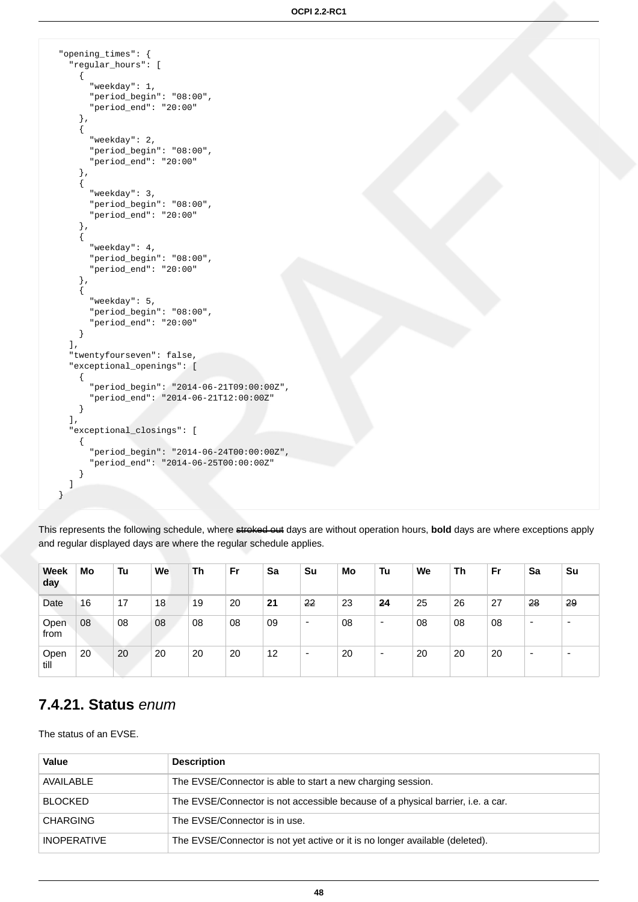```
"opening_times": {
  "regular_hours": [
    {
      "weekday": 1,
      "period_begin": "08:00",
      "period_end": "20:00"
    },
    {
      "weekday": 2,
      "period_begin": "08:00",
      "period_end": "20:00"
    },
    {
      "weekday": 3,
      "period_begin": "08:00",
      "period_end": "20:00"
    },
    {
      "weekday": 4,
      "period_begin": "08:00",
      "period_end": "20:00"
    },
    {
      "weekday": 5,
      "period_begin": "08:00",
      "period_end": "20:00"
    }
  ],
  "twentyfourseven": false,
  "exceptional_openings": [
    {
      "period_begin": "2014-06-21T09:00:00Z",
      "period_end": "2014-06-21T12:00:00Z"
    }
  ],
  "exceptional_closings": [
    {
      "period_begin": "2014-06-24T00:00:00Z",
      "period_end": "2014-06-25T00:00:00Z"
    }
  ]
}
```

This represents the following schedule, where ~~stroked out~~ days are without operation hours, **bold** days are where exceptions apply and regular displayed days are where the regular schedule applies.

| Weekday | Mo | Tu | We | Th | Fr | Sa | Su | Mo | Tu | We | Th | Fr | Sa | Su |
|---|---|---|---|---|---|---|---|---|---|---|---|---|---|---|
| Date | 16 | 17 | 18 | 19 | 20 | **21** | ~~22~~ | 23 | **~~24~~** | 25 | 26 | 27 | ~~28~~ | ~~29~~ |
| Open from | 08 | 08 | 08 | 08 | 08 | 09 | - | 08 | - | 08 | 08 | 08 | - | - |
| Open till | 20 | 20 | 20 | 20 | 20 | 12 | - | 20 | - | 20 | 20 | 20 | - | - |

## 7.4.21. Status *enum*

The status of an EVSE.

| Value | Description |
|---|---|
| AVAILABLE | The EVSE/Connector is able to start a new charging session. |
| BLOCKED | The EVSE/Connector is not accessible because of a physical barrier, i.e. a car. |
| CHARGING | The EVSE/Connector is in use. |
| INOPERATIVE | The EVSE/Connector is not yet active or it is no longer available (deleted). |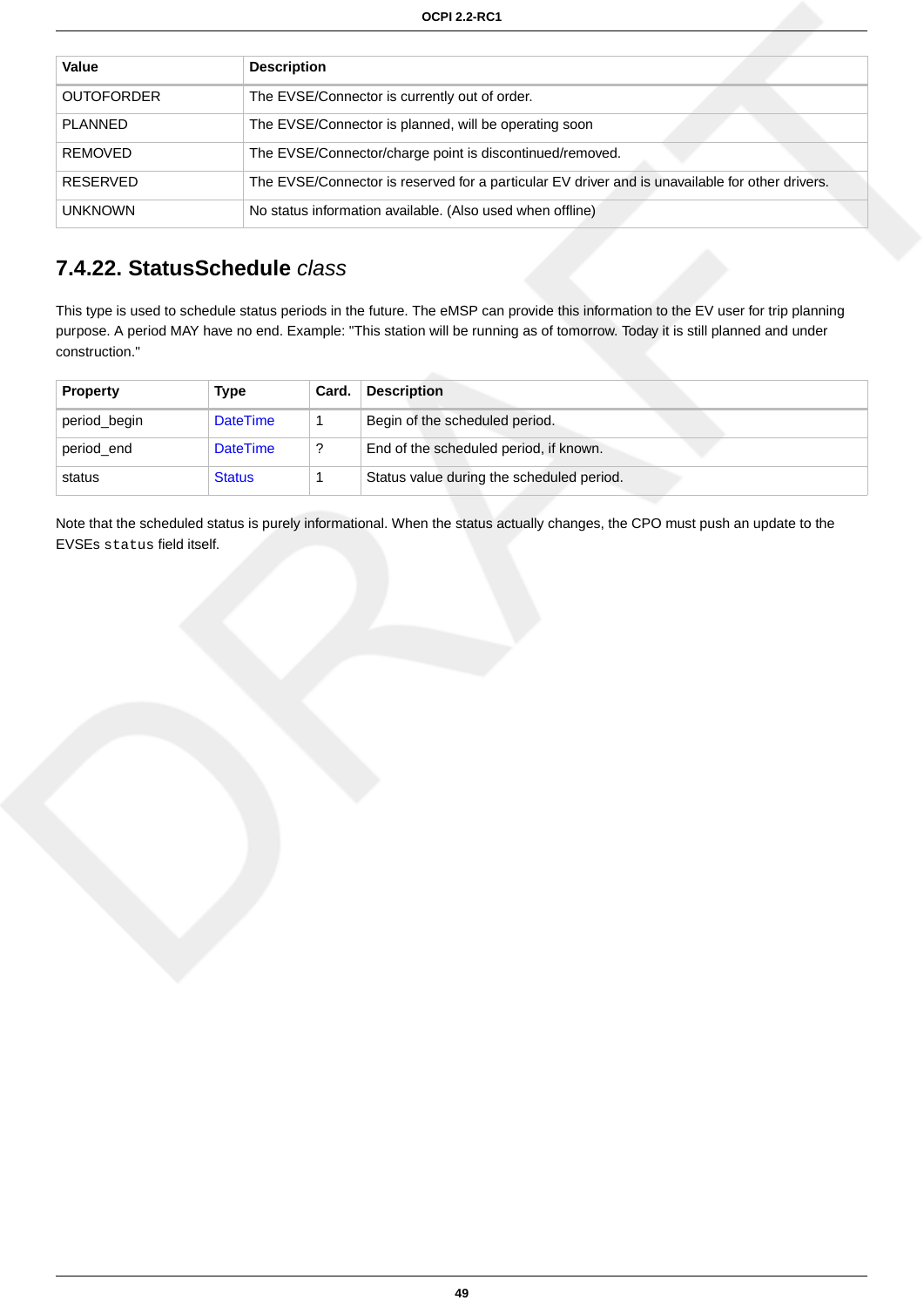| Value | Description |
| --- | --- |
| OUTOFORDER | The EVSE/Connector is currently out of order. |
| PLANNED | The EVSE/Connector is planned, will be operating soon |
| REMOVED | The EVSE/Connector/charge point is discontinued/removed. |
| RESERVED | The EVSE/Connector is reserved for a particular EV driver and is unavailable for other drivers. |
| UNKNOWN | No status information available. (Also used when offline) |

### 7.4.22. StatusSchedule *class*

This type is used to schedule status periods in the future. The eMSP can provide this information to the EV user for trip planning purpose. A period MAY have no end. Example: "This station will be running as of tomorrow. Today it is still planned and under construction."

| Property | Type | Card. | Description |
| --- | --- | --- | --- |
| period_begin | DateTime | 1 | Begin of the scheduled period. |
| period_end | DateTime | ? | End of the scheduled period, if known. |
| status | Status | 1 | Status value during the scheduled period. |

Note that the scheduled status is purely informational. When the status actually changes, the CPO must push an update to the EVSEs `status` field itself.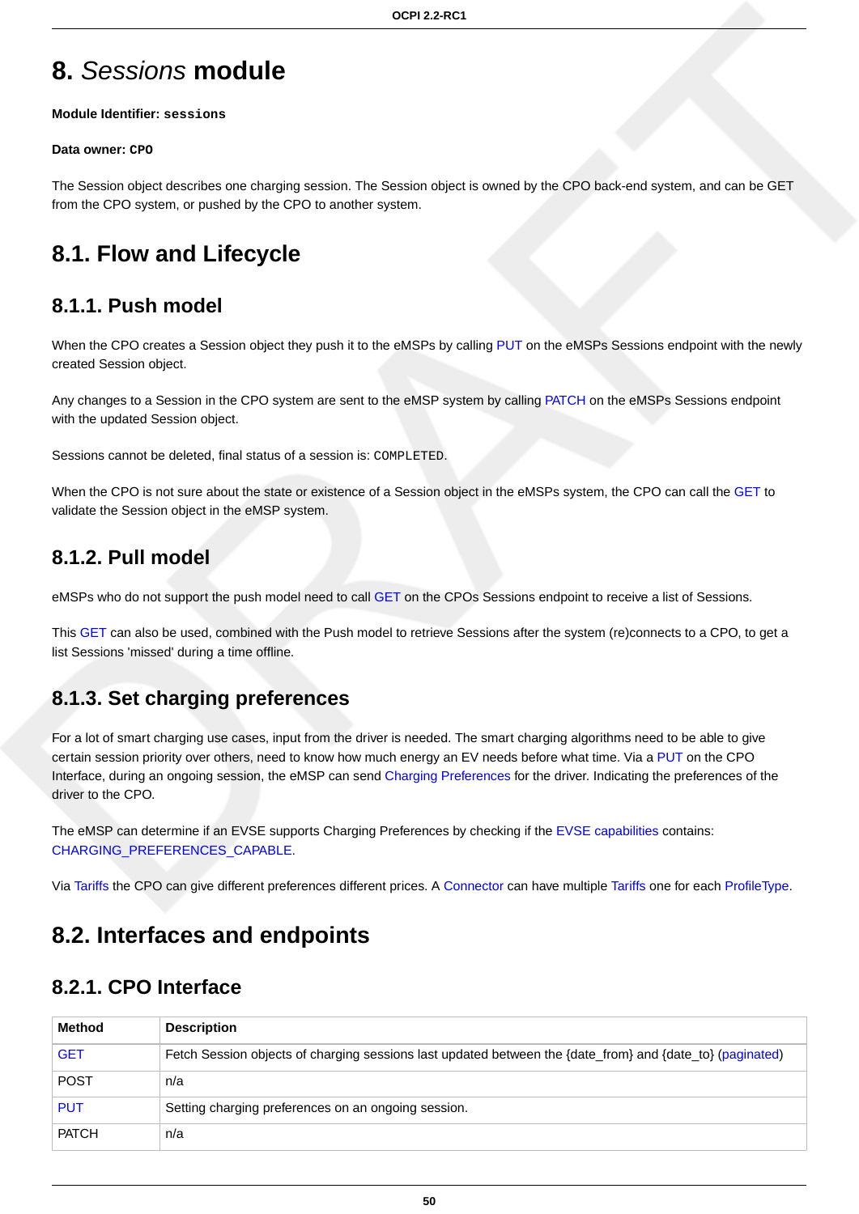# 8. *Sessions* module

**Module Identifier: `sessions`**

**Data owner: `CPO`**

The Session object describes one charging session. The Session object is owned by the CPO back-end system, and can be GET from the CPO system, or pushed by the CPO to another system.

## 8.1. Flow and Lifecycle

### 8.1.1. Push model

When the CPO creates a Session object they push it to the eMSPs by calling PUT on the eMSPs Sessions endpoint with the newly created Session object.

Any changes to a Session in the CPO system are sent to the eMSP system by calling PATCH on the eMSPs Sessions endpoint with the updated Session object.

Sessions cannot be deleted, final status of a session is: `COMPLETED`.

When the CPO is not sure about the state or existence of a Session object in the eMSPs system, the CPO can call the GET to validate the Session object in the eMSP system.

### 8.1.2. Pull model

eMSPs who do not support the push model need to call GET on the CPOs Sessions endpoint to receive a list of Sessions.

This GET can also be used, combined with the Push model to retrieve Sessions after the system (re)connects to a CPO, to get a list Sessions 'missed' during a time offline.

### 8.1.3. Set charging preferences

For a lot of smart charging use cases, input from the driver is needed. The smart charging algorithms need to be able to give certain session priority over others, need to know how much energy an EV needs before what time. Via a PUT on the CPO Interface, during an ongoing session, the eMSP can send Charging Preferences for the driver. Indicating the preferences of the driver to the CPO.

The eMSP can determine if an EVSE supports Charging Preferences by checking if the EVSE capabilities contains: CHARGING_PREFERENCES_CAPABLE.

Via Tariffs the CPO can give different preferences different prices. A Connector can have multiple Tariffs one for each ProfileType.

## 8.2. Interfaces and endpoints

### 8.2.1. CPO Interface

| Method | Description |
|---|---|
| GET | Fetch Session objects of charging sessions last updated between the {date_from} and {date_to} (paginated) |
| POST | n/a |
| PUT | Setting charging preferences on an ongoing session. |
| PATCH | n/a |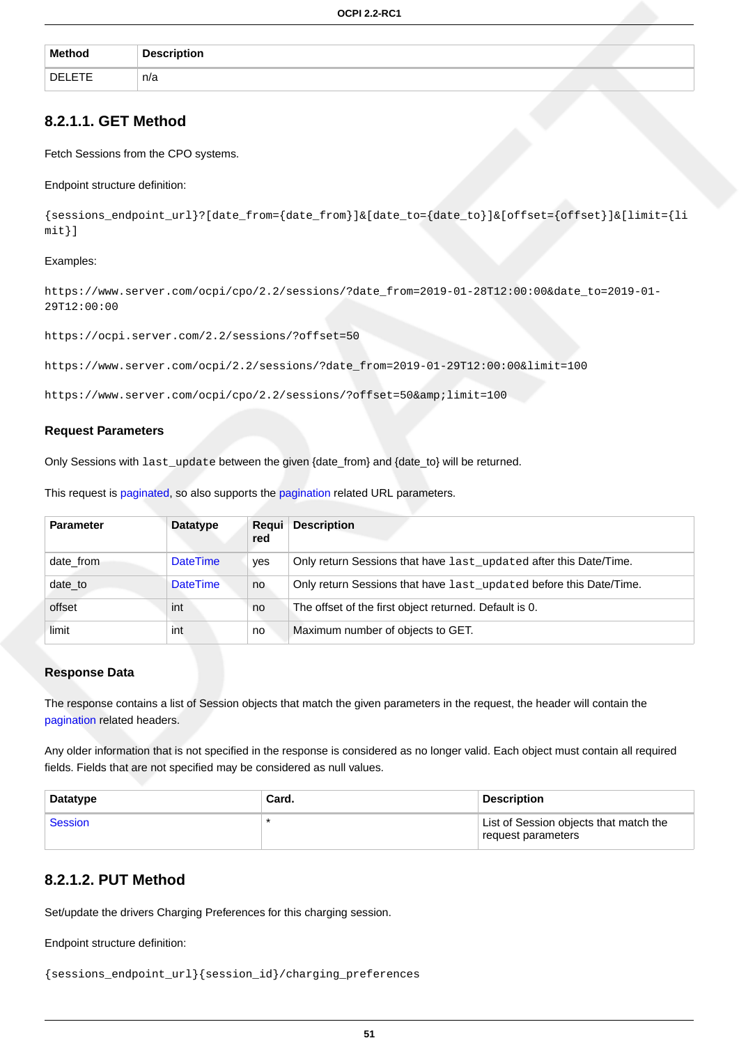| Method | Description |
| --- | --- |
| DELETE | n/a |

### 8.2.1.1. GET Method

Fetch Sessions from the CPO systems.

Endpoint structure definition:

```
{sessions_endpoint_url}?[date_from={date_from}]&[date_to={date_to}]&[offset={offset}]&[limit={limit}]
```

Examples:

```
https://www.server.com/ocpi/cpo/2.2/sessions/?date_from=2019-01-28T12:00:00&date_to=2019-01-29T12:00:00
```

```
https://ocpi.server.com/2.2/sessions/?offset=50
```

```
https://www.server.com/ocpi/2.2/sessions/?date_from=2019-01-29T12:00:00&limit=100
```

```
https://www.server.com/ocpi/cpo/2.2/sessions/?offset=50&amp;limit=100
```

#### Request Parameters

Only Sessions with `last_update` between the given {date_from} and {date_to} will be returned.

This request is paginated, so also supports the pagination related URL parameters.

| Parameter | Datatype | Required | Description |
| --- | --- | --- | --- |
| date_from | DateTime | yes | Only return Sessions that have `last_updated` after this Date/Time. |
| date_to | DateTime | no | Only return Sessions that have `last_updated` before this Date/Time. |
| offset | int | no | The offset of the first object returned. Default is 0. |
| limit | int | no | Maximum number of objects to GET. |

#### Response Data

The response contains a list of Session objects that match the given parameters in the request, the header will contain the pagination related headers.

Any older information that is not specified in the response is considered as no longer valid. Each object must contain all required fields. Fields that are not specified may be considered as null values.

| Datatype | Card. | Description |
| --- | --- | --- |
| Session | * | List of Session objects that match the request parameters |

### 8.2.1.2. PUT Method

Set/update the drivers Charging Preferences for this charging session.

Endpoint structure definition:

```
{sessions_endpoint_url}{session_id}/charging_preferences
```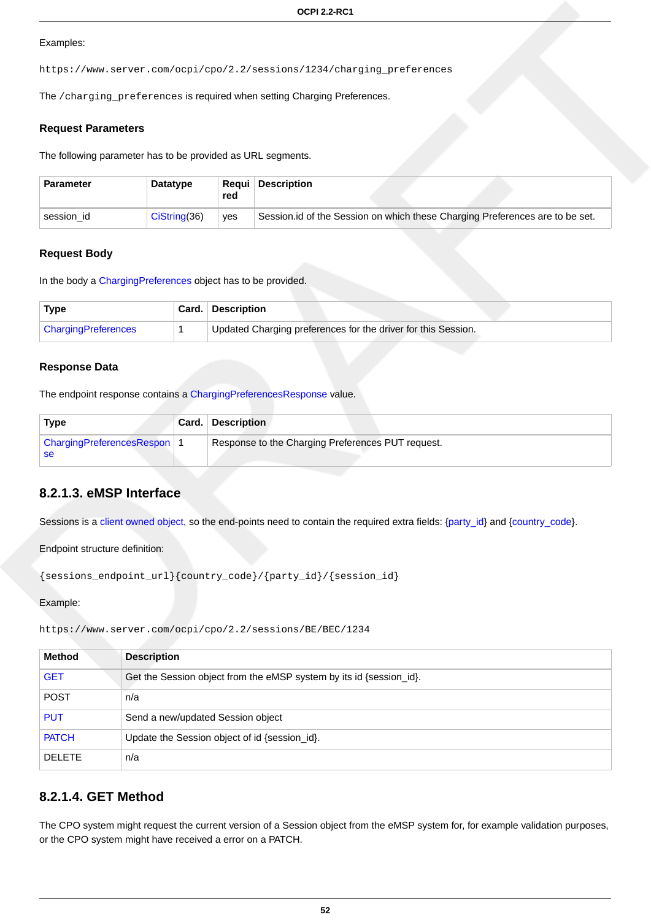Examples:

```
https://www.server.com/ocpi/cpo/2.2/sessions/1234/charging_preferences
```

The `/charging_preferences` is required when setting Charging Preferences.

#### Request Parameters

The following parameter has to be provided as URL segments.

| Parameter | Datatype | Required | Description |
| --- | --- | --- | --- |
| session_id | CiString(36) | yes | Session.id of the Session on which these Charging Preferences are to be set. |

#### Request Body

In the body a ChargingPreferences object has to be provided.

| Type | Card. | Description |
| --- | --- | --- |
| ChargingPreferences | 1 | Updated Charging preferences for the driver for this Session. |

#### Response Data

The endpoint response contains a ChargingPreferencesResponse value.

| Type | Card. | Description |
| --- | --- | --- |
| ChargingPreferencesResponse | 1 | Response to the Charging Preferences PUT request. |

### 8.2.1.3. eMSP Interface

Sessions is a client owned object, so the end-points need to contain the required extra fields: {party_id} and {country_code}.

Endpoint structure definition:

```
{sessions_endpoint_url}{country_code}/{party_id}/{session_id}
```

Example:

```
https://www.server.com/ocpi/cpo/2.2/sessions/BE/BEC/1234
```

| Method | Description |
| --- | --- |
| GET | Get the Session object from the eMSP system by its id {session_id}. |
| POST | n/a |
| PUT | Send a new/updated Session object |
| PATCH | Update the Session object of id {session_id}. |
| DELETE | n/a |

### 8.2.1.4. GET Method

The CPO system might request the current version of a Session object from the eMSP system for, for example validation purposes, or the CPO system might have received a error on a PATCH.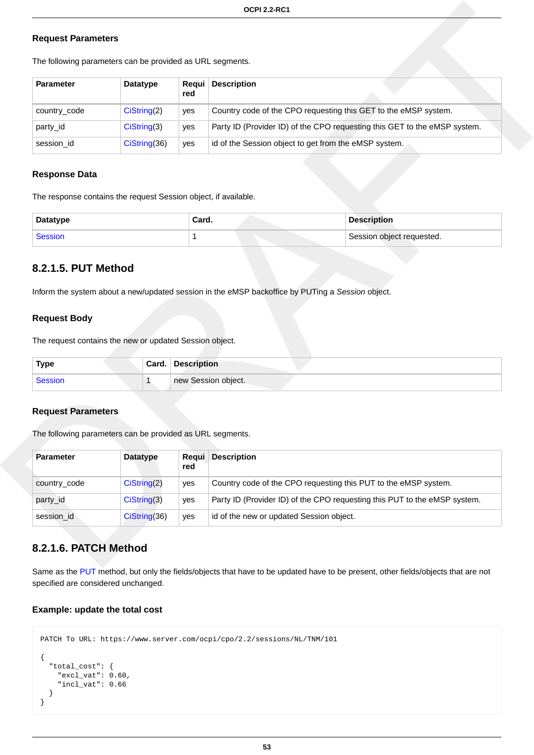#### Request Parameters

The following parameters can be provided as URL segments.

| Parameter | Datatype | Required | Description |
| --- | --- | --- | --- |
| country_code | CiString(2) | yes | Country code of the CPO requesting this GET to the eMSP system. |
| party_id | CiString(3) | yes | Party ID (Provider ID) of the CPO requesting this GET to the eMSP system. |
| session_id | CiString(36) | yes | id of the Session object to get from the eMSP system. |

#### Response Data

The response contains the request Session object, if available.

| Datatype | Card. | Description |
| --- | --- | --- |
| Session | 1 | Session object requested. |

### 8.2.1.5. PUT Method

Inform the system about a new/updated session in the eMSP backoffice by PUTing a *Session* object.

#### Request Body

The request contains the new or updated Session object.

| Type | Card. | Description |
| --- | --- | --- |
| Session | 1 | new Session object. |

#### Request Parameters

The following parameters can be provided as URL segments.

| Parameter | Datatype | Required | Description |
| --- | --- | --- | --- |
| country_code | CiString(2) | yes | Country code of the CPO requesting this PUT to the eMSP system. |
| party_id | CiString(3) | yes | Party ID (Provider ID) of the CPO requesting this PUT to the eMSP system. |
| session_id | CiString(36) | yes | id of the new or updated Session object. |

### 8.2.1.6. PATCH Method

Same as the PUT method, but only the fields/objects that have to be updated have to be present, other fields/objects that are not specified are considered unchanged.

#### Example: update the total cost

```
PATCH To URL: https://www.server.com/ocpi/cpo/2.2/sessions/NL/TNM/101

{
  "total_cost": {
    "excl_vat": 0.60,
    "incl_vat": 0.66
  }
}
```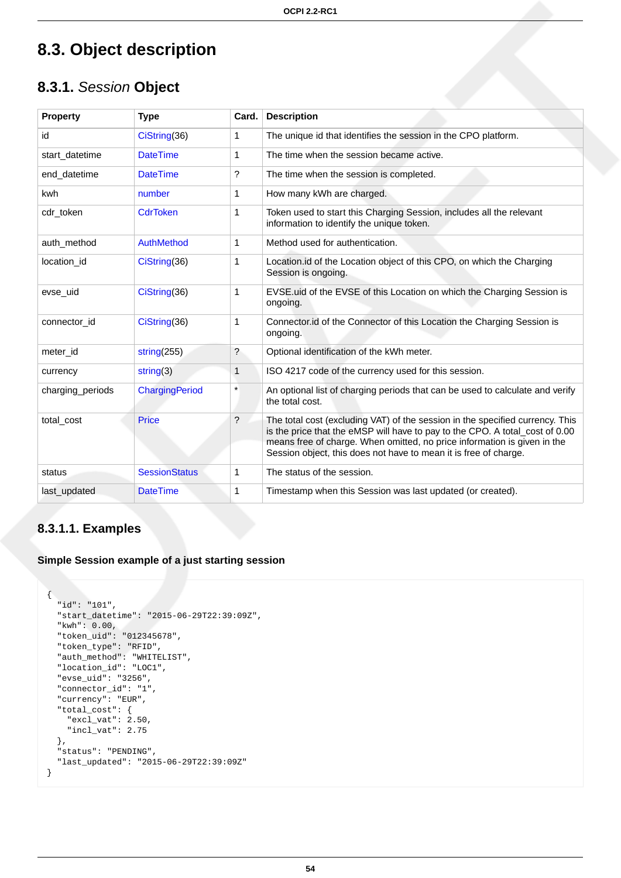## 8.3. Object description

### 8.3.1. *Session* Object

| Property | Type | Card. | Description |
|---|---|---|---|
| id | CiString(36) | 1 | The unique id that identifies the session in the CPO platform. |
| start_datetime | DateTime | 1 | The time when the session became active. |
| end_datetime | DateTime | ? | The time when the session is completed. |
| kwh | number | 1 | How many kWh are charged. |
| cdr_token | CdrToken | 1 | Token used to start this Charging Session, includes all the relevant information to identify the unique token. |
| auth_method | AuthMethod | 1 | Method used for authentication. |
| location_id | CiString(36) | 1 | Location.id of the Location object of this CPO, on which the Charging Session is ongoing. |
| evse_uid | CiString(36) | 1 | EVSE.uid of the EVSE of this Location on which the Charging Session is ongoing. |
| connector_id | CiString(36) | 1 | Connector.id of the Connector of this Location the Charging Session is ongoing. |
| meter_id | string(255) | ? | Optional identification of the kWh meter. |
| currency | string(3) | 1 | ISO 4217 code of the currency used for this session. |
| charging_periods | ChargingPeriod | * | An optional list of charging periods that can be used to calculate and verify the total cost. |
| total_cost | Price | ? | The total cost (excluding VAT) of the session in the specified currency. This is the price that the eMSP will have to pay to the CPO. A total_cost of 0.00 means free of charge. When omitted, no price information is given in the Session object, this does not have to mean it is free of charge. |
| status | SessionStatus | 1 | The status of the session. |
| last_updated | DateTime | 1 | Timestamp when this Session was last updated (or created). |

#### 8.3.1.1. Examples

**Simple Session example of a just starting session**

```
{
  "id": "101",
  "start_datetime": "2015-06-29T22:39:09Z",
  "kwh": 0.00,
  "token_uid": "012345678",
  "token_type": "RFID",
  "auth_method": "WHITELIST",
  "location_id": "LOC1",
  "evse_uid": "3256",
  "connector_id": "1",
  "currency": "EUR",
  "total_cost": {
    "excl_vat": 2.50,
    "incl_vat": 2.75
  },
  "status": "PENDING",
  "last_updated": "2015-06-29T22:39:09Z"
}
```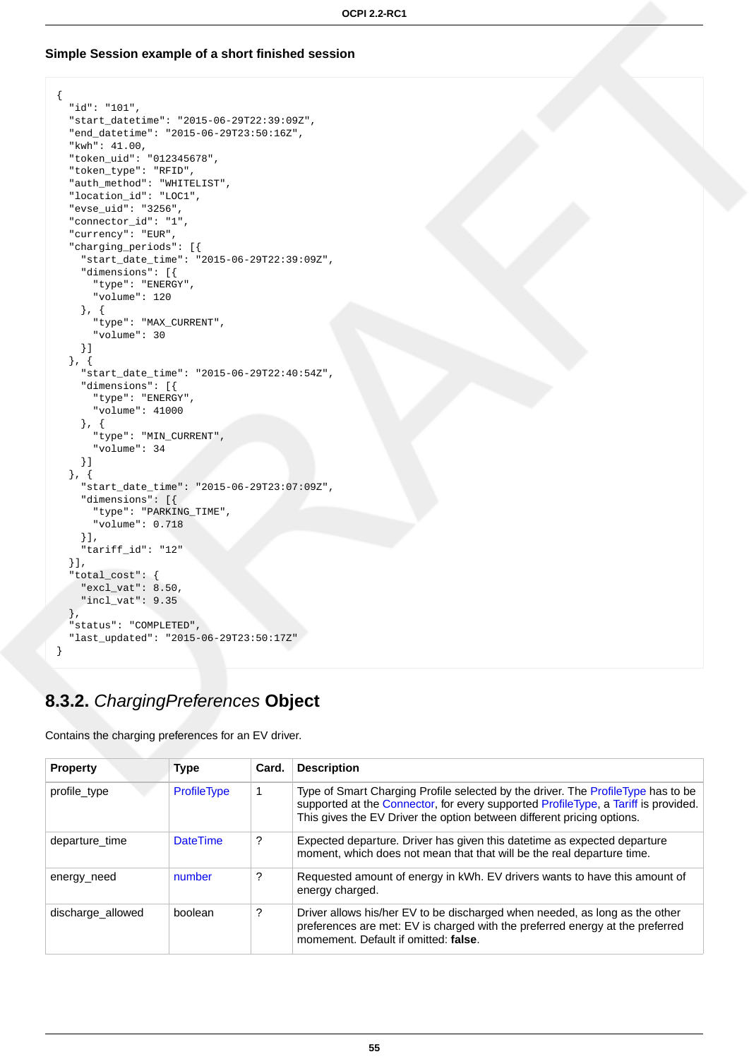#### Simple Session example of a short finished session

```
{
  "id": "101",
  "start_datetime": "2015-06-29T22:39:09Z",
  "end_datetime": "2015-06-29T23:50:16Z",
  "kwh": 41.00,
  "token_uid": "012345678",
  "token_type": "RFID",
  "auth_method": "WHITELIST",
  "location_id": "LOC1",
  "evse_uid": "3256",
  "connector_id": "1",
  "currency": "EUR",
  "charging_periods": [{
    "start_date_time": "2015-06-29T22:39:09Z",
    "dimensions": [{
      "type": "ENERGY",
      "volume": 120
    }, {
      "type": "MAX_CURRENT",
      "volume": 30
    }]
  }, {
    "start_date_time": "2015-06-29T22:40:54Z",
    "dimensions": [{
      "type": "ENERGY",
      "volume": 41000
    }, {
      "type": "MIN_CURRENT",
      "volume": 34
    }]
  }, {
    "start_date_time": "2015-06-29T23:07:09Z",
    "dimensions": [{
      "type": "PARKING_TIME",
      "volume": 0.718
    }],
    "tariff_id": "12"
  }],
  "total_cost": {
    "excl_vat": 8.50,
    "incl_vat": 9.35
  },
  "status": "COMPLETED",
  "last_updated": "2015-06-29T23:50:17Z"
}
```

## 8.3.2. *ChargingPreferences* Object

Contains the charging preferences for an EV driver.

| Property | Type | Card. | Description |
|---|---|---|---|
| profile_type | ProfileType | 1 | Type of Smart Charging Profile selected by the driver. The ProfileType has to be supported at the Connector, for every supported ProfileType, a Tariff is provided. This gives the EV Driver the option between different pricing options. |
| departure_time | DateTime | ? | Expected departure. Driver has given this datetime as expected departure moment, which does not mean that that will be the real departure time. |
| energy_need | number | ? | Requested amount of energy in kWh. EV drivers wants to have this amount of energy charged. |
| discharge_allowed | boolean | ? | Driver allows his/her EV to be discharged when needed, as long as the other preferences are met: EV is charged with the preferred energy at the preferred momement. Default if omitted: **false**. |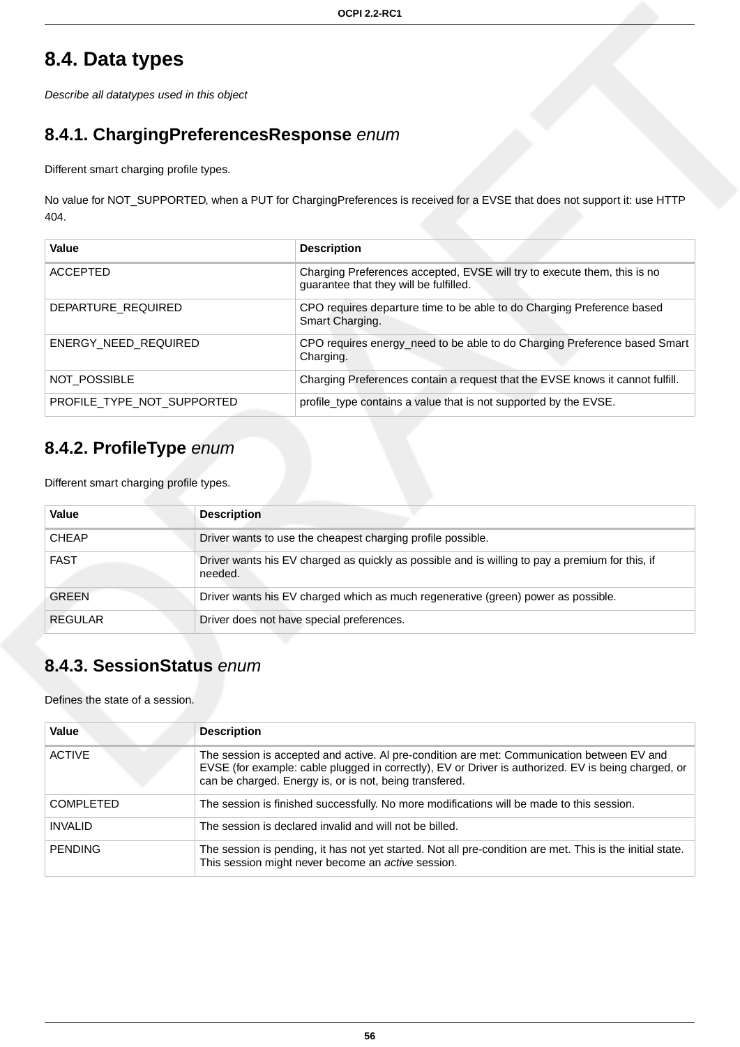## 8.4. Data types

*Describe all datatypes used in this object*

### 8.4.1. ChargingPreferencesResponse *enum*

Different smart charging profile types.

No value for NOT_SUPPORTED, when a PUT for ChargingPreferences is received for a EVSE that does not support it: use HTTP 404.

| Value | Description |
| --- | --- |
| ACCEPTED | Charging Preferences accepted, EVSE will try to execute them, this is no guarantee that they will be fulfilled. |
| DEPARTURE_REQUIRED | CPO requires departure time to be able to do Charging Preference based Smart Charging. |
| ENERGY_NEED_REQUIRED | CPO requires energy_need to be able to do Charging Preference based Smart Charging. |
| NOT_POSSIBLE | Charging Preferences contain a request that the EVSE knows it cannot fulfill. |
| PROFILE_TYPE_NOT_SUPPORTED | profile_type contains a value that is not supported by the EVSE. |

### 8.4.2. ProfileType *enum*

Different smart charging profile types.

| Value | Description |
| --- | --- |
| CHEAP | Driver wants to use the cheapest charging profile possible. |
| FAST | Driver wants his EV charged as quickly as possible and is willing to pay a premium for this, if needed. |
| GREEN | Driver wants his EV charged which as much regenerative (green) power as possible. |
| REGULAR | Driver does not have special preferences. |

### 8.4.3. SessionStatus *enum*

Defines the state of a session.

| Value | Description |
| --- | --- |
| ACTIVE | The session is accepted and active. Al pre-condition are met: Communication between EV and EVSE (for example: cable plugged in correctly), EV or Driver is authorized. EV is being charged, or can be charged. Energy is, or is not, being transfered. |
| COMPLETED | The session is finished successfully. No more modifications will be made to this session. |
| INVALID | The session is declared invalid and will not be billed. |
| PENDING | The session is pending, it has not yet started. Not all pre-condition are met. This is the initial state. This session might never become an *active* session. |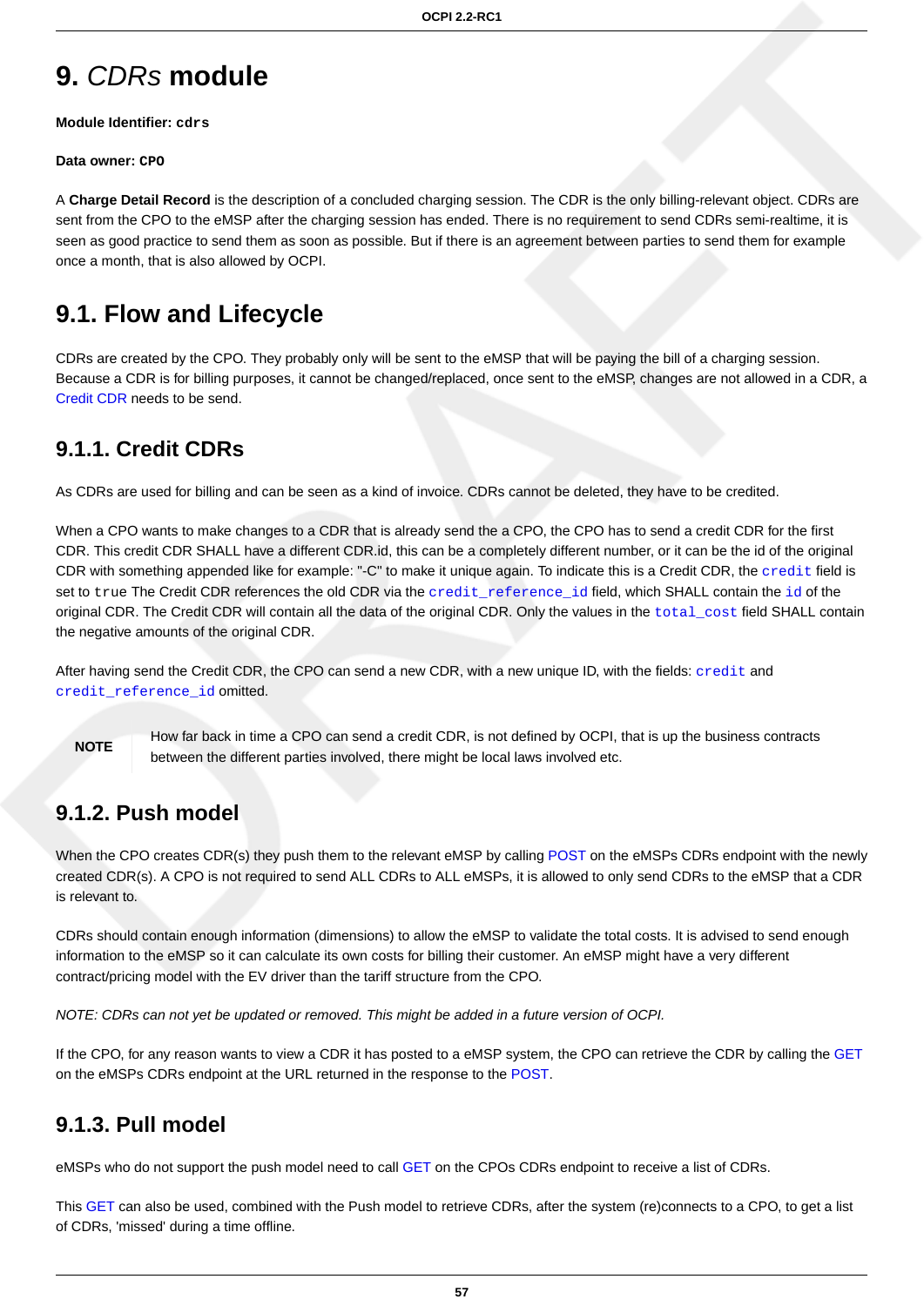# 9. *CDRs* module

**Module Identifier: `cdrs`**

**Data owner: `CPO`**

A **Charge Detail Record** is the description of a concluded charging session. The CDR is the only billing-relevant object. CDRs are sent from the CPO to the eMSP after the charging session has ended. There is no requirement to send CDRs semi-realtime, it is seen as good practice to send them as soon as possible. But if there is an agreement between parties to send them for example once a month, that is also allowed by OCPI.

## 9.1. Flow and Lifecycle

CDRs are created by the CPO. They probably only will be sent to the eMSP that will be paying the bill of a charging session. Because a CDR is for billing purposes, it cannot be changed/replaced, once sent to the eMSP, changes are not allowed in a CDR, a Credit CDR needs to be send.

### 9.1.1. Credit CDRs

As CDRs are used for billing and can be seen as a kind of invoice. CDRs cannot be deleted, they have to be credited.

When a CPO wants to make changes to a CDR that is already send the a CPO, the CPO has to send a credit CDR for the first CDR. This credit CDR SHALL have a different CDR.id, this can be a completely different number, or it can be the id of the original CDR with something appended like for example: "-C" to make it unique again. To indicate this is a Credit CDR, the `credit` field is set to `true` The Credit CDR references the old CDR via the `credit_reference_id` field, which SHALL contain the `id` of the original CDR. The Credit CDR will contain all the data of the original CDR. Only the values in the `total_cost` field SHALL contain the negative amounts of the original CDR.

After having send the Credit CDR, the CPO can send a new CDR, with a new unique ID, with the fields: `credit` and `credit_reference_id` omitted.

> **NOTE** How far back in time a CPO can send a credit CDR, is not defined by OCPI, that is up the business contracts between the different parties involved, there might be local laws involved etc.

### 9.1.2. Push model

When the CPO creates CDR(s) they push them to the relevant eMSP by calling POST on the eMSPs CDRs endpoint with the newly created CDR(s). A CPO is not required to send ALL CDRs to ALL eMSPs, it is allowed to only send CDRs to the eMSP that a CDR is relevant to.

CDRs should contain enough information (dimensions) to allow the eMSP to validate the total costs. It is advised to send enough information to the eMSP so it can calculate its own costs for billing their customer. An eMSP might have a very different contract/pricing model with the EV driver than the tariff structure from the CPO.

*NOTE: CDRs can not yet be updated or removed. This might be added in a future version of OCPI.*

If the CPO, for any reason wants to view a CDR it has posted to a eMSP system, the CPO can retrieve the CDR by calling the GET on the eMSPs CDRs endpoint at the URL returned in the response to the POST.

### 9.1.3. Pull model

eMSPs who do not support the push model need to call GET on the CPOs CDRs endpoint to receive a list of CDRs.

This GET can also be used, combined with the Push model to retrieve CDRs, after the system (re)connects to a CPO, to get a list of CDRs, 'missed' during a time offline.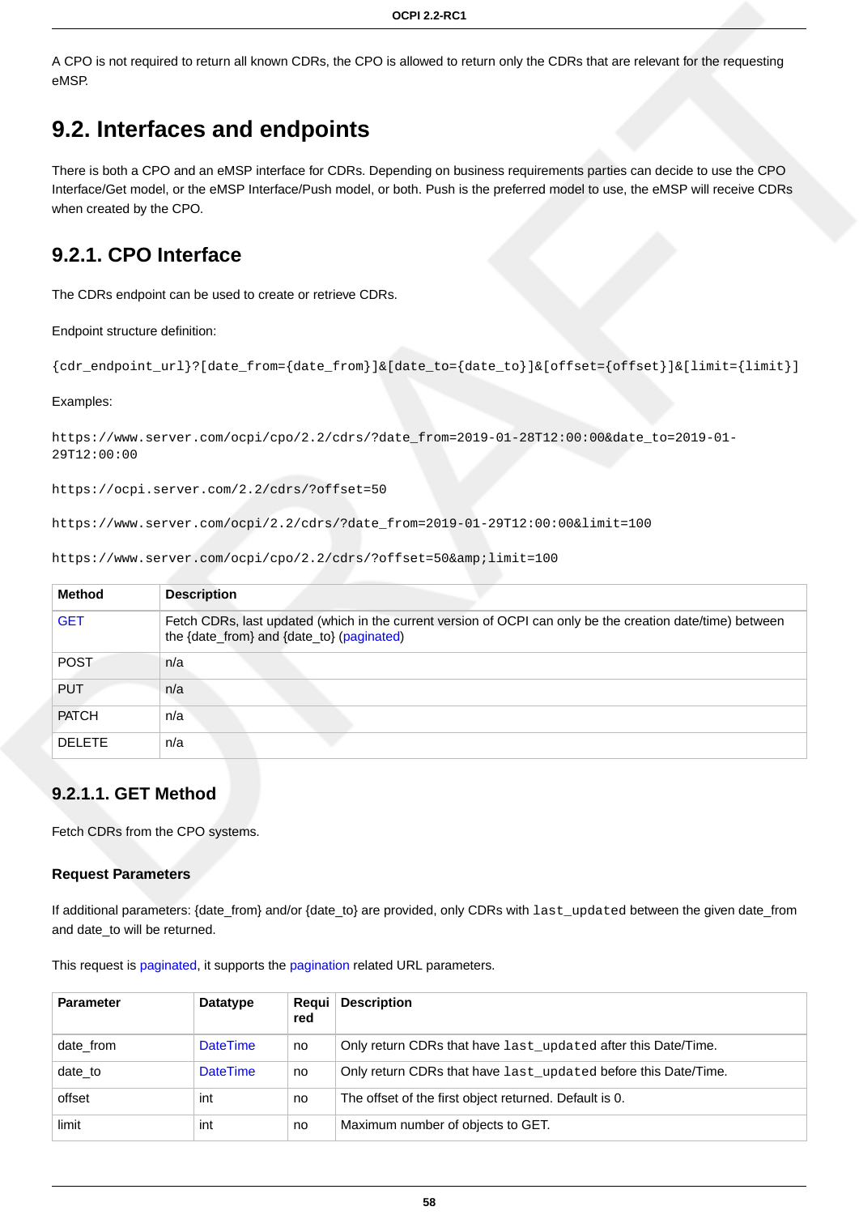A CPO is not required to return all known CDRs, the CPO is allowed to return only the CDRs that are relevant for the requesting eMSP.

## 9.2. Interfaces and endpoints

There is both a CPO and an eMSP interface for CDRs. Depending on business requirements parties can decide to use the CPO Interface/Get model, or the eMSP Interface/Push model, or both. Push is the preferred model to use, the eMSP will receive CDRs when created by the CPO.

### 9.2.1. CPO Interface

The CDRs endpoint can be used to create or retrieve CDRs.

Endpoint structure definition:

```
{cdr_endpoint_url}?[date_from={date_from}]&[date_to={date_to}]&[offset={offset}]&[limit={limit}]
```

Examples:

```
https://www.server.com/ocpi/cpo/2.2/cdrs/?date_from=2019-01-28T12:00:00&date_to=2019-01-29T12:00:00
```

```
https://ocpi.server.com/2.2/cdrs/?offset=50
```

```
https://www.server.com/ocpi/2.2/cdrs/?date_from=2019-01-29T12:00:00&limit=100
```

```
https://www.server.com/ocpi/cpo/2.2/cdrs/?offset=50&amp;limit=100
```

| Method | Description |
| --- | --- |
| GET | Fetch CDRs, last updated (which in the current version of OCPI can only be the creation date/time) between the {date_from} and {date_to} (paginated) |
| POST | n/a |
| PUT | n/a |
| PATCH | n/a |
| DELETE | n/a |

#### 9.2.1.1. GET Method

Fetch CDRs from the CPO systems.

**Request Parameters**

If additional parameters: {date_from} and/or {date_to} are provided, only CDRs with `last_updated` between the given date_from and date_to will be returned.

This request is paginated, it supports the pagination related URL parameters.

| Parameter | Datatype | Required | Description |
| --- | --- | --- | --- |
| date_from | DateTime | no | Only return CDRs that have `last_updated` after this Date/Time. |
| date_to | DateTime | no | Only return CDRs that have `last_updated` before this Date/Time. |
| offset | int | no | The offset of the first object returned. Default is 0. |
| limit | int | no | Maximum number of objects to GET. |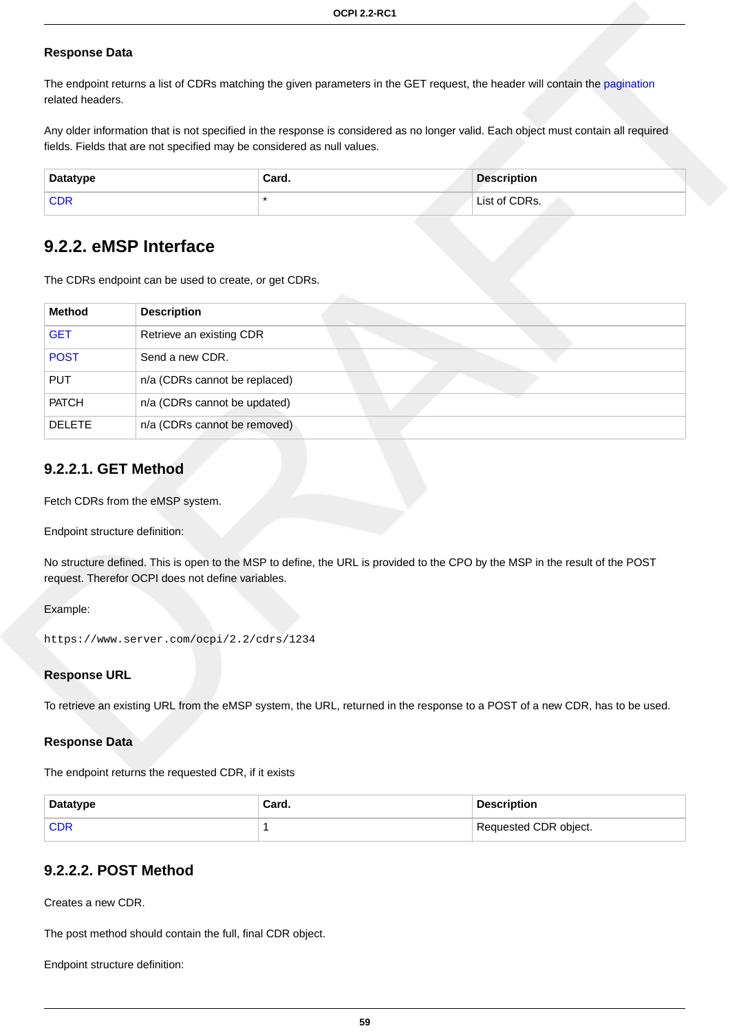#### Response Data

The endpoint returns a list of CDRs matching the given parameters in the GET request, the header will contain the pagination related headers.

Any older information that is not specified in the response is considered as no longer valid. Each object must contain all required fields. Fields that are not specified may be considered as null values.

| Datatype | Card. | Description |
| --- | --- | --- |
| CDR | * | List of CDRs. |

## 9.2.2. eMSP Interface

The CDRs endpoint can be used to create, or get CDRs.

| Method | Description |
| --- | --- |
| GET | Retrieve an existing CDR |
| POST | Send a new CDR. |
| PUT | n/a (CDRs cannot be replaced) |
| PATCH | n/a (CDRs cannot be updated) |
| DELETE | n/a (CDRs cannot be removed) |

### 9.2.2.1. GET Method

Fetch CDRs from the eMSP system.

Endpoint structure definition:

No structure defined. This is open to the MSP to define, the URL is provided to the CPO by the MSP in the result of the POST request. Therefor OCPI does not define variables.

Example:

```
https://www.server.com/ocpi/2.2/cdrs/1234
```

#### Response URL

To retrieve an existing URL from the eMSP system, the URL, returned in the response to a POST of a new CDR, has to be used.

#### Response Data

The endpoint returns the requested CDR, if it exists

| Datatype | Card. | Description |
| --- | --- | --- |
| CDR | 1 | Requested CDR object. |

### 9.2.2.2. POST Method

Creates a new CDR.

The post method should contain the full, final CDR object.

Endpoint structure definition: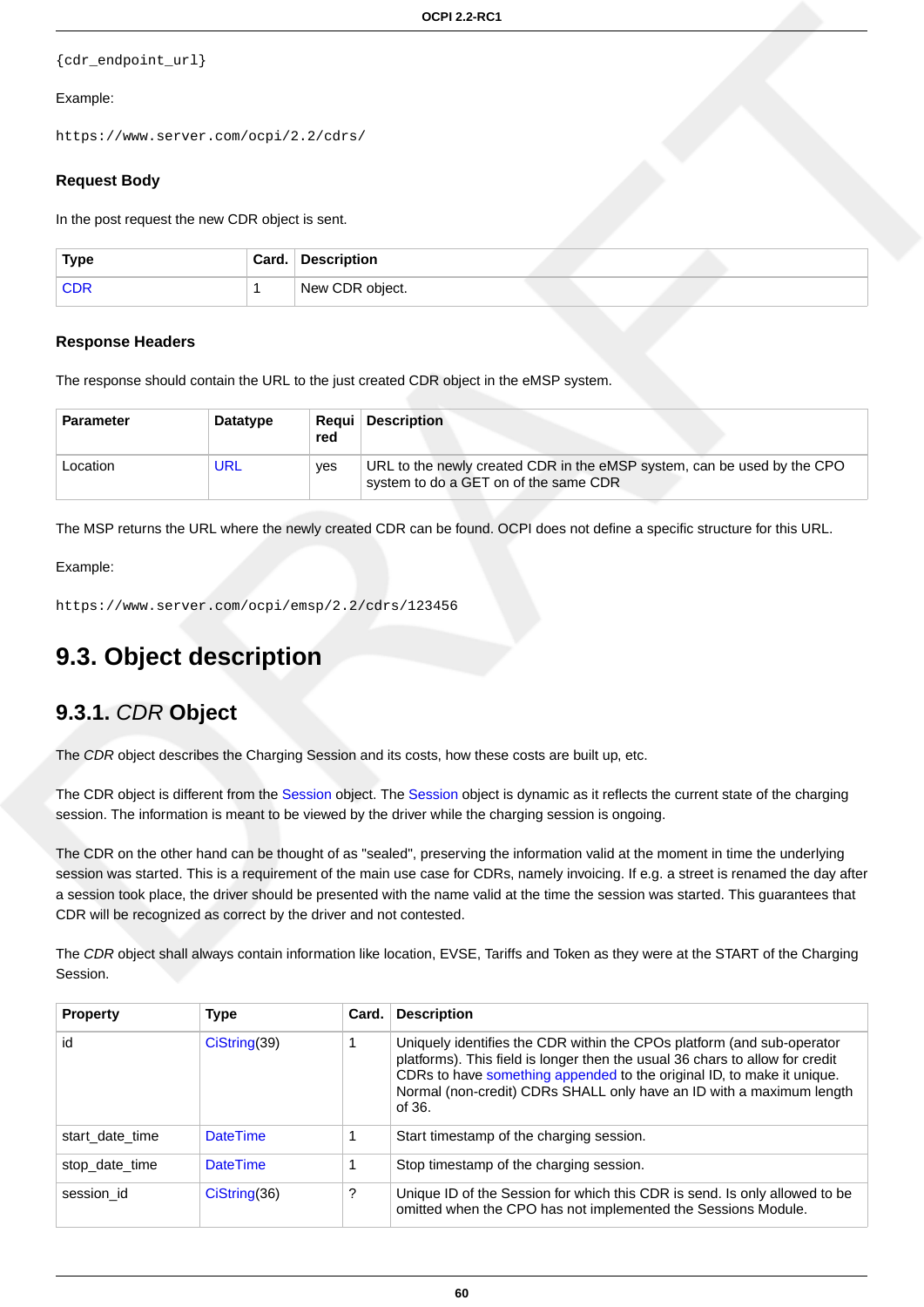```
{cdr_endpoint_url}
```

Example:

```
https://www.server.com/ocpi/2.2/cdrs/
```

#### Request Body

In the post request the new CDR object is sent.

| Type | Card. | Description |
| --- | --- | --- |
| CDR | 1 | New CDR object. |

#### Response Headers

The response should contain the URL to the just created CDR object in the eMSP system.

| Parameter | Datatype | Required | Description |
| --- | --- | --- | --- |
| Location | URL | yes | URL to the newly created CDR in the eMSP system, can be used by the CPO system to do a GET on of the same CDR |

The MSP returns the URL where the newly created CDR can be found. OCPI does not define a specific structure for this URL.

Example:

```
https://www.server.com/ocpi/emsp/2.2/cdrs/123456
```

## 9.3. Object description

### 9.3.1. *CDR* Object

The *CDR* object describes the Charging Session and its costs, how these costs are built up, etc.

The CDR object is different from the Session object. The Session object is dynamic as it reflects the current state of the charging session. The information is meant to be viewed by the driver while the charging session is ongoing.

The CDR on the other hand can be thought of as "sealed", preserving the information valid at the moment in time the underlying session was started. This is a requirement of the main use case for CDRs, namely invoicing. If e.g. a street is renamed the day after a session took place, the driver should be presented with the name valid at the time the session was started. This guarantees that CDR will be recognized as correct by the driver and not contested.

The *CDR* object shall always contain information like location, EVSE, Tariffs and Token as they were at the START of the Charging Session.

| Property | Type | Card. | Description |
| --- | --- | --- | --- |
| id | CiString(39) | 1 | Uniquely identifies the CDR within the CPOs platform (and sub-operator platforms). This field is longer then the usual 36 chars to allow for credit CDRs to have something appended to the original ID, to make it unique. Normal (non-credit) CDRs SHALL only have an ID with a maximum length of 36. |
| start_date_time | DateTime | 1 | Start timestamp of the charging session. |
| stop_date_time | DateTime | 1 | Stop timestamp of the charging session. |
| session_id | CiString(36) | ? | Unique ID of the Session for which this CDR is send. Is only allowed to be omitted when the CPO has not implemented the Sessions Module. |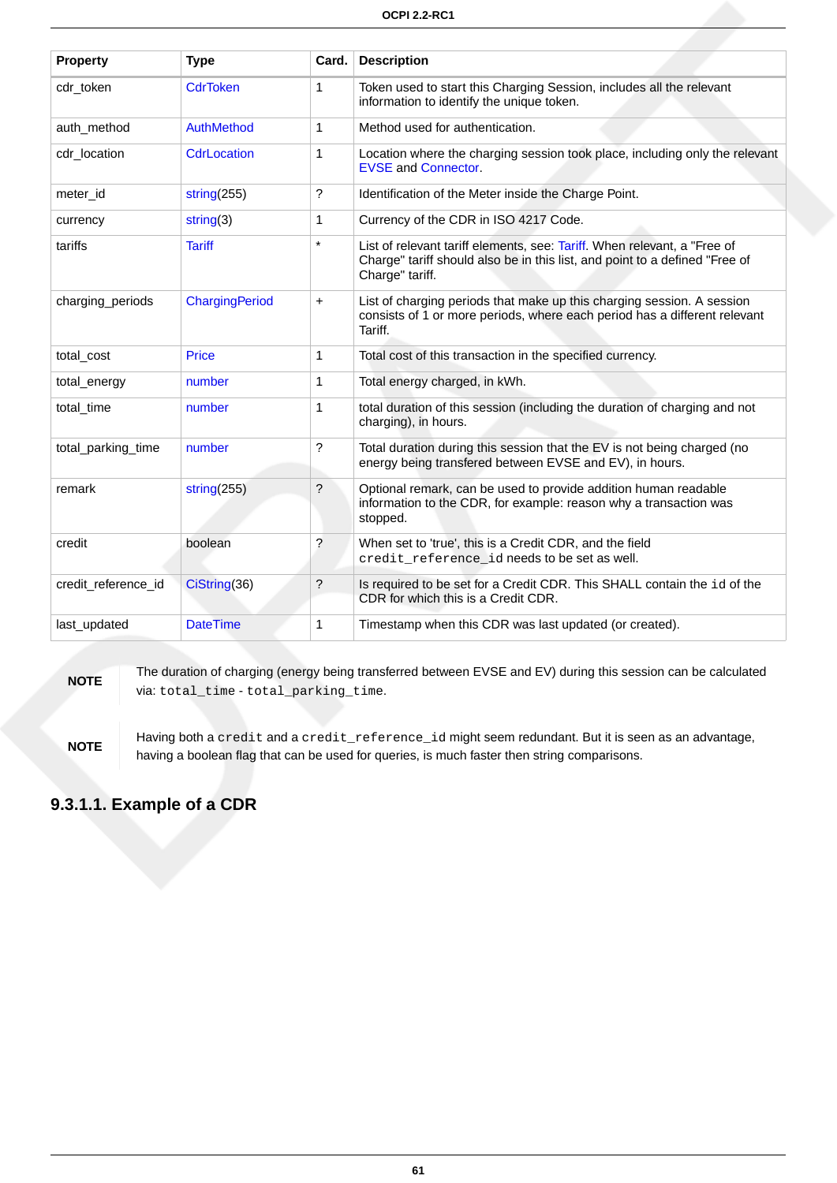| Property | Type | Card. | Description |
| --- | --- | --- | --- |
| cdr_token | CdrToken | 1 | Token used to start this Charging Session, includes all the relevant information to identify the unique token. |
| auth_method | AuthMethod | 1 | Method used for authentication. |
| cdr_location | CdrLocation | 1 | Location where the charging session took place, including only the relevant EVSE and Connector. |
| meter_id | string(255) | ? | Identification of the Meter inside the Charge Point. |
| currency | string(3) | 1 | Currency of the CDR in ISO 4217 Code. |
| tariffs | Tariff | * | List of relevant tariff elements, see: Tariff. When relevant, a "Free of Charge" tariff should also be in this list, and point to a defined "Free of Charge" tariff. |
| charging_periods | ChargingPeriod | + | List of charging periods that make up this charging session. A session consists of 1 or more periods, where each period has a different relevant Tariff. |
| total_cost | Price | 1 | Total cost of this transaction in the specified currency. |
| total_energy | number | 1 | Total energy charged, in kWh. |
| total_time | number | 1 | total duration of this session (including the duration of charging and not charging), in hours. |
| total_parking_time | number | ? | Total duration during this session that the EV is not being charged (no energy being transfered between EVSE and EV), in hours. |
| remark | string(255) | ? | Optional remark, can be used to provide addition human readable information to the CDR, for example: reason why a transaction was stopped. |
| credit | boolean | ? | When set to 'true', this is a Credit CDR, and the field `credit_reference_id` needs to be set as well. |
| credit_reference_id | CiString(36) | ? | Is required to be set for a Credit CDR. This SHALL contain the `id` of the CDR for which this is a Credit CDR. |
| last_updated | DateTime | 1 | Timestamp when this CDR was last updated (or created). |

**NOTE** The duration of charging (energy being transferred between EVSE and EV) during this session can be calculated via: `total_time` - `total_parking_time`.

**NOTE** Having both a `credit` and a `credit_reference_id` might seem redundant. But it is seen as an advantage, having a boolean flag that can be used for queries, is much faster then string comparisons.

#### 9.3.1.1. Example of a CDR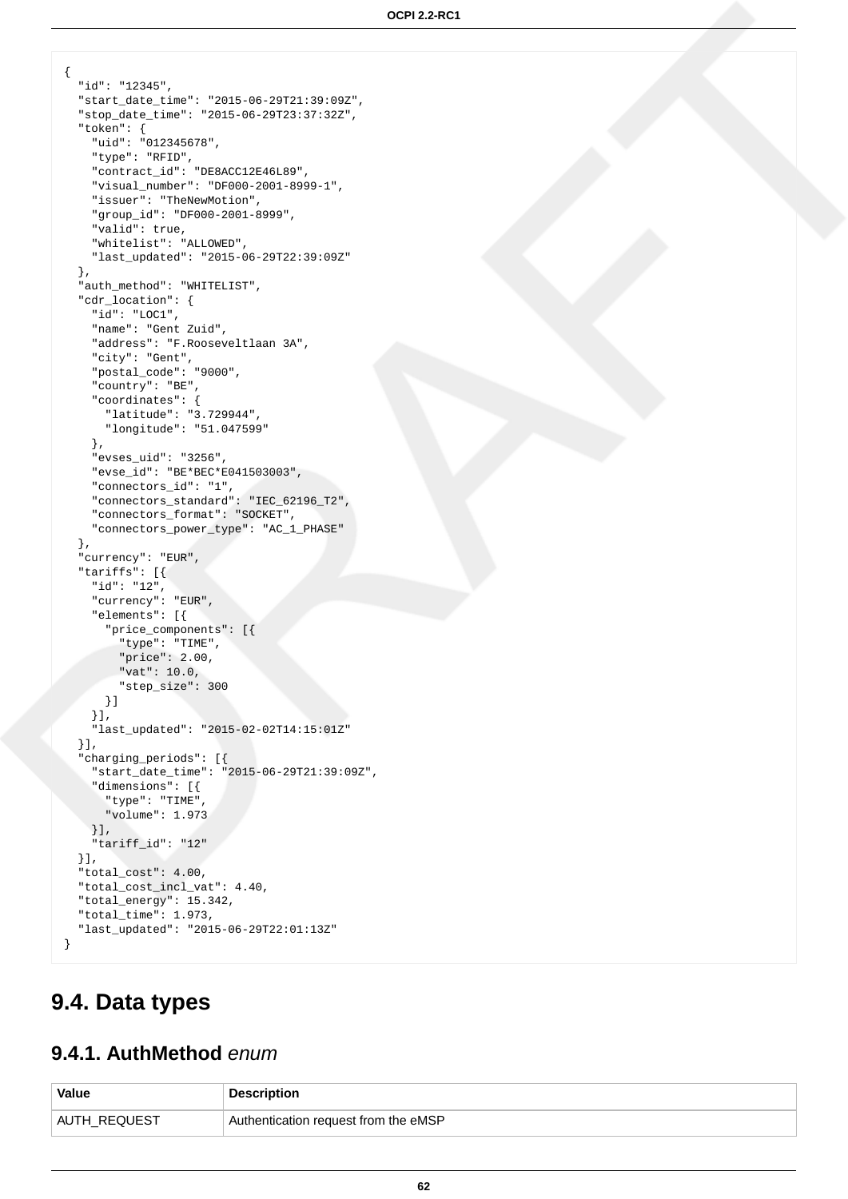```
{
  "id": "12345",
  "start_date_time": "2015-06-29T21:39:09Z",
  "stop_date_time": "2015-06-29T23:37:32Z",
  "token": {
    "uid": "012345678",
    "type": "RFID",
    "contract_id": "DE8ACC12E46L89",
    "visual_number": "DF000-2001-8999-1",
    "issuer": "TheNewMotion",
    "group_id": "DF000-2001-8999",
    "valid": true,
    "whitelist": "ALLOWED",
    "last_updated": "2015-06-29T22:39:09Z"
  },
  "auth_method": "WHITELIST",
  "cdr_location": {
    "id": "LOC1",
    "name": "Gent Zuid",
    "address": "F.Rooseveltlaan 3A",
    "city": "Gent",
    "postal_code": "9000",
    "country": "BE",
    "coordinates": {
      "latitude": "3.729944",
      "longitude": "51.047599"
    },
    "evses_uid": "3256",
    "evse_id": "BE*BEC*E041503003",
    "connectors_id": "1",
    "connectors_standard": "IEC_62196_T2",
    "connectors_format": "SOCKET",
    "connectors_power_type": "AC_1_PHASE"
  },
  "currency": "EUR",
  "tariffs": [{
    "id": "12",
    "currency": "EUR",
    "elements": [{
      "price_components": [{
        "type": "TIME",
        "price": 2.00,
        "vat": 10.0,
        "step_size": 300
      }]
    }],
    "last_updated": "2015-02-02T14:15:01Z"
  }],
  "charging_periods": [{
    "start_date_time": "2015-06-29T21:39:09Z",
    "dimensions": [{
      "type": "TIME",
      "volume": 1.973
    }],
    "tariff_id": "12"
  }],
  "total_cost": 4.00,
  "total_cost_incl_vat": 4.40,
  "total_energy": 15.342,
  "total_time": 1.973,
  "last_updated": "2015-06-29T22:01:13Z"
}
```

## 9.4. Data types

### 9.4.1. AuthMethod *enum*

| Value | Description |
| --- | --- |
| AUTH_REQUEST | Authentication request from the eMSP |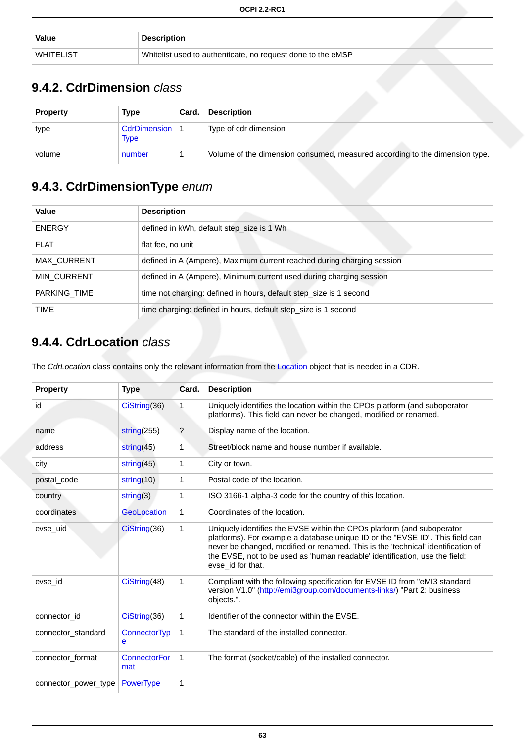| Value | Description |
| --- | --- |
| WHITELIST | Whitelist used to authenticate, no request done to the eMSP |

## 9.4.2. CdrDimension *class*

| Property | Type | Card. | Description |
| --- | --- | --- | --- |
| type | CdrDimension Type | 1 | Type of cdr dimension |
| volume | number | 1 | Volume of the dimension consumed, measured according to the dimension type. |

## 9.4.3. CdrDimensionType *enum*

| Value | Description |
| --- | --- |
| ENERGY | defined in kWh, default step_size is 1 Wh |
| FLAT | flat fee, no unit |
| MAX_CURRENT | defined in A (Ampere), Maximum current reached during charging session |
| MIN_CURRENT | defined in A (Ampere), Minimum current used during charging session |
| PARKING_TIME | time not charging: defined in hours, default step_size is 1 second |
| TIME | time charging: defined in hours, default step_size is 1 second |

## 9.4.4. CdrLocation *class*

The *CdrLocation* class contains only the relevant information from the Location object that is needed in a CDR.

| Property | Type | Card. | Description |
| --- | --- | --- | --- |
| id | CiString(36) | 1 | Uniquely identifies the location within the CPOs platform (and suboperator platforms). This field can never be changed, modified or renamed. |
| name | string(255) | ? | Display name of the location. |
| address | string(45) | 1 | Street/block name and house number if available. |
| city | string(45) | 1 | City or town. |
| postal_code | string(10) | 1 | Postal code of the location. |
| country | string(3) | 1 | ISO 3166-1 alpha-3 code for the country of this location. |
| coordinates | GeoLocation | 1 | Coordinates of the location. |
| evse_uid | CiString(36) | 1 | Uniquely identifies the EVSE within the CPOs platform (and suboperator platforms). For example a database unique ID or the "EVSE ID". This field can never be changed, modified or renamed. This is the 'technical' identification of the EVSE, not to be used as 'human readable' identification, use the field: evse_id for that. |
| evse_id | CiString(48) | 1 | Compliant with the following specification for EVSE ID from "eMI3 standard version V1.0" (http://emi3group.com/documents-links/) "Part 2: business objects.". |
| connector_id | CiString(36) | 1 | Identifier of the connector within the EVSE. |
| connector_standard | ConnectorType | 1 | The standard of the installed connector. |
| connector_format | ConnectorFormat | 1 | The format (socket/cable) of the installed connector. |
| connector_power_type | PowerType | 1 | |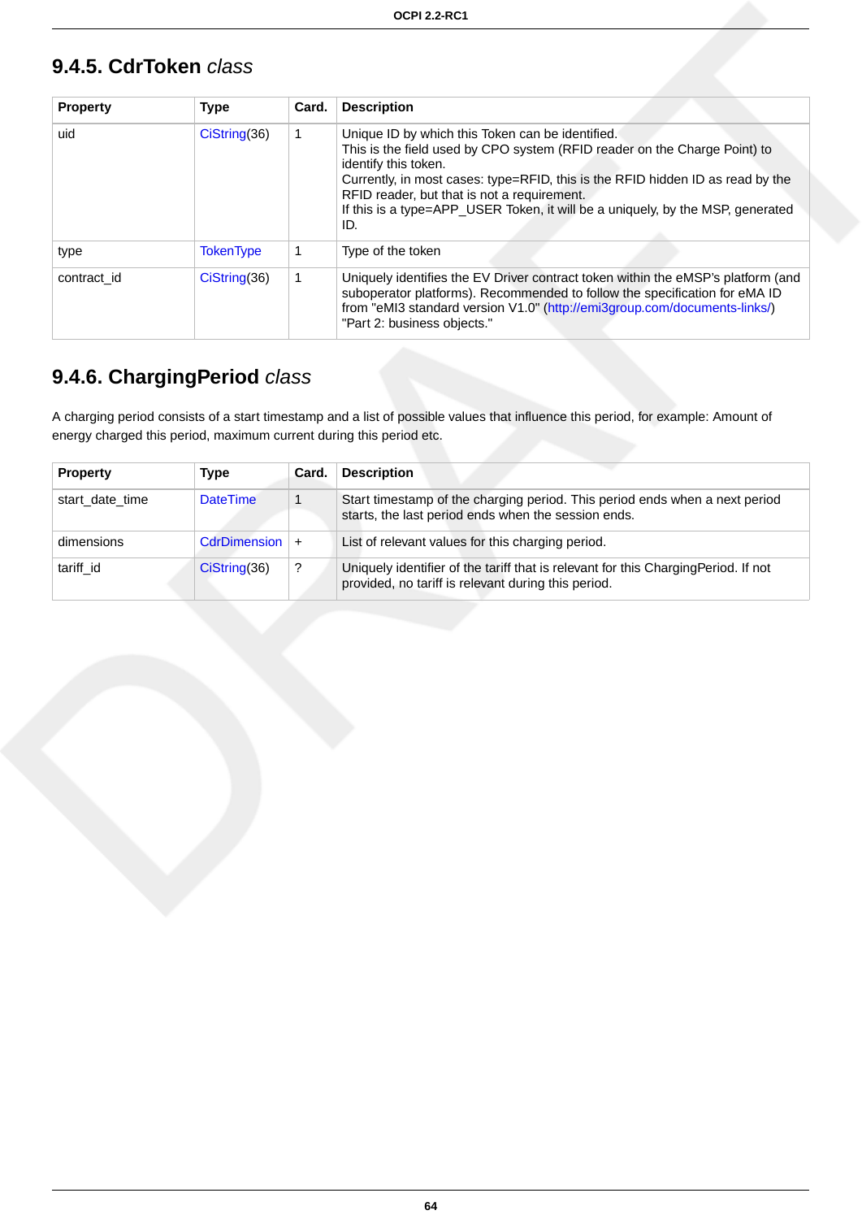## 9.4.5. CdrToken *class*

| Property | Type | Card. | Description |
|---|---|---|---|
| uid | CiString(36) | 1 | Unique ID by which this Token can be identified.<br>This is the field used by CPO system (RFID reader on the Charge Point) to identify this token.<br>Currently, in most cases: type=RFID, this is the RFID hidden ID as read by the RFID reader, but that is not a requirement.<br>If this is a type=APP_USER Token, it will be a uniquely, by the MSP, generated ID. |
| type | TokenType | 1 | Type of the token |
| contract_id | CiString(36) | 1 | Uniquely identifies the EV Driver contract token within the eMSP's platform (and suboperator platforms). Recommended to follow the specification for eMA ID from "eMI3 standard version V1.0" (http://emi3group.com/documents-links/) "Part 2: business objects." |

## 9.4.6. ChargingPeriod *class*

A charging period consists of a start timestamp and a list of possible values that influence this period, for example: Amount of energy charged this period, maximum current during this period etc.

| Property | Type | Card. | Description |
|---|---|---|---|
| start_date_time | DateTime | 1 | Start timestamp of the charging period. This period ends when a next period starts, the last period ends when the session ends. |
| dimensions | CdrDimension | + | List of relevant values for this charging period. |
| tariff_id | CiString(36) | ? | Uniquely identifier of the tariff that is relevant for this ChargingPeriod. If not provided, no tariff is relevant during this period. |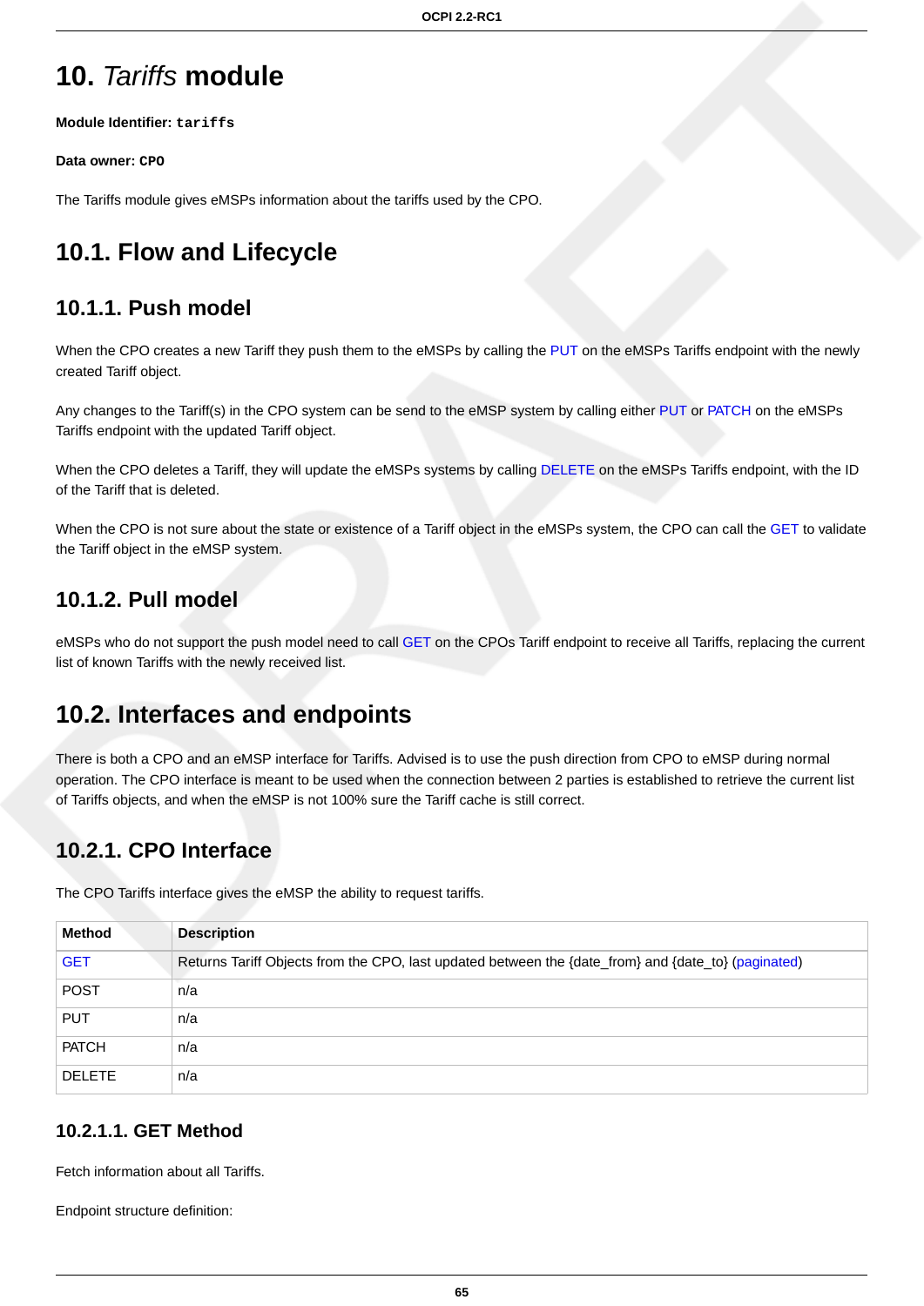# 10. *Tariffs* module

**Module Identifier: `tariffs`**

**Data owner: `CPO`**

The Tariffs module gives eMSPs information about the tariffs used by the CPO.

## 10.1. Flow and Lifecycle

### 10.1.1. Push model

When the CPO creates a new Tariff they push them to the eMSPs by calling the PUT on the eMSPs Tariffs endpoint with the newly created Tariff object.

Any changes to the Tariff(s) in the CPO system can be send to the eMSP system by calling either PUT or PATCH on the eMSPs Tariffs endpoint with the updated Tariff object.

When the CPO deletes a Tariff, they will update the eMSPs systems by calling DELETE on the eMSPs Tariffs endpoint, with the ID of the Tariff that is deleted.

When the CPO is not sure about the state or existence of a Tariff object in the eMSPs system, the CPO can call the GET to validate the Tariff object in the eMSP system.

### 10.1.2. Pull model

eMSPs who do not support the push model need to call GET on the CPOs Tariff endpoint to receive all Tariffs, replacing the current list of known Tariffs with the newly received list.

## 10.2. Interfaces and endpoints

There is both a CPO and an eMSP interface for Tariffs. Advised is to use the push direction from CPO to eMSP during normal operation. The CPO interface is meant to be used when the connection between 2 parties is established to retrieve the current list of Tariffs objects, and when the eMSP is not 100% sure the Tariff cache is still correct.

### 10.2.1. CPO Interface

The CPO Tariffs interface gives the eMSP the ability to request tariffs.

| Method | Description |
|---|---|
| GET | Returns Tariff Objects from the CPO, last updated between the {date_from} and {date_to} (paginated) |
| POST | n/a |
| PUT | n/a |
| PATCH | n/a |
| DELETE | n/a |

#### 10.2.1.1. GET Method

Fetch information about all Tariffs.

Endpoint structure definition: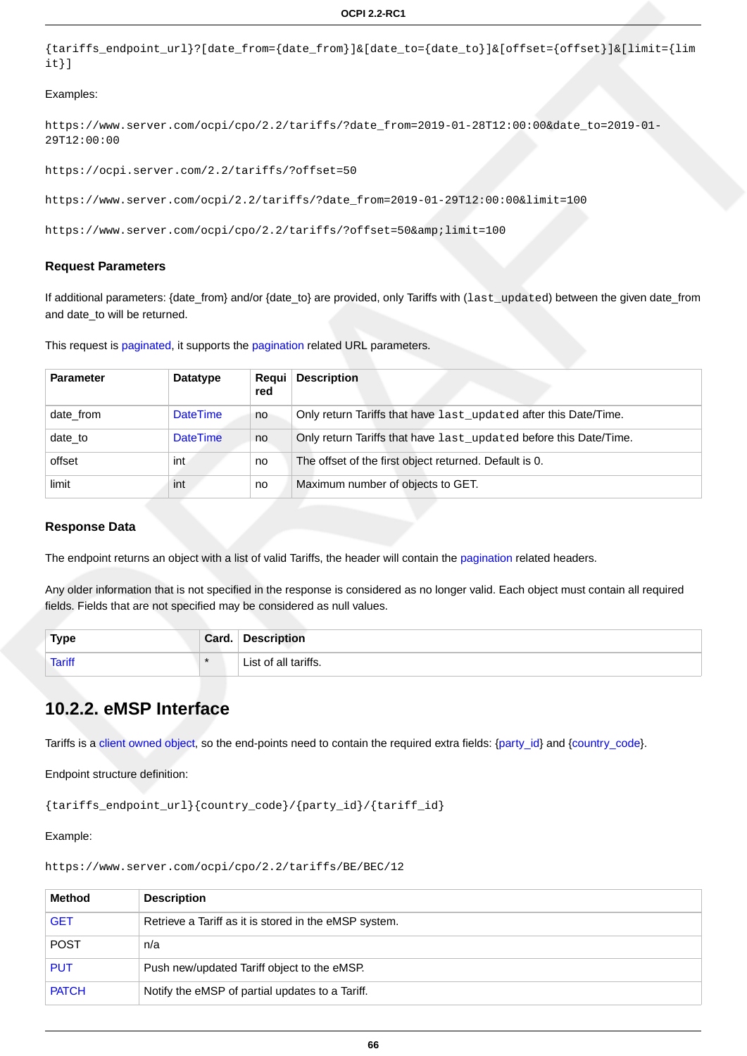```
{tariffs_endpoint_url}?[date_from={date_from}]&[date_to={date_to}]&[offset={offset}]&[limit={limit}]
```

Examples:

```
https://www.server.com/ocpi/cpo/2.2/tariffs/?date_from=2019-01-28T12:00:00&date_to=2019-01-29T12:00:00
```

```
https://ocpi.server.com/2.2/tariffs/?offset=50
```

```
https://www.server.com/ocpi/2.2/tariffs/?date_from=2019-01-29T12:00:00&limit=100
```

```
https://www.server.com/ocpi/cpo/2.2/tariffs/?offset=50&amp;limit=100
```

### Request Parameters

If additional parameters: {date_from} and/or {date_to} are provided, only Tariffs with (`last_updated`) between the given date_from and date_to will be returned.

This request is paginated, it supports the pagination related URL parameters.

| Parameter | Datatype | Required | Description |
|---|---|---|---|
| date_from | DateTime | no | Only return Tariffs that have `last_updated` after this Date/Time. |
| date_to | DateTime | no | Only return Tariffs that have `last_updated` before this Date/Time. |
| offset | int | no | The offset of the first object returned. Default is 0. |
| limit | int | no | Maximum number of objects to GET. |

### Response Data

The endpoint returns an object with a list of valid Tariffs, the header will contain the pagination related headers.

Any older information that is not specified in the response is considered as no longer valid. Each object must contain all required fields. Fields that are not specified may be considered as null values.

| Type | Card. | Description |
|---|---|---|
| Tariff | * | List of all tariffs. |

## 10.2.2. eMSP Interface

Tariffs is a client owned object, so the end-points need to contain the required extra fields: {party_id} and {country_code}.

Endpoint structure definition:

```
{tariffs_endpoint_url}{country_code}/{party_id}/{tariff_id}
```

Example:

```
https://www.server.com/ocpi/cpo/2.2/tariffs/BE/BEC/12
```

| Method | Description |
|---|---|
| GET | Retrieve a Tariff as it is stored in the eMSP system. |
| POST | n/a |
| PUT | Push new/updated Tariff object to the eMSP. |
| PATCH | Notify the eMSP of partial updates to a Tariff. |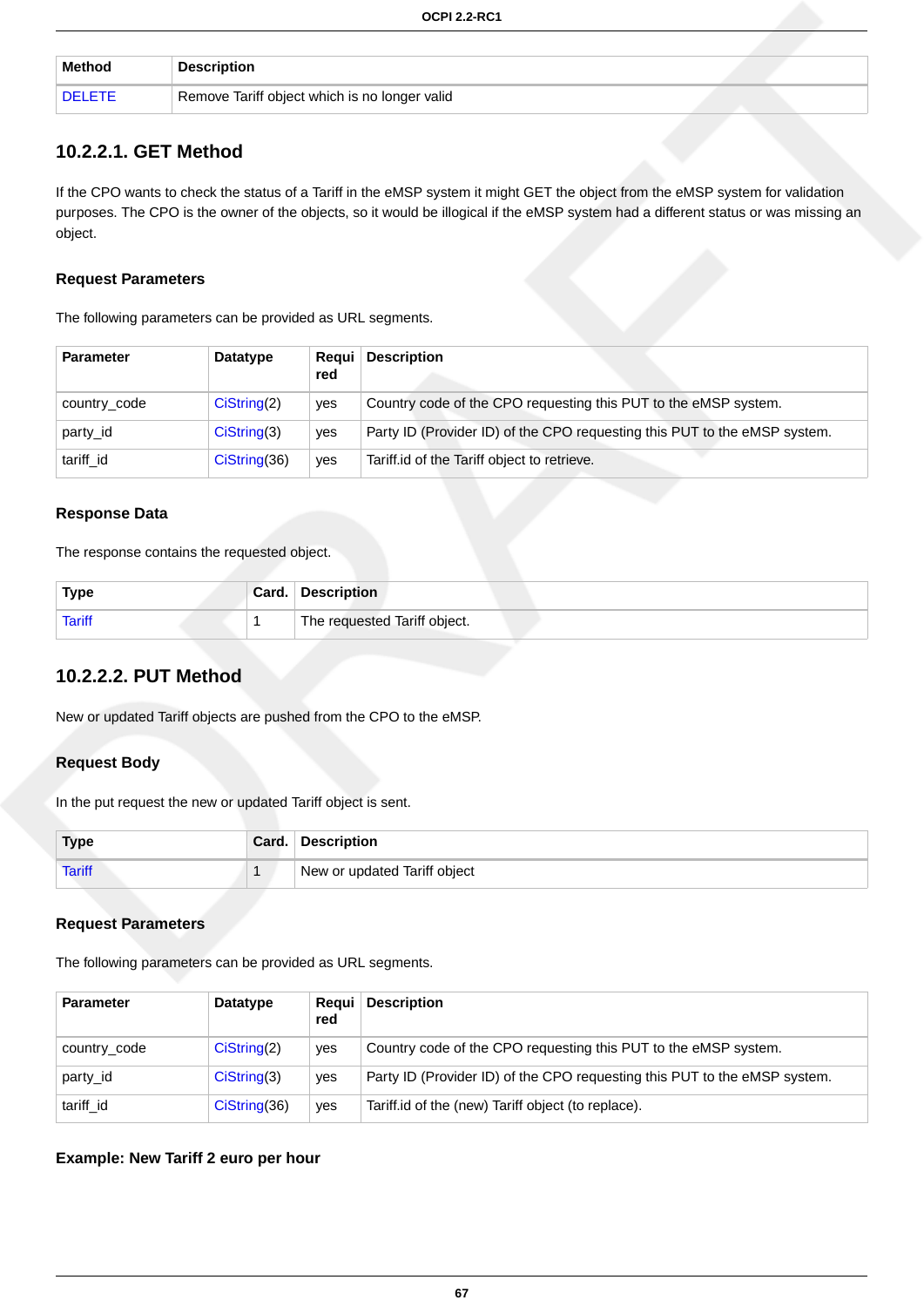| Method | Description |
|---|---|
| DELETE | Remove Tariff object which is no longer valid |

### 10.2.2.1. GET Method

If the CPO wants to check the status of a Tariff in the eMSP system it might GET the object from the eMSP system for validation purposes. The CPO is the owner of the objects, so it would be illogical if the eMSP system had a different status or was missing an object.

#### Request Parameters

The following parameters can be provided as URL segments.

| Parameter | Datatype | Required | Description |
|---|---|---|---|
| country_code | CiString(2) | yes | Country code of the CPO requesting this PUT to the eMSP system. |
| party_id | CiString(3) | yes | Party ID (Provider ID) of the CPO requesting this PUT to the eMSP system. |
| tariff_id | CiString(36) | yes | Tariff.id of the Tariff object to retrieve. |

#### Response Data

The response contains the requested object.

| Type | Card. | Description |
|---|---|---|
| Tariff | 1 | The requested Tariff object. |

### 10.2.2.2. PUT Method

New or updated Tariff objects are pushed from the CPO to the eMSP.

#### Request Body

In the put request the new or updated Tariff object is sent.

| Type | Card. | Description |
|---|---|---|
| Tariff | 1 | New or updated Tariff object |

#### Request Parameters

The following parameters can be provided as URL segments.

| Parameter | Datatype | Required | Description |
|---|---|---|---|
| country_code | CiString(2) | yes | Country code of the CPO requesting this PUT to the eMSP system. |
| party_id | CiString(3) | yes | Party ID (Provider ID) of the CPO requesting this PUT to the eMSP system. |
| tariff_id | CiString(36) | yes | Tariff.id of the (new) Tariff object (to replace). |

#### Example: New Tariff 2 euro per hour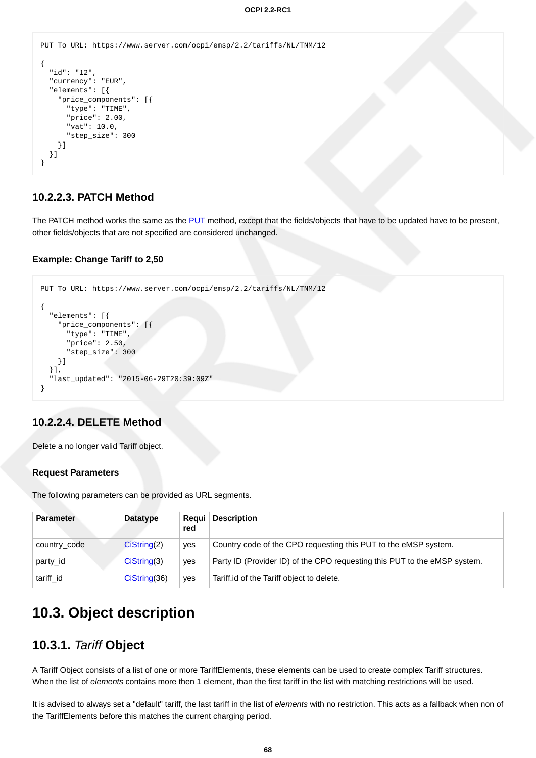```
PUT To URL: https://www.server.com/ocpi/emsp/2.2/tariffs/NL/TNM/12

{
  "id": "12",
  "currency": "EUR",
  "elements": [{
    "price_components": [{
      "type": "TIME",
      "price": 2.00,
      "vat": 10.0,
      "step_size": 300
    }]
  }]
}
```

#### 10.2.2.3. PATCH Method

The PATCH method works the same as the PUT method, except that the fields/objects that have to be updated have to be present, other fields/objects that are not specified are considered unchanged.

**Example: Change Tariff to 2,50**

```
PUT To URL: https://www.server.com/ocpi/emsp/2.2/tariffs/NL/TNM/12

{
  "elements": [{
    "price_components": [{
      "type": "TIME",
      "price": 2.50,
      "step_size": 300
    }]
  }],
  "last_updated": "2015-06-29T20:39:09Z"
}
```

#### 10.2.2.4. DELETE Method

Delete a no longer valid Tariff object.

**Request Parameters**

The following parameters can be provided as URL segments.

| Parameter | Datatype | Required | Description |
| --- | --- | --- | --- |
| country_code | CiString(2) | yes | Country code of the CPO requesting this PUT to the eMSP system. |
| party_id | CiString(3) | yes | Party ID (Provider ID) of the CPO requesting this PUT to the eMSP system. |
| tariff_id | CiString(36) | yes | Tariff.id of the Tariff object to delete. |

## 10.3. Object description

### 10.3.1. *Tariff* Object

A Tariff Object consists of a list of one or more TariffElements, these elements can be used to create complex Tariff structures. When the list of *elements* contains more then 1 element, than the first tariff in the list with matching restrictions will be used.

It is advised to always set a "default" tariff, the last tariff in the list of *elements* with no restriction. This acts as a fallback when non of the TariffElements before this matches the current charging period.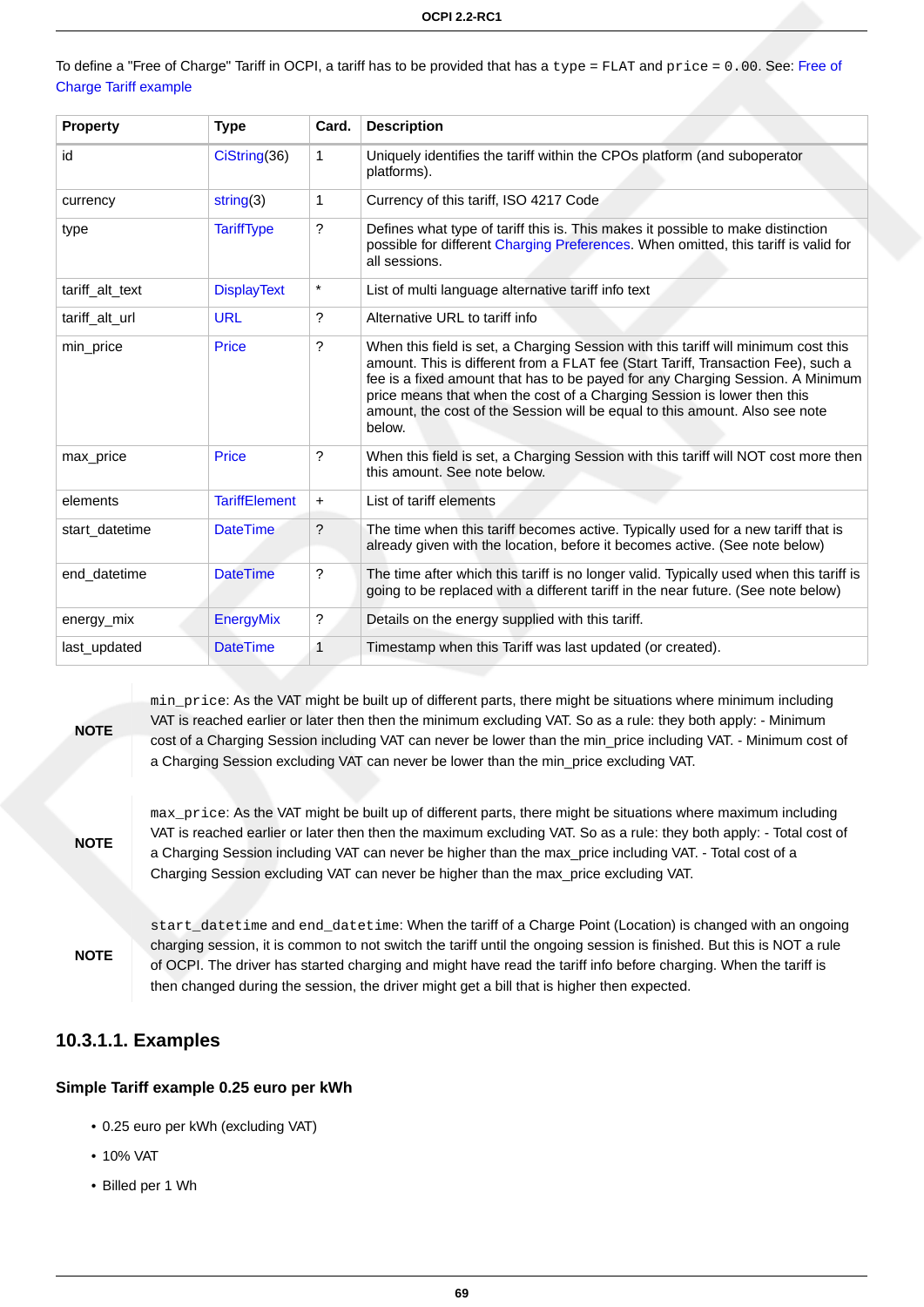To define a "Free of Charge" Tariff in OCPI, a tariff has to be provided that has a `type = FLAT` and `price = 0.00`. See: Free of Charge Tariff example

| Property | Type | Card. | Description |
|---|---|---|---|
| id | CiString(36) | 1 | Uniquely identifies the tariff within the CPOs platform (and suboperator platforms). |
| currency | string(3) | 1 | Currency of this tariff, ISO 4217 Code |
| type | TariffType | ? | Defines what type of tariff this is. This makes it possible to make distinction possible for different Charging Preferences. When omitted, this tariff is valid for all sessions. |
| tariff_alt_text | DisplayText | * | List of multi language alternative tariff info text |
| tariff_alt_url | URL | ? | Alternative URL to tariff info |
| min_price | Price | ? | When this field is set, a Charging Session with this tariff will minimum cost this amount. This is different from a FLAT fee (Start Tariff, Transaction Fee), such a fee is a fixed amount that has to be payed for any Charging Session. A Minimum price means that when the cost of a Charging Session is lower then this amount, the cost of the Session will be equal to this amount. Also see note below. |
| max_price | Price | ? | When this field is set, a Charging Session with this tariff will NOT cost more then this amount. See note below. |
| elements | TariffElement | + | List of tariff elements |
| start_datetime | DateTime | ? | The time when this tariff becomes active. Typically used for a new tariff that is already given with the location, before it becomes active. (See note below) |
| end_datetime | DateTime | ? | The time after which this tariff is no longer valid. Typically used when this tariff is going to be replaced with a different tariff in the near future. (See note below) |
| energy_mix | EnergyMix | ? | Details on the energy supplied with this tariff. |
| last_updated | DateTime | 1 | Timestamp when this Tariff was last updated (or created). |

**NOTE**: `min_price`: As the VAT might be built up of different parts, there might be situations where minimum including VAT is reached earlier or later then then the minimum excluding VAT. So as a rule: they both apply: - Minimum cost of a Charging Session including VAT can never be lower than the min_price including VAT. - Minimum cost of a Charging Session excluding VAT can never be lower than the min_price excluding VAT.

**NOTE**: `max_price`: As the VAT might be built up of different parts, there might be situations where maximum including VAT is reached earlier or later then then the maximum excluding VAT. So as a rule: they both apply: - Total cost of a Charging Session including VAT can never be higher than the max_price including VAT. - Total cost of a Charging Session excluding VAT can never be higher than the max_price excluding VAT.

**NOTE**: `start_datetime` and `end_datetime`: When the tariff of a Charge Point (Location) is changed with an ongoing charging session, it is common to not switch the tariff until the ongoing session is finished. But this is NOT a rule of OCPI. The driver has started charging and might have read the tariff info before charging. When the tariff is then changed during the session, the driver might get a bill that is higher then expected.

## 10.3.1.1. Examples

### Simple Tariff example 0.25 euro per kWh

- 0.25 euro per kWh (excluding VAT)
- 10% VAT
- Billed per 1 Wh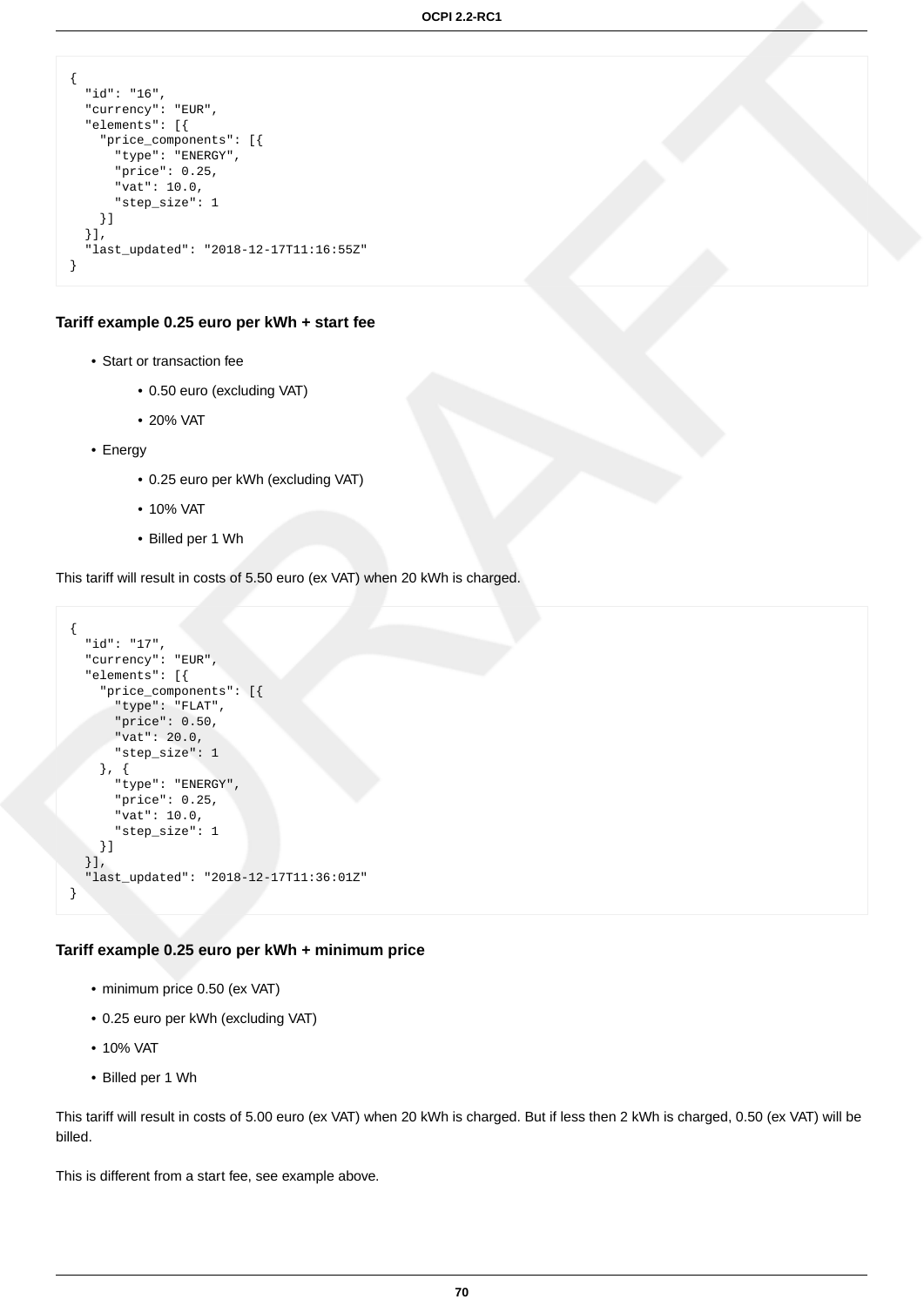```
{
  "id": "16",
  "currency": "EUR",
  "elements": [{
    "price_components": [{
      "type": "ENERGY",
      "price": 0.25,
      "vat": 10.0,
      "step_size": 1
    }]
  }],
  "last_updated": "2018-12-17T11:16:55Z"
}
```

#### Tariff example 0.25 euro per kWh + start fee

- Start or transaction fee
  - 0.50 euro (excluding VAT)
  - 20% VAT
- Energy
  - 0.25 euro per kWh (excluding VAT)
  - 10% VAT
  - Billed per 1 Wh

This tariff will result in costs of 5.50 euro (ex VAT) when 20 kWh is charged.

```
{
  "id": "17",
  "currency": "EUR",
  "elements": [{
    "price_components": [{
      "type": "FLAT",
      "price": 0.50,
      "vat": 20.0,
      "step_size": 1
    }, {
      "type": "ENERGY",
      "price": 0.25,
      "vat": 10.0,
      "step_size": 1
    }]
  }],
  "last_updated": "2018-12-17T11:36:01Z"
}
```

#### Tariff example 0.25 euro per kWh + minimum price

- minimum price 0.50 (ex VAT)
- 0.25 euro per kWh (excluding VAT)
- 10% VAT
- Billed per 1 Wh

This tariff will result in costs of 5.00 euro (ex VAT) when 20 kWh is charged. But if less then 2 kWh is charged, 0.50 (ex VAT) will be billed.

This is different from a start fee, see example above.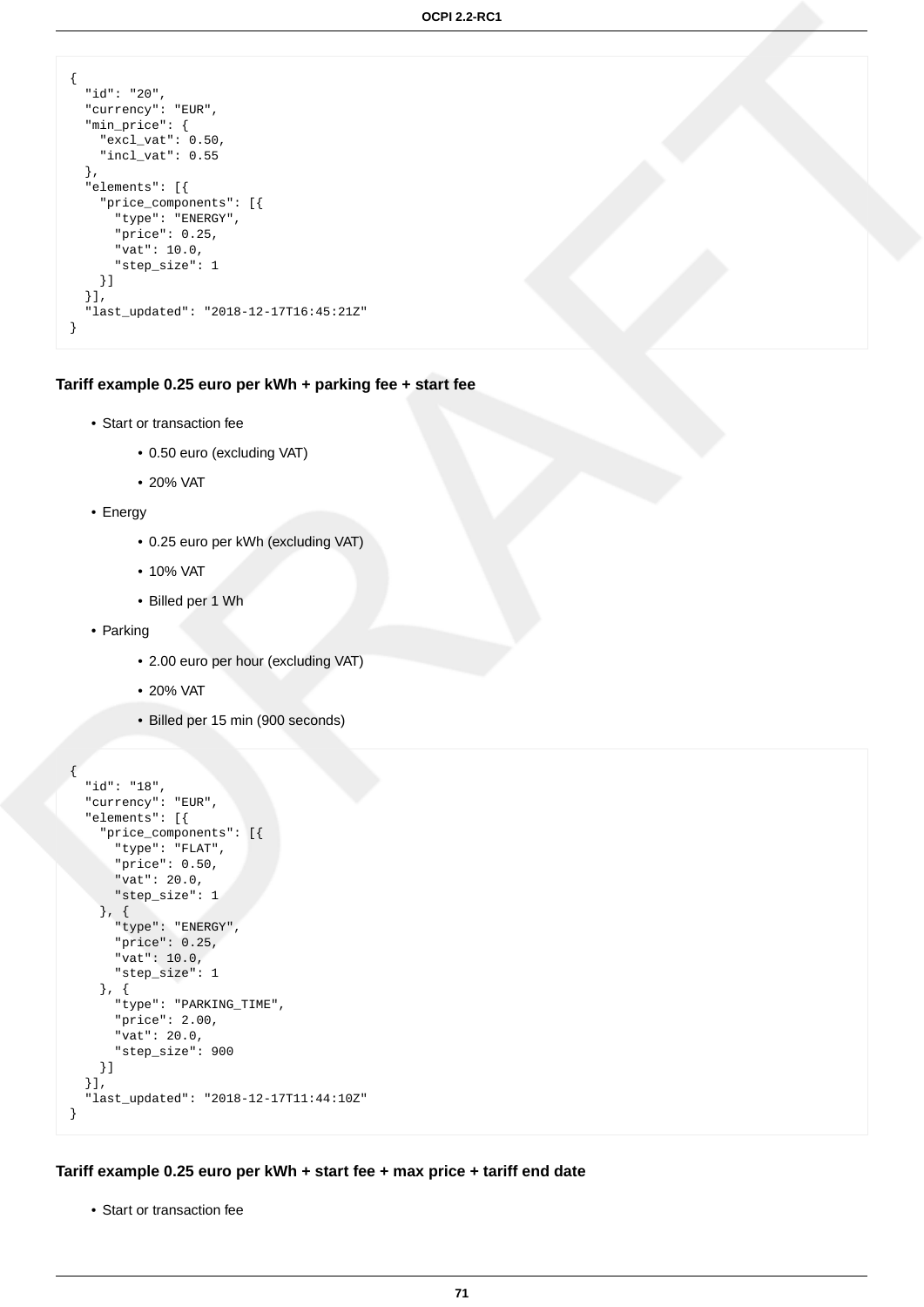```
{
  "id": "20",
  "currency": "EUR",
  "min_price": {
    "excl_vat": 0.50,
    "incl_vat": 0.55
  },
  "elements": [{
    "price_components": [{
      "type": "ENERGY",
      "price": 0.25,
      "vat": 10.0,
      "step_size": 1
    }]
  }],
  "last_updated": "2018-12-17T16:45:21Z"
}
```

### Tariff example 0.25 euro per kWh + parking fee + start fee

- Start or transaction fee
    - 0.50 euro (excluding VAT)
    - 20% VAT
- Energy
    - 0.25 euro per kWh (excluding VAT)
    - 10% VAT
    - Billed per 1 Wh
- Parking
    - 2.00 euro per hour (excluding VAT)
    - 20% VAT
    - Billed per 15 min (900 seconds)

```
{
  "id": "18",
  "currency": "EUR",
  "elements": [{
    "price_components": [{
      "type": "FLAT",
      "price": 0.50,
      "vat": 20.0,
      "step_size": 1
    }, {
      "type": "ENERGY",
      "price": 0.25,
      "vat": 10.0,
      "step_size": 1
    }, {
      "type": "PARKING_TIME",
      "price": 2.00,
      "vat": 20.0,
      "step_size": 900
    }]
  }],
  "last_updated": "2018-12-17T11:44:10Z"
}
```

### Tariff example 0.25 euro per kWh + start fee + max price + tariff end date

- Start or transaction fee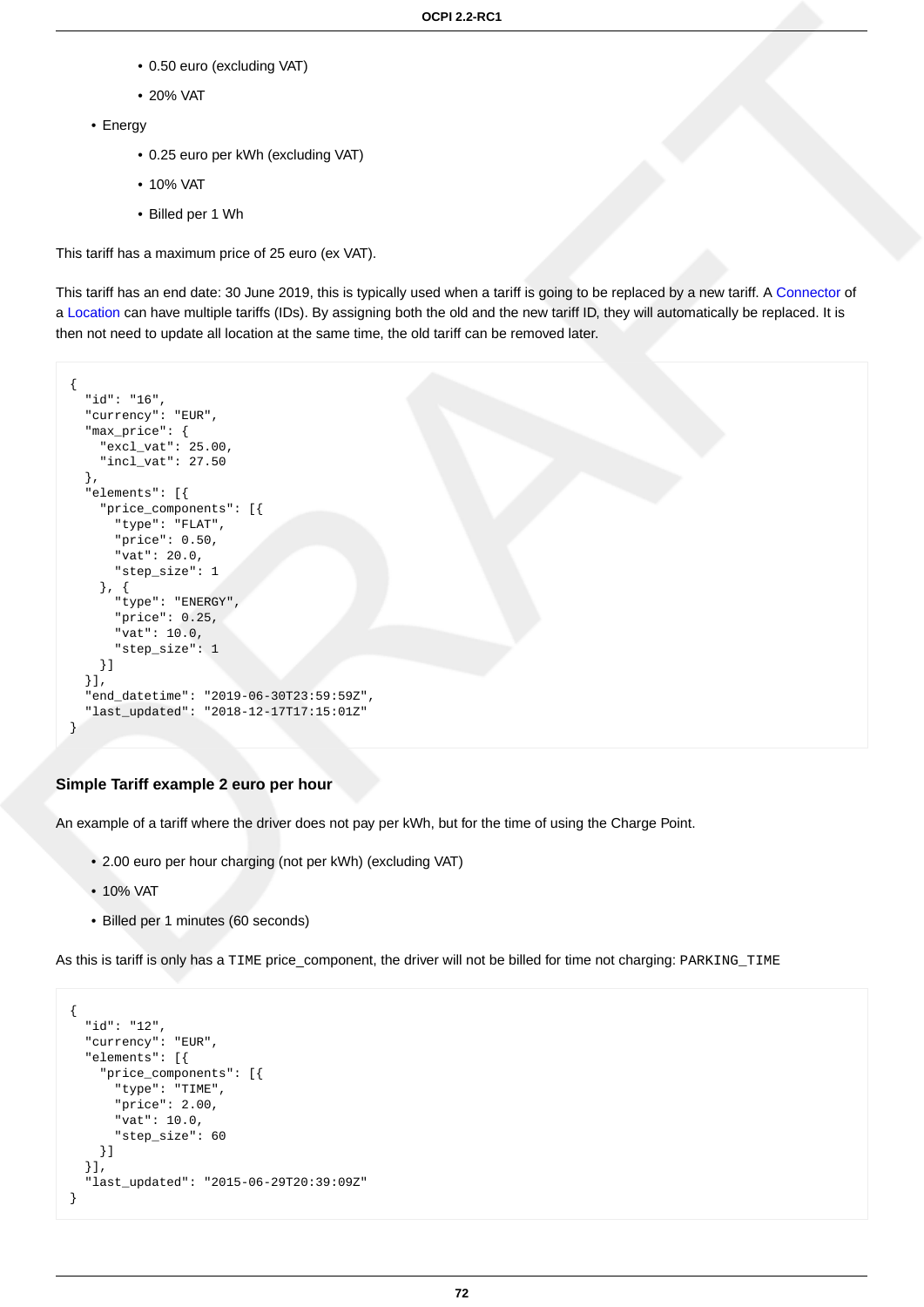- 0.50 euro (excluding VAT)
        - 20% VAT
- Energy
    - 0.25 euro per kWh (excluding VAT)
    - 10% VAT
    - Billed per 1 Wh

This tariff has a maximum price of 25 euro (ex VAT).

This tariff has an end date: 30 June 2019, this is typically used when a tariff is going to be replaced by a new tariff. A Connector of a Location can have multiple tariffs (IDs). By assigning both the old and the new tariff ID, they will automatically be replaced. It is then not need to update all location at the same time, the old tariff can be removed later.

```
{
  "id": "16",
  "currency": "EUR",
  "max_price": {
    "excl_vat": 25.00,
    "incl_vat": 27.50
  },
  "elements": [{
    "price_components": [{
      "type": "FLAT",
      "price": 0.50,
      "vat": 20.0,
      "step_size": 1
    }, {
      "type": "ENERGY",
      "price": 0.25,
      "vat": 10.0,
      "step_size": 1
    }]
  }],
  "end_datetime": "2019-06-30T23:59:59Z",
  "last_updated": "2018-12-17T17:15:01Z"
}
```

### Simple Tariff example 2 euro per hour

An example of a tariff where the driver does not pay per kWh, but for the time of using the Charge Point.

- 2.00 euro per hour charging (not per kWh) (excluding VAT)
- 10% VAT
- Billed per 1 minutes (60 seconds)

As this is tariff is only has a `TIME` price_component, the driver will not be billed for time not charging: `PARKING_TIME`

```
{
  "id": "12",
  "currency": "EUR",
  "elements": [{
    "price_components": [{
      "type": "TIME",
      "price": 2.00,
      "vat": 10.0,
      "step_size": 60
    }]
  }],
  "last_updated": "2015-06-29T20:39:09Z"
}
```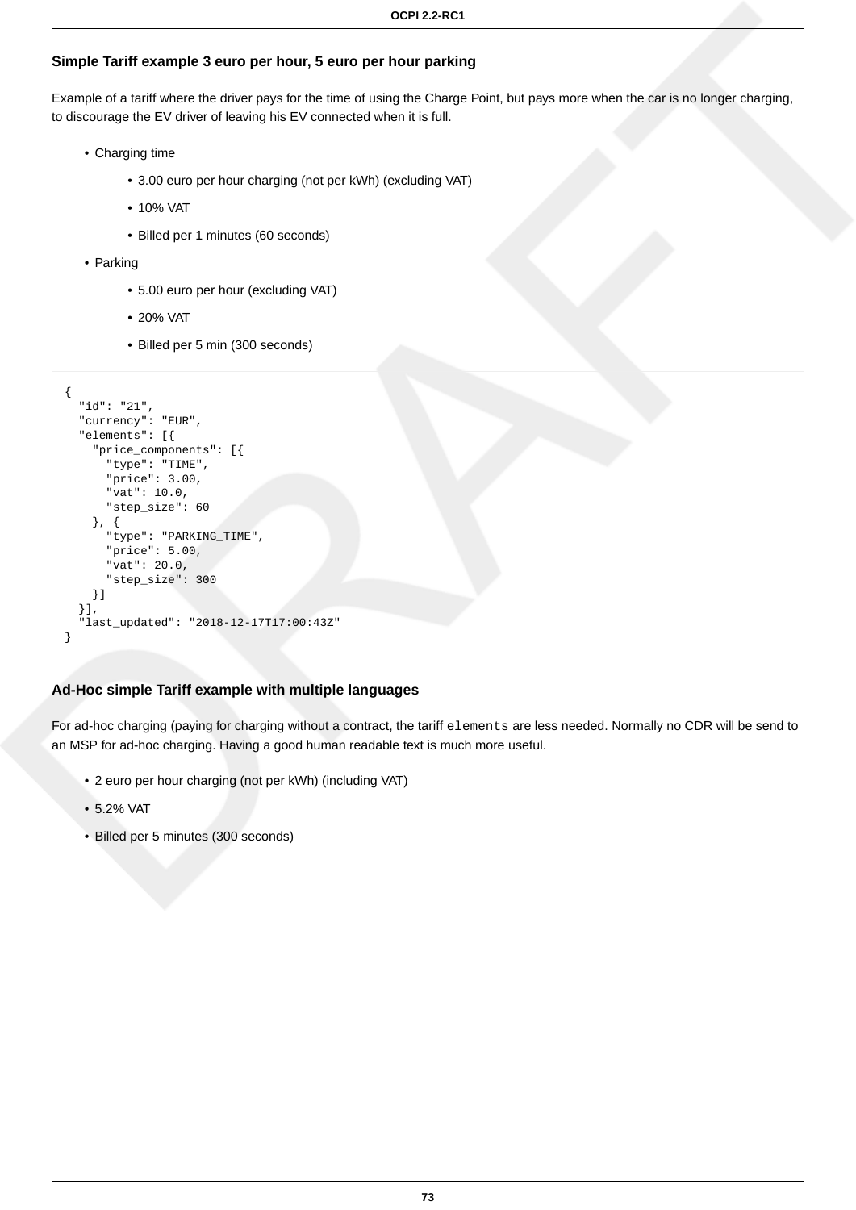### Simple Tariff example 3 euro per hour, 5 euro per hour parking

Example of a tariff where the driver pays for the time of using the Charge Point, but pays more when the car is no longer charging, to discourage the EV driver of leaving his EV connected when it is full.

- Charging time
  - 3.00 euro per hour charging (not per kWh) (excluding VAT)
  - 10% VAT
  - Billed per 1 minutes (60 seconds)
- Parking
  - 5.00 euro per hour (excluding VAT)
  - 20% VAT
  - Billed per 5 min (300 seconds)

```
{
  "id": "21",
  "currency": "EUR",
  "elements": [{
    "price_components": [{
      "type": "TIME",
      "price": 3.00,
      "vat": 10.0,
      "step_size": 60
    }, {
      "type": "PARKING_TIME",
      "price": 5.00,
      "vat": 20.0,
      "step_size": 300
    }]
  }],
  "last_updated": "2018-12-17T17:00:43Z"
}
```

### Ad-Hoc simple Tariff example with multiple languages

For ad-hoc charging (paying for charging without a contract, the tariff `elements` are less needed. Normally no CDR will be send to an MSP for ad-hoc charging. Having a good human readable text is much more useful.

- 2 euro per hour charging (not per kWh) (including VAT)
- 5.2% VAT
- Billed per 5 minutes (300 seconds)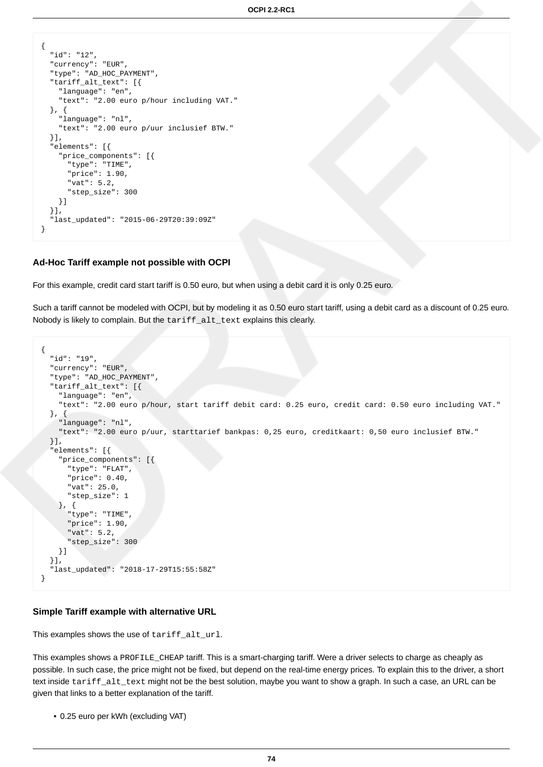```
{
  "id": "12",
  "currency": "EUR",
  "type": "AD_HOC_PAYMENT",
  "tariff_alt_text": [{
    "language": "en",
    "text": "2.00 euro p/hour including VAT."
  }, {
    "language": "nl",
    "text": "2.00 euro p/uur inclusief BTW."
  }],
  "elements": [{
    "price_components": [{
      "type": "TIME",
      "price": 1.90,
      "vat": 5.2,
      "step_size": 300
    }]
  }],
  "last_updated": "2015-06-29T20:39:09Z"
}
```

#### Ad-Hoc Tariff example not possible with OCPI

For this example, credit card start tariff is 0.50 euro, but when using a debit card it is only 0.25 euro.

Such a tariff cannot be modeled with OCPI, but by modeling it as 0.50 euro start tariff, using a debit card as a discount of 0.25 euro. Nobody is likely to complain. But the `tariff_alt_text` explains this clearly.

```
{
  "id": "19",
  "currency": "EUR",
  "type": "AD_HOC_PAYMENT",
  "tariff_alt_text": [{
    "language": "en",
    "text": "2.00 euro p/hour, start tariff debit card: 0.25 euro, credit card: 0.50 euro including VAT."
  }, {
    "language": "nl",
    "text": "2.00 euro p/uur, starttarief bankpas: 0,25 euro, creditkaart: 0,50 euro inclusief BTW."
  }],
  "elements": [{
    "price_components": [{
      "type": "FLAT",
      "price": 0.40,
      "vat": 25.0,
      "step_size": 1
    }, {
      "type": "TIME",
      "price": 1.90,
      "vat": 5.2,
      "step_size": 300
    }]
  }],
  "last_updated": "2018-17-29T15:55:58Z"
}
```

#### Simple Tariff example with alternative URL

This examples shows the use of `tariff_alt_url`.

This examples shows a `PROFILE_CHEAP` tariff. This is a smart-charging tariff. Were a driver selects to charge as cheaply as possible. In such case, the price might not be fixed, but depend on the real-time energy prices. To explain this to the driver, a short text inside `tariff_alt_text` might not be the best solution, maybe you want to show a graph. In such a case, an URL can be given that links to a better explanation of the tariff.

- 0.25 euro per kWh (excluding VAT)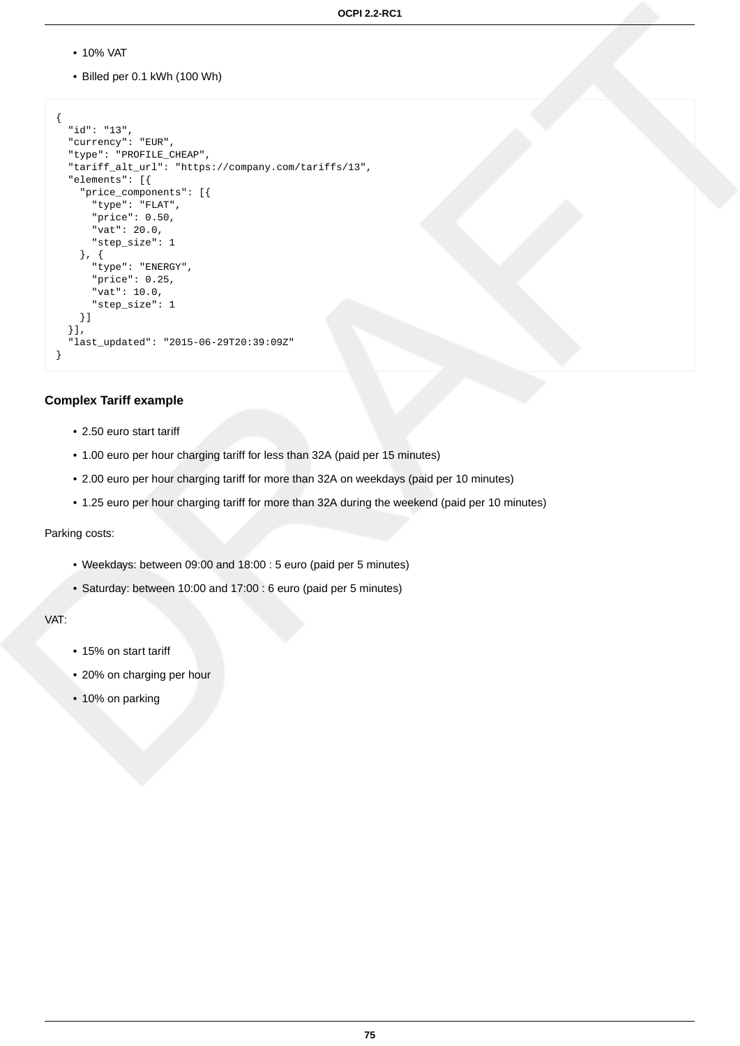- 10% VAT
- Billed per 0.1 kWh (100 Wh)

```
{
  "id": "13",
  "currency": "EUR",
  "type": "PROFILE_CHEAP",
  "tariff_alt_url": "https://company.com/tariffs/13",
  "elements": [{
    "price_components": [{
      "type": "FLAT",
      "price": 0.50,
      "vat": 20.0,
      "step_size": 1
    }, {
      "type": "ENERGY",
      "price": 0.25,
      "vat": 10.0,
      "step_size": 1
    }]
  }],
  "last_updated": "2015-06-29T20:39:09Z"
}
```

### Complex Tariff example

- 2.50 euro start tariff
- 1.00 euro per hour charging tariff for less than 32A (paid per 15 minutes)
- 2.00 euro per hour charging tariff for more than 32A on weekdays (paid per 10 minutes)
- 1.25 euro per hour charging tariff for more than 32A during the weekend (paid per 10 minutes)

Parking costs:

- Weekdays: between 09:00 and 18:00 : 5 euro (paid per 5 minutes)
- Saturday: between 10:00 and 17:00 : 6 euro (paid per 5 minutes)

VAT:

- 15% on start tariff
- 20% on charging per hour
- 10% on parking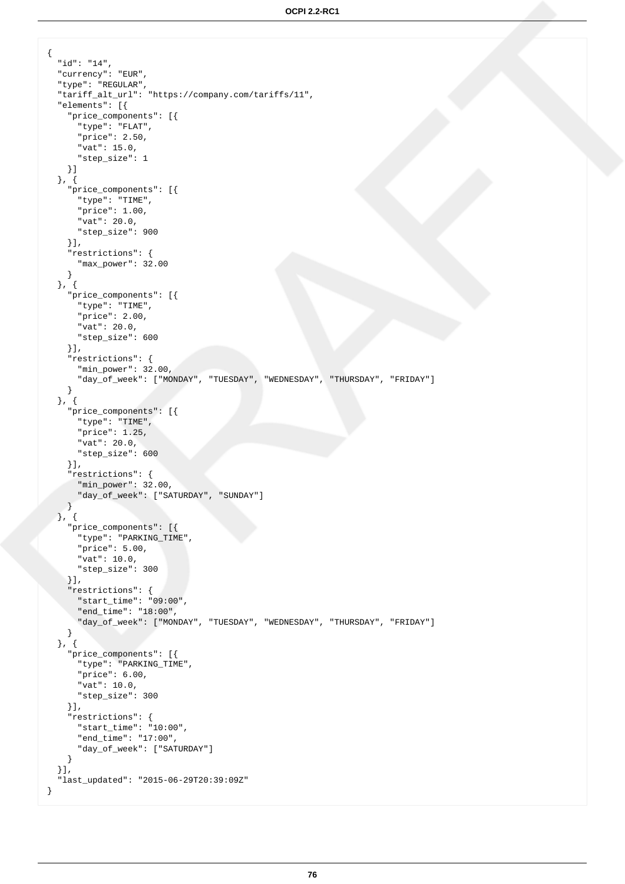```
{
  "id": "14",
  "currency": "EUR",
  "type": "REGULAR",
  "tariff_alt_url": "https://company.com/tariffs/11",
  "elements": [{
    "price_components": [{
      "type": "FLAT",
      "price": 2.50,
      "vat": 15.0,
      "step_size": 1
    }]
  }, {
    "price_components": [{
      "type": "TIME",
      "price": 1.00,
      "vat": 20.0,
      "step_size": 900
    }],
    "restrictions": {
      "max_power": 32.00
    }
  }, {
    "price_components": [{
      "type": "TIME",
      "price": 2.00,
      "vat": 20.0,
      "step_size": 600
    }],
    "restrictions": {
      "min_power": 32.00,
      "day_of_week": ["MONDAY", "TUESDAY", "WEDNESDAY", "THURSDAY", "FRIDAY"]
    }
  }, {
    "price_components": [{
      "type": "TIME",
      "price": 1.25,
      "vat": 20.0,
      "step_size": 600
    }],
    "restrictions": {
      "min_power": 32.00,
      "day_of_week": ["SATURDAY", "SUNDAY"]
    }
  }, {
    "price_components": [{
      "type": "PARKING_TIME",
      "price": 5.00,
      "vat": 10.0,
      "step_size": 300
    }],
    "restrictions": {
      "start_time": "09:00",
      "end_time": "18:00",
      "day_of_week": ["MONDAY", "TUESDAY", "WEDNESDAY", "THURSDAY", "FRIDAY"]
    }
  }, {
    "price_components": [{
      "type": "PARKING_TIME",
      "price": 6.00,
      "vat": 10.0,
      "step_size": 300
    }],
    "restrictions": {
      "start_time": "10:00",
      "end_time": "17:00",
      "day_of_week": ["SATURDAY"]
    }
  }],
  "last_updated": "2015-06-29T20:39:09Z"
}
```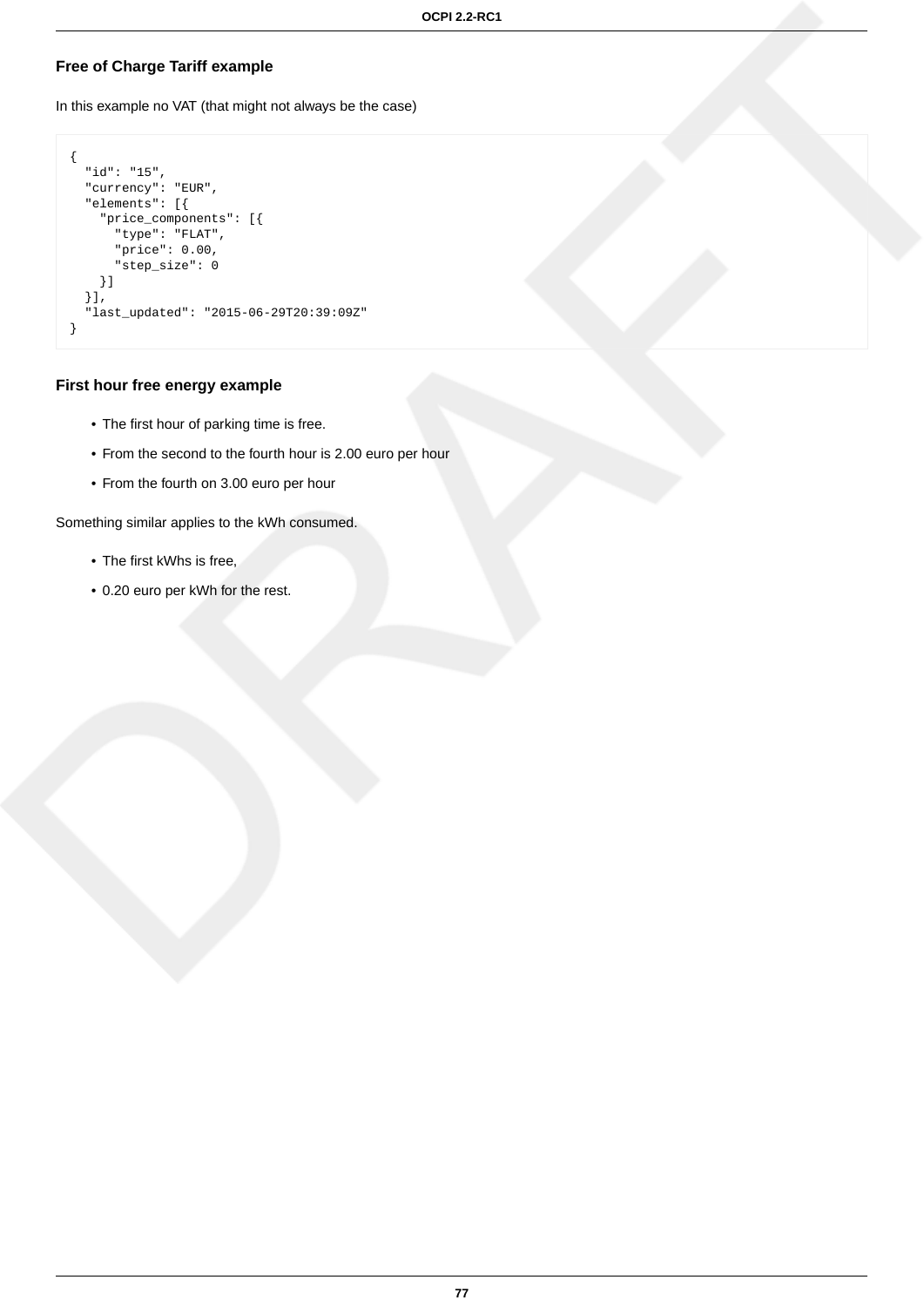### Free of Charge Tariff example

In this example no VAT (that might not always be the case)

```
{
  "id": "15",
  "currency": "EUR",
  "elements": [{
    "price_components": [{
      "type": "FLAT",
      "price": 0.00,
      "step_size": 0
    }]
  }],
  "last_updated": "2015-06-29T20:39:09Z"
}
```

### First hour free energy example

- The first hour of parking time is free.
- From the second to the fourth hour is 2.00 euro per hour
- From the fourth on 3.00 euro per hour

Something similar applies to the kWh consumed.

- The first kWhs is free,
- 0.20 euro per kWh for the rest.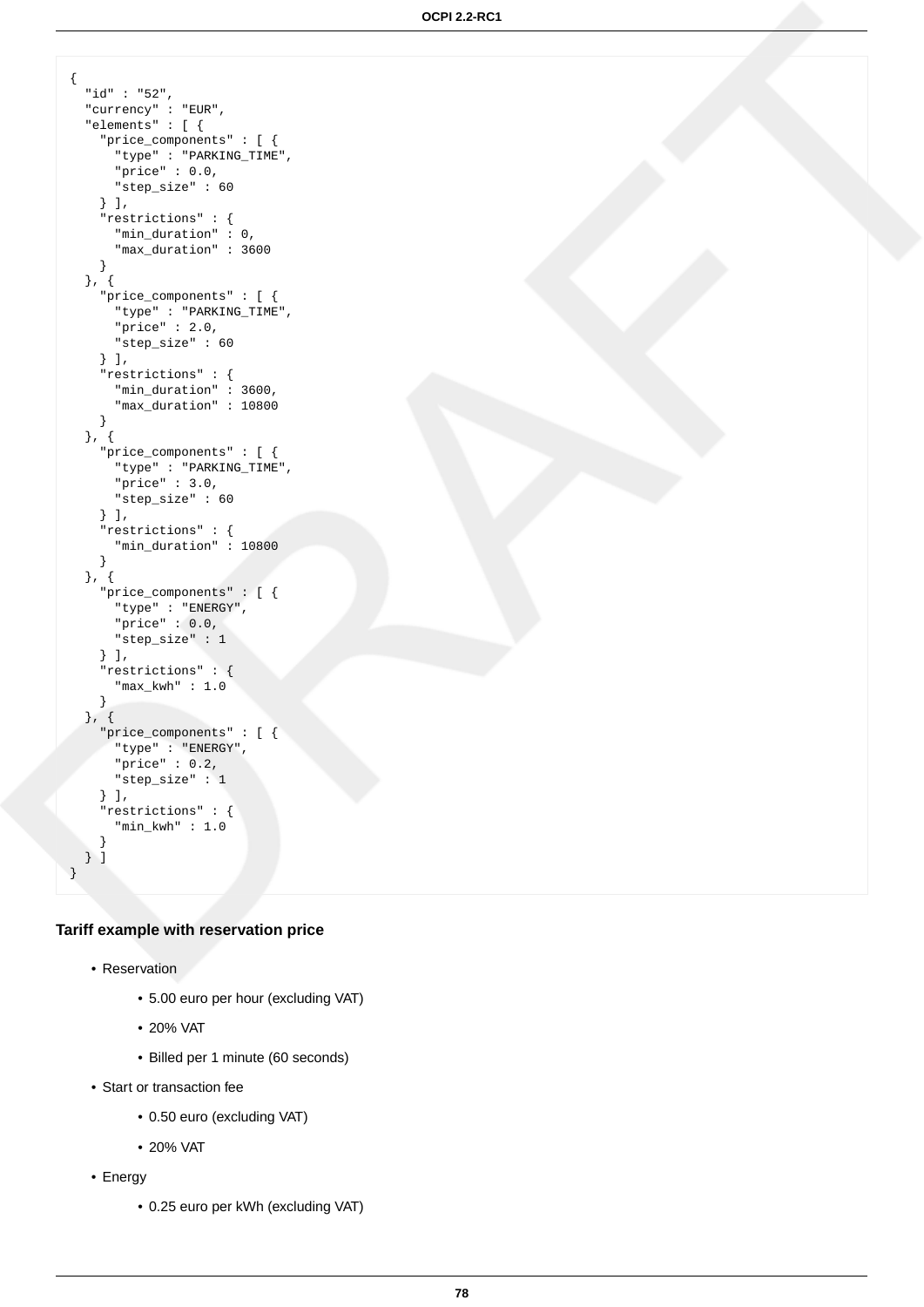```
{
  "id" : "52",
  "currency" : "EUR",
  "elements" : [ {
    "price_components" : [ {
      "type" : "PARKING_TIME",
      "price" : 0.0,
      "step_size" : 60
    } ],
    "restrictions" : {
      "min_duration" : 0,
      "max_duration" : 3600
    }
  }, {
    "price_components" : [ {
      "type" : "PARKING_TIME",
      "price" : 2.0,
      "step_size" : 60
    } ],
    "restrictions" : {
      "min_duration" : 3600,
      "max_duration" : 10800
    }
  }, {
    "price_components" : [ {
      "type" : "PARKING_TIME",
      "price" : 3.0,
      "step_size" : 60
    } ],
    "restrictions" : {
      "min_duration" : 10800
    }
  }, {
    "price_components" : [ {
      "type" : "ENERGY",
      "price" : 0.0,
      "step_size" : 1
    } ],
    "restrictions" : {
      "max_kwh" : 1.0
    }
  }, {
    "price_components" : [ {
      "type" : "ENERGY",
      "price" : 0.2,
      "step_size" : 1
    } ],
    "restrictions" : {
      "min_kwh" : 1.0
    }
  } ]
}
```

#### Tariff example with reservation price

- Reservation
  - 5.00 euro per hour (excluding VAT)
  - 20% VAT
  - Billed per 1 minute (60 seconds)
- Start or transaction fee
  - 0.50 euro (excluding VAT)
  - 20% VAT
- Energy
  - 0.25 euro per kWh (excluding VAT)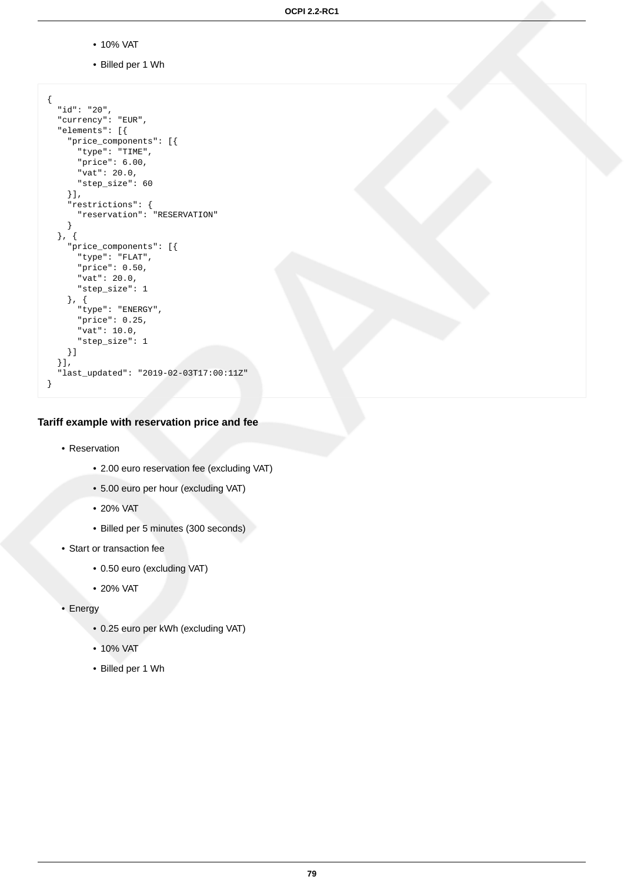- 10% VAT
- Billed per 1 Wh

```
{
  "id": "20",
  "currency": "EUR",
  "elements": [{
    "price_components": [{
      "type": "TIME",
      "price": 6.00,
      "vat": 20.0,
      "step_size": 60
    }],
    "restrictions": {
      "reservation": "RESERVATION"
    }
  }, {
    "price_components": [{
      "type": "FLAT",
      "price": 0.50,
      "vat": 20.0,
      "step_size": 1
    }, {
      "type": "ENERGY",
      "price": 0.25,
      "vat": 10.0,
      "step_size": 1
    }]
  }],
  "last_updated": "2019-02-03T17:00:11Z"
}
```

#### Tariff example with reservation price and fee

- Reservation
  - 2.00 euro reservation fee (excluding VAT)
  - 5.00 euro per hour (excluding VAT)
  - 20% VAT
  - Billed per 5 minutes (300 seconds)
- Start or transaction fee
  - 0.50 euro (excluding VAT)
  - 20% VAT
- Energy
  - 0.25 euro per kWh (excluding VAT)
  - 10% VAT
  - Billed per 1 Wh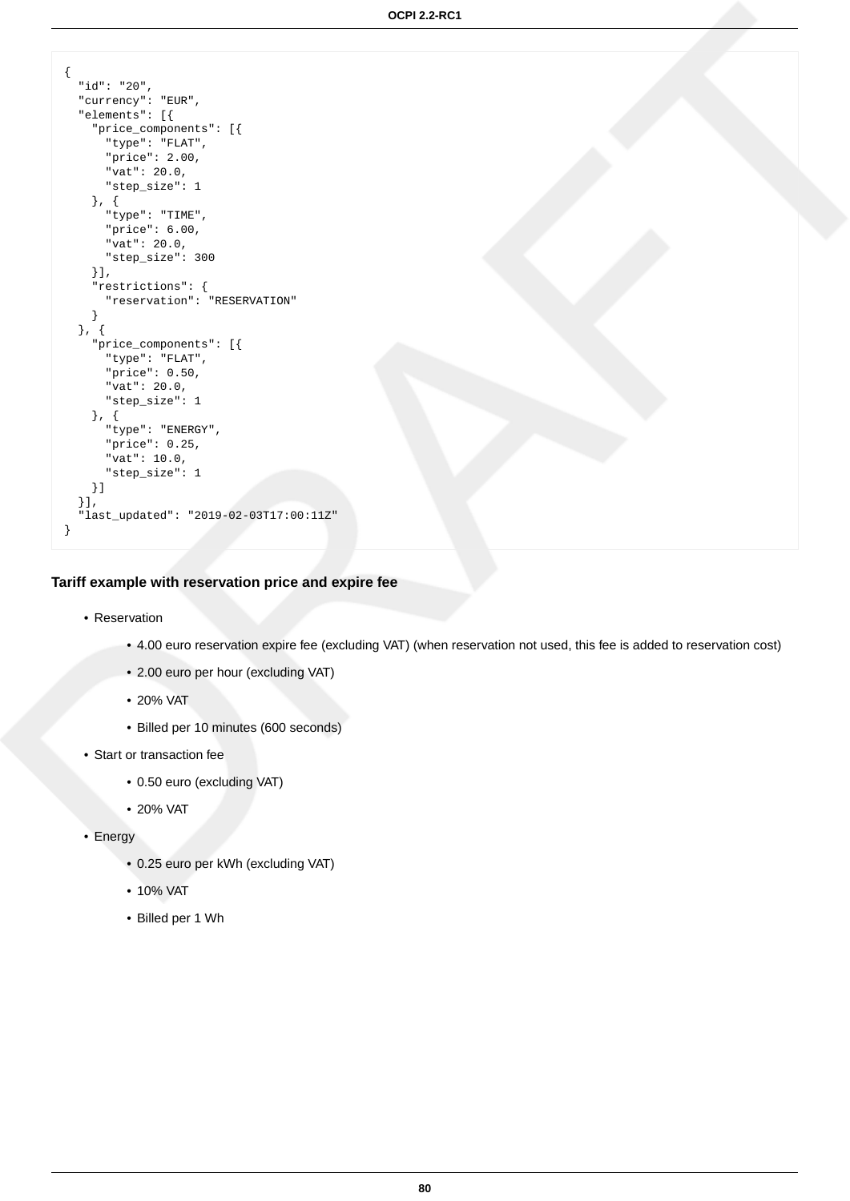```
{
  "id": "20",
  "currency": "EUR",
  "elements": [{
    "price_components": [{
      "type": "FLAT",
      "price": 2.00,
      "vat": 20.0,
      "step_size": 1
    }, {
      "type": "TIME",
      "price": 6.00,
      "vat": 20.0,
      "step_size": 300
    }],
    "restrictions": {
      "reservation": "RESERVATION"
    }
  }, {
    "price_components": [{
      "type": "FLAT",
      "price": 0.50,
      "vat": 20.0,
      "step_size": 1
    }, {
      "type": "ENERGY",
      "price": 0.25,
      "vat": 10.0,
      "step_size": 1
    }]
  }],
  "last_updated": "2019-02-03T17:00:11Z"
}
```

#### Tariff example with reservation price and expire fee

- Reservation
  - 4.00 euro reservation expire fee (excluding VAT) (when reservation not used, this fee is added to reservation cost)
  - 2.00 euro per hour (excluding VAT)
  - 20% VAT
  - Billed per 10 minutes (600 seconds)
- Start or transaction fee
  - 0.50 euro (excluding VAT)
  - 20% VAT
- Energy
  - 0.25 euro per kWh (excluding VAT)
  - 10% VAT
  - Billed per 1 Wh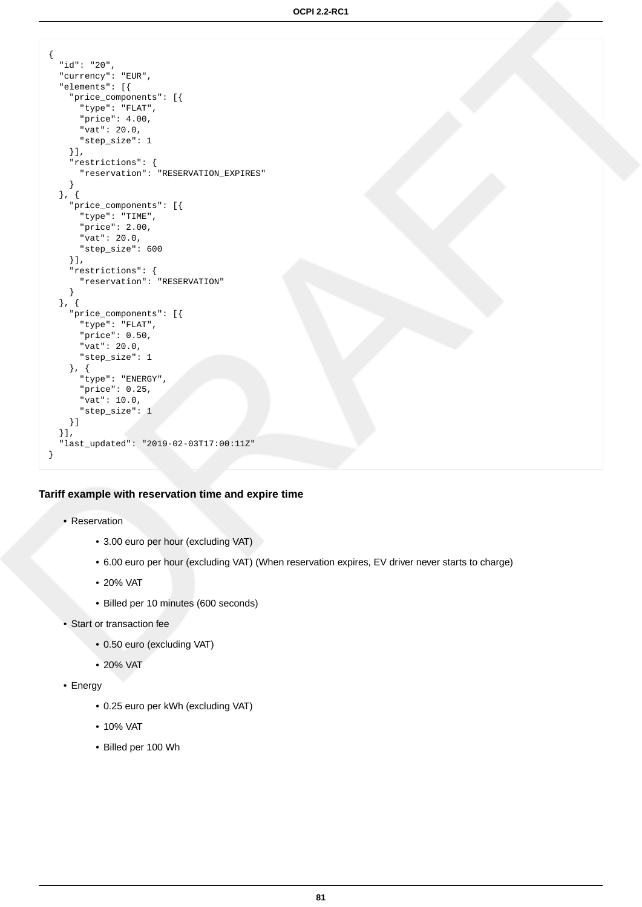```
{
  "id": "20",
  "currency": "EUR",
  "elements": [{
    "price_components": [{
      "type": "FLAT",
      "price": 4.00,
      "vat": 20.0,
      "step_size": 1
    }],
    "restrictions": {
      "reservation": "RESERVATION_EXPIRES"
    }
  }, {
    "price_components": [{
      "type": "TIME",
      "price": 2.00,
      "vat": 20.0,
      "step_size": 600
    }],
    "restrictions": {
      "reservation": "RESERVATION"
    }
  }, {
    "price_components": [{
      "type": "FLAT",
      "price": 0.50,
      "vat": 20.0,
      "step_size": 1
    }, {
      "type": "ENERGY",
      "price": 0.25,
      "vat": 10.0,
      "step_size": 1
    }]
  }],
  "last_updated": "2019-02-03T17:00:11Z"
}
```

#### Tariff example with reservation time and expire time

- Reservation
  - 3.00 euro per hour (excluding VAT)
  - 6.00 euro per hour (excluding VAT) (When reservation expires, EV driver never starts to charge)
  - 20% VAT
  - Billed per 10 minutes (600 seconds)
- Start or transaction fee
  - 0.50 euro (excluding VAT)
  - 20% VAT
- Energy
  - 0.25 euro per kWh (excluding VAT)
  - 10% VAT
  - Billed per 100 Wh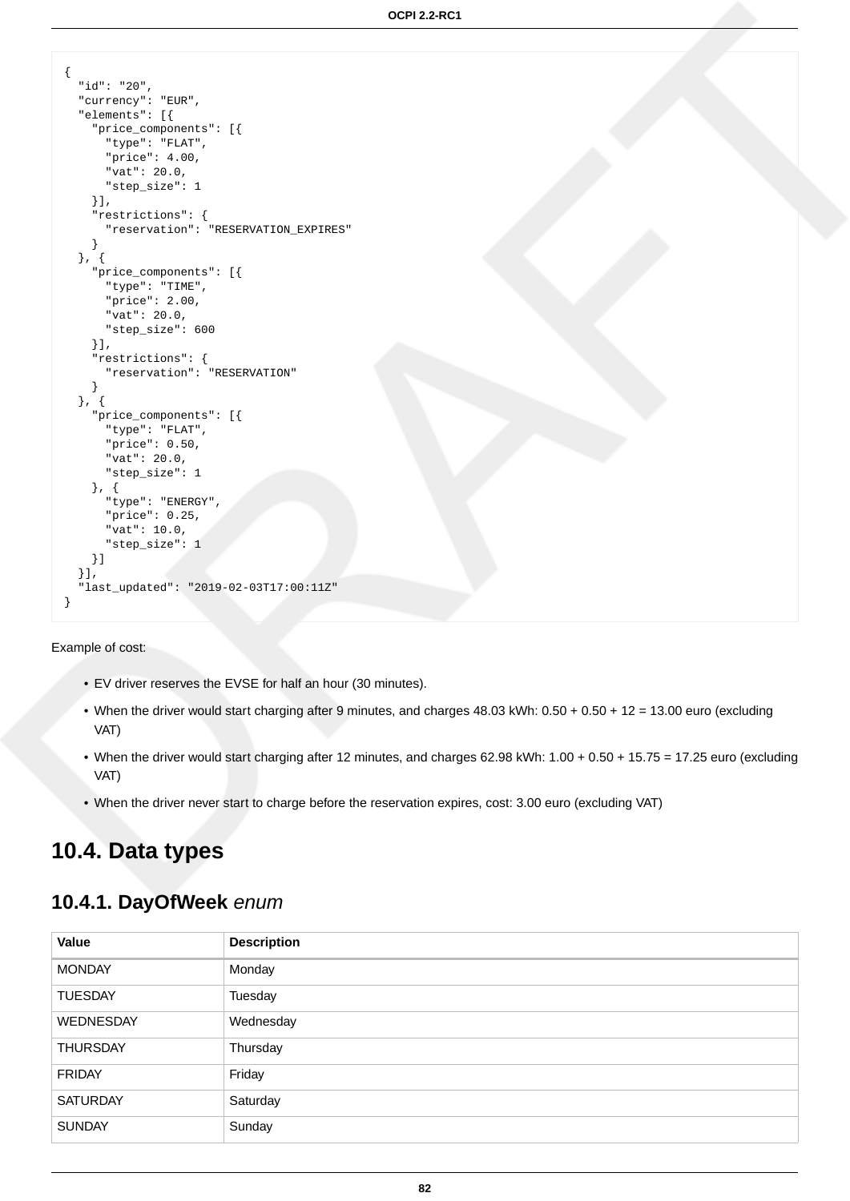```
{
  "id": "20",
  "currency": "EUR",
  "elements": [{
    "price_components": [{
      "type": "FLAT",
      "price": 4.00,
      "vat": 20.0,
      "step_size": 1
    }],
    "restrictions": {
      "reservation": "RESERVATION_EXPIRES"
    }
  }, {
    "price_components": [{
      "type": "TIME",
      "price": 2.00,
      "vat": 20.0,
      "step_size": 600
    }],
    "restrictions": {
      "reservation": "RESERVATION"
    }
  }, {
    "price_components": [{
      "type": "FLAT",
      "price": 0.50,
      "vat": 20.0,
      "step_size": 1
    }, {
      "type": "ENERGY",
      "price": 0.25,
      "vat": 10.0,
      "step_size": 1
    }]
  }],
  "last_updated": "2019-02-03T17:00:11Z"
}
```

Example of cost:

- EV driver reserves the EVSE for half an hour (30 minutes).
- When the driver would start charging after 9 minutes, and charges 48.03 kWh: 0.50 + 0.50 + 12 = 13.00 euro (excluding VAT)
- When the driver would start charging after 12 minutes, and charges 62.98 kWh: 1.00 + 0.50 + 15.75 = 17.25 euro (excluding VAT)
- When the driver never start to charge before the reservation expires, cost: 3.00 euro (excluding VAT)

## 10.4. Data types

### 10.4.1. DayOfWeek *enum*

| Value | Description |
|---|---|
| MONDAY | Monday |
| TUESDAY | Tuesday |
| WEDNESDAY | Wednesday |
| THURSDAY | Thursday |
| FRIDAY | Friday |
| SATURDAY | Saturday |
| SUNDAY | Sunday |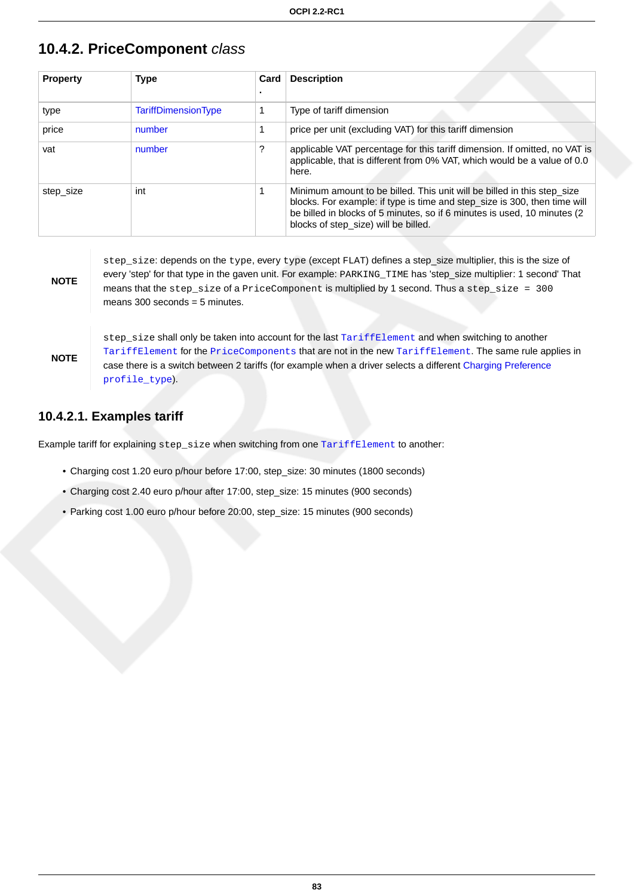## 10.4.2. PriceComponent *class*

| Property | Type | Card. | Description |
| --- | --- | --- | --- |
| type | TariffDimensionType | 1 | Type of tariff dimension |
| price | number | 1 | price per unit (excluding VAT) for this tariff dimension |
| vat | number | ? | applicable VAT percentage for this tariff dimension. If omitted, no VAT is applicable, that is different from 0% VAT, which would be a value of 0.0 here. |
| step_size | int | 1 | Minimum amount to be billed. This unit will be billed in this step_size blocks. For example: if type is time and step_size is 300, then time will be billed in blocks of 5 minutes, so if 6 minutes is used, 10 minutes (2 blocks of step_size) will be billed. |

**NOTE** `step_size`: depends on the `type`, every `type` (except `FLAT`) defines a step_size multiplier, this is the size of every 'step' for that type in the gaven unit. For example: `PARKING_TIME` has 'step_size multiplier: 1 second' That means that the `step_size` of a `PriceComponent` is multiplied by 1 second. Thus a `step_size = 300` means 300 seconds = 5 minutes.

**NOTE** `step_size` shall only be taken into account for the last `TariffElement` and when switching to another `TariffElement` for the `PriceComponents` that are not in the new `TariffElement`. The same rule applies in case there is a switch between 2 tariffs (for example when a driver selects a different Charging Preference `profile_type`).

### 10.4.2.1. Examples tariff

Example tariff for explaining `step_size` when switching from one `TariffElement` to another:

- Charging cost 1.20 euro p/hour before 17:00, step_size: 30 minutes (1800 seconds)
- Charging cost 2.40 euro p/hour after 17:00, step_size: 15 minutes (900 seconds)
- Parking cost 1.00 euro p/hour before 20:00, step_size: 15 minutes (900 seconds)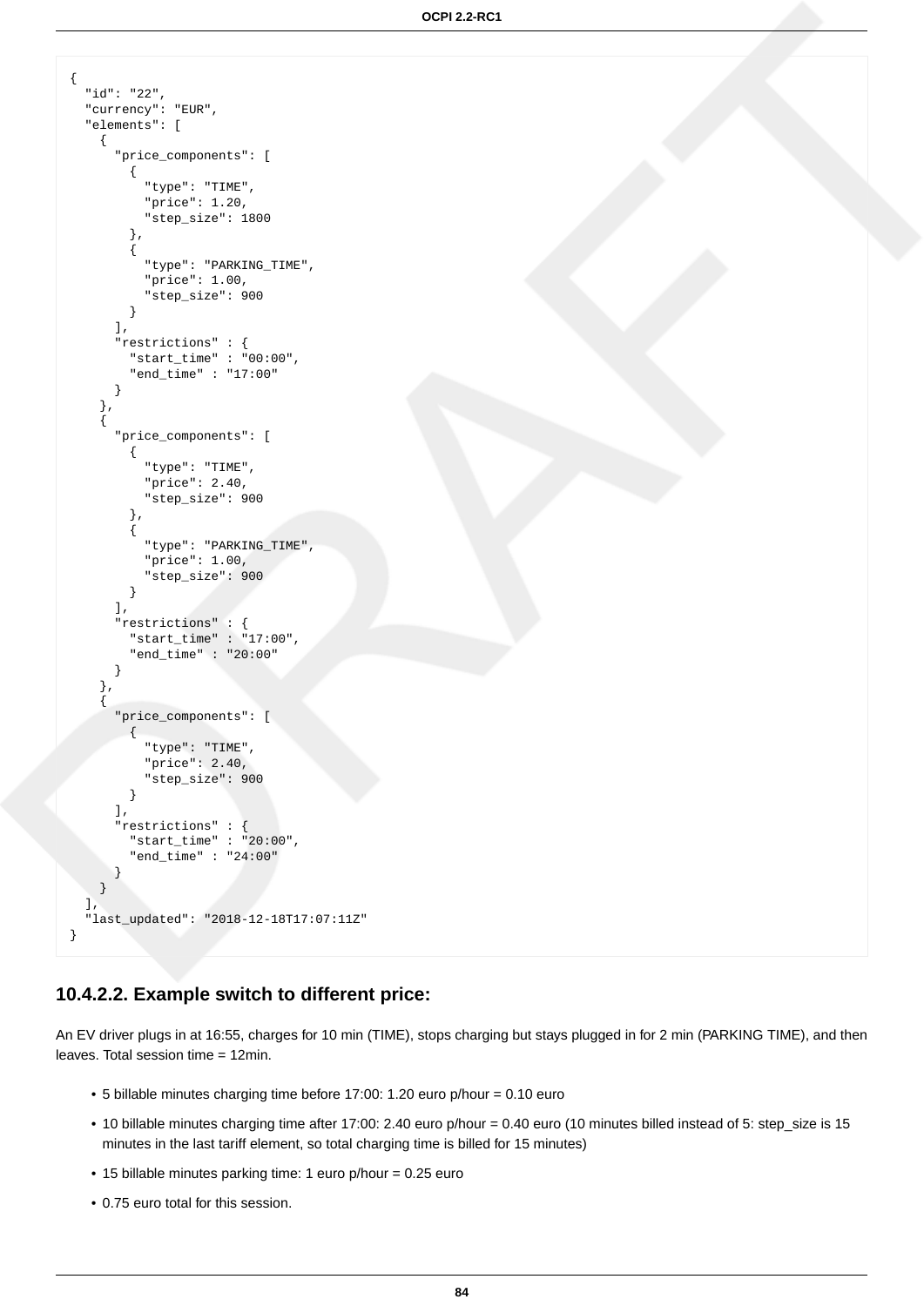```
{
  "id": "22",
  "currency": "EUR",
  "elements": [
    {
      "price_components": [
        {
          "type": "TIME",
          "price": 1.20,
          "step_size": 1800
        },
        {
          "type": "PARKING_TIME",
          "price": 1.00,
          "step_size": 900
        }
      ],
      "restrictions" : {
        "start_time" : "00:00",
        "end_time" : "17:00"
      }
    },
    {
      "price_components": [
        {
          "type": "TIME",
          "price": 2.40,
          "step_size": 900
        },
        {
          "type": "PARKING_TIME",
          "price": 1.00,
          "step_size": 900
        }
      ],
      "restrictions" : {
        "start_time" : "17:00",
        "end_time" : "20:00"
      }
    },
    {
      "price_components": [
        {
          "type": "TIME",
          "price": 2.40,
          "step_size": 900
        }
      ],
      "restrictions" : {
        "start_time" : "20:00",
        "end_time" : "24:00"
      }
    }
  ],
  "last_updated": "2018-12-18T17:07:11Z"
}
```

#### 10.4.2.2. Example switch to different price:

An EV driver plugs in at 16:55, charges for 10 min (TIME), stops charging but stays plugged in for 2 min (PARKING TIME), and then leaves. Total session time = 12min.

- 5 billable minutes charging time before 17:00: 1.20 euro p/hour = 0.10 euro
- 10 billable minutes charging time after 17:00: 2.40 euro p/hour = 0.40 euro (10 minutes billed instead of 5: step_size is 15 minutes in the last tariff element, so total charging time is billed for 15 minutes)
- 15 billable minutes parking time: 1 euro p/hour = 0.25 euro
- 0.75 euro total for this session.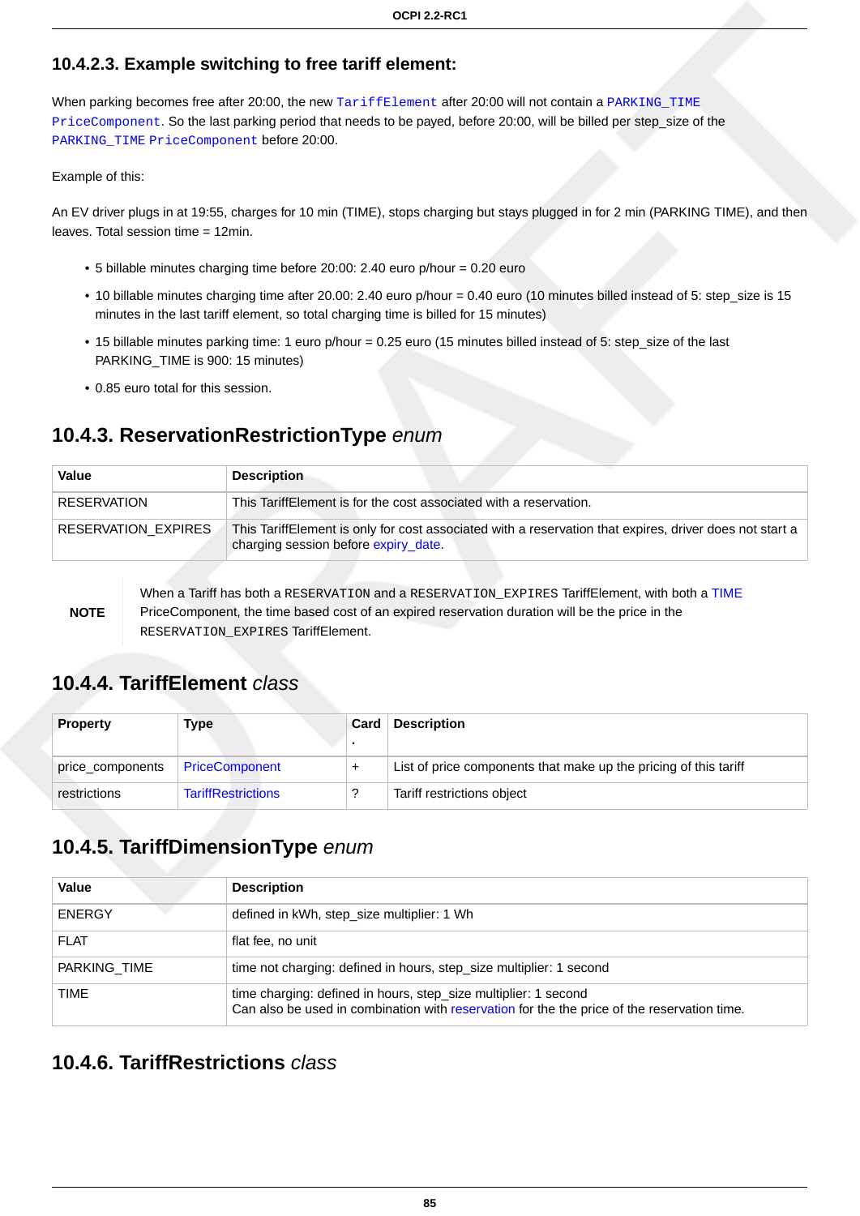#### 10.4.2.3. Example switching to free tariff element:

When parking becomes free after 20:00, the new `TariffElement` after 20:00 will not contain a `PARKING_TIME` `PriceComponent`. So the last parking period that needs to be payed, before 20:00, will be billed per step_size of the `PARKING_TIME` `PriceComponent` before 20:00.

Example of this:

An EV driver plugs in at 19:55, charges for 10 min (TIME), stops charging but stays plugged in for 2 min (PARKING TIME), and then leaves. Total session time = 12min.

- 5 billable minutes charging time before 20:00: 2.40 euro p/hour = 0.20 euro
- 10 billable minutes charging time after 20.00: 2.40 euro p/hour = 0.40 euro (10 minutes billed instead of 5: step_size is 15 minutes in the last tariff element, so total charging time is billed for 15 minutes)
- 15 billable minutes parking time: 1 euro p/hour = 0.25 euro (15 minutes billed instead of 5: step_size of the last PARKING_TIME is 900: 15 minutes)
- 0.85 euro total for this session.

### 10.4.3. ReservationRestrictionType *enum*

| Value | Description |
|---|---|
| RESERVATION | This TariffElement is for the cost associated with a reservation. |
| RESERVATION_EXPIRES | This TariffElement is only for cost associated with a reservation that expires, driver does not start a charging session before expiry_date. |

**NOTE** When a Tariff has both a `RESERVATION` and a `RESERVATION_EXPIRES` TariffElement, with both a TIME PriceComponent, the time based cost of an expired reservation duration will be the price in the `RESERVATION_EXPIRES` TariffElement.

### 10.4.4. TariffElement *class*

| Property | Type | Card. | Description |
|---|---|---|---|
| price_components | PriceComponent | + | List of price components that make up the pricing of this tariff |
| restrictions | TariffRestrictions | ? | Tariff restrictions object |

### 10.4.5. TariffDimensionType *enum*

| Value | Description |
|---|---|
| ENERGY | defined in kWh, step_size multiplier: 1 Wh |
| FLAT | flat fee, no unit |
| PARKING_TIME | time not charging: defined in hours, step_size multiplier: 1 second |
| TIME | time charging: defined in hours, step_size multiplier: 1 second<br>Can also be used in combination with reservation for the the price of the reservation time. |

### 10.4.6. TariffRestrictions *class*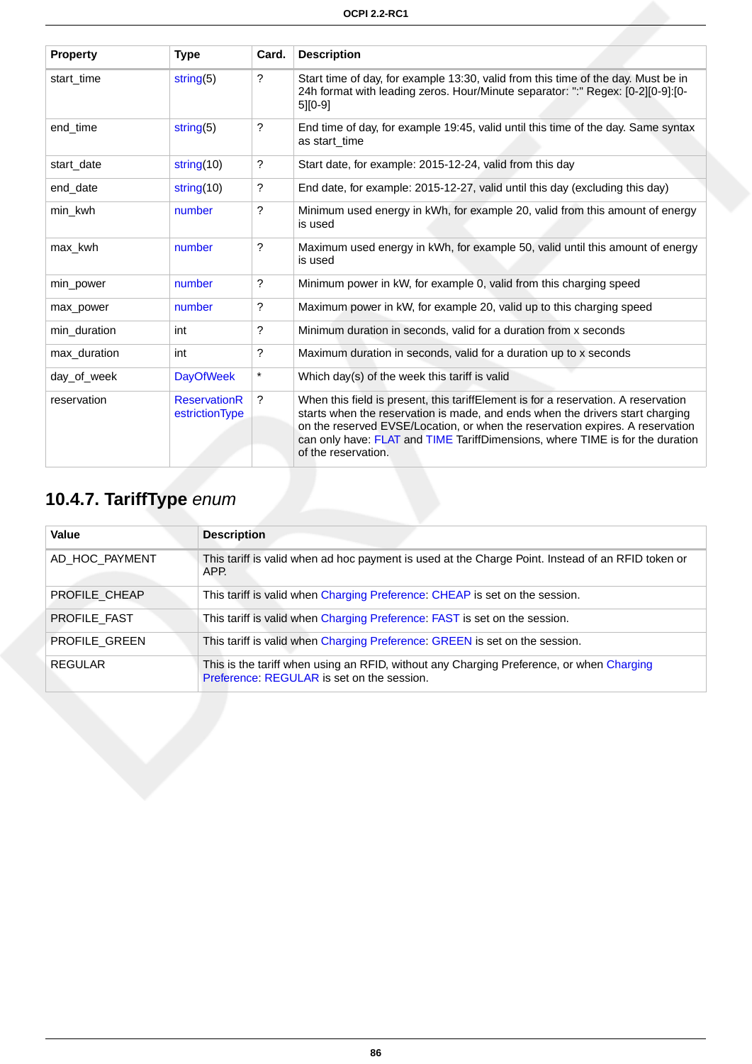| Property | Type | Card. | Description |
| --- | --- | --- | --- |
| start_time | string(5) | ? | Start time of day, for example 13:30, valid from this time of the day. Must be in 24h format with leading zeros. Hour/Minute separator: ":" Regex: [0-2][0-9]:[0-5][0-9] |
| end_time | string(5) | ? | End time of day, for example 19:45, valid until this time of the day. Same syntax as start_time |
| start_date | string(10) | ? | Start date, for example: 2015-12-24, valid from this day |
| end_date | string(10) | ? | End date, for example: 2015-12-27, valid until this day (excluding this day) |
| min_kwh | number | ? | Minimum used energy in kWh, for example 20, valid from this amount of energy is used |
| max_kwh | number | ? | Maximum used energy in kWh, for example 50, valid until this amount of energy is used |
| min_power | number | ? | Minimum power in kW, for example 0, valid from this charging speed |
| max_power | number | ? | Maximum power in kW, for example 20, valid up to this charging speed |
| min_duration | int | ? | Minimum duration in seconds, valid for a duration from x seconds |
| max_duration | int | ? | Maximum duration in seconds, valid for a duration up to x seconds |
| day_of_week | DayOfWeek | * | Which day(s) of the week this tariff is valid |
| reservation | ReservationRestrictionType | ? | When this field is present, this tariffElement is for a reservation. A reservation starts when the reservation is made, and ends when the drivers start charging on the reserved EVSE/Location, or when the reservation expires. A reservation can only have: FLAT and TIME TariffDimensions, where TIME is for the duration of the reservation. |

## 10.4.7. TariffType *enum*

| Value | Description |
| --- | --- |
| AD_HOC_PAYMENT | This tariff is valid when ad hoc payment is used at the Charge Point. Instead of an RFID token or APP. |
| PROFILE_CHEAP | This tariff is valid when Charging Preference: CHEAP is set on the session. |
| PROFILE_FAST | This tariff is valid when Charging Preference: FAST is set on the session. |
| PROFILE_GREEN | This tariff is valid when Charging Preference: GREEN is set on the session. |
| REGULAR | This is the tariff when using an RFID, without any Charging Preference, or when Charging Preference: REGULAR is set on the session. |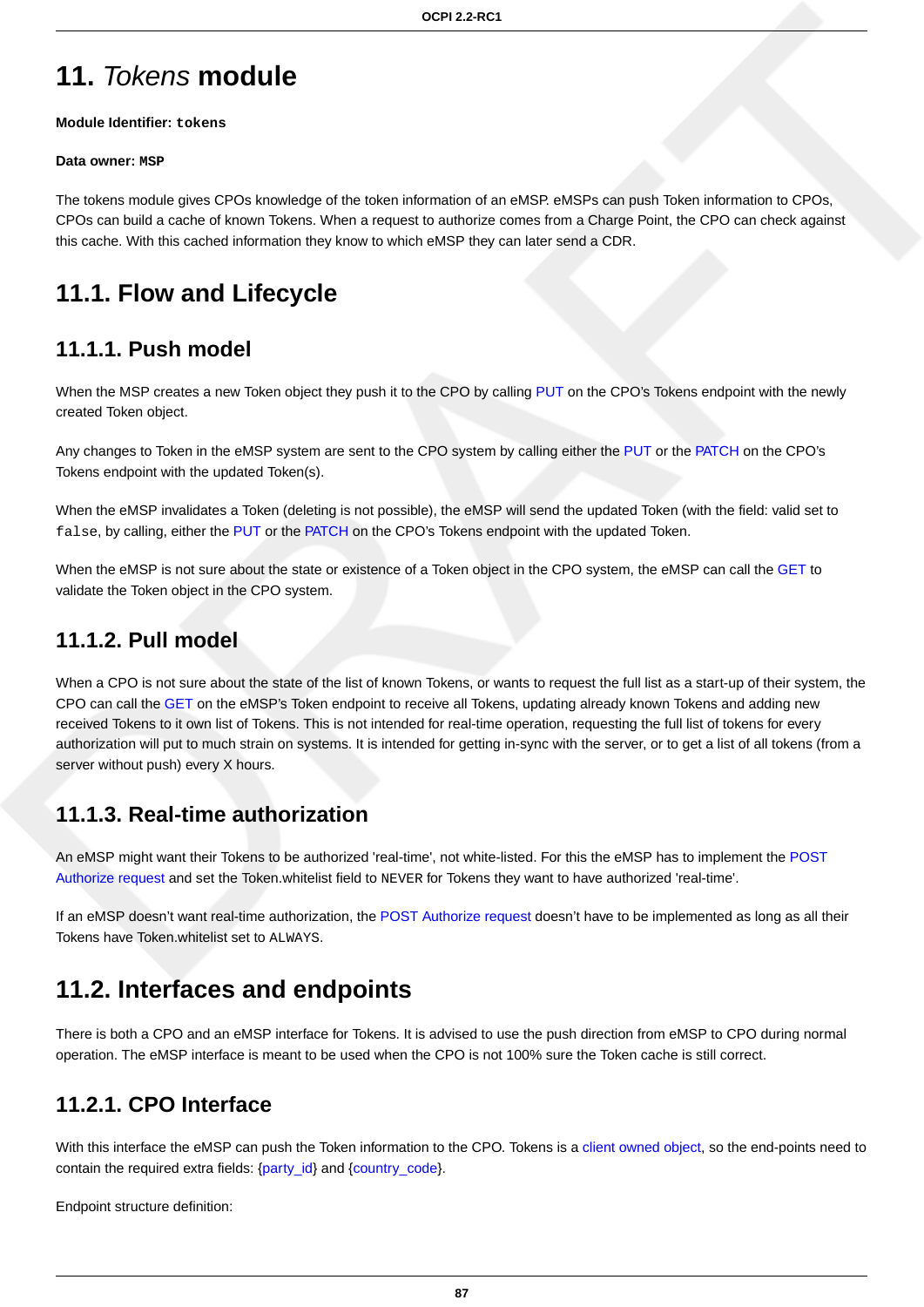# 11. *Tokens* module

**Module Identifier: `tokens`**

**Data owner: `MSP`**

The tokens module gives CPOs knowledge of the token information of an eMSP. eMSPs can push Token information to CPOs, CPOs can build a cache of known Tokens. When a request to authorize comes from a Charge Point, the CPO can check against this cache. With this cached information they know to which eMSP they can later send a CDR.

## 11.1. Flow and Lifecycle

### 11.1.1. Push model

When the MSP creates a new Token object they push it to the CPO by calling PUT on the CPO's Tokens endpoint with the newly created Token object.

Any changes to Token in the eMSP system are sent to the CPO system by calling either the PUT or the PATCH on the CPO's Tokens endpoint with the updated Token(s).

When the eMSP invalidates a Token (deleting is not possible), the eMSP will send the updated Token (with the field: valid set to `false`, by calling, either the PUT or the PATCH on the CPO's Tokens endpoint with the updated Token.

When the eMSP is not sure about the state or existence of a Token object in the CPO system, the eMSP can call the GET to validate the Token object in the CPO system.

### 11.1.2. Pull model

When a CPO is not sure about the state of the list of known Tokens, or wants to request the full list as a start-up of their system, the CPO can call the GET on the eMSP's Token endpoint to receive all Tokens, updating already known Tokens and adding new received Tokens to it own list of Tokens. This is not intended for real-time operation, requesting the full list of tokens for every authorization will put to much strain on systems. It is intended for getting in-sync with the server, or to get a list of all tokens (from a server without push) every X hours.

### 11.1.3. Real-time authorization

An eMSP might want their Tokens to be authorized 'real-time', not white-listed. For this the eMSP has to implement the POST Authorize request and set the Token.whitelist field to `NEVER` for Tokens they want to have authorized 'real-time'.

If an eMSP doesn't want real-time authorization, the POST Authorize request doesn't have to be implemented as long as all their Tokens have Token.whitelist set to `ALWAYS`.

## 11.2. Interfaces and endpoints

There is both a CPO and an eMSP interface for Tokens. It is advised to use the push direction from eMSP to CPO during normal operation. The eMSP interface is meant to be used when the CPO is not 100% sure the Token cache is still correct.

### 11.2.1. CPO Interface

With this interface the eMSP can push the Token information to the CPO. Tokens is a client owned object, so the end-points need to contain the required extra fields: {party_id} and {country_code}.

Endpoint structure definition: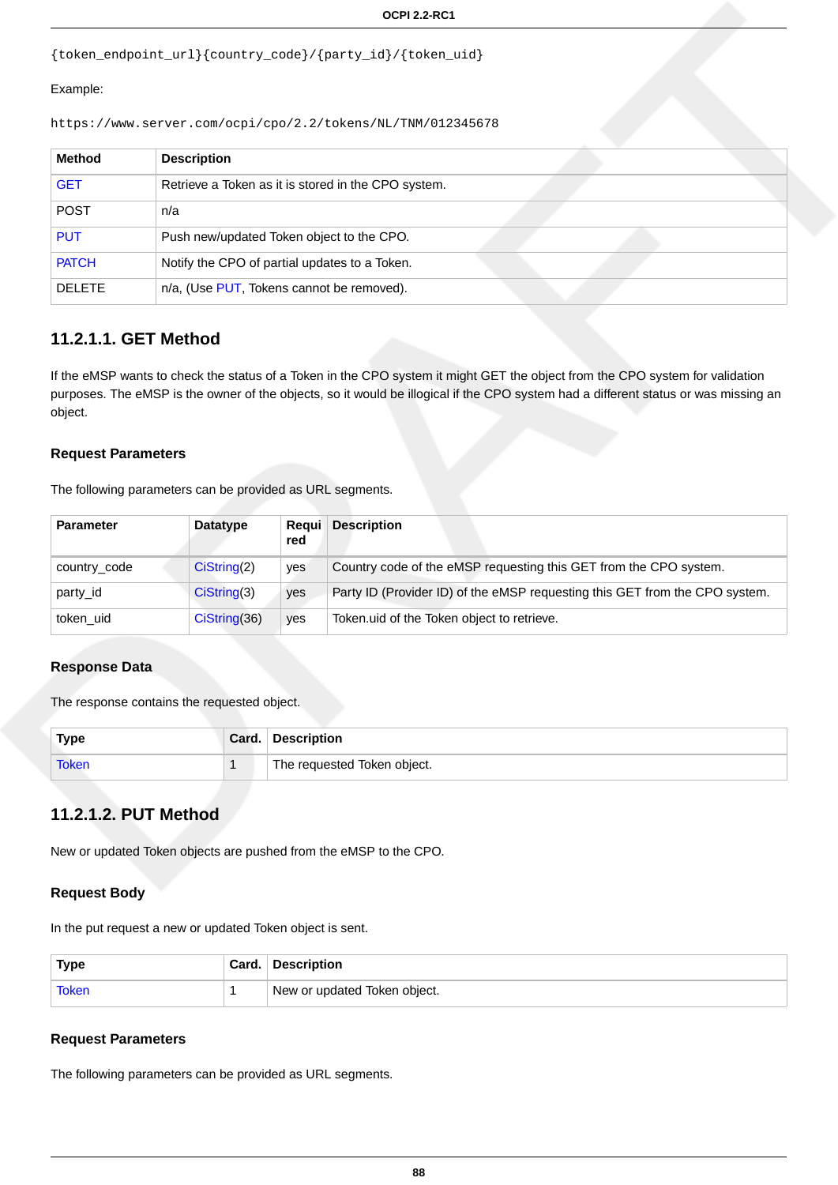```
{token_endpoint_url}{country_code}/{party_id}/{token_uid}
```

Example:

```
https://www.server.com/ocpi/cpo/2.2/tokens/NL/TNM/012345678
```

| Method | Description |
|---|---|
| GET | Retrieve a Token as it is stored in the CPO system. |
| POST | n/a |
| PUT | Push new/updated Token object to the CPO. |
| PATCH | Notify the CPO of partial updates to a Token. |
| DELETE | n/a, (Use PUT, Tokens cannot be removed). |

#### 11.2.1.1. GET Method

If the eMSP wants to check the status of a Token in the CPO system it might GET the object from the CPO system for validation purposes. The eMSP is the owner of the objects, so it would be illogical if the CPO system had a different status or was missing an object.

##### Request Parameters

The following parameters can be provided as URL segments.

| Parameter | Datatype | Required | Description |
|---|---|---|---|
| country_code | CiString(2) | yes | Country code of the eMSP requesting this GET from the CPO system. |
| party_id | CiString(3) | yes | Party ID (Provider ID) of the eMSP requesting this GET from the CPO system. |
| token_uid | CiString(36) | yes | Token.uid of the Token object to retrieve. |

##### Response Data

The response contains the requested object.

| Type | Card. | Description |
|---|---|---|
| Token | 1 | The requested Token object. |

#### 11.2.1.2. PUT Method

New or updated Token objects are pushed from the eMSP to the CPO.

##### Request Body

In the put request a new or updated Token object is sent.

| Type | Card. | Description |
|---|---|---|
| Token | 1 | New or updated Token object. |

##### Request Parameters

The following parameters can be provided as URL segments.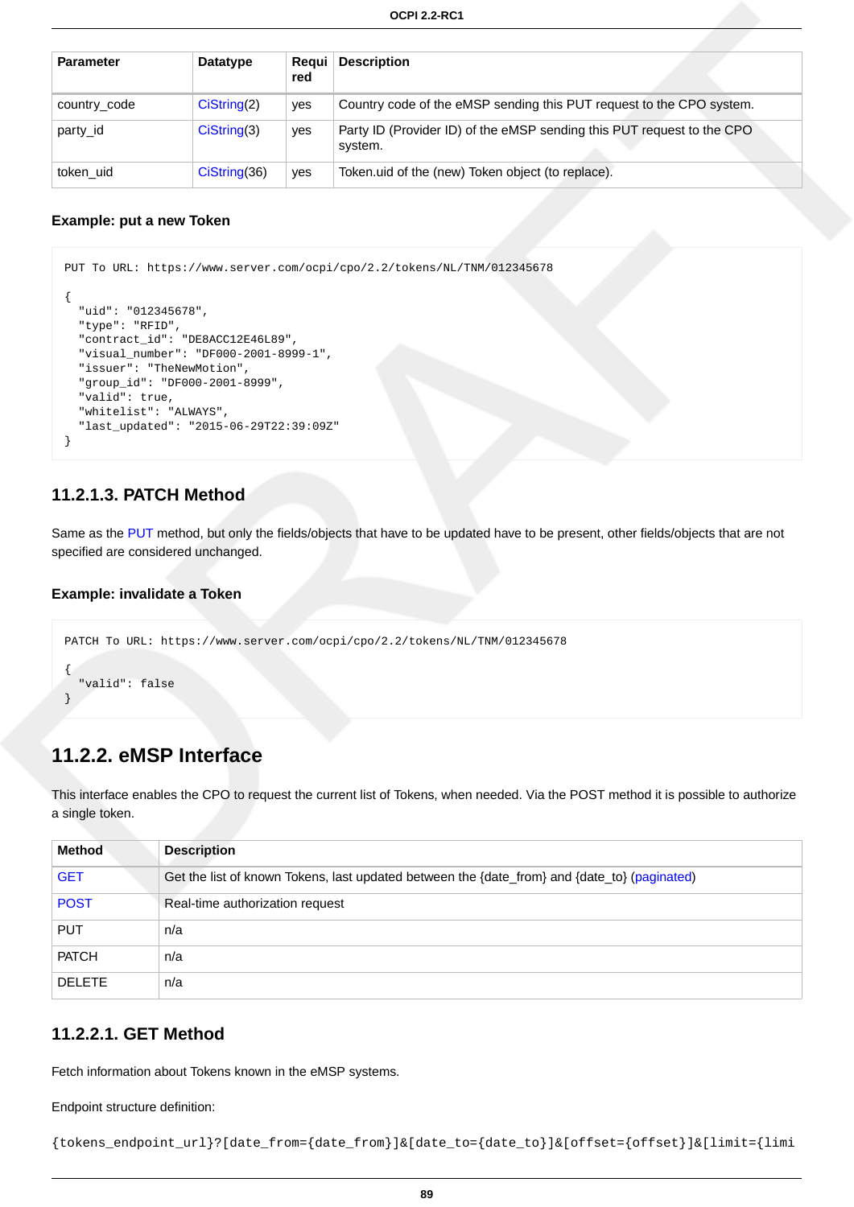| Parameter | Datatype | Required | Description |
| --- | --- | --- | --- |
| country_code | CiString(2) | yes | Country code of the eMSP sending this PUT request to the CPO system. |
| party_id | CiString(3) | yes | Party ID (Provider ID) of the eMSP sending this PUT request to the CPO system. |
| token_uid | CiString(36) | yes | Token.uid of the (new) Token object (to replace). |

**Example: put a new Token**

```
PUT To URL: https://www.server.com/ocpi/cpo/2.2/tokens/NL/TNM/012345678

{
  "uid": "012345678",
  "type": "RFID",
  "contract_id": "DE8ACC12E46L89",
  "visual_number": "DF000-2001-8999-1",
  "issuer": "TheNewMotion",
  "group_id": "DF000-2001-8999",
  "valid": true,
  "whitelist": "ALWAYS",
  "last_updated": "2015-06-29T22:39:09Z"
}
```

#### 11.2.1.3. PATCH Method

Same as the PUT method, but only the fields/objects that have to be updated have to be present, other fields/objects that are not specified are considered unchanged.

**Example: invalidate a Token**

```
PATCH To URL: https://www.server.com/ocpi/cpo/2.2/tokens/NL/TNM/012345678

{
  "valid": false
}
```

### 11.2.2. eMSP Interface

This interface enables the CPO to request the current list of Tokens, when needed. Via the POST method it is possible to authorize a single token.

| Method | Description |
| --- | --- |
| GET | Get the list of known Tokens, last updated between the {date_from} and {date_to} (paginated) |
| POST | Real-time authorization request |
| PUT | n/a |
| PATCH | n/a |
| DELETE | n/a |

#### 11.2.2.1. GET Method

Fetch information about Tokens known in the eMSP systems.

Endpoint structure definition:

`{tokens_endpoint_url}?[date_from={date_from}]&[date_to={date_to}]&[offset={offset}]&[limit={limi`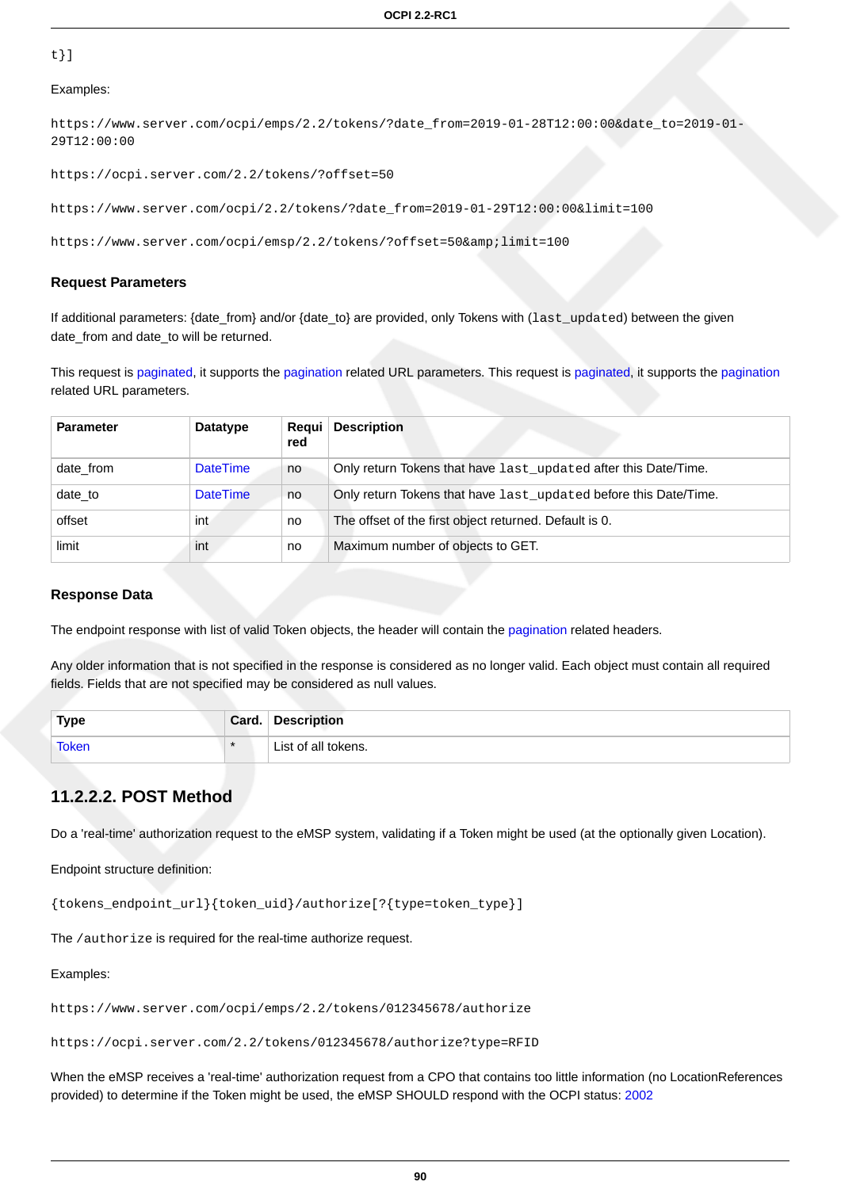```
t}]
```

Examples:

```
https://www.server.com/ocpi/emps/2.2/tokens/?date_from=2019-01-28T12:00:00&date_to=2019-01-29T12:00:00
```

```
https://ocpi.server.com/2.2/tokens/?offset=50
```

```
https://www.server.com/ocpi/2.2/tokens/?date_from=2019-01-29T12:00:00&limit=100
```

```
https://www.server.com/ocpi/emsp/2.2/tokens/?offset=50&amp;limit=100
```

#### Request Parameters

If additional parameters: {date_from} and/or {date_to} are provided, only Tokens with (`last_updated`) between the given date_from and date_to will be returned.

This request is paginated, it supports the pagination related URL parameters. This request is paginated, it supports the pagination related URL parameters.

| Parameter | Datatype | Required | Description |
|---|---|---|---|
| date_from | DateTime | no | Only return Tokens that have `last_updated` after this Date/Time. |
| date_to | DateTime | no | Only return Tokens that have `last_updated` before this Date/Time. |
| offset | int | no | The offset of the first object returned. Default is 0. |
| limit | int | no | Maximum number of objects to GET. |

#### Response Data

The endpoint response with list of valid Token objects, the header will contain the pagination related headers.

Any older information that is not specified in the response is considered as no longer valid. Each object must contain all required fields. Fields that are not specified may be considered as null values.

| Type | Card. | Description |
|---|---|---|
| Token | * | List of all tokens. |

### 11.2.2.2. POST Method

Do a 'real-time' authorization request to the eMSP system, validating if a Token might be used (at the optionally given Location).

Endpoint structure definition:

```
{tokens_endpoint_url}{token_uid}/authorize[?{type=token_type}]
```

The `/authorize` is required for the real-time authorize request.

Examples:

```
https://www.server.com/ocpi/emps/2.2/tokens/012345678/authorize
```

```
https://ocpi.server.com/2.2/tokens/012345678/authorize?type=RFID
```

When the eMSP receives a 'real-time' authorization request from a CPO that contains too little information (no LocationReferences provided) to determine if the Token might be used, the eMSP SHOULD respond with the OCPI status: 2002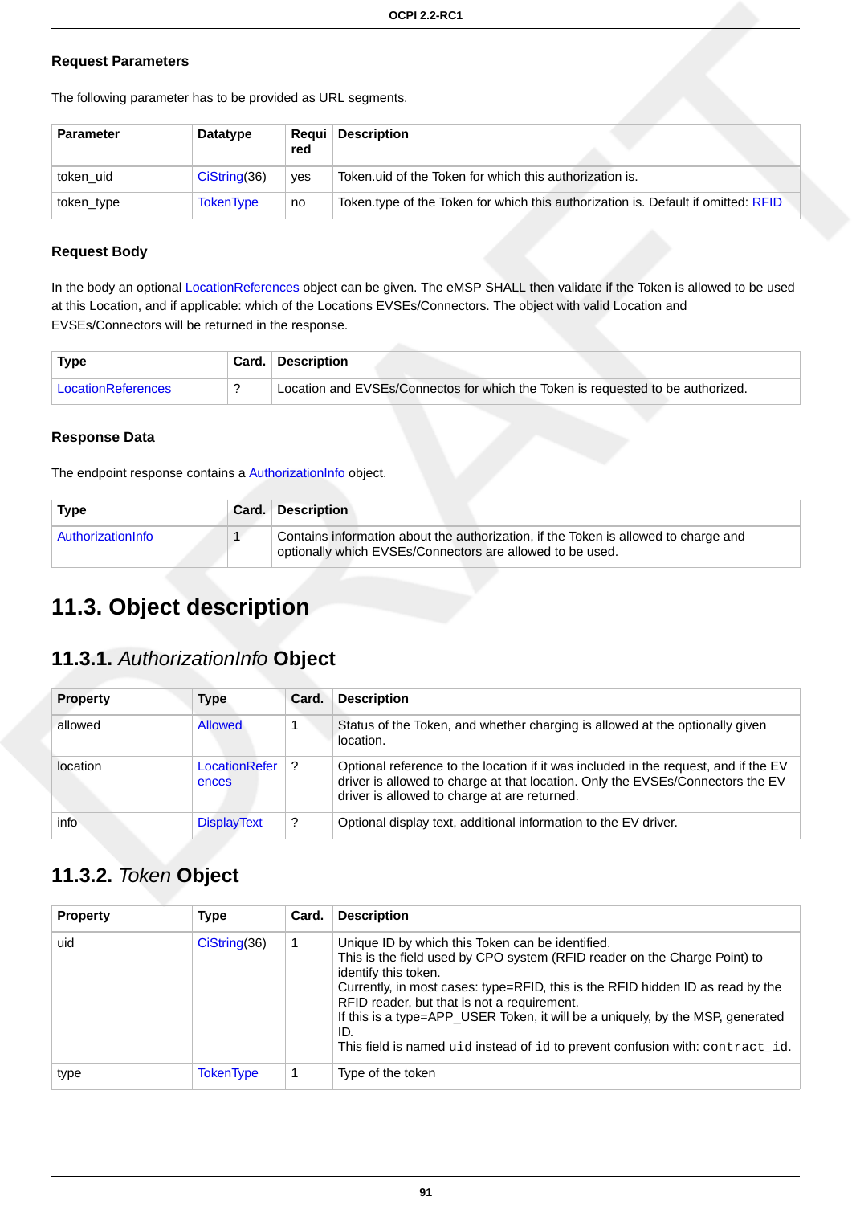#### Request Parameters

The following parameter has to be provided as URL segments.

| Parameter | Datatype | Required | Description |
| --- | --- | --- | --- |
| token_uid | CiString(36) | yes | Token.uid of the Token for which this authorization is. |
| token_type | TokenType | no | Token.type of the Token for which this authorization is. Default if omitted: RFID |

#### Request Body

In the body an optional LocationReferences object can be given. The eMSP SHALL then validate if the Token is allowed to be used at this Location, and if applicable: which of the Locations EVSEs/Connectors. The object with valid Location and EVSEs/Connectors will be returned in the response.

| Type | Card. | Description |
| --- | --- | --- |
| LocationReferences | ? | Location and EVSEs/Connectos for which the Token is requested to be authorized. |

#### Response Data

The endpoint response contains a AuthorizationInfo object.

| Type | Card. | Description |
| --- | --- | --- |
| AuthorizationInfo | 1 | Contains information about the authorization, if the Token is allowed to charge and optionally which EVSEs/Connectors are allowed to be used. |

## 11.3. Object description

### 11.3.1. *AuthorizationInfo* Object

| Property | Type | Card. | Description |
| --- | --- | --- | --- |
| allowed | Allowed | 1 | Status of the Token, and whether charging is allowed at the optionally given location. |
| location | LocationReferences | ? | Optional reference to the location if it was included in the request, and if the EV driver is allowed to charge at that location. Only the EVSEs/Connectors the EV driver is allowed to charge at are returned. |
| info | DisplayText | ? | Optional display text, additional information to the EV driver. |

### 11.3.2. *Token* Object

| Property | Type | Card. | Description |
| --- | --- | --- | --- |
| uid | CiString(36) | 1 | Unique ID by which this Token can be identified.<br>This is the field used by CPO system (RFID reader on the Charge Point) to identify this token.<br>Currently, in most cases: type=RFID, this is the RFID hidden ID as read by the RFID reader, but that is not a requirement.<br>If this is a type=APP_USER Token, it will be a uniquely, by the MSP, generated ID.<br>This field is named `uid` instead of `id` to prevent confusion with: `contract_id`. |
| type | TokenType | 1 | Type of the token |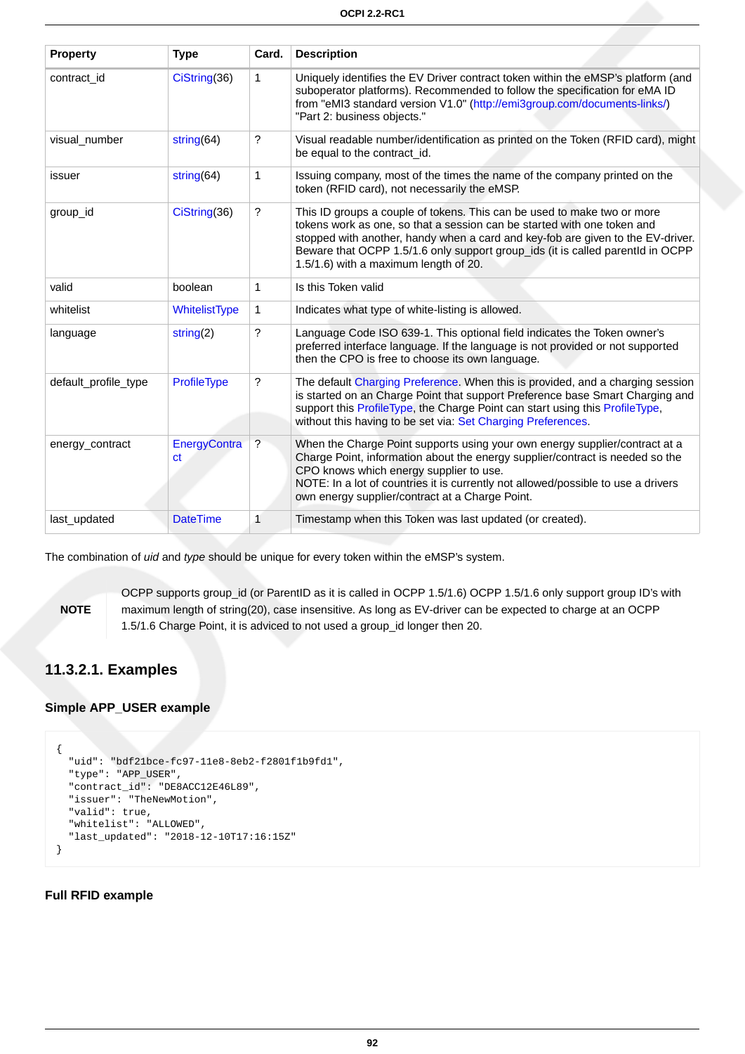| Property | Type | Card. | Description |
| --- | --- | --- | --- |
| contract_id | CiString(36) | 1 | Uniquely identifies the EV Driver contract token within the eMSP's platform (and suboperator platforms). Recommended to follow the specification for eMA ID from "eMI3 standard version V1.0" (http://emi3group.com/documents-links/) "Part 2: business objects." |
| visual_number | string(64) | ? | Visual readable number/identification as printed on the Token (RFID card), might be equal to the contract_id. |
| issuer | string(64) | 1 | Issuing company, most of the times the name of the company printed on the token (RFID card), not necessarily the eMSP. |
| group_id | CiString(36) | ? | This ID groups a couple of tokens. This can be used to make two or more tokens work as one, so that a session can be started with one token and stopped with another, handy when a card and key-fob are given to the EV-driver. Beware that OCPP 1.5/1.6 only support group_ids (it is called parentId in OCPP 1.5/1.6) with a maximum length of 20. |
| valid | boolean | 1 | Is this Token valid |
| whitelist | WhitelistType | 1 | Indicates what type of white-listing is allowed. |
| language | string(2) | ? | Language Code ISO 639-1. This optional field indicates the Token owner's preferred interface language. If the language is not provided or not supported then the CPO is free to choose its own language. |
| default_profile_type | ProfileType | ? | The default Charging Preference. When this is provided, and a charging session is started on an Charge Point that support Preference base Smart Charging and support this ProfileType, the Charge Point can start using this ProfileType, without this having to be set via: Set Charging Preferences. |
| energy_contract | EnergyContract | ? | When the Charge Point supports using your own energy supplier/contract at a Charge Point, information about the energy supplier/contract is needed so the CPO knows which energy supplier to use. NOTE: In a lot of countries it is currently not allowed/possible to use a drivers own energy supplier/contract at a Charge Point. |
| last_updated | DateTime | 1 | Timestamp when this Token was last updated (or created). |

The combination of *uid* and *type* should be unique for every token within the eMSP's system.

> **NOTE** OCPP supports group_id (or ParentID as it is called in OCPP 1.5/1.6) OCPP 1.5/1.6 only support group ID's with maximum length of string(20), case insensitive. As long as EV-driver can be expected to charge at an OCPP 1.5/1.6 Charge Point, it is adviced to not used a group_id longer then 20.

### 11.3.2.1. Examples

#### Simple APP_USER example

```
{
  "uid": "bdf21bce-fc97-11e8-8eb2-f2801f1b9fd1",
  "type": "APP_USER",
  "contract_id": "DE8ACC12E46L89",
  "issuer": "TheNewMotion",
  "valid": true,
  "whitelist": "ALLOWED",
  "last_updated": "2018-12-10T17:16:15Z"
}
```

#### Full RFID example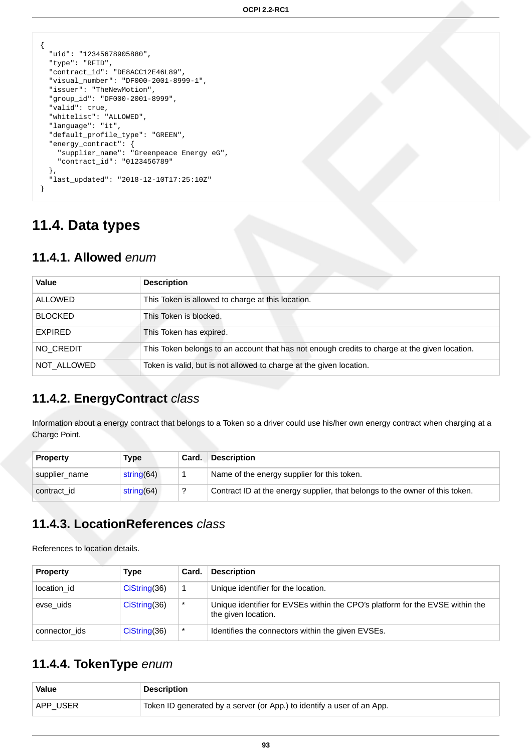```
{
  "uid": "12345678905880",
  "type": "RFID",
  "contract_id": "DE8ACC12E46L89",
  "visual_number": "DF000-2001-8999-1",
  "issuer": "TheNewMotion",
  "group_id": "DF000-2001-8999",
  "valid": true,
  "whitelist": "ALLOWED",
  "language": "it",
  "default_profile_type": "GREEN",
  "energy_contract": {
    "supplier_name": "Greenpeace Energy eG",
    "contract_id": "0123456789"
  },
  "last_updated": "2018-12-10T17:25:10Z"
}
```

## 11.4. Data types

### 11.4.1. Allowed *enum*

| Value | Description |
| --- | --- |
| ALLOWED | This Token is allowed to charge at this location. |
| BLOCKED | This Token is blocked. |
| EXPIRED | This Token has expired. |
| NO_CREDIT | This Token belongs to an account that has not enough credits to charge at the given location. |
| NOT_ALLOWED | Token is valid, but is not allowed to charge at the given location. |

### 11.4.2. EnergyContract *class*

Information about a energy contract that belongs to a Token so a driver could use his/her own energy contract when charging at a Charge Point.

| Property | Type | Card. | Description |
| --- | --- | --- | --- |
| supplier_name | string(64) | 1 | Name of the energy supplier for this token. |
| contract_id | string(64) | ? | Contract ID at the energy supplier, that belongs to the owner of this token. |

### 11.4.3. LocationReferences *class*

References to location details.

| Property | Type | Card. | Description |
| --- | --- | --- | --- |
| location_id | CiString(36) | 1 | Unique identifier for the location. |
| evse_uids | CiString(36) | * | Unique identifier for EVSEs within the CPO's platform for the EVSE within the the given location. |
| connector_ids | CiString(36) | * | Identifies the connectors within the given EVSEs. |

### 11.4.4. TokenType *enum*

| Value | Description |
| --- | --- |
| APP_USER | Token ID generated by a server (or App.) to identify a user of an App. |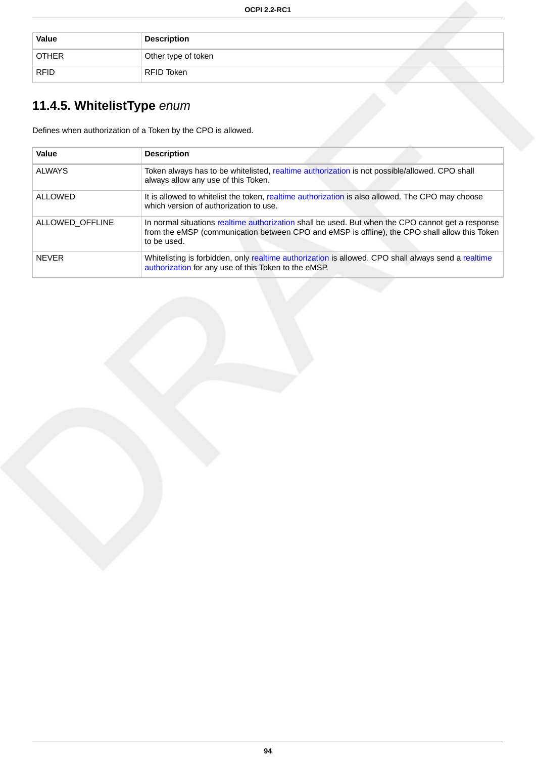| Value | Description |
| --- | --- |
| OTHER | Other type of token |
| RFID | RFID Token |

### 11.4.5. WhitelistType *enum*

Defines when authorization of a Token by the CPO is allowed.

| Value | Description |
| --- | --- |
| ALWAYS | Token always has to be whitelisted, realtime authorization is not possible/allowed. CPO shall always allow any use of this Token. |
| ALLOWED | It is allowed to whitelist the token, realtime authorization is also allowed. The CPO may choose which version of authorization to use. |
| ALLOWED_OFFLINE | In normal situations realtime authorization shall be used. But when the CPO cannot get a response from the eMSP (communication between CPO and eMSP is offline), the CPO shall allow this Token to be used. |
| NEVER | Whitelisting is forbidden, only realtime authorization is allowed. CPO shall always send a realtime authorization for any use of this Token to the eMSP. |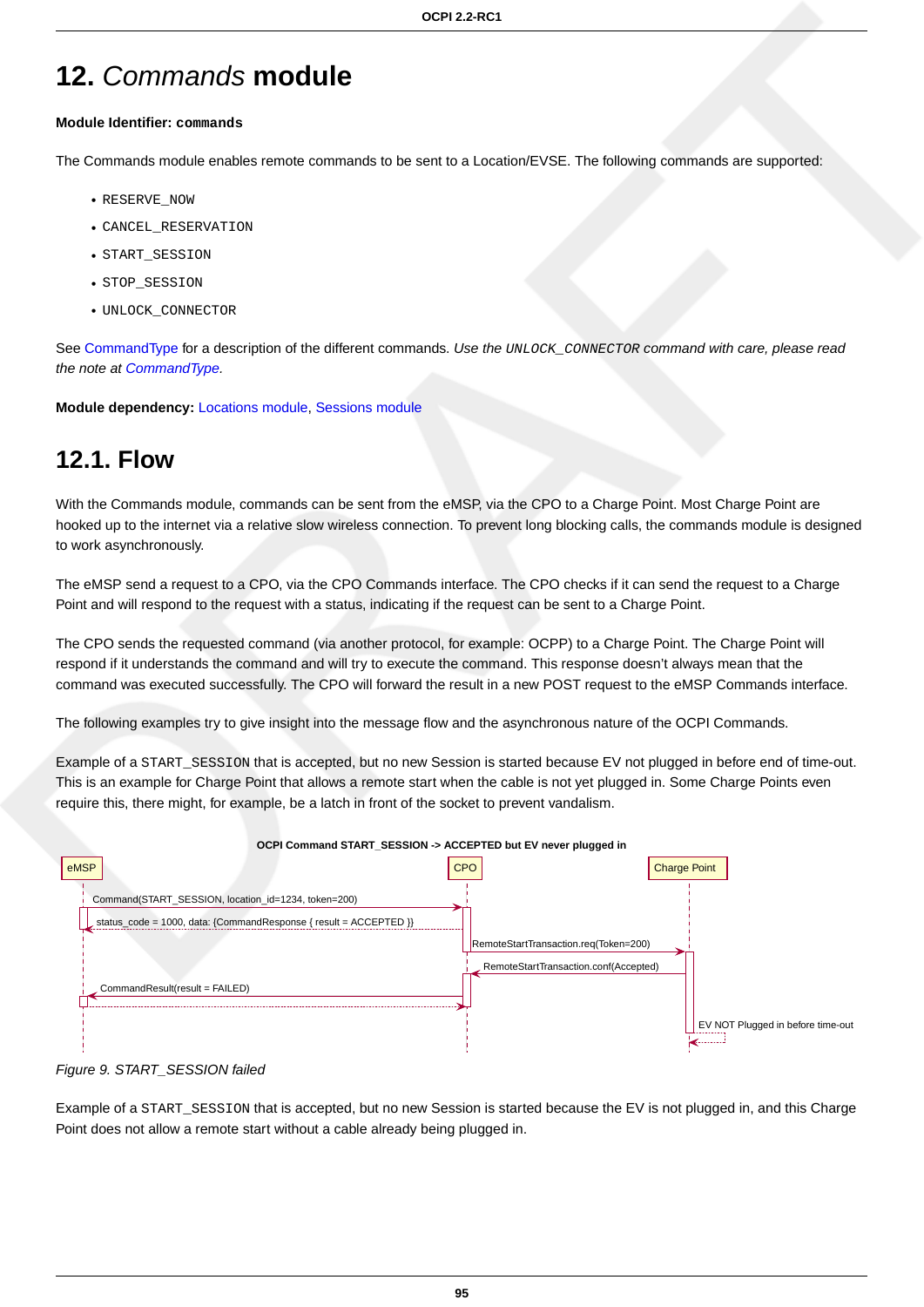# 12. *Commands* module

**Module Identifier: `commands`**

The Commands module enables remote commands to be sent to a Location/EVSE. The following commands are supported:

- `RESERVE_NOW`
- `CANCEL_RESERVATION`
- `START_SESSION`
- `STOP_SESSION`
- `UNLOCK_CONNECTOR`

See CommandType for a description of the different commands. *Use the `UNLOCK_CONNECTOR` command with care, please read the note at CommandType.*

**Module dependency:** Locations module, Sessions module

## 12.1. Flow

With the Commands module, commands can be sent from the eMSP, via the CPO to a Charge Point. Most Charge Point are hooked up to the internet via a relative slow wireless connection. To prevent long blocking calls, the commands module is designed to work asynchronously.

The eMSP send a request to a CPO, via the CPO Commands interface. The CPO checks if it can send the request to a Charge Point and will respond to the request with a status, indicating if the request can be sent to a Charge Point.

The CPO sends the requested command (via another protocol, for example: OCPP) to a Charge Point. The Charge Point will respond if it understands the command and will try to execute the command. This response doesn't always mean that the command was executed successfully. The CPO will forward the result in a new POST request to the eMSP Commands interface.

The following examples try to give insight into the message flow and the asynchronous nature of the OCPI Commands.

Example of a `START_SESSION` that is accepted, but no new Session is started because EV not plugged in before end of time-out. This is an example for Charge Point that allows a remote start when the cable is not yet plugged in. Some Charge Points even require this, there might, for example, be a latch in front of the socket to prevent vandalism.

**OCPI Command START_SESSION -> ACCEPTED but EV never plugged in**

*Figure 9. START_SESSION failed*

Example of a `START_SESSION` that is accepted, but no new Session is started because the EV is not plugged in, and this Charge Point does not allow a remote start without a cable already being plugged in.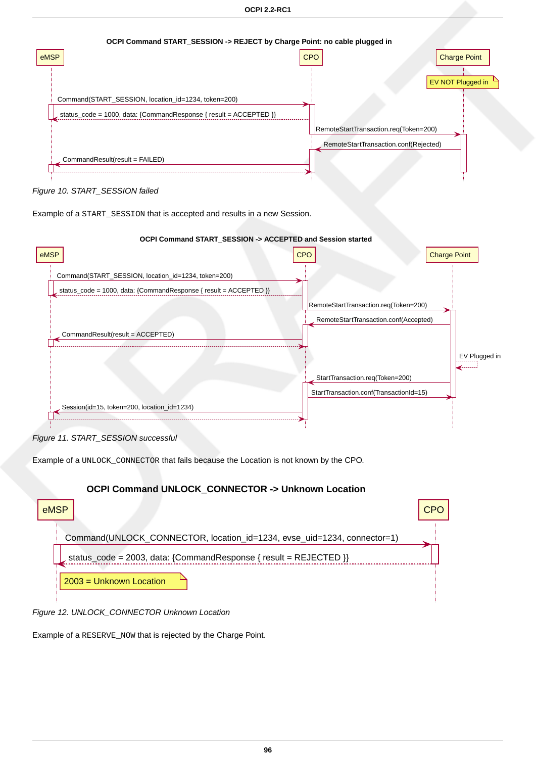OCPI Command START_SESSION -> REJECT by Charge Point: no cable plugged in

eMSP | CPO | Charge Point

EV NOT Plugged in

Command(START_SESSION, location_id=1234, token=200)

status_code = 1000, data: {CommandResponse { result = ACCEPTED }}

RemoteStartTransaction.req(Token=200)

RemoteStartTransaction.conf(Rejected)

CommandResult(result = FAILED)

*Figure 10. START_SESSION failed*

Example of a `START_SESSION` that is accepted and results in a new Session.

OCPI Command START_SESSION -> ACCEPTED and Session started

eMSP | CPO | Charge Point

Command(START_SESSION, location_id=1234, token=200)

status_code = 1000, data: {CommandResponse { result = ACCEPTED }}

RemoteStartTransaction.req(Token=200)

RemoteStartTransaction.conf(Accepted)

CommandResult(result = ACCEPTED)

EV Plugged in

StartTransaction.req(Token=200)

StartTransaction.conf(TransactionId=15)

Session(id=15, token=200, location_id=1234)

*Figure 11. START_SESSION successful*

Example of a `UNLOCK_CONNECTOR` that fails because the Location is not known by the CPO.

OCPI Command UNLOCK_CONNECTOR -> Unknown Location

eMSP | CPO

Command(UNLOCK_CONNECTOR, location_id=1234, evse_uid=1234, connector=1)

status_code = 2003, data: {CommandResponse { result = REJECTED }}

2003 = Unknown Location

*Figure 12. UNLOCK_CONNECTOR Unknown Location*

Example of a `RESERVE_NOW` that is rejected by the Charge Point.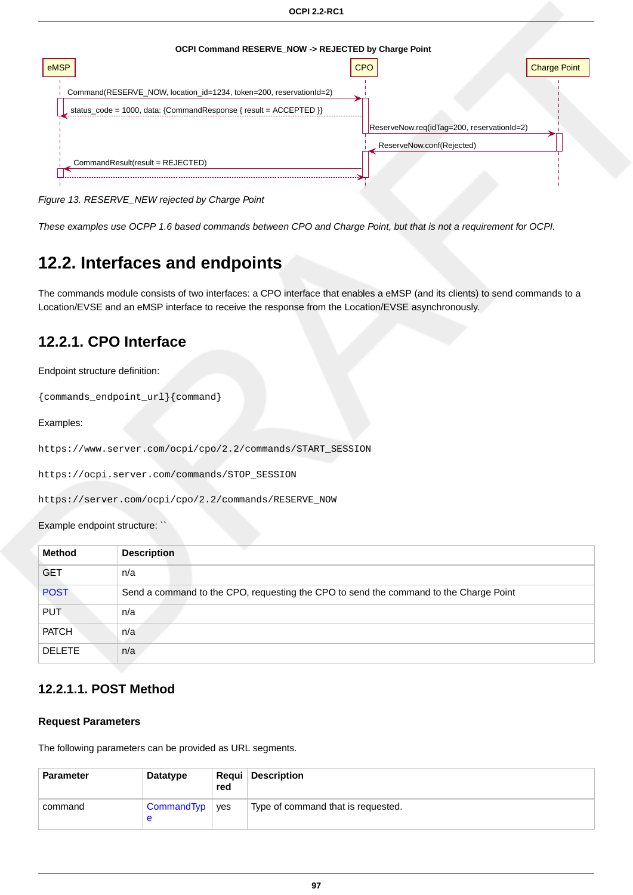OCPI Command RESERVE_NOW -> REJECTED by Charge Point

Figure 13. RESERVE_NEW rejected by Charge Point

*These examples use OCPP 1.6 based commands between CPO and Charge Point, but that is not a requirement for OCPI.*

## 12.2. Interfaces and endpoints

The commands module consists of two interfaces: a CPO interface that enables a eMSP (and its clients) to send commands to a Location/EVSE and an eMSP interface to receive the response from the Location/EVSE asynchronously.

### 12.2.1. CPO Interface

Endpoint structure definition:

```
{commands_endpoint_url}{command}
```

Examples:

```
https://www.server.com/ocpi/cpo/2.2/commands/START_SESSION
```

```
https://ocpi.server.com/commands/STOP_SESSION
```

```
https://server.com/ocpi/cpo/2.2/commands/RESERVE_NOW
```

Example endpoint structure: ``

| Method | Description |
| --- | --- |
| GET | n/a |
| POST | Send a command to the CPO, requesting the CPO to send the command to the Charge Point |
| PUT | n/a |
| PATCH | n/a |
| DELETE | n/a |

#### 12.2.1.1. POST Method

**Request Parameters**

The following parameters can be provided as URL segments.

| Parameter | Datatype | Required | Description |
| --- | --- | --- | --- |
| command | CommandType | yes | Type of command that is requested. |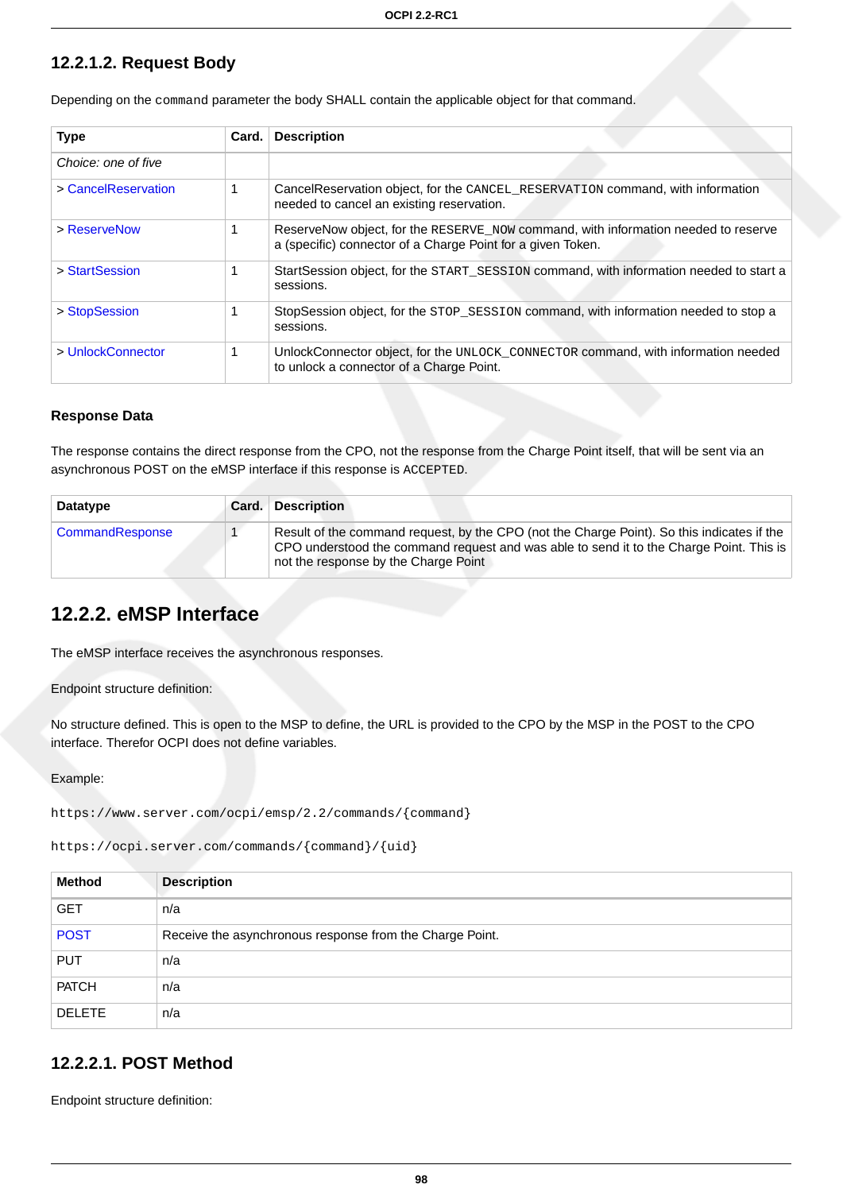#### 12.2.1.2. Request Body

Depending on the `command` parameter the body SHALL contain the applicable object for that command.

| Type | Card. | Description |
| --- | --- | --- |
| *Choice: one of five* | | |
| > CancelReservation | 1 | CancelReservation object, for the `CANCEL_RESERVATION` command, with information needed to cancel an existing reservation. |
| > ReserveNow | 1 | ReserveNow object, for the `RESERVE_NOW` command, with information needed to reserve a (specific) connector of a Charge Point for a given Token. |
| > StartSession | 1 | StartSession object, for the `START_SESSION` command, with information needed to start a sessions. |
| > StopSession | 1 | StopSession object, for the `STOP_SESSION` command, with information needed to stop a sessions. |
| > UnlockConnector | 1 | UnlockConnector object, for the `UNLOCK_CONNECTOR` command, with information needed to unlock a connector of a Charge Point. |

**Response Data**

The response contains the direct response from the CPO, not the response from the Charge Point itself, that will be sent via an asynchronous POST on the eMSP interface if this response is `ACCEPTED`.

| Datatype | Card. | Description |
| --- | --- | --- |
| CommandResponse | 1 | Result of the command request, by the CPO (not the Charge Point). So this indicates if the CPO understood the command request and was able to send it to the Charge Point. This is not the response by the Charge Point |

### 12.2.2. eMSP Interface

The eMSP interface receives the asynchronous responses.

Endpoint structure definition:

No structure defined. This is open to the MSP to define, the URL is provided to the CPO by the MSP in the POST to the CPO interface. Therefor OCPI does not define variables.

Example:

```
https://www.server.com/ocpi/emsp/2.2/commands/{command}
```

```
https://ocpi.server.com/commands/{command}/{uid}
```

| Method | Description |
| --- | --- |
| GET | n/a |
| POST | Receive the asynchronous response from the Charge Point. |
| PUT | n/a |
| PATCH | n/a |
| DELETE | n/a |

#### 12.2.2.1. POST Method

Endpoint structure definition: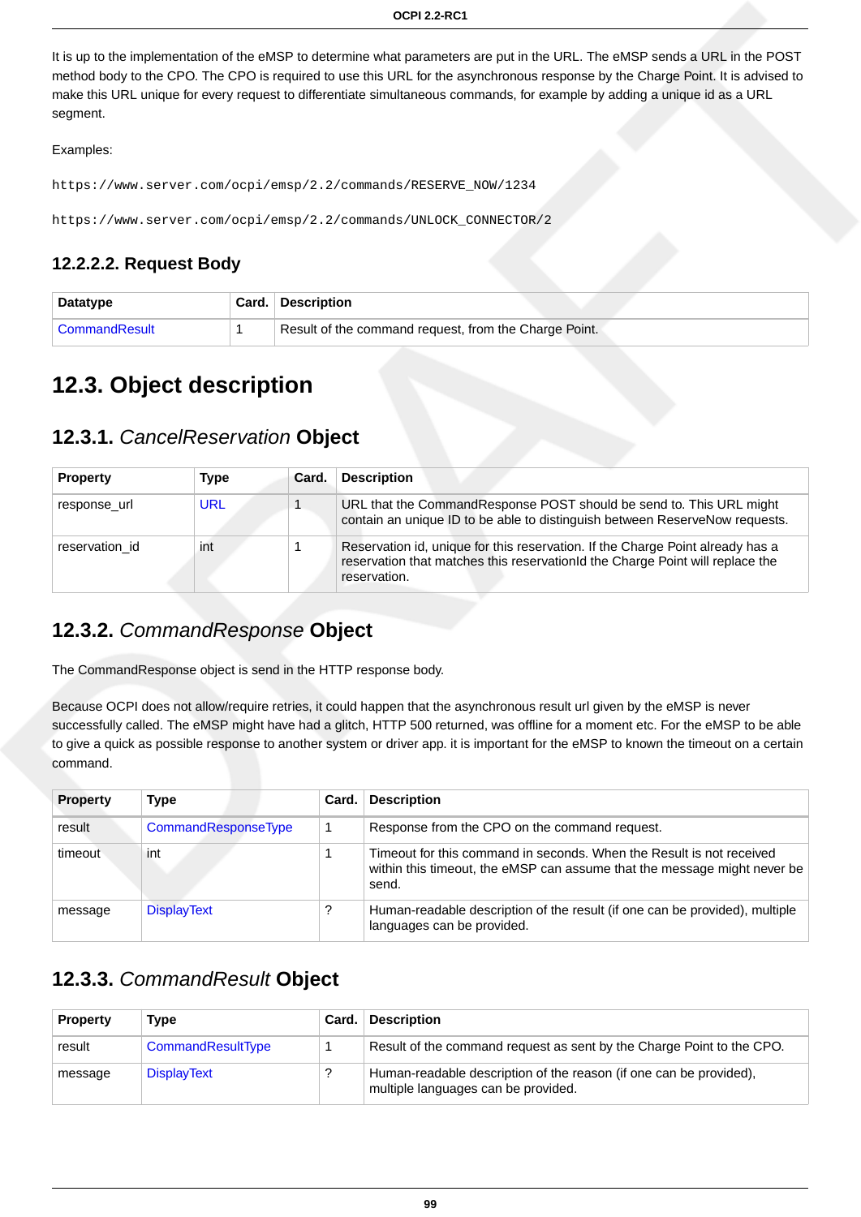It is up to the implementation of the eMSP to determine what parameters are put in the URL. The eMSP sends a URL in the POST method body to the CPO. The CPO is required to use this URL for the asynchronous response by the Charge Point. It is advised to make this URL unique for every request to differentiate simultaneous commands, for example by adding a unique id as a URL segment.

Examples:

```
https://www.server.com/ocpi/emsp/2.2/commands/RESERVE_NOW/1234
```

```
https://www.server.com/ocpi/emsp/2.2/commands/UNLOCK_CONNECTOR/2
```

#### 12.2.2.2. Request Body

| Datatype | Card. | Description |
|---|---|---|
| CommandResult | 1 | Result of the command request, from the Charge Point. |

## 12.3. Object description

### 12.3.1. *CancelReservation* Object

| Property | Type | Card. | Description |
|---|---|---|---|
| response_url | URL | 1 | URL that the CommandResponse POST should be send to. This URL might contain an unique ID to be able to distinguish between ReserveNow requests. |
| reservation_id | int | 1 | Reservation id, unique for this reservation. If the Charge Point already has a reservation that matches this reservationId the Charge Point will replace the reservation. |

### 12.3.2. *CommandResponse* Object

The CommandResponse object is send in the HTTP response body.

Because OCPI does not allow/require retries, it could happen that the asynchronous result url given by the eMSP is never successfully called. The eMSP might have had a glitch, HTTP 500 returned, was offline for a moment etc. For the eMSP to be able to give a quick as possible response to another system or driver app. it is important for the eMSP to known the timeout on a certain command.

| Property | Type | Card. | Description |
|---|---|---|---|
| result | CommandResponseType | 1 | Response from the CPO on the command request. |
| timeout | int | 1 | Timeout for this command in seconds. When the Result is not received within this timeout, the eMSP can assume that the message might never be send. |
| message | DisplayText | ? | Human-readable description of the result (if one can be provided), multiple languages can be provided. |

### 12.3.3. *CommandResult* Object

| Property | Type | Card. | Description |
|---|---|---|---|
| result | CommandResultType | 1 | Result of the command request as sent by the Charge Point to the CPO. |
| message | DisplayText | ? | Human-readable description of the reason (if one can be provided), multiple languages can be provided. |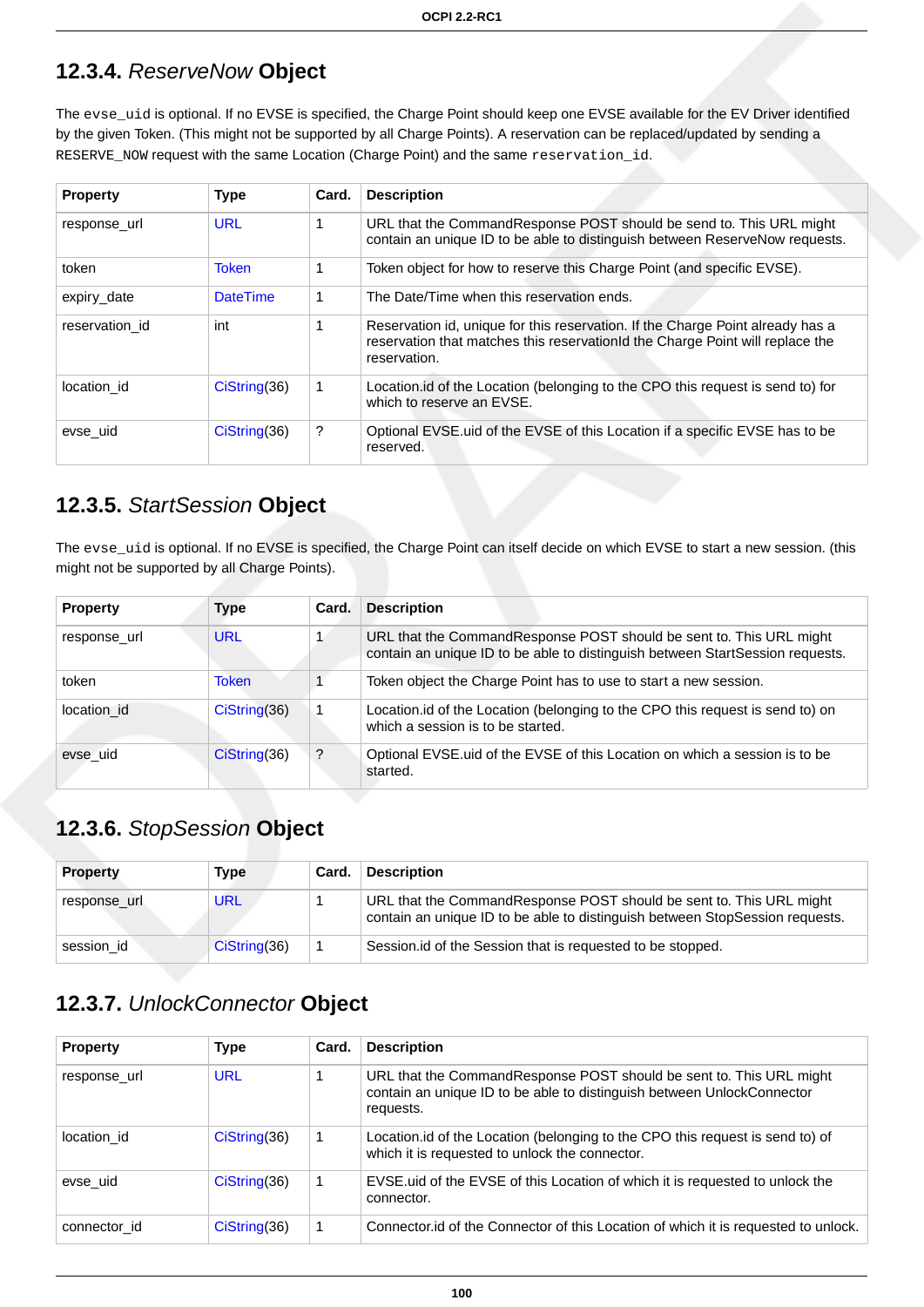### 12.3.4. *ReserveNow* Object

The `evse_uid` is optional. If no EVSE is specified, the Charge Point should keep one EVSE available for the EV Driver identified by the given Token. (This might not be supported by all Charge Points). A reservation can be replaced/updated by sending a `RESERVE_NOW` request with the same Location (Charge Point) and the same `reservation_id`.

| Property | Type | Card. | Description |
|---|---|---|---|
| response_url | URL | 1 | URL that the CommandResponse POST should be send to. This URL might contain an unique ID to be able to distinguish between ReserveNow requests. |
| token | Token | 1 | Token object for how to reserve this Charge Point (and specific EVSE). |
| expiry_date | DateTime | 1 | The Date/Time when this reservation ends. |
| reservation_id | int | 1 | Reservation id, unique for this reservation. If the Charge Point already has a reservation that matches this reservationId the Charge Point will replace the reservation. |
| location_id | CiString(36) | 1 | Location.id of the Location (belonging to the CPO this request is send to) for which to reserve an EVSE. |
| evse_uid | CiString(36) | ? | Optional EVSE.uid of the EVSE of this Location if a specific EVSE has to be reserved. |

### 12.3.5. *StartSession* Object

The `evse_uid` is optional. If no EVSE is specified, the Charge Point can itself decide on which EVSE to start a new session. (this might not be supported by all Charge Points).

| Property | Type | Card. | Description |
|---|---|---|---|
| response_url | URL | 1 | URL that the CommandResponse POST should be sent to. This URL might contain an unique ID to be able to distinguish between StartSession requests. |
| token | Token | 1 | Token object the Charge Point has to use to start a new session. |
| location_id | CiString(36) | 1 | Location.id of the Location (belonging to the CPO this request is send to) on which a session is to be started. |
| evse_uid | CiString(36) | ? | Optional EVSE.uid of the EVSE of this Location on which a session is to be started. |

### 12.3.6. *StopSession* Object

| Property | Type | Card. | Description |
|---|---|---|---|
| response_url | URL | 1 | URL that the CommandResponse POST should be sent to. This URL might contain an unique ID to be able to distinguish between StopSession requests. |
| session_id | CiString(36) | 1 | Session.id of the Session that is requested to be stopped. |

### 12.3.7. *UnlockConnector* Object

| Property | Type | Card. | Description |
|---|---|---|---|
| response_url | URL | 1 | URL that the CommandResponse POST should be sent to. This URL might contain an unique ID to be able to distinguish between UnlockConnector requests. |
| location_id | CiString(36) | 1 | Location.id of the Location (belonging to the CPO this request is send to) of which it is requested to unlock the connector. |
| evse_uid | CiString(36) | 1 | EVSE.uid of the EVSE of this Location of which it is requested to unlock the connector. |
| connector_id | CiString(36) | 1 | Connector.id of the Connector of this Location of which it is requested to unlock. |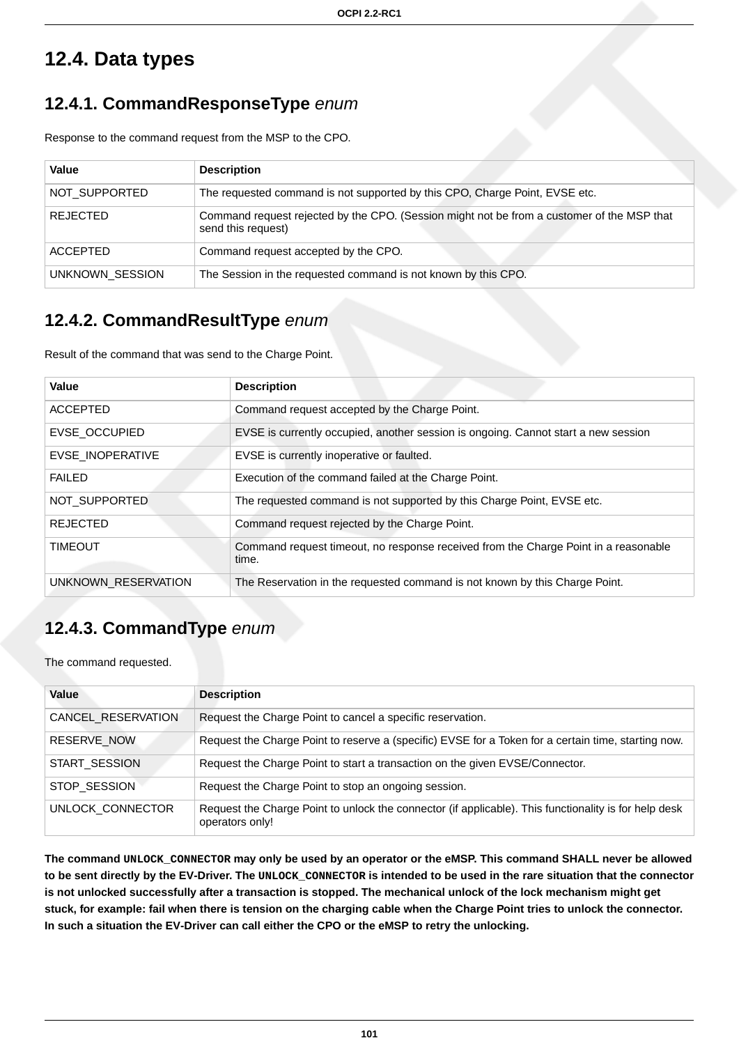## 12.4. Data types

### 12.4.1. CommandResponseType *enum*

Response to the command request from the MSP to the CPO.

| Value | Description |
|---|---|
| NOT_SUPPORTED | The requested command is not supported by this CPO, Charge Point, EVSE etc. |
| REJECTED | Command request rejected by the CPO. (Session might not be from a customer of the MSP that send this request) |
| ACCEPTED | Command request accepted by the CPO. |
| UNKNOWN_SESSION | The Session in the requested command is not known by this CPO. |

### 12.4.2. CommandResultType *enum*

Result of the command that was send to the Charge Point.

| Value | Description |
|---|---|
| ACCEPTED | Command request accepted by the Charge Point. |
| EVSE_OCCUPIED | EVSE is currently occupied, another session is ongoing. Cannot start a new session |
| EVSE_INOPERATIVE | EVSE is currently inoperative or faulted. |
| FAILED | Execution of the command failed at the Charge Point. |
| NOT_SUPPORTED | The requested command is not supported by this Charge Point, EVSE etc. |
| REJECTED | Command request rejected by the Charge Point. |
| TIMEOUT | Command request timeout, no response received from the Charge Point in a reasonable time. |
| UNKNOWN_RESERVATION | The Reservation in the requested command is not known by this Charge Point. |

### 12.4.3. CommandType *enum*

The command requested.

| Value | Description |
|---|---|
| CANCEL_RESERVATION | Request the Charge Point to cancel a specific reservation. |
| RESERVE_NOW | Request the Charge Point to reserve a (specific) EVSE for a Token for a certain time, starting now. |
| START_SESSION | Request the Charge Point to start a transaction on the given EVSE/Connector. |
| STOP_SESSION | Request the Charge Point to stop an ongoing session. |
| UNLOCK_CONNECTOR | Request the Charge Point to unlock the connector (if applicable). This functionality is for help desk operators only! |

**The command `UNLOCK_CONNECTOR` may only be used by an operator or the eMSP. This command SHALL never be allowed to be sent directly by the EV-Driver. The `UNLOCK_CONNECTOR` is intended to be used in the rare situation that the connector is not unlocked successfully after a transaction is stopped. The mechanical unlock of the lock mechanism might get stuck, for example: fail when there is tension on the charging cable when the Charge Point tries to unlock the connector. In such a situation the EV-Driver can call either the CPO or the eMSP to retry the unlocking.**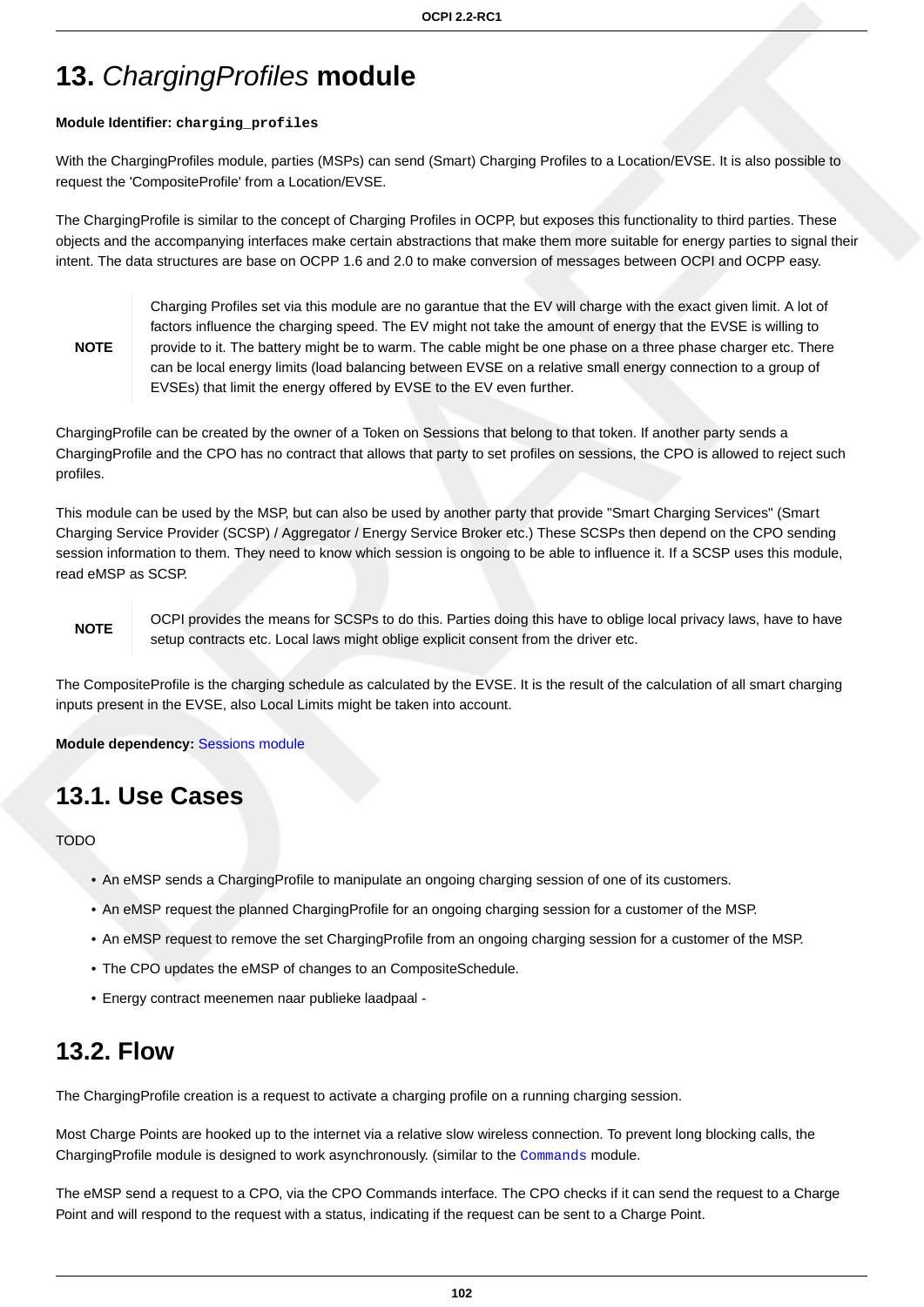# 13. *ChargingProfiles* module

**Module Identifier: `charging_profiles`**

With the ChargingProfiles module, parties (MSPs) can send (Smart) Charging Profiles to a Location/EVSE. It is also possible to request the 'CompositeProfile' from a Location/EVSE.

The ChargingProfile is similar to the concept of Charging Profiles in OCPP, but exposes this functionality to third parties. These objects and the accompanying interfaces make certain abstractions that make them more suitable for energy parties to signal their intent. The data structures are base on OCPP 1.6 and 2.0 to make conversion of messages between OCPI and OCPP easy.

| NOTE | Charging Profiles set via this module are no garantue that the EV will charge with the exact given limit. A lot of factors influence the charging speed. The EV might not take the amount of energy that the EVSE is willing to provide to it. The battery might be to warm. The cable might be one phase on a three phase charger etc. There can be local energy limits (load balancing between EVSE on a relative small energy connection to a group of EVSEs) that limit the energy offered by EVSE to the EV even further. |
|---|---|

ChargingProfile can be created by the owner of a Token on Sessions that belong to that token. If another party sends a ChargingProfile and the CPO has no contract that allows that party to set profiles on sessions, the CPO is allowed to reject such profiles.

This module can be used by the MSP, but can also be used by another party that provide "Smart Charging Services" (Smart Charging Service Provider (SCSP) / Aggregator / Energy Service Broker etc.) These SCSPs then depend on the CPO sending session information to them. They need to know which session is ongoing to be able to influence it. If a SCSP uses this module, read eMSP as SCSP.

| NOTE | OCPI provides the means for SCSPs to do this. Parties doing this have to oblige local privacy laws, have to have setup contracts etc. Local laws might oblige explicit consent from the driver etc. |
|---|---|

The CompositeProfile is the charging schedule as calculated by the EVSE. It is the result of the calculation of all smart charging inputs present in the EVSE, also Local Limits might be taken into account.

**Module dependency:** Sessions module

## 13.1. Use Cases

TODO

- An eMSP sends a ChargingProfile to manipulate an ongoing charging session of one of its customers.
- An eMSP request the planned ChargingProfile for an ongoing charging session for a customer of the MSP.
- An eMSP request to remove the set ChargingProfile from an ongoing charging session for a customer of the MSP.
- The CPO updates the eMSP of changes to an CompositeSchedule.
- Energy contract meenemen naar publieke laadpaal -

## 13.2. Flow

The ChargingProfile creation is a request to activate a charging profile on a running charging session.

Most Charge Points are hooked up to the internet via a relative slow wireless connection. To prevent long blocking calls, the ChargingProfile module is designed to work asynchronously. (similar to the `Commands` module.

The eMSP send a request to a CPO, via the CPO Commands interface. The CPO checks if it can send the request to a Charge Point and will respond to the request with a status, indicating if the request can be sent to a Charge Point.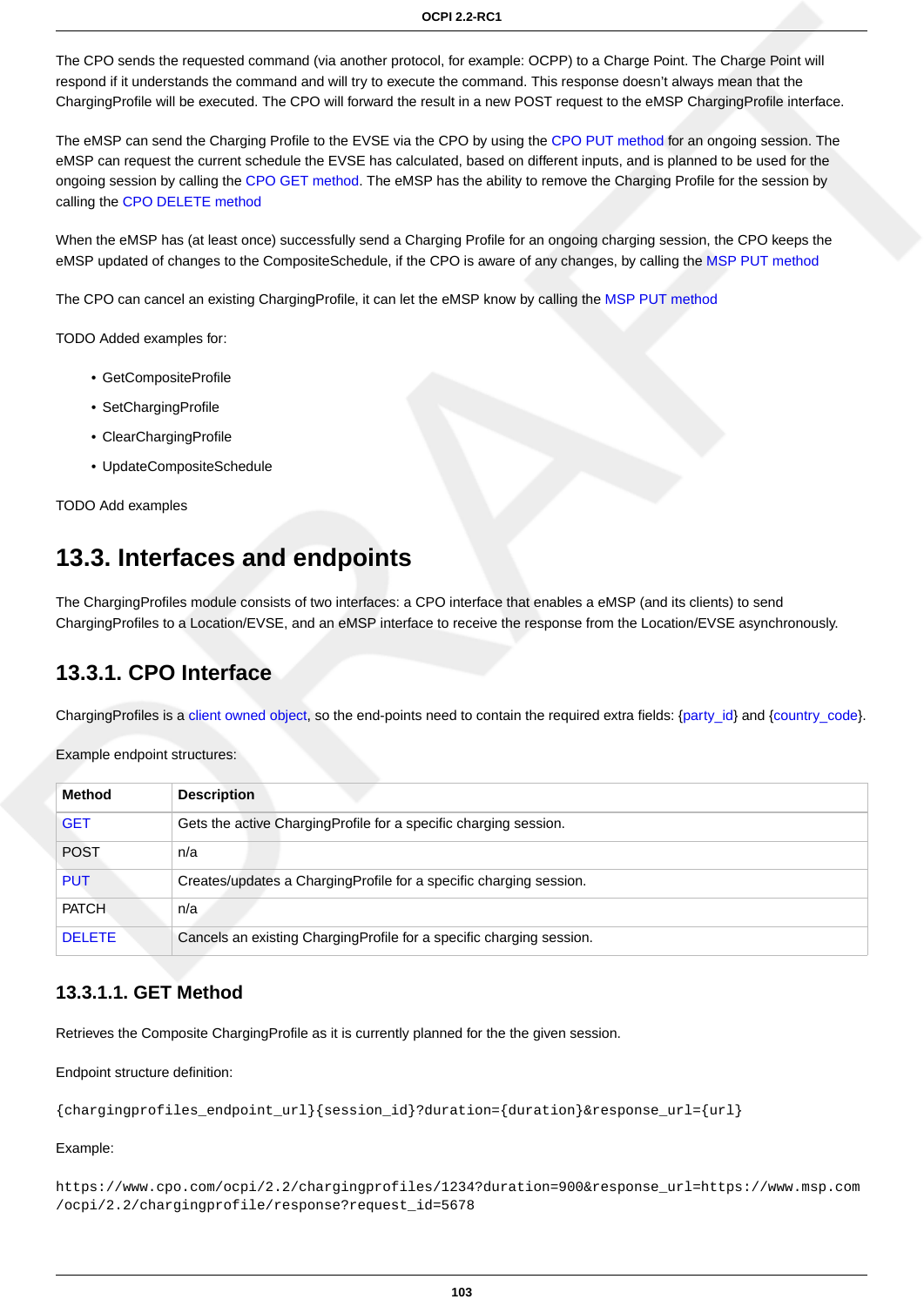The CPO sends the requested command (via another protocol, for example: OCPP) to a Charge Point. The Charge Point will respond if it understands the command and will try to execute the command. This response doesn't always mean that the ChargingProfile will be executed. The CPO will forward the result in a new POST request to the eMSP ChargingProfile interface.

The eMSP can send the Charging Profile to the EVSE via the CPO by using the CPO PUT method for an ongoing session. The eMSP can request the current schedule the EVSE has calculated, based on different inputs, and is planned to be used for the ongoing session by calling the CPO GET method. The eMSP has the ability to remove the Charging Profile for the session by calling the CPO DELETE method

When the eMSP has (at least once) successfully send a Charging Profile for an ongoing charging session, the CPO keeps the eMSP updated of changes to the CompositeSchedule, if the CPO is aware of any changes, by calling the MSP PUT method

The CPO can cancel an existing ChargingProfile, it can let the eMSP know by calling the MSP PUT method

TODO Added examples for:

- GetCompositeProfile
- SetChargingProfile
- ClearChargingProfile
- UpdateCompositeSchedule

TODO Add examples

## 13.3. Interfaces and endpoints

The ChargingProfiles module consists of two interfaces: a CPO interface that enables a eMSP (and its clients) to send ChargingProfiles to a Location/EVSE, and an eMSP interface to receive the response from the Location/EVSE asynchronously.

### 13.3.1. CPO Interface

ChargingProfiles is a client owned object, so the end-points need to contain the required extra fields: {party_id} and {country_code}.

Example endpoint structures:

| Method | Description |
|---|---|
| GET | Gets the active ChargingProfile for a specific charging session. |
| POST | n/a |
| PUT | Creates/updates a ChargingProfile for a specific charging session. |
| PATCH | n/a |
| DELETE | Cancels an existing ChargingProfile for a specific charging session. |

#### 13.3.1.1. GET Method

Retrieves the Composite ChargingProfile as it is currently planned for the the given session.

Endpoint structure definition:

```
{chargingprofiles_endpoint_url}{session_id}?duration={duration}&response_url={url}
```

Example:

```
https://www.cpo.com/ocpi/2.2/chargingprofiles/1234?duration=900&response_url=https://www.msp.com
/ocpi/2.2/chargingprofile/response?request_id=5678
```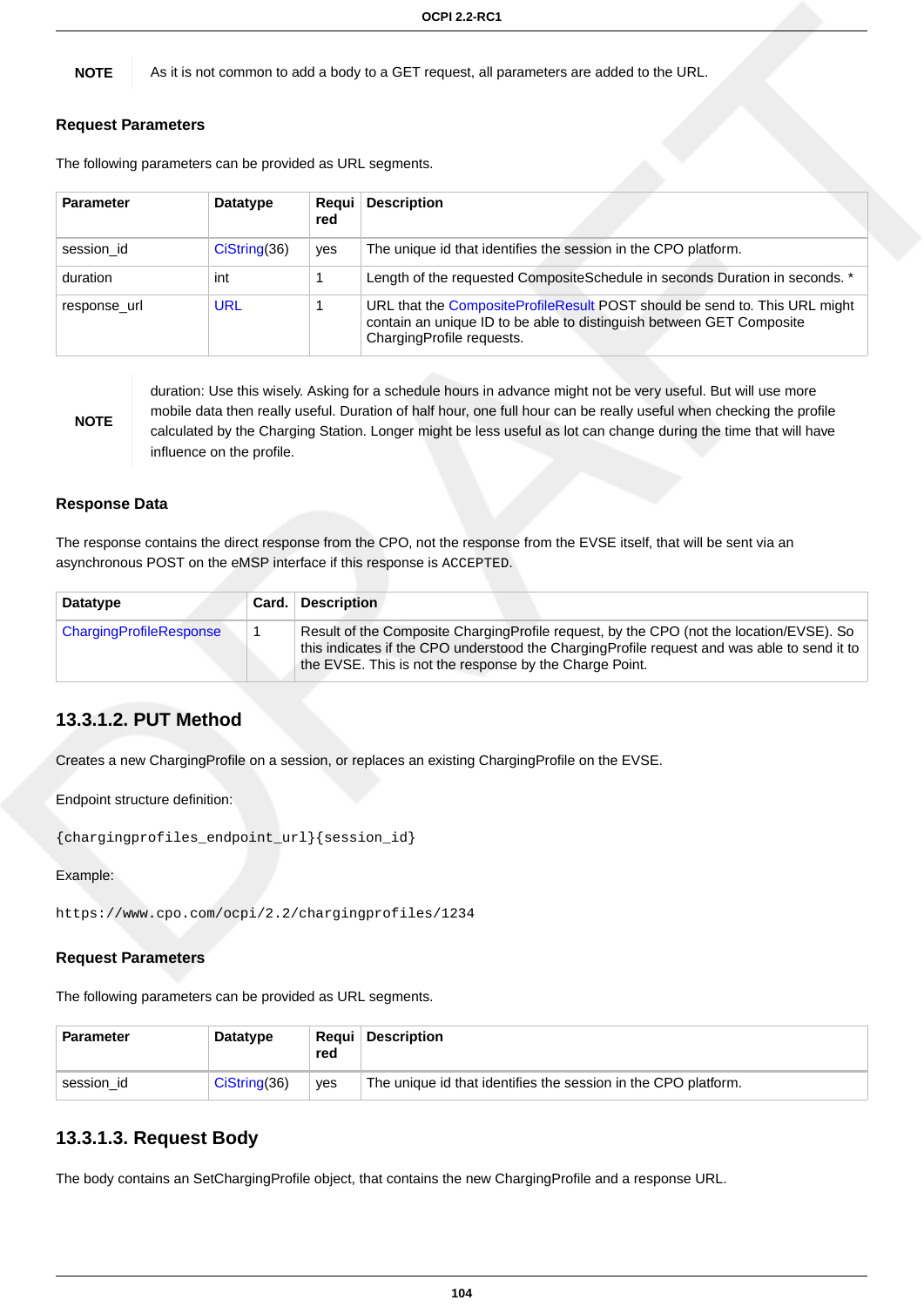| NOTE | As it is not common to add a body to a GET request, all parameters are added to the URL. |
|---|---|

**Request Parameters**

The following parameters can be provided as URL segments.

| Parameter | Datatype | Required | Description |
|---|---|---|---|
| session_id | CiString(36) | yes | The unique id that identifies the session in the CPO platform. |
| duration | int | 1 | Length of the requested CompositeSchedule in seconds Duration in seconds. * |
| response_url | URL | 1 | URL that the CompositeProfileResult POST should be send to. This URL might contain an unique ID to be able to distinguish between GET Composite ChargingProfile requests. |

| NOTE | duration: Use this wisely. Asking for a schedule hours in advance might not be very useful. But will use more mobile data then really useful. Duration of half hour, one full hour can be really useful when checking the profile calculated by the Charging Station. Longer might be less useful as lot can change during the time that will have influence on the profile. |
|---|---|

**Response Data**

The response contains the direct response from the CPO, not the response from the EVSE itself, that will be sent via an asynchronous POST on the eMSP interface if this response is `ACCEPTED`.

| Datatype | Card. | Description |
|---|---|---|
| ChargingProfileResponse | 1 | Result of the Composite ChargingProfile request, by the CPO (not the location/EVSE). So this indicates if the CPO understood the ChargingProfile request and was able to send it to the EVSE. This is not the response by the Charge Point. |

### 13.3.1.2. PUT Method

Creates a new ChargingProfile on a session, or replaces an existing ChargingProfile on the EVSE.

Endpoint structure definition:

```
{chargingprofiles_endpoint_url}{session_id}
```

Example:

```
https://www.cpo.com/ocpi/2.2/chargingprofiles/1234
```

**Request Parameters**

The following parameters can be provided as URL segments.

| Parameter | Datatype | Required | Description |
|---|---|---|---|
| session_id | CiString(36) | yes | The unique id that identifies the session in the CPO platform. |

### 13.3.1.3. Request Body

The body contains an SetChargingProfile object, that contains the new ChargingProfile and a response URL.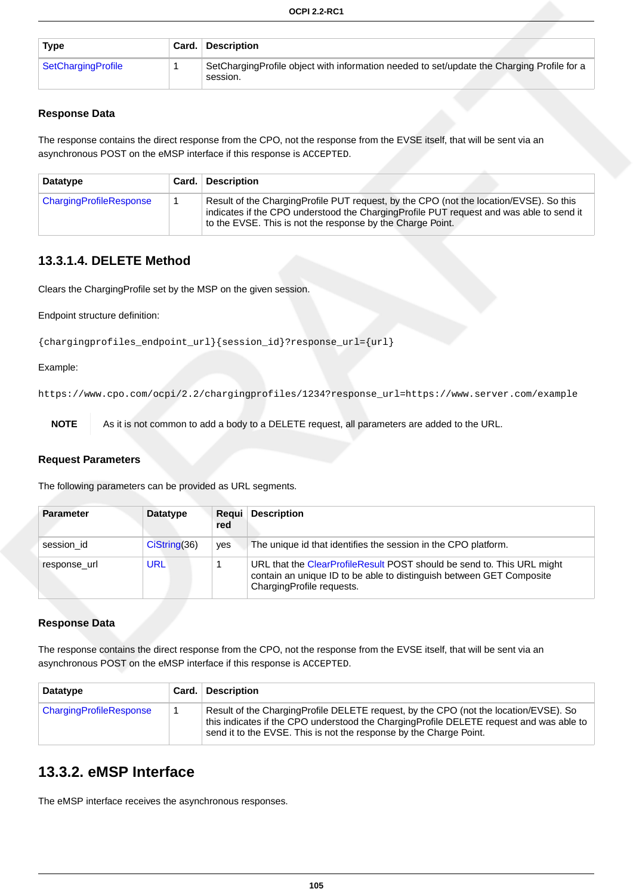| Type | Card. | Description |
| --- | --- | --- |
| SetChargingProfile | 1 | SetChargingProfile object with information needed to set/update the Charging Profile for a session. |

#### Response Data

The response contains the direct response from the CPO, not the response from the EVSE itself, that will be sent via an asynchronous POST on the eMSP interface if this response is `ACCEPTED`.

| Datatype | Card. | Description |
| --- | --- | --- |
| ChargingProfileResponse | 1 | Result of the ChargingProfile PUT request, by the CPO (not the location/EVSE). So this indicates if the CPO understood the ChargingProfile PUT request and was able to send it to the EVSE. This is not the response by the Charge Point. |

### 13.3.1.4. DELETE Method

Clears the ChargingProfile set by the MSP on the given session.

Endpoint structure definition:

```
{chargingprofiles_endpoint_url}{session_id}?response_url={url}
```

Example:

```
https://www.cpo.com/ocpi/2.2/chargingprofiles/1234?response_url=https://www.server.com/example
```

**NOTE** As it is not common to add a body to a DELETE request, all parameters are added to the URL.

#### Request Parameters

The following parameters can be provided as URL segments.

| Parameter | Datatype | Required | Description |
| --- | --- | --- | --- |
| session_id | CiString(36) | yes | The unique id that identifies the session in the CPO platform. |
| response_url | URL | 1 | URL that the ClearProfileResult POST should be send to. This URL might contain an unique ID to be able to distinguish between GET Composite ChargingProfile requests. |

#### Response Data

The response contains the direct response from the CPO, not the response from the EVSE itself, that will be sent via an asynchronous POST on the eMSP interface if this response is `ACCEPTED`.

| Datatype | Card. | Description |
| --- | --- | --- |
| ChargingProfileResponse | 1 | Result of the ChargingProfile DELETE request, by the CPO (not the location/EVSE). So this indicates if the CPO understood the ChargingProfile DELETE request and was able to send it to the EVSE. This is not the response by the Charge Point. |

## 13.3.2. eMSP Interface

The eMSP interface receives the asynchronous responses.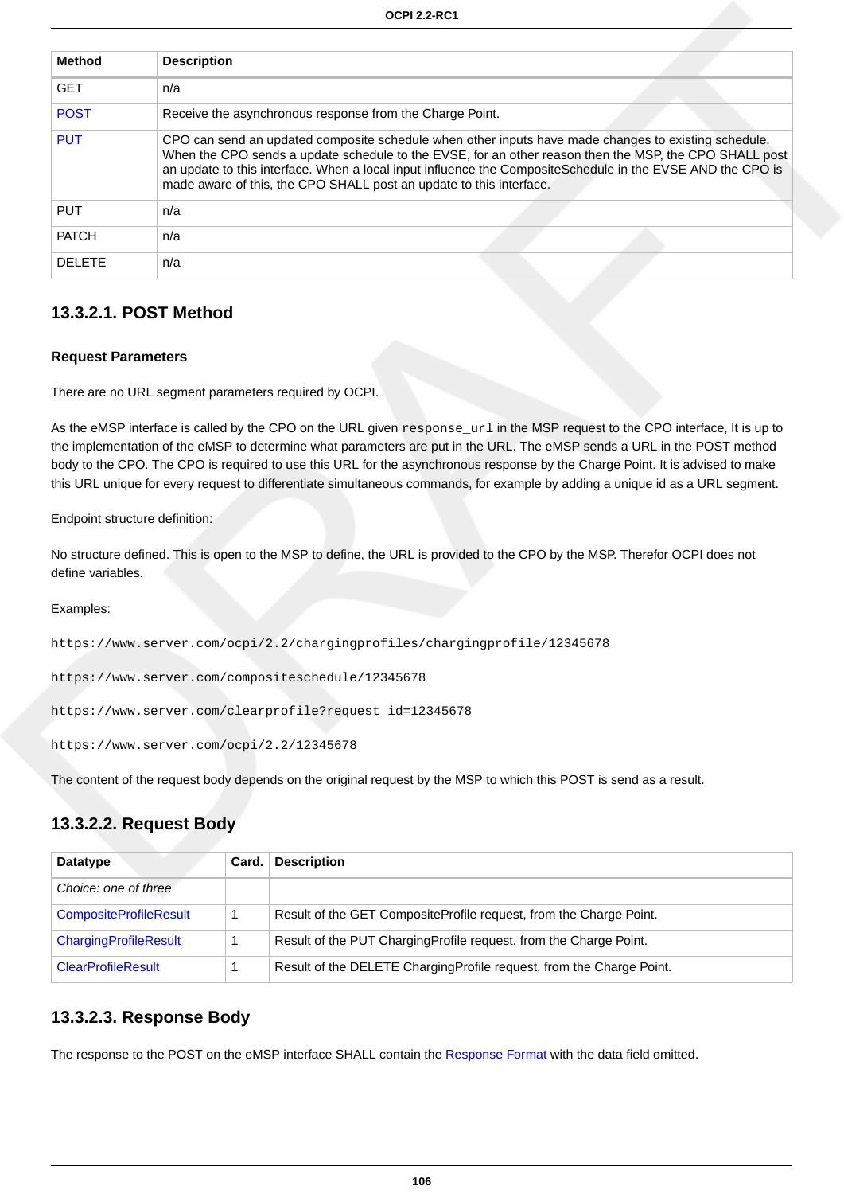| Method | Description |
| --- | --- |
| GET | n/a |
| POST | Receive the asynchronous response from the Charge Point. |
| PUT | CPO can send an updated composite schedule when other inputs have made changes to existing schedule. When the CPO sends a update schedule to the EVSE, for an other reason then the MSP, the CPO SHALL post an update to this interface. When a local input influence the CompositeSchedule in the EVSE AND the CPO is made aware of this, the CPO SHALL post an update to this interface. |
| PUT | n/a |
| PATCH | n/a |
| DELETE | n/a |

### 13.3.2.1. POST Method

#### Request Parameters

There are no URL segment parameters required by OCPI.

As the eMSP interface is called by the CPO on the URL given `response_url` in the MSP request to the CPO interface, It is up to the implementation of the eMSP to determine what parameters are put in the URL. The eMSP sends a URL in the POST method body to the CPO. The CPO is required to use this URL for the asynchronous response by the Charge Point. It is advised to make this URL unique for every request to differentiate simultaneous commands, for example by adding a unique id as a URL segment.

Endpoint structure definition:

No structure defined. This is open to the MSP to define, the URL is provided to the CPO by the MSP. Therefor OCPI does not define variables.

Examples:

```
https://www.server.com/ocpi/2.2/chargingprofiles/chargingprofile/12345678
```

```
https://www.server.com/compositeschedule/12345678
```

```
https://www.server.com/clearprofile?request_id=12345678
```

```
https://www.server.com/ocpi/2.2/12345678
```

The content of the request body depends on the original request by the MSP to which this POST is send as a result.

### 13.3.2.2. Request Body

| Datatype | Card. | Description |
| --- | --- | --- |
| *Choice: one of three* | | |
| CompositeProfileResult | 1 | Result of the GET CompositeProfile request, from the Charge Point. |
| ChargingProfileResult | 1 | Result of the PUT ChargingProfile request, from the Charge Point. |
| ClearProfileResult | 1 | Result of the DELETE ChargingProfile request, from the Charge Point. |

### 13.3.2.3. Response Body

The response to the POST on the eMSP interface SHALL contain the Response Format with the data field omitted.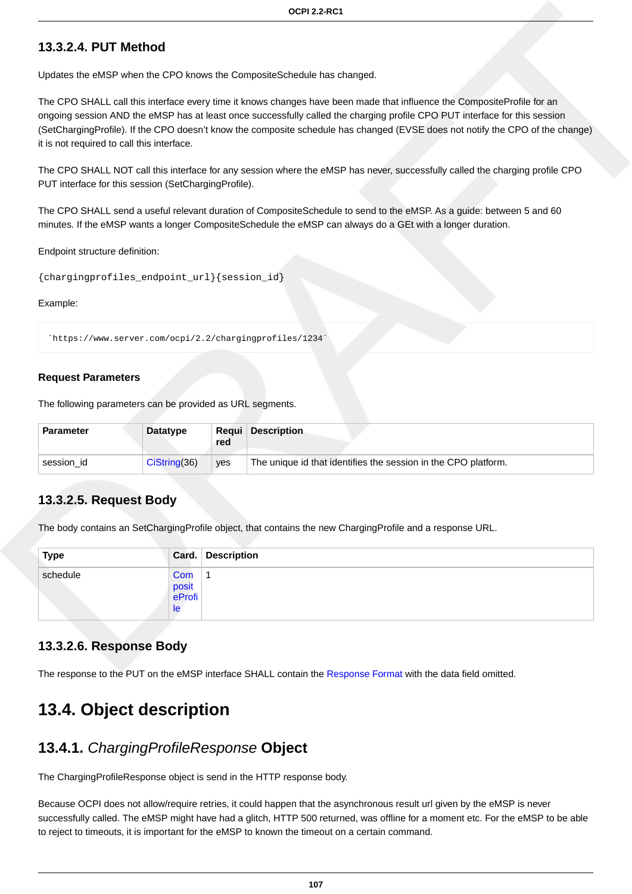#### 13.3.2.4. PUT Method

Updates the eMSP when the CPO knows the CompositeSchedule has changed.

The CPO SHALL call this interface every time it knows changes have been made that influence the CompositeProfile for an ongoing session AND the eMSP has at least once successfully called the charging profile CPO PUT interface for this session (SetChargingProfile). If the CPO doesn't know the composite schedule has changed (EVSE does not notify the CPO of the change) it is not required to call this interface.

The CPO SHALL NOT call this interface for any session where the eMSP has never, successfully called the charging profile CPO PUT interface for this session (SetChargingProfile).

The CPO SHALL send a useful relevant duration of CompositeSchedule to send to the eMSP. As a guide: between 5 and 60 minutes. If the eMSP wants a longer CompositeSchedule the eMSP can always do a GEt with a longer duration.

Endpoint structure definition:

`{chargingprofiles_endpoint_url}{session_id}`

Example:

```
`https://www.server.com/ocpi/2.2/chargingprofiles/1234`
```

**Request Parameters**

The following parameters can be provided as URL segments.

| Parameter | Datatype | Required | Description |
|---|---|---|---|
| session_id | CiString(36) | yes | The unique id that identifies the session in the CPO platform. |

#### 13.3.2.5. Request Body

The body contains an SetChargingProfile object, that contains the new ChargingProfile and a response URL.

| Type | Card. | Description |
|---|---|---|
| schedule | CompositeProfile | 1 |

#### 13.3.2.6. Response Body

The response to the PUT on the eMSP interface SHALL contain the Response Format with the data field omitted.

## 13.4. Object description

### 13.4.1. *ChargingProfileResponse* Object

The ChargingProfileResponse object is send in the HTTP response body.

Because OCPI does not allow/require retries, it could happen that the asynchronous result url given by the eMSP is never successfully called. The eMSP might have had a glitch, HTTP 500 returned, was offline for a moment etc. For the eMSP to be able to reject to timeouts, it is important for the eMSP to known the timeout on a certain command.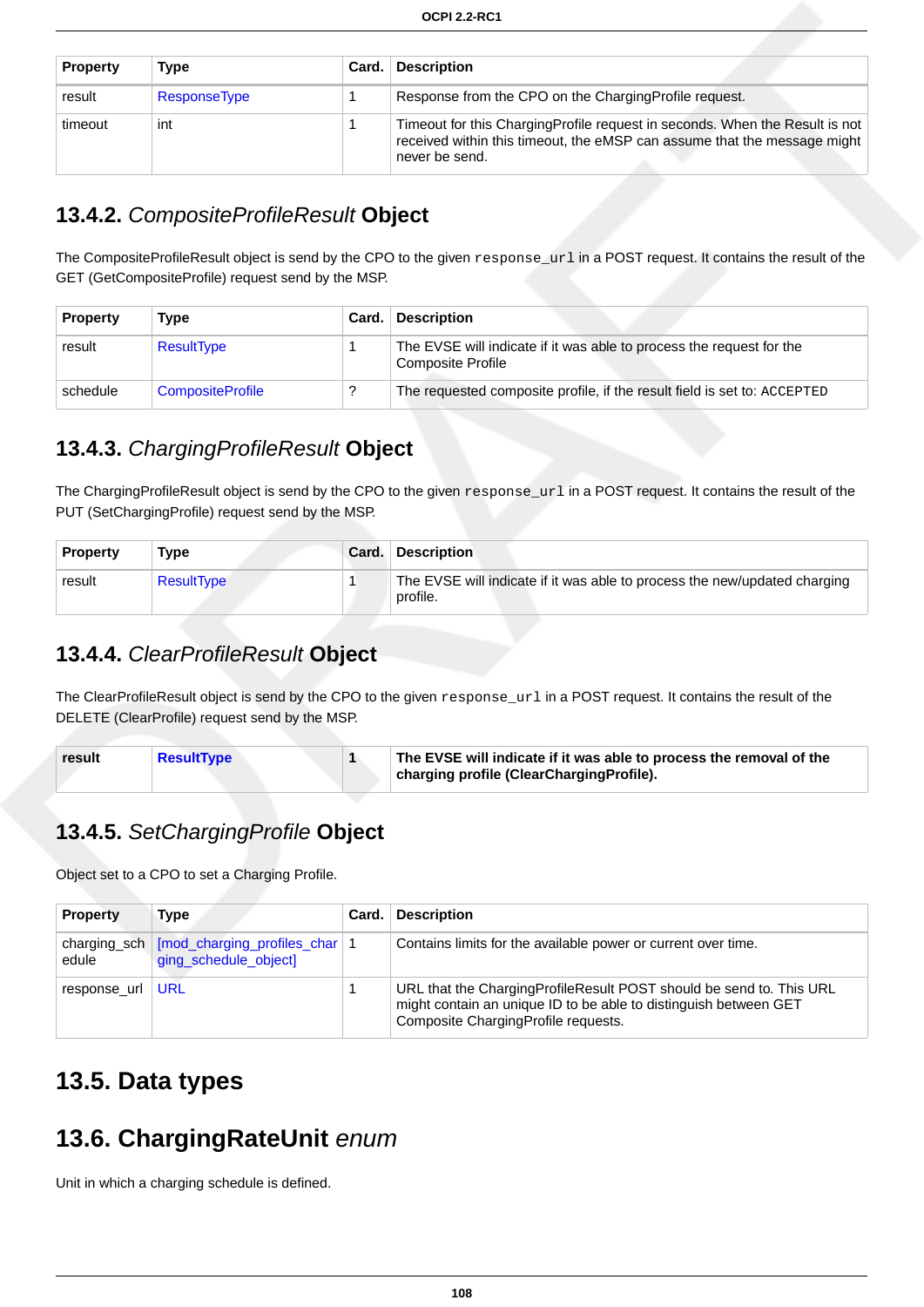| Property | Type | Card. | Description |
| --- | --- | --- | --- |
| result | ResponseType | 1 | Response from the CPO on the ChargingProfile request. |
| timeout | int | 1 | Timeout for this ChargingProfile request in seconds. When the Result is not received within this timeout, the eMSP can assume that the message might never be send. |

### 13.4.2. *CompositeProfileResult* Object

The CompositeProfileResult object is send by the CPO to the given `response_url` in a POST request. It contains the result of the GET (GetCompositeProfile) request send by the MSP.

| Property | Type | Card. | Description |
| --- | --- | --- | --- |
| result | ResultType | 1 | The EVSE will indicate if it was able to process the request for the Composite Profile |
| schedule | CompositeProfile | ? | The requested composite profile, if the result field is set to: `ACCEPTED` |

### 13.4.3. *ChargingProfileResult* Object

The ChargingProfileResult object is send by the CPO to the given `response_url` in a POST request. It contains the result of the PUT (SetChargingProfile) request send by the MSP.

| Property | Type | Card. | Description |
| --- | --- | --- | --- |
| result | ResultType | 1 | The EVSE will indicate if it was able to process the new/updated charging profile. |

### 13.4.4. *ClearProfileResult* Object

The ClearProfileResult object is send by the CPO to the given `response_url` in a POST request. It contains the result of the DELETE (ClearProfile) request send by the MSP.

| result | ResultType | 1 | The EVSE will indicate if it was able to process the removal of the charging profile (ClearChargingProfile). |
| --- | --- | --- | --- |

### 13.4.5. *SetChargingProfile* Object

Object set to a CPO to set a Charging Profile.

| Property | Type | Card. | Description |
| --- | --- | --- | --- |
| charging_schedule | [mod_charging_profiles_charging_schedule_object] | 1 | Contains limits for the available power or current over time. |
| response_url | URL | 1 | URL that the ChargingProfileResult POST should be send to. This URL might contain an unique ID to be able to distinguish between GET Composite ChargingProfile requests. |

## 13.5. Data types

## 13.6. ChargingRateUnit *enum*

Unit in which a charging schedule is defined.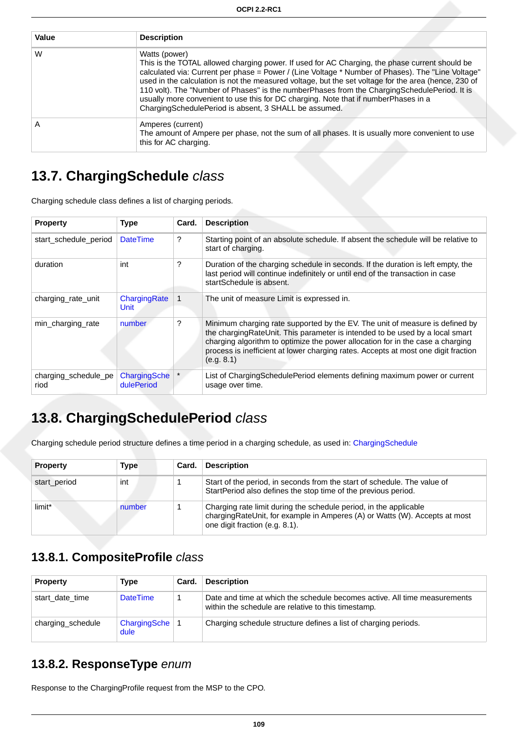| Value | Description |
| --- | --- |
| W | Watts (power)<br>This is the TOTAL allowed charging power. If used for AC Charging, the phase current should be calculated via: Current per phase = Power / (Line Voltage * Number of Phases). The "Line Voltage" used in the calculation is not the measured voltage, but the set voltage for the area (hence, 230 of 110 volt). The "Number of Phases" is the numberPhases from the ChargingSchedulePeriod. It is usually more convenient to use this for DC charging. Note that if numberPhases in a ChargingSchedulePeriod is absent, 3 SHALL be assumed. |
| A | Amperes (current)<br>The amount of Ampere per phase, not the sum of all phases. It is usually more convenient to use this for AC charging. |

## 13.7. ChargingSchedule *class*

Charging schedule class defines a list of charging periods.

| Property | Type | Card. | Description |
| --- | --- | --- | --- |
| start_schedule_period | DateTime | ? | Starting point of an absolute schedule. If absent the schedule will be relative to start of charging. |
| duration | int | ? | Duration of the charging schedule in seconds. If the duration is left empty, the last period will continue indefinitely or until end of the transaction in case startSchedule is absent. |
| charging_rate_unit | ChargingRateUnit | 1 | The unit of measure Limit is expressed in. |
| min_charging_rate | number | ? | Minimum charging rate supported by the EV. The unit of measure is defined by the chargingRateUnit. This parameter is intended to be used by a local smart charging algorithm to optimize the power allocation for in the case a charging process is inefficient at lower charging rates. Accepts at most one digit fraction (e.g. 8.1) |
| charging_schedule_period | ChargingSchedulePeriod | * | List of ChargingSchedulePeriod elements defining maximum power or current usage over time. |

## 13.8. ChargingSchedulePeriod *class*

Charging schedule period structure defines a time period in a charging schedule, as used in: ChargingSchedule

| Property | Type | Card. | Description |
| --- | --- | --- | --- |
| start_period | int | 1 | Start of the period, in seconds from the start of schedule. The value of StartPeriod also defines the stop time of the previous period. |
| limit* | number | 1 | Charging rate limit during the schedule period, in the applicable chargingRateUnit, for example in Amperes (A) or Watts (W). Accepts at most one digit fraction (e.g. 8.1). |

### 13.8.1. CompositeProfile *class*

| Property | Type | Card. | Description |
| --- | --- | --- | --- |
| start_date_time | DateTime | 1 | Date and time at which the schedule becomes active. All time measurements within the schedule are relative to this timestamp. |
| charging_schedule | ChargingSchedule | 1 | Charging schedule structure defines a list of charging periods. |

### 13.8.2. ResponseType *enum*

Response to the ChargingProfile request from the MSP to the CPO.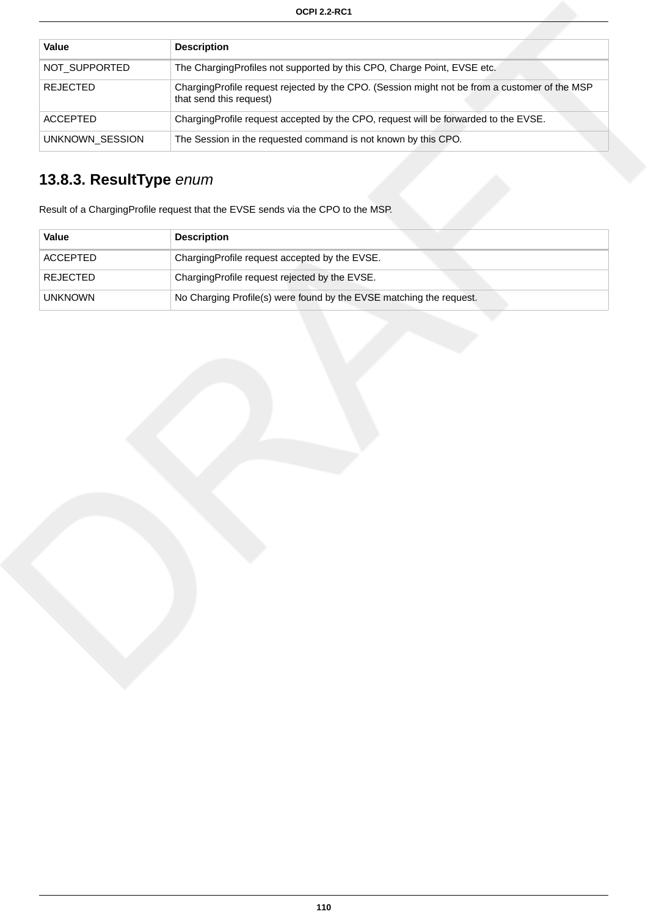| Value | Description |
| --- | --- |
| NOT_SUPPORTED | The ChargingProfiles not supported by this CPO, Charge Point, EVSE etc. |
| REJECTED | ChargingProfile request rejected by the CPO. (Session might not be from a customer of the MSP that send this request) |
| ACCEPTED | ChargingProfile request accepted by the CPO, request will be forwarded to the EVSE. |
| UNKNOWN_SESSION | The Session in the requested command is not known by this CPO. |

### 13.8.3. ResultType *enum*

Result of a ChargingProfile request that the EVSE sends via the CPO to the MSP.

| Value | Description |
| --- | --- |
| ACCEPTED | ChargingProfile request accepted by the EVSE. |
| REJECTED | ChargingProfile request rejected by the EVSE. |
| UNKNOWN | No Charging Profile(s) were found by the EVSE matching the request. |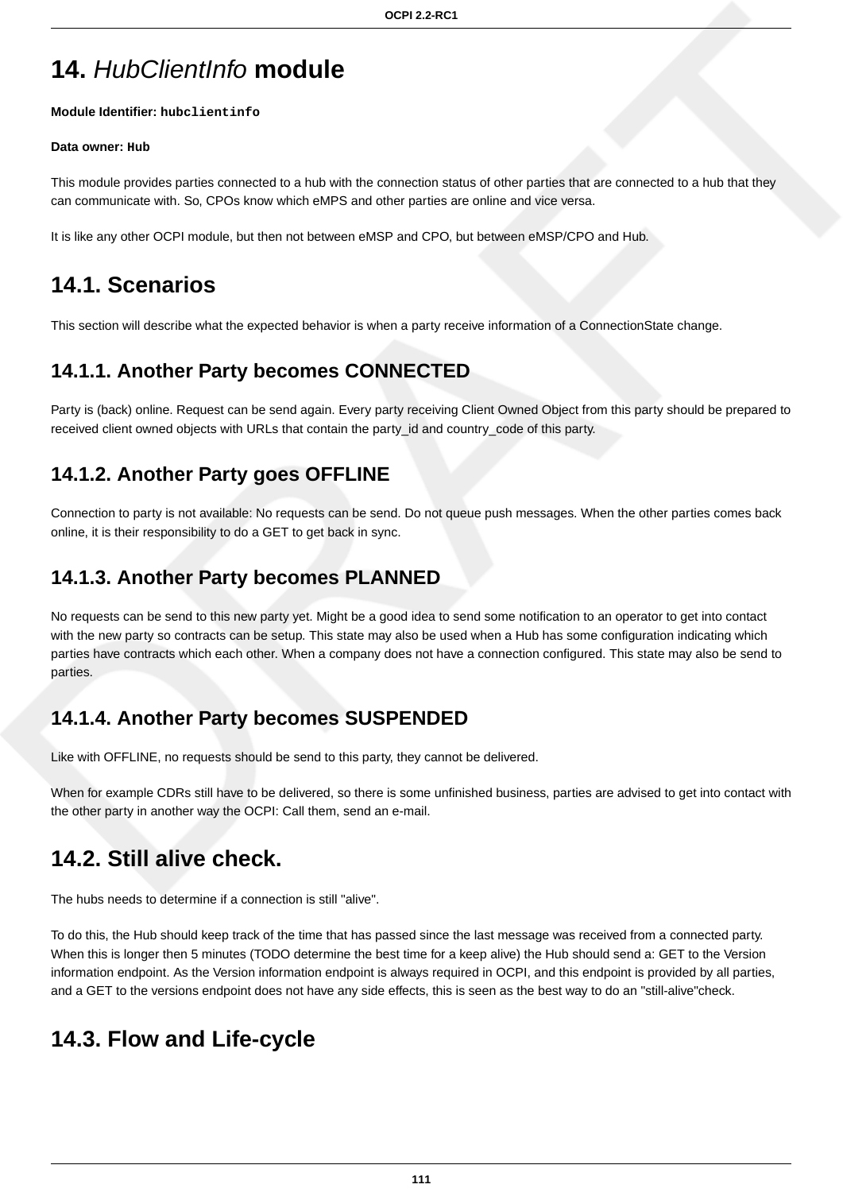# 14. *HubClientInfo* module

**Module Identifier: `hubclientinfo`**

**Data owner: `Hub`**

This module provides parties connected to a hub with the connection status of other parties that are connected to a hub that they can communicate with. So, CPOs know which eMPS and other parties are online and vice versa.

It is like any other OCPI module, but then not between eMSP and CPO, but between eMSP/CPO and Hub.

## 14.1. Scenarios

This section will describe what the expected behavior is when a party receive information of a ConnectionState change.

### 14.1.1. Another Party becomes CONNECTED

Party is (back) online. Request can be send again. Every party receiving Client Owned Object from this party should be prepared to received client owned objects with URLs that contain the party_id and country_code of this party.

### 14.1.2. Another Party goes OFFLINE

Connection to party is not available: No requests can be send. Do not queue push messages. When the other parties comes back online, it is their responsibility to do a GET to get back in sync.

### 14.1.3. Another Party becomes PLANNED

No requests can be send to this new party yet. Might be a good idea to send some notification to an operator to get into contact with the new party so contracts can be setup. This state may also be used when a Hub has some configuration indicating which parties have contracts which each other. When a company does not have a connection configured. This state may also be send to parties.

### 14.1.4. Another Party becomes SUSPENDED

Like with OFFLINE, no requests should be send to this party, they cannot be delivered.

When for example CDRs still have to be delivered, so there is some unfinished business, parties are advised to get into contact with the other party in another way the OCPI: Call them, send an e-mail.

## 14.2. Still alive check.

The hubs needs to determine if a connection is still "alive".

To do this, the Hub should keep track of the time that has passed since the last message was received from a connected party. When this is longer then 5 minutes (TODO determine the best time for a keep alive) the Hub should send a: GET to the Version information endpoint. As the Version information endpoint is always required in OCPI, and this endpoint is provided by all parties, and a GET to the versions endpoint does not have any side effects, this is seen as the best way to do an "still-alive"check.

## 14.3. Flow and Life-cycle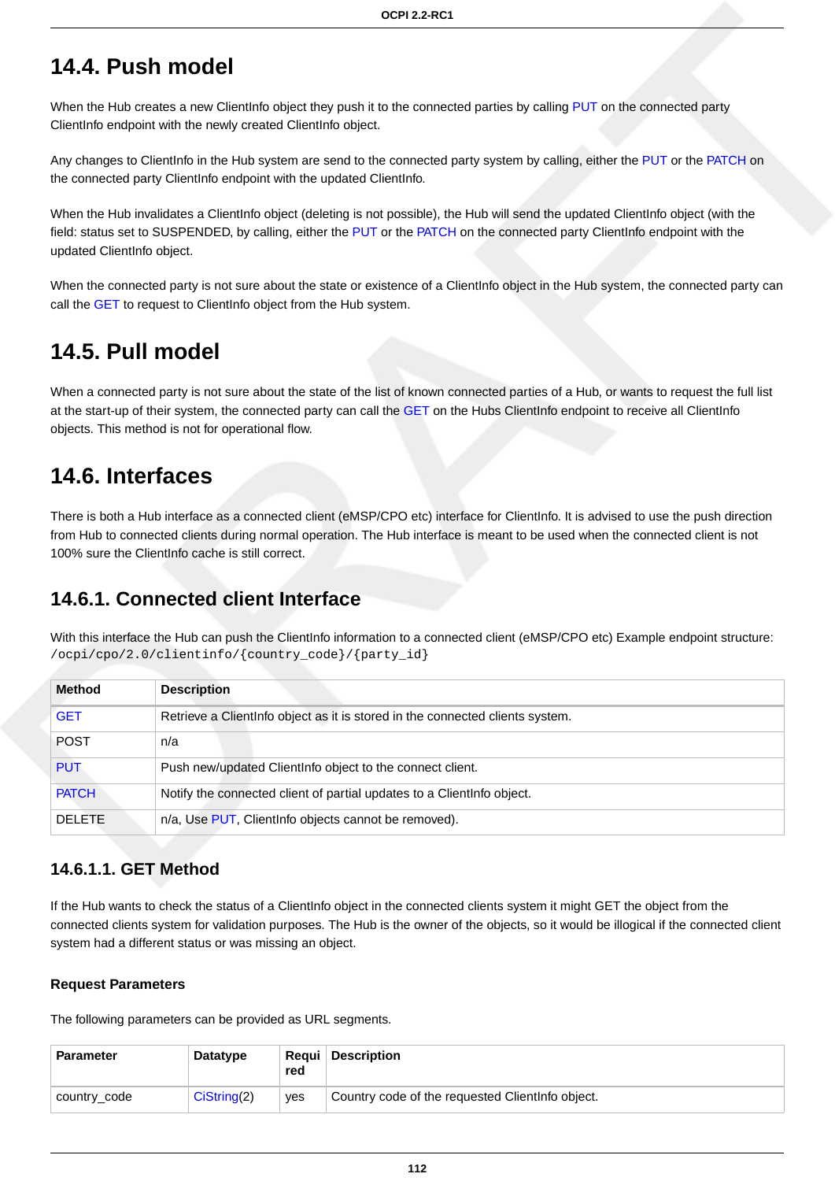## 14.4. Push model

When the Hub creates a new ClientInfo object they push it to the connected parties by calling PUT on the connected party ClientInfo endpoint with the newly created ClientInfo object.

Any changes to ClientInfo in the Hub system are send to the connected party system by calling, either the PUT or the PATCH on the connected party ClientInfo endpoint with the updated ClientInfo.

When the Hub invalidates a ClientInfo object (deleting is not possible), the Hub will send the updated ClientInfo object (with the field: status set to SUSPENDED, by calling, either the PUT or the PATCH on the connected party ClientInfo endpoint with the updated ClientInfo object.

When the connected party is not sure about the state or existence of a ClientInfo object in the Hub system, the connected party can call the GET to request to ClientInfo object from the Hub system.

## 14.5. Pull model

When a connected party is not sure about the state of the list of known connected parties of a Hub, or wants to request the full list at the start-up of their system, the connected party can call the GET on the Hubs ClientInfo endpoint to receive all ClientInfo objects. This method is not for operational flow.

## 14.6. Interfaces

There is both a Hub interface as a connected client (eMSP/CPO etc) interface for ClientInfo. It is advised to use the push direction from Hub to connected clients during normal operation. The Hub interface is meant to be used when the connected client is not 100% sure the ClientInfo cache is still correct.

### 14.6.1. Connected client Interface

With this interface the Hub can push the ClientInfo information to a connected client (eMSP/CPO etc) Example endpoint structure: `/ocpi/cpo/2.0/clientinfo/{country_code}/{party_id}`

| Method | Description |
|---|---|
| GET | Retrieve a ClientInfo object as it is stored in the connected clients system. |
| POST | n/a |
| PUT | Push new/updated ClientInfo object to the connect client. |
| PATCH | Notify the connected client of partial updates to a ClientInfo object. |
| DELETE | n/a, Use PUT, ClientInfo objects cannot be removed). |

#### 14.6.1.1. GET Method

If the Hub wants to check the status of a ClientInfo object in the connected clients system it might GET the object from the connected clients system for validation purposes. The Hub is the owner of the objects, so it would be illogical if the connected client system had a different status or was missing an object.

**Request Parameters**

The following parameters can be provided as URL segments.

| Parameter | Datatype | Required | Description |
|---|---|---|---|
| country_code | CiString(2) | yes | Country code of the requested ClientInfo object. |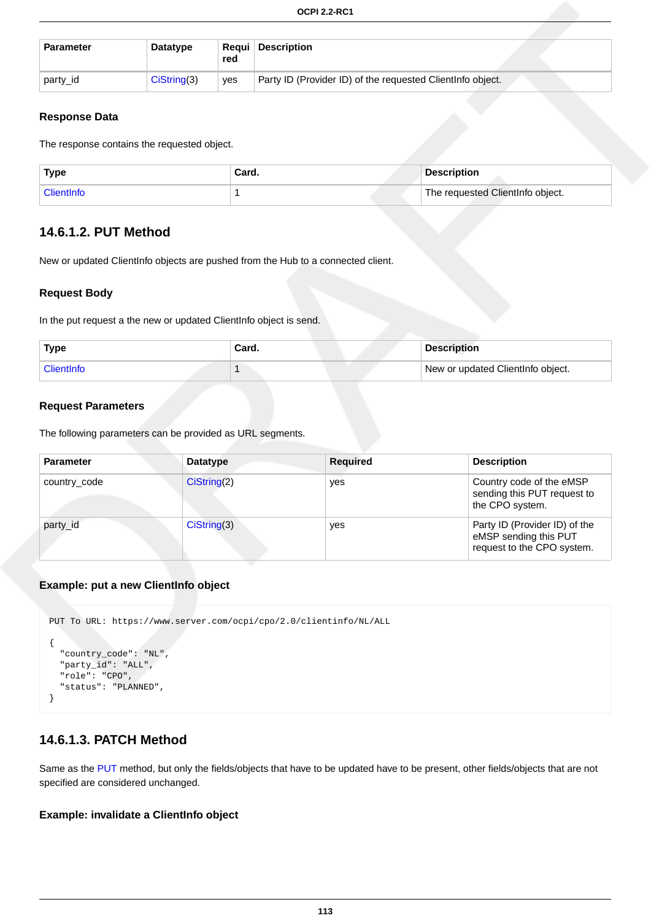| Parameter | Datatype | Required | Description |
| --- | --- | --- | --- |
| party_id | CiString(3) | yes | Party ID (Provider ID) of the requested ClientInfo object. |

#### Response Data

The response contains the requested object.

| Type | Card. | Description |
| --- | --- | --- |
| ClientInfo | 1 | The requested ClientInfo object. |

### 14.6.1.2. PUT Method

New or updated ClientInfo objects are pushed from the Hub to a connected client.

#### Request Body

In the put request a the new or updated ClientInfo object is send.

| Type | Card. | Description |
| --- | --- | --- |
| ClientInfo | 1 | New or updated ClientInfo object. |

#### Request Parameters

The following parameters can be provided as URL segments.

| Parameter | Datatype | Required | Description |
| --- | --- | --- | --- |
| country_code | CiString(2) | yes | Country code of the eMSP sending this PUT request to the CPO system. |
| party_id | CiString(3) | yes | Party ID (Provider ID) of the eMSP sending this PUT request to the CPO system. |

#### Example: put a new ClientInfo object

```
PUT To URL: https://www.server.com/ocpi/cpo/2.0/clientinfo/NL/ALL

{
  "country_code": "NL",
  "party_id": "ALL",
  "role": "CPO",
  "status": "PLANNED",
}
```

### 14.6.1.3. PATCH Method

Same as the PUT method, but only the fields/objects that have to be updated have to be present, other fields/objects that are not specified are considered unchanged.

#### Example: invalidate a ClientInfo object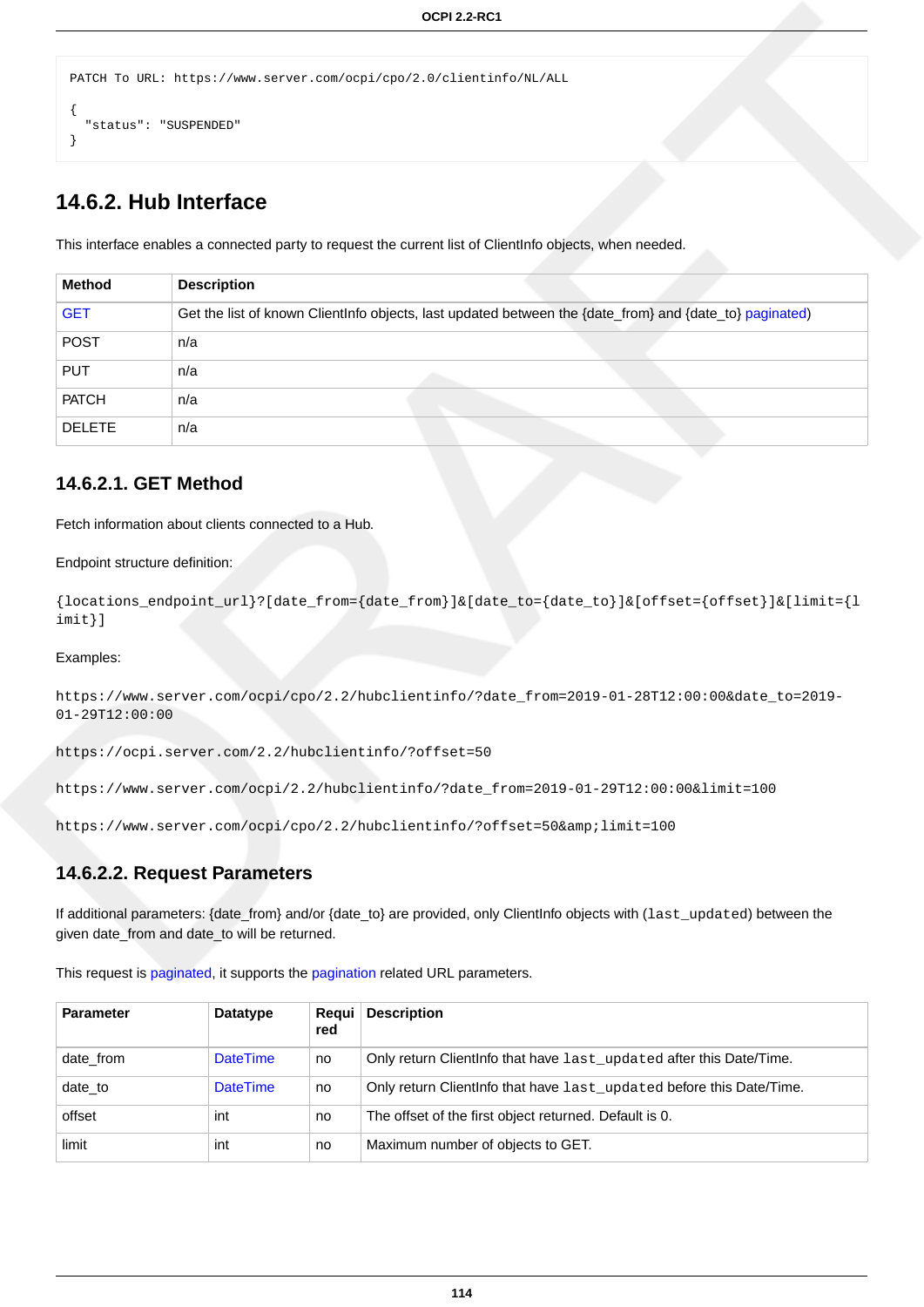```
PATCH To URL: https://www.server.com/ocpi/cpo/2.0/clientinfo/NL/ALL

{
  "status": "SUSPENDED"
}
```

### 14.6.2. Hub Interface

This interface enables a connected party to request the current list of ClientInfo objects, when needed.

| Method | Description |
| --- | --- |
| GET | Get the list of known ClientInfo objects, last updated between the {date_from} and {date_to} paginated) |
| POST | n/a |
| PUT | n/a |
| PATCH | n/a |
| DELETE | n/a |

#### 14.6.2.1. GET Method

Fetch information about clients connected to a Hub.

Endpoint structure definition:

`{locations_endpoint_url}?[date_from={date_from}]&[date_to={date_to}]&[offset={offset}]&[limit={limit}]`

Examples:

`https://www.server.com/ocpi/cpo/2.2/hubclientinfo/?date_from=2019-01-28T12:00:00&date_to=2019-01-29T12:00:00`

`https://ocpi.server.com/2.2/hubclientinfo/?offset=50`

`https://www.server.com/ocpi/2.2/hubclientinfo/?date_from=2019-01-29T12:00:00&limit=100`

`https://www.server.com/ocpi/cpo/2.2/hubclientinfo/?offset=50&amp;limit=100`

#### 14.6.2.2. Request Parameters

If additional parameters: {date_from} and/or {date_to} are provided, only ClientInfo objects with (`last_updated`) between the given date_from and date_to will be returned.

This request is paginated, it supports the pagination related URL parameters.

| Parameter | Datatype | Required | Description |
| --- | --- | --- | --- |
| date_from | DateTime | no | Only return ClientInfo that have `last_updated` after this Date/Time. |
| date_to | DateTime | no | Only return ClientInfo that have `last_updated` before this Date/Time. |
| offset | int | no | The offset of the first object returned. Default is 0. |
| limit | int | no | Maximum number of objects to GET. |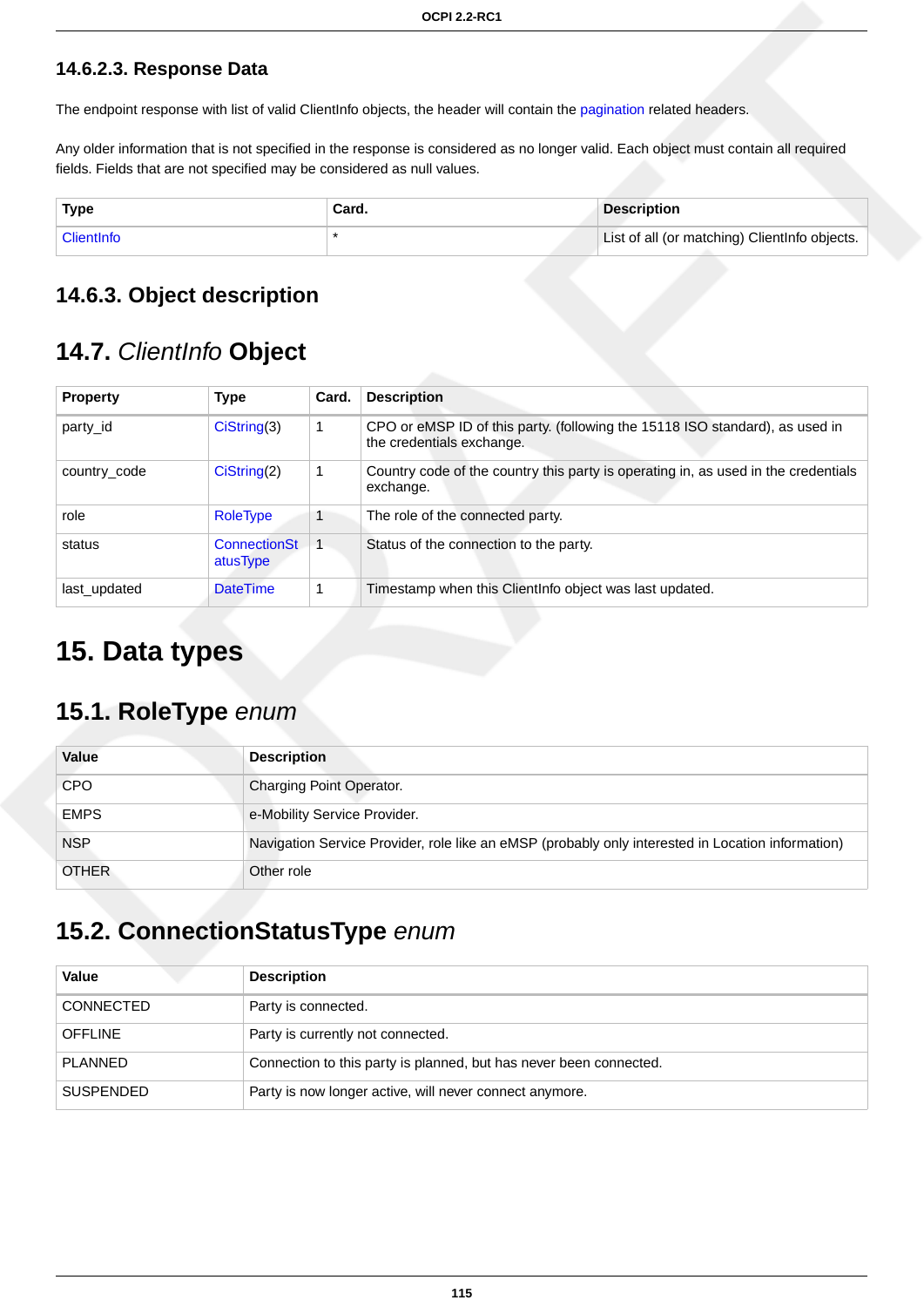#### 14.6.2.3. Response Data

The endpoint response with list of valid ClientInfo objects, the header will contain the pagination related headers.

Any older information that is not specified in the response is considered as no longer valid. Each object must contain all required fields. Fields that are not specified may be considered as null values.

| Type | Card. | Description |
| --- | --- | --- |
| ClientInfo | * | List of all (or matching) ClientInfo objects. |

### 14.6.3. Object description

## 14.7. *ClientInfo* Object

| Property | Type | Card. | Description |
| --- | --- | --- | --- |
| party_id | CiString(3) | 1 | CPO or eMSP ID of this party. (following the 15118 ISO standard), as used in the credentials exchange. |
| country_code | CiString(2) | 1 | Country code of the country this party is operating in, as used in the credentials exchange. |
| role | RoleType | 1 | The role of the connected party. |
| status | ConnectionStatusType | 1 | Status of the connection to the party. |
| last_updated | DateTime | 1 | Timestamp when this ClientInfo object was last updated. |

# 15. Data types

## 15.1. RoleType *enum*

| Value | Description |
| --- | --- |
| CPO | Charging Point Operator. |
| EMPS | e-Mobility Service Provider. |
| NSP | Navigation Service Provider, role like an eMSP (probably only interested in Location information) |
| OTHER | Other role |

## 15.2. ConnectionStatusType *enum*

| Value | Description |
| --- | --- |
| CONNECTED | Party is connected. |
| OFFLINE | Party is currently not connected. |
| PLANNED | Connection to this party is planned, but has never been connected. |
| SUSPENDED | Party is now longer active, will never connect anymore. |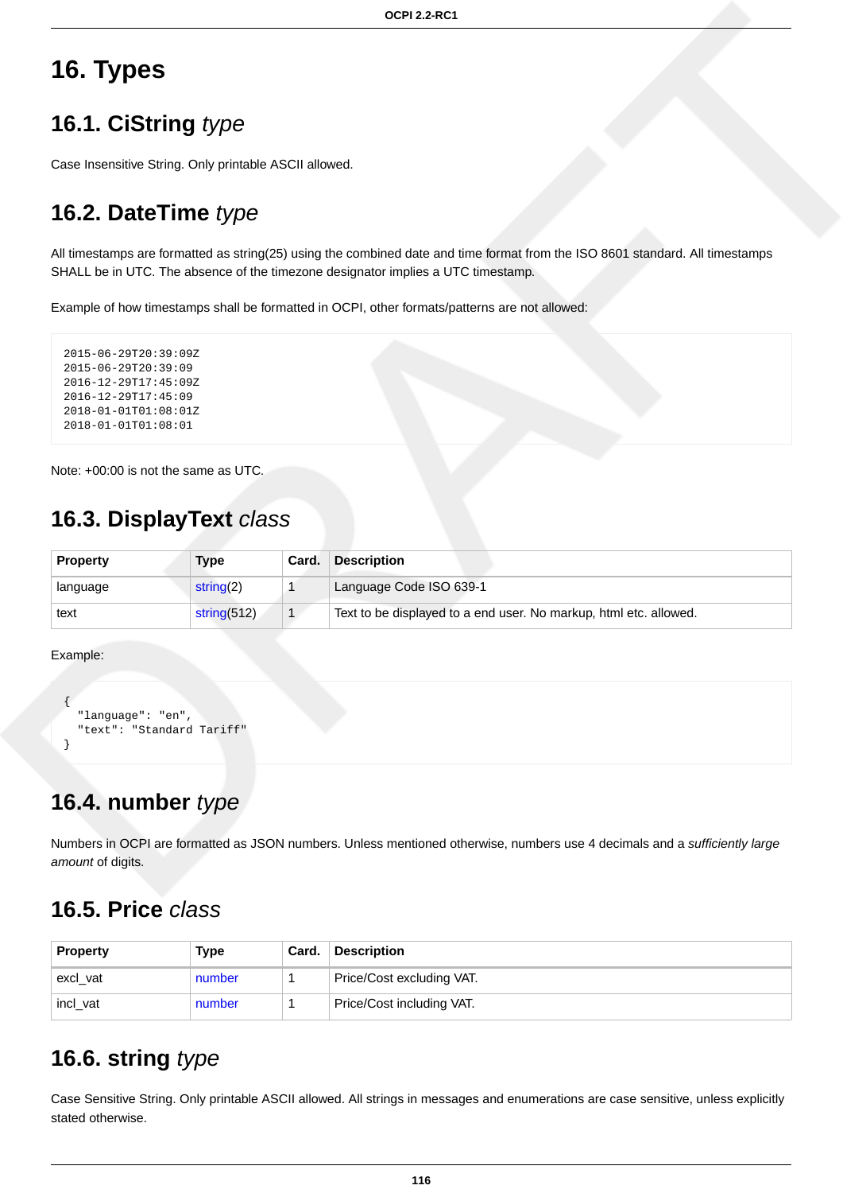# 16. Types

## 16.1. CiString *type*

Case Insensitive String. Only printable ASCII allowed.

## 16.2. DateTime *type*

All timestamps are formatted as string(25) using the combined date and time format from the ISO 8601 standard. All timestamps SHALL be in UTC. The absence of the timezone designator implies a UTC timestamp.

Example of how timestamps shall be formatted in OCPI, other formats/patterns are not allowed:

```
2015-06-29T20:39:09Z
2015-06-29T20:39:09
2016-12-29T17:45:09Z
2016-12-29T17:45:09
2018-01-01T01:08:01Z
2018-01-01T01:08:01
```

Note: +00:00 is not the same as UTC.

## 16.3. DisplayText *class*

| Property | Type | Card. | Description |
|---|---|---|---|
| language | string(2) | 1 | Language Code ISO 639-1 |
| text | string(512) | 1 | Text to be displayed to a end user. No markup, html etc. allowed. |

Example:

```
{
  "language": "en",
  "text": "Standard Tariff"
}
```

## 16.4. number *type*

Numbers in OCPI are formatted as JSON numbers. Unless mentioned otherwise, numbers use 4 decimals and a *sufficiently large amount* of digits.

## 16.5. Price *class*

| Property | Type | Card. | Description |
|---|---|---|---|
| excl_vat | number | 1 | Price/Cost excluding VAT. |
| incl_vat | number | 1 | Price/Cost including VAT. |

## 16.6. string *type*

Case Sensitive String. Only printable ASCII allowed. All strings in messages and enumerations are case sensitive, unless explicitly stated otherwise.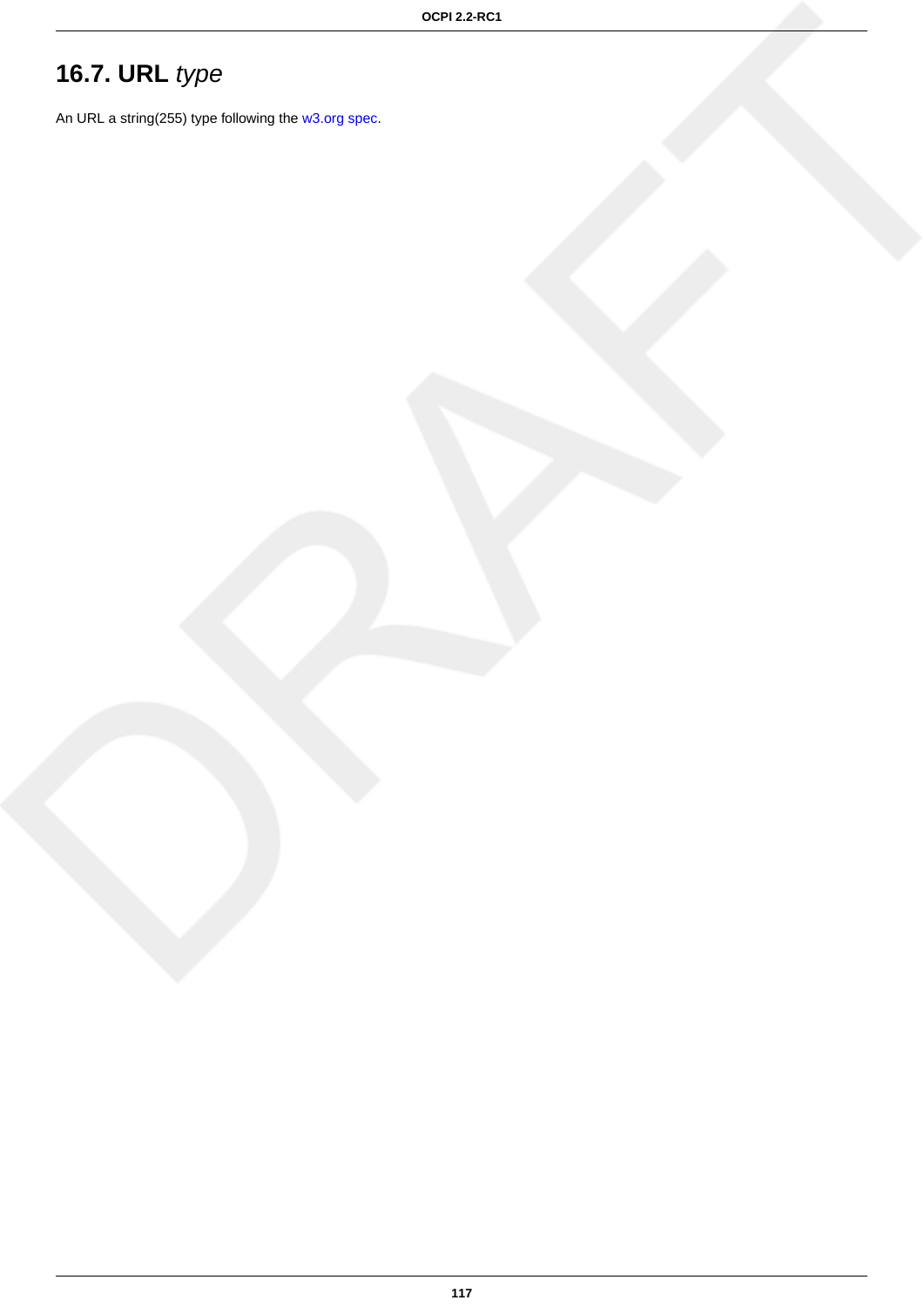## 16.7. URL *type*

An URL a string(255) type following the w3.org spec.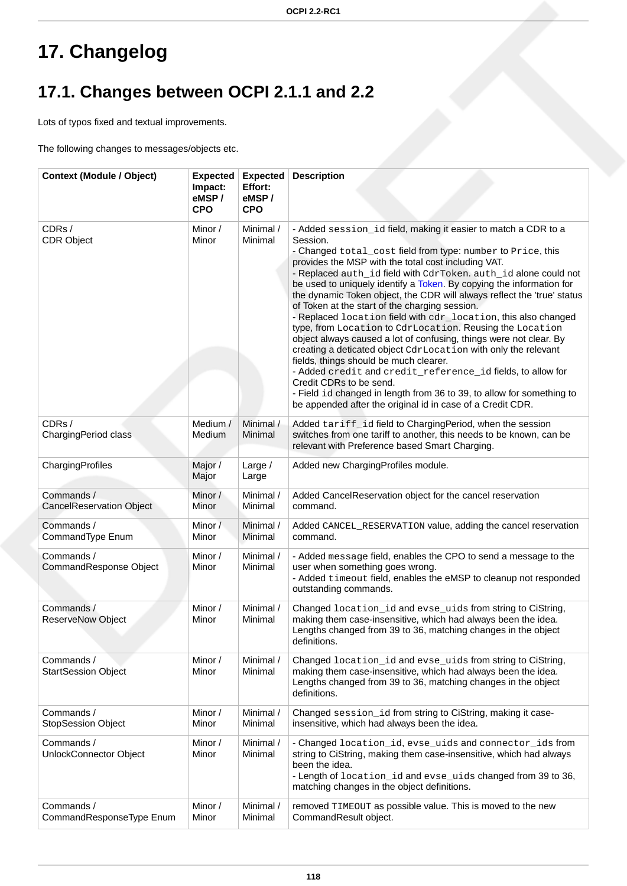# 17. Changelog

## 17.1. Changes between OCPI 2.1.1 and 2.2

Lots of typos fixed and textual improvements.

The following changes to messages/objects etc.

| Context (Module / Object) | Expected Impact: eMSP / CPO | Expected Effort: eMSP / CPO | Description |
|---|---|---|---|
| CDRs / CDR Object | Minor / Minor | Minimal / Minimal | - Added `session_id` field, making it easier to match a CDR to a Session.<br>- Changed `total_cost` field from type: `number` to `Price`, this provides the MSP with the total cost including VAT.<br>- Replaced `auth_id` field with `CdrToken`. `auth_id` alone could not be used to uniquely identify a Token. By copying the information for the dynamic Token object, the CDR will always reflect the 'true' status of Token at the start of the charging session.<br>- Replaced `location` field with `cdr_location`, this also changed type, from `Location` to `CdrLocation`. Reusing the `Location` object always caused a lot of confusing, things were not clear. By creating a deticated object `CdrLocation` with only the relevant fields, things should be much clearer.<br>- Added `credit` and `credit_reference_id` fields, to allow for Credit CDRs to be send.<br>- Field `id` changed in length from 36 to 39, to allow for something to be appended after the original id in case of a Credit CDR. |
| CDRs / ChargingPeriod class | Medium / Medium | Minimal / Minimal | Added `tariff_id` field to ChargingPeriod, when the session switches from one tariff to another, this needs to be known, can be relevant with Preference based Smart Charging. |
| ChargingProfiles | Major / Major | Large / Large | Added new ChargingProfiles module. |
| Commands / CancelReservation Object | Minor / Minor | Minimal / Minimal | Added CancelReservation object for the cancel reservation command. |
| Commands / CommandType Enum | Minor / Minor | Minimal / Minimal | Added `CANCEL_RESERVATION` value, adding the cancel reservation command. |
| Commands / CommandResponse Object | Minor / Minor | Minimal / Minimal | - Added `message` field, enables the CPO to send a message to the user when something goes wrong.<br>- Added `timeout` field, enables the eMSP to cleanup not responded outstanding commands. |
| Commands / ReserveNow Object | Minor / Minor | Minimal / Minimal | Changed `location_id` and `evse_uids` from string to CiString, making them case-insensitive, which had always been the idea. Lengths changed from 39 to 36, matching changes in the object definitions. |
| Commands / StartSession Object | Minor / Minor | Minimal / Minimal | Changed `location_id` and `evse_uids` from string to CiString, making them case-insensitive, which had always been the idea. Lengths changed from 39 to 36, matching changes in the object definitions. |
| Commands / StopSession Object | Minor / Minor | Minimal / Minimal | Changed `session_id` from string to CiString, making it case-insensitive, which had always been the idea. |
| Commands / UnlockConnector Object | Minor / Minor | Minimal / Minimal | - Changed `location_id`, `evse_uids` and `connector_ids` from string to CiString, making them case-insensitive, which had always been the idea.<br>- Length of `location_id` and `evse_uids` changed from 39 to 36, matching changes in the object definitions. |
| Commands / CommandResponseType Enum | Minor / Minor | Minimal / Minimal | removed `TIMEOUT` as possible value. This is moved to the new CommandResult object. |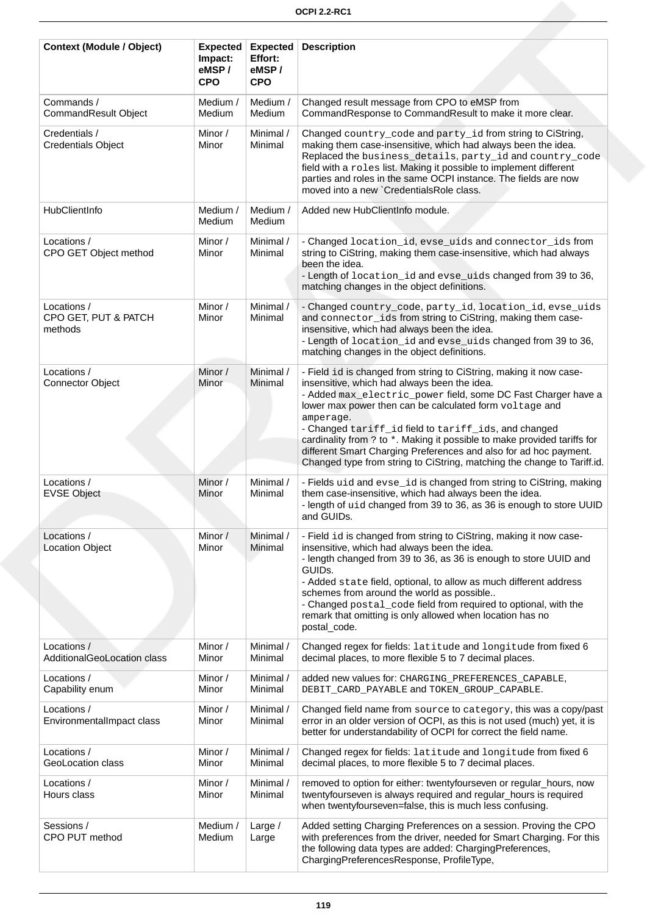| Context (Module / Object) | Expected Impact: eMSP / CPO | Expected Effort: eMSP / CPO | Description |
|---|---|---|---|
| Commands / CommandResult Object | Medium / Medium | Medium / Medium | Changed result message from CPO to eMSP from CommandResponse to CommandResult to make it more clear. |
| Credentials / Credentials Object | Minor / Minor | Minimal / Minimal | Changed `country_code` and `party_id` from string to CiString, making them case-insensitive, which had always been the idea. Replaced the `business_details`, `party_id` and `country_code` field with a `roles` list. Making it possible to implement different parties and roles in the same OCPI instance. The fields are now moved into a new `CredentialsRole class. |
| HubClientInfo | Medium / Medium | Medium / Medium | Added new HubClientInfo module. |
| Locations / CPO GET Object method | Minor / Minor | Minimal / Minimal | - Changed `location_id`, `evse_uids` and `connector_ids` from string to CiString, making them case-insensitive, which had always been the idea.<br>- Length of `location_id` and `evse_uids` changed from 39 to 36, matching changes in the object definitions. |
| Locations / CPO GET, PUT & PATCH methods | Minor / Minor | Minimal / Minimal | - Changed `country_code`, `party_id`, `location_id`, `evse_uids` and `connector_ids` from string to CiString, making them case-insensitive, which had always been the idea.<br>- Length of `location_id` and `evse_uids` changed from 39 to 36, matching changes in the object definitions. |
| Locations / Connector Object | Minor / Minor | Minimal / Minimal | - Field `id` is changed from string to CiString, making it now case-insensitive, which had always been the idea.<br>- Added `max_electric_power` field, some DC Fast Charger have a lower max power then can be calculated form `voltage` and `amperage`.<br>- Changed `tariff_id` field to `tariff_ids`, and changed cardinality from `?` to `*`. Making it possible to make provided tariffs for different Smart Charging Preferences and also for ad hoc payment. Changed type from string to CiString, matching the change to Tariff.id. |
| Locations / EVSE Object | Minor / Minor | Minimal / Minimal | - Fields `uid` and `evse_id` is changed from string to CiString, making them case-insensitive, which had always been the idea.<br>- length of `uid` changed from 39 to 36, as 36 is enough to store UUID and GUIDs. |
| Locations / Location Object | Minor / Minor | Minimal / Minimal | - Field `id` is changed from string to CiString, making it now case-insensitive, which had always been the idea.<br>- length changed from 39 to 36, as 36 is enough to store UUID and GUIDs.<br>- Added `state` field, optional, to allow as much different address schemes from around the world as possible..<br>- Changed `postal_code` field from required to optional, with the remark that omitting is only allowed when location has no postal_code. |
| Locations / AdditionalGeoLocation class | Minor / Minor | Minimal / Minimal | Changed regex for fields: `latitude` and `longitude` from fixed 6 decimal places, to more flexible 5 to 7 decimal places. |
| Locations / Capability enum | Minor / Minor | Minimal / Minimal | added new values for: `CHARGING_PREFERENCES_CAPABLE`, `DEBIT_CARD_PAYABLE` and `TOKEN_GROUP_CAPABLE`. |
| Locations / EnvironmentalImpact class | Minor / Minor | Minimal / Minimal | Changed field name from `source` to `category`, this was a copy/past error in an older version of OCPI, as this is not used (much) yet, it is better for understandability of OCPI for correct the field name. |
| Locations / GeoLocation class | Minor / Minor | Minimal / Minimal | Changed regex for fields: `latitude` and `longitude` from fixed 6 decimal places, to more flexible 5 to 7 decimal places. |
| Locations / Hours class | Minor / Minor | Minimal / Minimal | removed to option for either: twentyfourseven or regular_hours, now twentyfourseven is always required and regular_hours is required when twentyfourseven=false, this is much less confusing. |
| Sessions / CPO PUT method | Medium / Medium | Large / Large | Added setting Charging Preferences on a session. Proving the CPO with preferences from the driver, needed for Smart Charging. For this the following data types are added: ChargingPreferences, ChargingPreferencesResponse, ProfileType, |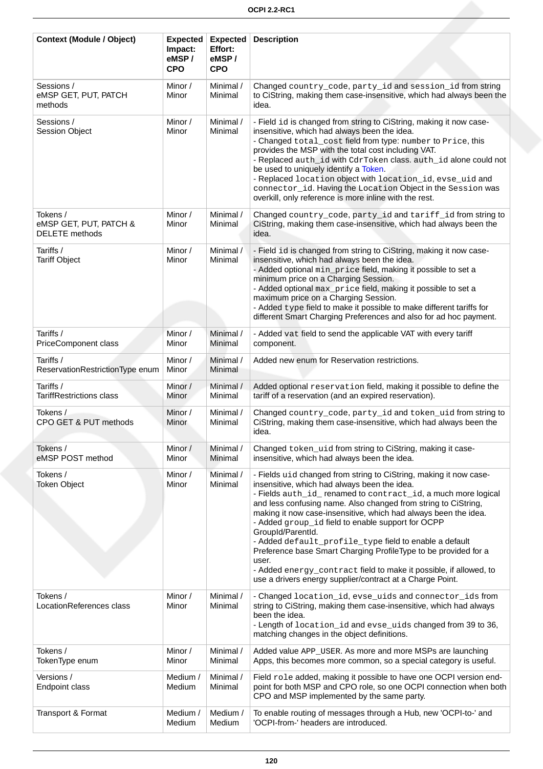| Context (Module / Object) | Expected Impact: eMSP / CPO | Expected Effort: eMSP / CPO | Description |
| --- | --- | --- | --- |
| Sessions / eMSP GET, PUT, PATCH methods | Minor / Minor | Minimal / Minimal | Changed `country_code`, `party_id` and `session_id` from string to CiString, making them case-insensitive, which had always been the idea. |
| Sessions / Session Object | Minor / Minor | Minimal / Minimal | - Field `id` is changed from string to CiString, making it now case-insensitive, which had always been the idea.<br>- Changed `total_cost` field from type: `number` to `Price`, this provides the MSP with the total cost including VAT.<br>- Replaced `auth_id` with `CdrToken` class. `auth_id` alone could not be used to uniquely identify a Token.<br>- Replaced `location` object with `location_id`, `evse_uid` and `connector_id`. Having the `Location` Object in the `Session` was overkill, only reference is more inline with the rest. |
| Tokens / eMSP GET, PUT, PATCH & DELETE methods | Minor / Minor | Minimal / Minimal | Changed `country_code`, `party_id` and `tariff_id` from string to CiString, making them case-insensitive, which had always been the idea. |
| Tariffs / Tariff Object | Minor / Minor | Minimal / Minimal | - Field `id` is changed from string to CiString, making it now case-insensitive, which had always been the idea.<br>- Added optional `min_price` field, making it possible to set a minimum price on a Charging Session.<br>- Added optional `max_price` field, making it possible to set a maximum price on a Charging Session.<br>- Added `type` field to make it possible to make different tariffs for different Smart Charging Preferences and also for ad hoc payment. |
| Tariffs / PriceComponent class | Minor / Minor | Minimal / Minimal | - Added `vat` field to send the applicable VAT with every tariff component. |
| Tariffs / ReservationRestrictionType enum | Minor / Minor | Minimal / Minimal | Added new enum for Reservation restrictions. |
| Tariffs / TariffRestrictions class | Minor / Minor | Minimal / Minimal | Added optional `reservation` field, making it possible to define the tariff of a reservation (and an expired reservation). |
| Tokens / CPO GET & PUT methods | Minor / Minor | Minimal / Minimal | Changed `country_code`, `party_id` and `token_uid` from string to CiString, making them case-insensitive, which had always been the idea. |
| Tokens / eMSP POST method | Minor / Minor | Minimal / Minimal | Changed `token_uid` from string to CiString, making it case-insensitive, which had always been the idea. |
| Tokens / Token Object | Minor / Minor | Minimal / Minimal | - Fields `uid` changed from string to CiString, making it now case-insensitive, which had always been the idea.<br>- Fields `auth_id_` renamed to `contract_id`, a much more logical and less confusing name. Also changed from string to CiString, making it now case-insensitive, which had always been the idea.<br>- Added `group_id` field to enable support for OCPP GroupId/ParentId.<br>- Added `default_profile_type` field to enable a default Preference base Smart Charging ProfileType to be provided for a user.<br>- Added `energy_contract` field to make it possible, if allowed, to use a drivers energy supplier/contract at a Charge Point. |
| Tokens / LocationReferences class | Minor / Minor | Minimal / Minimal | - Changed `location_id`, `evse_uids` and `connector_ids` from string to CiString, making them case-insensitive, which had always been the idea.<br>- Length of `location_id` and `evse_uids` changed from 39 to 36, matching changes in the object definitions. |
| Tokens / TokenType enum | Minor / Minor | Minimal / Minimal | Added value `APP_USER`. As more and more MSPs are launching Apps, this becomes more common, so a special category is useful. |
| Versions / Endpoint class | Medium / Medium | Minimal / Minimal | Field `role` added, making it possible to have one OCPI version end-point for both MSP and CPO role, so one OCPI connection when both CPO and MSP implemented by the same party. |
| Transport & Format | Medium / Medium | Medium / Medium | To enable routing of messages through a Hub, new 'OCPI-to-' and 'OCPI-from-' headers are introduced. |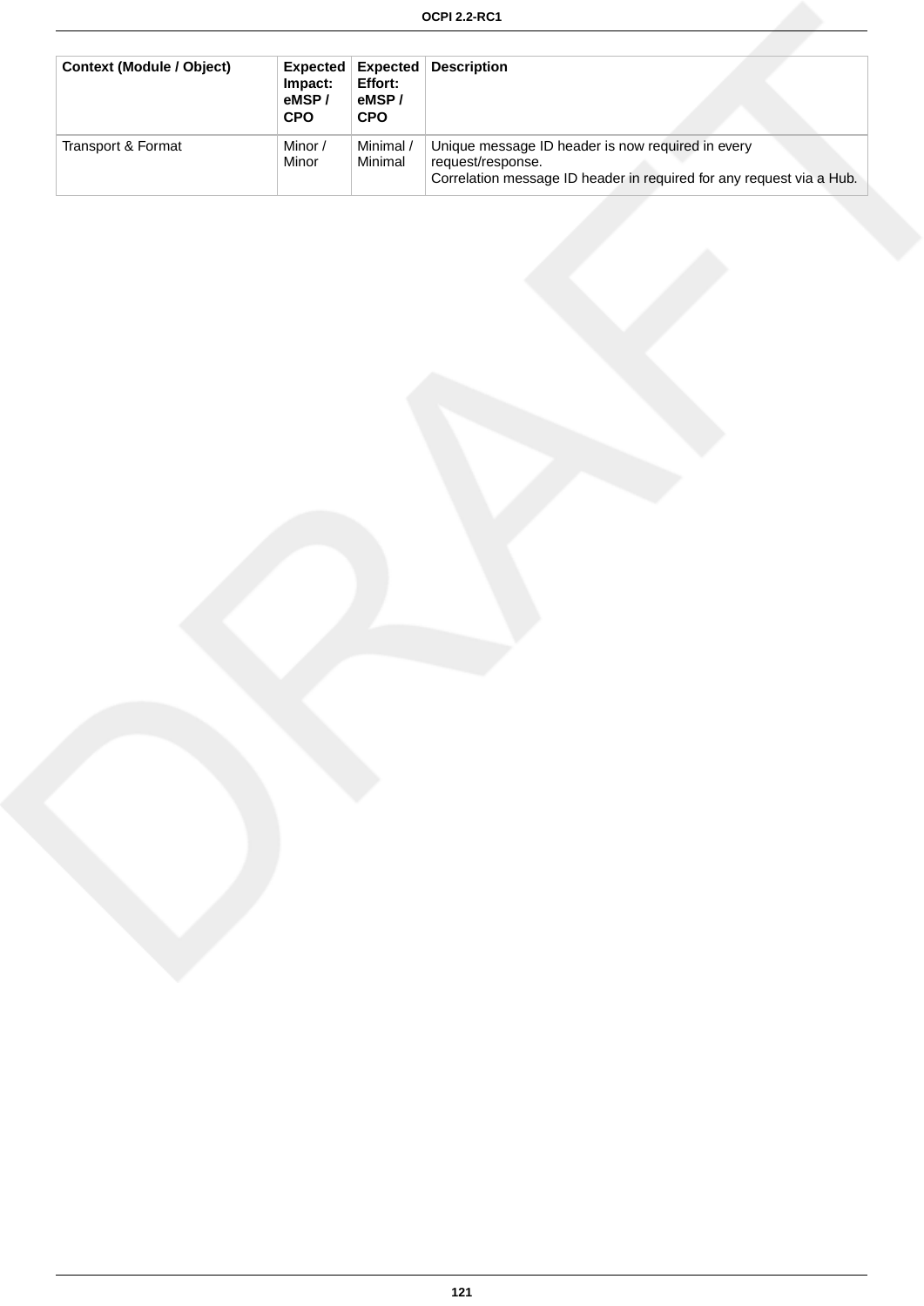| Context (Module / Object) | Expected Impact: eMSP / CPO | Expected Effort: eMSP / CPO | Description |
|---|---|---|---|
| Transport & Format | Minor / Minor | Minimal / Minimal | Unique message ID header is now required in every request/response.<br>Correlation message ID header in required for any request via a Hub. |